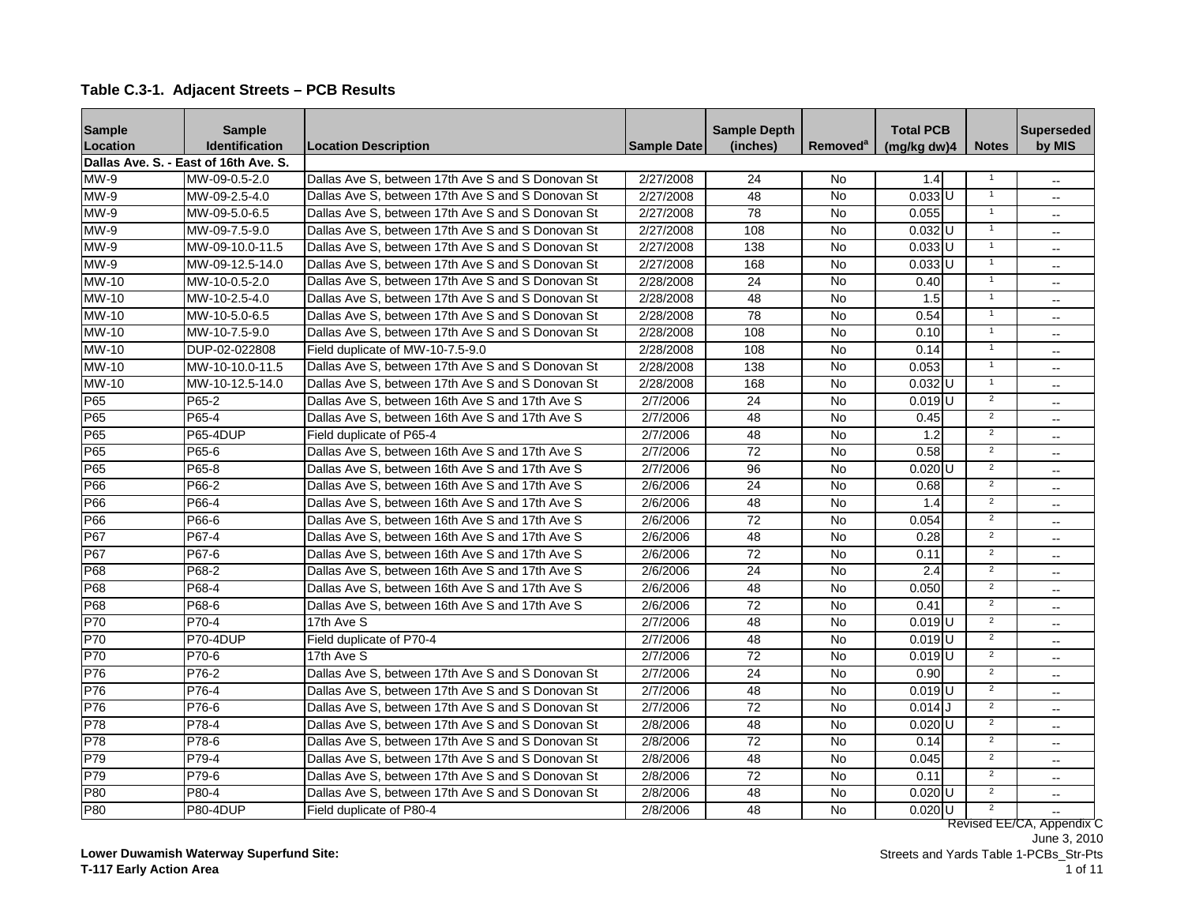**Table C.3-1. Adjacent Streets – PCB Results**

| Sample Location | Sample Identification | Location Description | Sample Date | Sample Depth (inches) | Removed[a] | Total PCB (mg/kg dw)4 | | Notes | Superseded by MIS |
|---|---|---|---|---|---|---|---|---|---|
| **Dallas Ave. S. - East of 16th Ave. S.** | | | | | | | | | |
| MW-9 | MW-09-0.5-2.0 | Dallas Ave S, between 17th Ave S and S Donovan St | 2/27/2008 | 24 | No | 1.4 | | 1 | -- |
| MW-9 | MW-09-2.5-4.0 | Dallas Ave S, between 17th Ave S and S Donovan St | 2/27/2008 | 48 | No | 0.033 | U | 1 | -- |
| MW-9 | MW-09-5.0-6.5 | Dallas Ave S, between 17th Ave S and S Donovan St | 2/27/2008 | 78 | No | 0.055 | | 1 | -- |
| MW-9 | MW-09-7.5-9.0 | Dallas Ave S, between 17th Ave S and S Donovan St | 2/27/2008 | 108 | No | 0.032 | U | 1 | -- |
| MW-9 | MW-09-10.0-11.5 | Dallas Ave S, between 17th Ave S and S Donovan St | 2/27/2008 | 138 | No | 0.033 | U | 1 | -- |
| MW-9 | MW-09-12.5-14.0 | Dallas Ave S, between 17th Ave S and S Donovan St | 2/27/2008 | 168 | No | 0.033 | U | 1 | -- |
| MW-10 | MW-10-0.5-2.0 | Dallas Ave S, between 17th Ave S and S Donovan St | 2/28/2008 | 24 | No | 0.40 | | 1 | -- |
| MW-10 | MW-10-2.5-4.0 | Dallas Ave S, between 17th Ave S and S Donovan St | 2/28/2008 | 48 | No | 1.5 | | 1 | -- |
| MW-10 | MW-10-5.0-6.5 | Dallas Ave S, between 17th Ave S and S Donovan St | 2/28/2008 | 78 | No | 0.54 | | 1 | -- |
| MW-10 | MW-10-7.5-9.0 | Dallas Ave S, between 17th Ave S and S Donovan St | 2/28/2008 | 108 | No | 0.10 | | 1 | -- |
| MW-10 | DUP-02-022808 | Field duplicate of MW-10-7.5-9.0 | 2/28/2008 | 108 | No | 0.14 | | 1 | -- |
| MW-10 | MW-10-10.0-11.5 | Dallas Ave S, between 17th Ave S and S Donovan St | 2/28/2008 | 138 | No | 0.053 | | 1 | -- |
| MW-10 | MW-10-12.5-14.0 | Dallas Ave S, between 17th Ave S and S Donovan St | 2/28/2008 | 168 | No | 0.032 | U | 1 | -- |
| P65 | P65-2 | Dallas Ave S, between 16th Ave S and 17th Ave S | 2/7/2006 | 24 | No | 0.019 | U | 2 | -- |
| P65 | P65-4 | Dallas Ave S, between 16th Ave S and 17th Ave S | 2/7/2006 | 48 | No | 0.45 | | 2 | -- |
| P65 | P65-4DUP | Field duplicate of P65-4 | 2/7/2006 | 48 | No | 1.2 | | 2 | -- |
| P65 | P65-6 | Dallas Ave S, between 16th Ave S and 17th Ave S | 2/7/2006 | 72 | No | 0.58 | | 2 | -- |
| P65 | P65-8 | Dallas Ave S, between 16th Ave S and 17th Ave S | 2/7/2006 | 96 | No | 0.020 | U | 2 | -- |
| P66 | P66-2 | Dallas Ave S, between 16th Ave S and 17th Ave S | 2/6/2006 | 24 | No | 0.68 | | 2 | -- |
| P66 | P66-4 | Dallas Ave S, between 16th Ave S and 17th Ave S | 2/6/2006 | 48 | No | 1.4 | | 2 | -- |
| P66 | P66-6 | Dallas Ave S, between 16th Ave S and 17th Ave S | 2/6/2006 | 72 | No | 0.054 | | 2 | -- |
| P67 | P67-4 | Dallas Ave S, between 16th Ave S and 17th Ave S | 2/6/2006 | 48 | No | 0.28 | | 2 | -- |
| P67 | P67-6 | Dallas Ave S, between 16th Ave S and 17th Ave S | 2/6/2006 | 72 | No | 0.11 | | 2 | -- |
| P68 | P68-2 | Dallas Ave S, between 16th Ave S and 17th Ave S | 2/6/2006 | 24 | No | 2.4 | | 2 | -- |
| P68 | P68-4 | Dallas Ave S, between 16th Ave S and 17th Ave S | 2/6/2006 | 48 | No | 0.050 | | 2 | -- |
| P68 | P68-6 | Dallas Ave S, between 16th Ave S and 17th Ave S | 2/6/2006 | 72 | No | 0.41 | | 2 | -- |
| P70 | P70-4 | 17th Ave S | 2/7/2006 | 48 | No | 0.019 | U | 2 | -- |
| P70 | P70-4DUP | Field duplicate of P70-4 | 2/7/2006 | 48 | No | 0.019 | U | 2 | -- |
| P70 | P70-6 | 17th Ave S | 2/7/2006 | 72 | No | 0.019 | U | 2 | -- |
| P76 | P76-2 | Dallas Ave S, between 17th Ave S and S Donovan St | 2/7/2006 | 24 | No | 0.90 | | 2 | -- |
| P76 | P76-4 | Dallas Ave S, between 17th Ave S and S Donovan St | 2/7/2006 | 48 | No | 0.019 | U | 2 | -- |
| P76 | P76-6 | Dallas Ave S, between 17th Ave S and S Donovan St | 2/7/2006 | 72 | No | 0.014 | J | 2 | -- |
| P78 | P78-4 | Dallas Ave S, between 17th Ave S and S Donovan St | 2/8/2006 | 48 | No | 0.020 | U | 2 | -- |
| P78 | P78-6 | Dallas Ave S, between 17th Ave S and S Donovan St | 2/8/2006 | 72 | No | 0.14 | | 2 | -- |
| P79 | P79-4 | Dallas Ave S, between 17th Ave S and S Donovan St | 2/8/2006 | 48 | No | 0.045 | | 2 | -- |
| P79 | P79-6 | Dallas Ave S, between 17th Ave S and S Donovan St | 2/8/2006 | 72 | No | 0.11 | | 2 | -- |
| P80 | P80-4 | Dallas Ave S, between 17th Ave S and S Donovan St | 2/8/2006 | 48 | No | 0.020 | U | 2 | -- |
| P80 | P80-4DUP | Field duplicate of P80-4 | 2/8/2006 | 48 | No | 0.020 | U | 2 | -- |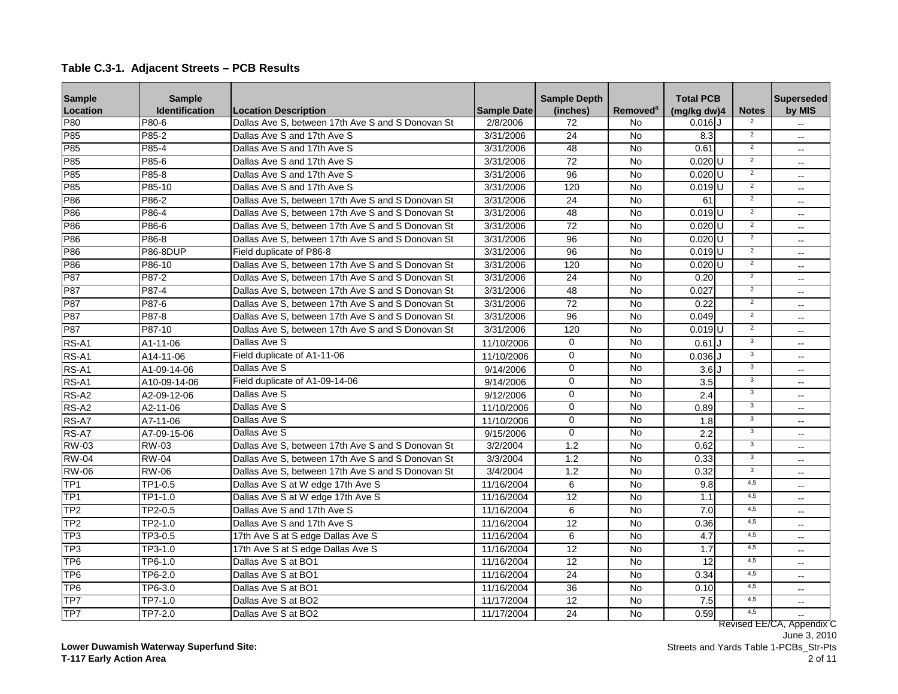**Table C.3-1. Adjacent Streets – PCB Results**

| Sample Location | Sample Identification | Location Description | Sample Date | Sample Depth (inches) | Removed[a] | Total PCB (mg/kg dw)4 | | Notes | Superseded by MIS |
|---|---|---|---|---|---|---|---|---|---|
| P80 | P80-6 | Dallas Ave S, between 17th Ave S and S Donovan St | 2/8/2006 | 72 | No | 0.016 | J | 2 | -- |
| P85 | P85-2 | Dallas Ave S and 17th Ave S | 3/31/2006 | 24 | No | 8.3 | | 2 | -- |
| P85 | P85-4 | Dallas Ave S and 17th Ave S | 3/31/2006 | 48 | No | 0.61 | | 2 | -- |
| P85 | P85-6 | Dallas Ave S and 17th Ave S | 3/31/2006 | 72 | No | 0.020 | U | 2 | -- |
| P85 | P85-8 | Dallas Ave S and 17th Ave S | 3/31/2006 | 96 | No | 0.020 | U | 2 | -- |
| P85 | P85-10 | Dallas Ave S and 17th Ave S | 3/31/2006 | 120 | No | 0.019 | U | 2 | -- |
| P86 | P86-2 | Dallas Ave S, between 17th Ave S and S Donovan St | 3/31/2006 | 24 | No | 61 | | 2 | -- |
| P86 | P86-4 | Dallas Ave S, between 17th Ave S and S Donovan St | 3/31/2006 | 48 | No | 0.019 | U | 2 | -- |
| P86 | P86-6 | Dallas Ave S, between 17th Ave S and S Donovan St | 3/31/2006 | 72 | No | 0.020 | U | 2 | -- |
| P86 | P86-8 | Dallas Ave S, between 17th Ave S and S Donovan St | 3/31/2006 | 96 | No | 0.020 | U | 2 | -- |
| P86 | P86-8DUP | Field duplicate of P86-8 | 3/31/2006 | 96 | No | 0.019 | U | 2 | -- |
| P86 | P86-10 | Dallas Ave S, between 17th Ave S and S Donovan St | 3/31/2006 | 120 | No | 0.020 | U | 2 | -- |
| P87 | P87-2 | Dallas Ave S, between 17th Ave S and S Donovan St | 3/31/2006 | 24 | No | 0.20 | | 2 | -- |
| P87 | P87-4 | Dallas Ave S, between 17th Ave S and S Donovan St | 3/31/2006 | 48 | No | 0.027 | | 2 | -- |
| P87 | P87-6 | Dallas Ave S, between 17th Ave S and S Donovan St | 3/31/2006 | 72 | No | 0.22 | | 2 | -- |
| P87 | P87-8 | Dallas Ave S, between 17th Ave S and S Donovan St | 3/31/2006 | 96 | No | 0.049 | | 2 | -- |
| P87 | P87-10 | Dallas Ave S, between 17th Ave S and S Donovan St | 3/31/2006 | 120 | No | 0.019 | U | 2 | -- |
| RS-A1 | A1-11-06 | Dallas Ave S | 11/10/2006 | 0 | No | 0.61 | J | 3 | -- |
| RS-A1 | A14-11-06 | Field duplicate of A1-11-06 | 11/10/2006 | 0 | No | 0.036 | J | 3 | -- |
| RS-A1 | A1-09-14-06 | Dallas Ave S | 9/14/2006 | 0 | No | 3.6 | J | 3 | -- |
| RS-A1 | A10-09-14-06 | Field duplicate of A1-09-14-06 | 9/14/2006 | 0 | No | 3.5 | | 3 | -- |
| RS-A2 | A2-09-12-06 | Dallas Ave S | 9/12/2006 | 0 | No | 2.4 | | 3 | -- |
| RS-A2 | A2-11-06 | Dallas Ave S | 11/10/2006 | 0 | No | 0.89 | | 3 | -- |
| RS-A7 | A7-11-06 | Dallas Ave S | 11/10/2006 | 0 | No | 1.8 | | 3 | -- |
| RS-A7 | A7-09-15-06 | Dallas Ave S | 9/15/2006 | 0 | No | 2.2 | | 3 | -- |
| RW-03 | RW-03 | Dallas Ave S, between 17th Ave S and S Donovan St | 3/2/2004 | 1.2 | No | 0.62 | | 3 | -- |
| RW-04 | RW-04 | Dallas Ave S, between 17th Ave S and S Donovan St | 3/3/2004 | 1.2 | No | 0.33 | | 3 | -- |
| RW-06 | RW-06 | Dallas Ave S, between 17th Ave S and S Donovan St | 3/4/2004 | 1.2 | No | 0.32 | | 3 | -- |
| TP1 | TP1-0.5 | Dallas Ave S at W edge 17th Ave S | 11/16/2004 | 6 | No | 9.8 | | 4,5 | -- |
| TP1 | TP1-1.0 | Dallas Ave S at W edge 17th Ave S | 11/16/2004 | 12 | No | 1.1 | | 4,5 | -- |
| TP2 | TP2-0.5 | Dallas Ave S and 17th Ave S | 11/16/2004 | 6 | No | 7.0 | | 4,5 | -- |
| TP2 | TP2-1.0 | Dallas Ave S and 17th Ave S | 11/16/2004 | 12 | No | 0.36 | | 4,5 | -- |
| TP3 | TP3-0.5 | 17th Ave S at S edge Dallas Ave S | 11/16/2004 | 6 | No | 4.7 | | 4,5 | -- |
| TP3 | TP3-1.0 | 17th Ave S at S edge Dallas Ave S | 11/16/2004 | 12 | No | 1.7 | | 4,5 | -- |
| TP6 | TP6-1.0 | Dallas Ave S at BO1 | 11/16/2004 | 12 | No | 12 | | 4,5 | -- |
| TP6 | TP6-2.0 | Dallas Ave S at BO1 | 11/16/2004 | 24 | No | 0.34 | | 4,5 | -- |
| TP6 | TP6-3.0 | Dallas Ave S at BO1 | 11/16/2004 | 36 | No | 0.10 | | 4,5 | -- |
| TP7 | TP7-1.0 | Dallas Ave S at BO2 | 11/17/2004 | 12 | No | 7.5 | | 4,5 | -- |
| TP7 | TP7-2.0 | Dallas Ave S at BO2 | 11/17/2004 | 24 | No | 0.59 | | 4,5 | -- |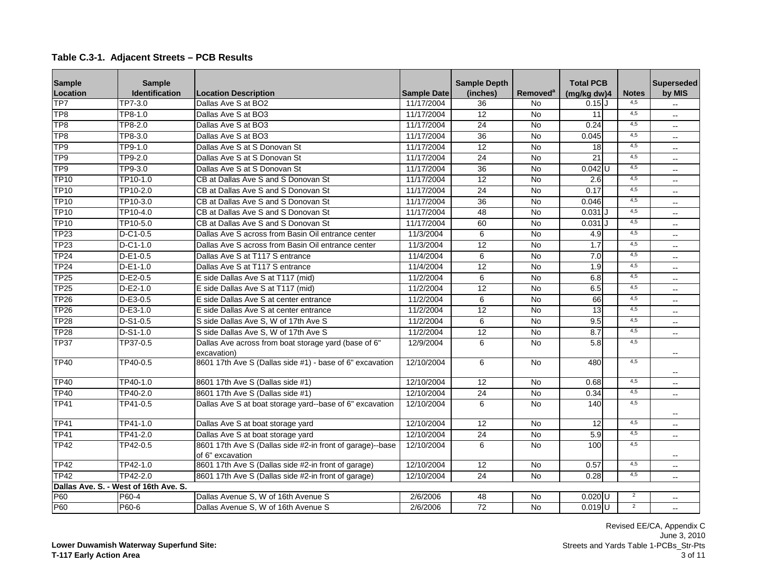**Table C.3-1. Adjacent Streets – PCB Results**

| Sample Location | Sample Identification | Location Description | Sample Date | Sample Depth (inches) | Removed[a] | Total PCB (mg/kg dw)4 | | Notes | Superseded by MIS |
|---|---|---|---|---|---|---|---|---|---|
| TP7 | TP7-3.0 | Dallas Ave S at BO2 | 11/17/2004 | 36 | No | 0.15 | J | 4,5 | -- |
| TP8 | TP8-1.0 | Dallas Ave S at BO3 | 11/17/2004 | 12 | No | 11 | | 4,5 | -- |
| TP8 | TP8-2.0 | Dallas Ave S at BO3 | 11/17/2004 | 24 | No | 0.24 | | 4,5 | -- |
| TP8 | TP8-3.0 | Dallas Ave S at BO3 | 11/17/2004 | 36 | No | 0.045 | | 4,5 | -- |
| TP9 | TP9-1.0 | Dallas Ave S at S Donovan St | 11/17/2004 | 12 | No | 18 | | 4,5 | -- |
| TP9 | TP9-2.0 | Dallas Ave S at S Donovan St | 11/17/2004 | 24 | No | 21 | | 4,5 | -- |
| TP9 | TP9-3.0 | Dallas Ave S at S Donovan St | 11/17/2004 | 36 | No | 0.042 | U | 4,5 | -- |
| TP10 | TP10-1.0 | CB at Dallas Ave S and S Donovan St | 11/17/2004 | 12 | No | 2.6 | | 4,5 | -- |
| TP10 | TP10-2.0 | CB at Dallas Ave S and S Donovan St | 11/17/2004 | 24 | No | 0.17 | | 4,5 | -- |
| TP10 | TP10-3.0 | CB at Dallas Ave S and S Donovan St | 11/17/2004 | 36 | No | 0.046 | | 4,5 | -- |
| TP10 | TP10-4.0 | CB at Dallas Ave S and S Donovan St | 11/17/2004 | 48 | No | 0.031 | J | 4,5 | -- |
| TP10 | TP10-5.0 | CB at Dallas Ave S and S Donovan St | 11/17/2004 | 60 | No | 0.031 | J | 4,5 | -- |
| TP23 | D-C1-0.5 | Dallas Ave S across from Basin Oil entrance center | 11/3/2004 | 6 | No | 4.9 | | 4,5 | -- |
| TP23 | D-C1-1.0 | Dallas Ave S across from Basin Oil entrance center | 11/3/2004 | 12 | No | 1.7 | | 4,5 | -- |
| TP24 | D-E1-0.5 | Dallas Ave S at T117 S entrance | 11/4/2004 | 6 | No | 7.0 | | 4,5 | -- |
| TP24 | D-E1-1.0 | Dallas Ave S at T117 S entrance | 11/4/2004 | 12 | No | 1.9 | | 4,5 | -- |
| TP25 | D-E2-0.5 | E side Dallas Ave S at T117 (mid) | 11/2/2004 | 6 | No | 6.8 | | 4,5 | -- |
| TP25 | D-E2-1.0 | E side Dallas Ave S at T117 (mid) | 11/2/2004 | 12 | No | 6.5 | | 4,5 | -- |
| TP26 | D-E3-0.5 | E side Dallas Ave S at center entrance | 11/2/2004 | 6 | No | 66 | | 4,5 | -- |
| TP26 | D-E3-1.0 | E side Dallas Ave S at center entrance | 11/2/2004 | 12 | No | 13 | | 4,5 | -- |
| TP28 | D-S1-0.5 | S side Dallas Ave S, W of 17th Ave S | 11/2/2004 | 6 | No | 9.5 | | 4,5 | -- |
| TP28 | D-S1-1.0 | S side Dallas Ave S, W of 17th Ave S | 11/2/2004 | 12 | No | 8.7 | | 4,5 | -- |
| TP37 | TP37-0.5 | Dallas Ave across from boat storage yard (base of 6" excavation) | 12/9/2004 | 6 | No | 5.8 | | 4,5 | -- |
| TP40 | TP40-0.5 | 8601 17th Ave S (Dallas side #1) - base of 6" excavation | 12/10/2004 | 6 | No | 480 | | 4,5 | -- |
| TP40 | TP40-1.0 | 8601 17th Ave S (Dallas side #1) | 12/10/2004 | 12 | No | 0.68 | | 4,5 | -- |
| TP40 | TP40-2.0 | 8601 17th Ave S (Dallas side #1) | 12/10/2004 | 24 | No | 0.34 | | 4,5 | -- |
| TP41 | TP41-0.5 | Dallas Ave S at boat storage yard--base of 6" excavation | 12/10/2004 | 6 | No | 140 | | 4,5 | -- |
| TP41 | TP41-1.0 | Dallas Ave S at boat storage yard | 12/10/2004 | 12 | No | 12 | | 4,5 | -- |
| TP41 | TP41-2.0 | Dallas Ave S at boat storage yard | 12/10/2004 | 24 | No | 5.9 | | 4,5 | -- |
| TP42 | TP42-0.5 | 8601 17th Ave S (Dallas side #2-in front of garage)--base of 6" excavation | 12/10/2004 | 6 | No | 100 | | 4,5 | -- |
| TP42 | TP42-1.0 | 8601 17th Ave S (Dallas side #2-in front of garage) | 12/10/2004 | 12 | No | 0.57 | | 4,5 | -- |
| TP42 | TP42-2.0 | 8601 17th Ave S (Dallas side #2-in front of garage) | 12/10/2004 | 24 | No | 0.28 | | 4,5 | -- |
| **Dallas Ave. S. - West of 16th Ave. S.** | | | | | | | | | |
| P60 | P60-4 | Dallas Avenue S, W of 16th Avenue S | 2/6/2006 | 48 | No | 0.020 | U | 2 | -- |
| P60 | P60-6 | Dallas Avenue S, W of 16th Avenue S | 2/6/2006 | 72 | No | 0.019 | U | 2 | -- |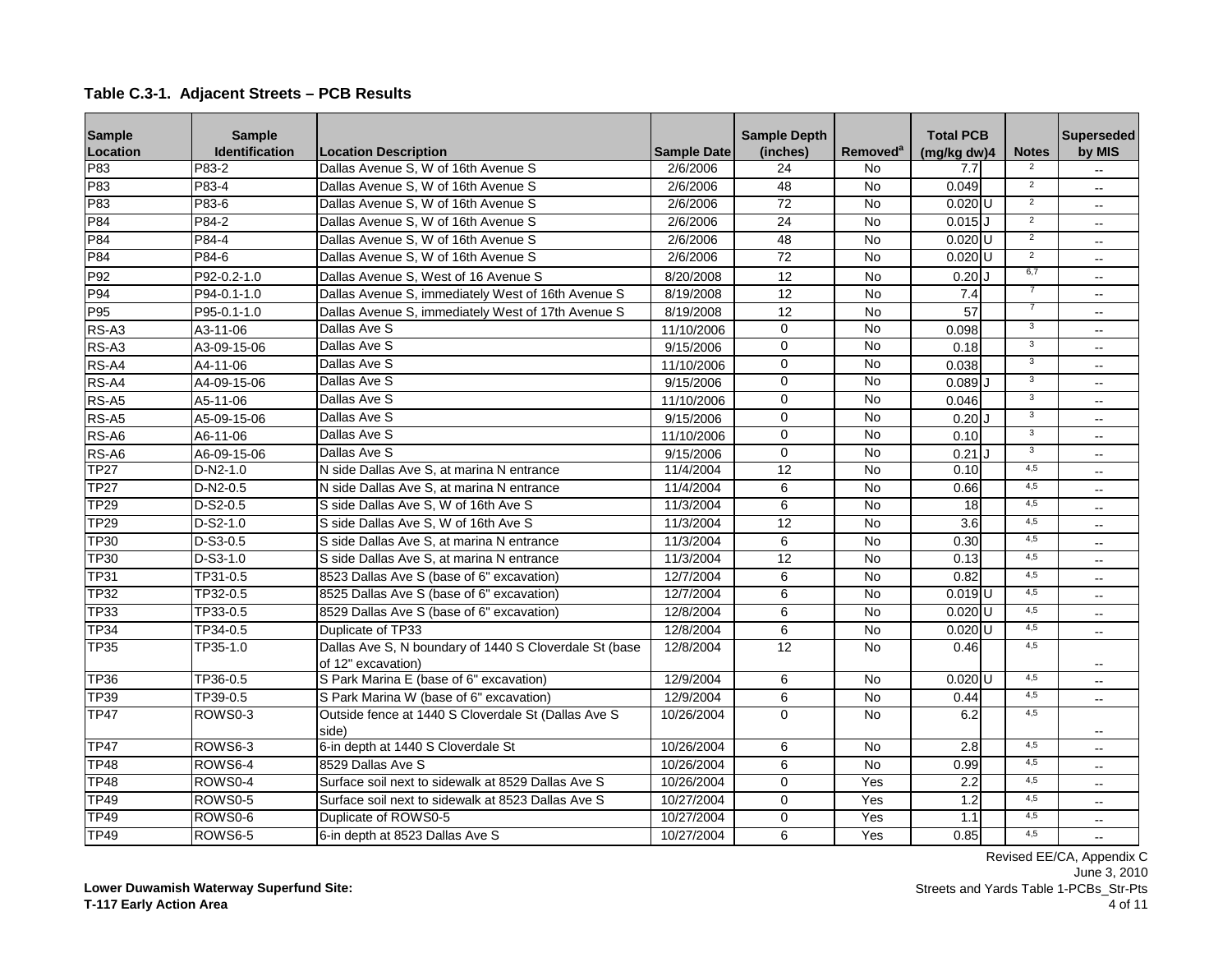**Table C.3-1. Adjacent Streets – PCB Results**

| Sample Location | Sample Identification | Location Description | Sample Date | Sample Depth (inches) | Removed[a] | Total PCB (mg/kg dw)4 | | Notes | Superseded by MIS |
|---|---|---|---|---|---|---|---|---|---|
| P83 | P83-2 | Dallas Avenue S, W of 16th Avenue S | 2/6/2006 | 24 | No | 7.7 | | 2 | -- |
| P83 | P83-4 | Dallas Avenue S, W of 16th Avenue S | 2/6/2006 | 48 | No | 0.049 | | 2 | -- |
| P83 | P83-6 | Dallas Avenue S, W of 16th Avenue S | 2/6/2006 | 72 | No | 0.020 | U | 2 | -- |
| P84 | P84-2 | Dallas Avenue S, W of 16th Avenue S | 2/6/2006 | 24 | No | 0.015 | J | 2 | -- |
| P84 | P84-4 | Dallas Avenue S, W of 16th Avenue S | 2/6/2006 | 48 | No | 0.020 | U | 2 | -- |
| P84 | P84-6 | Dallas Avenue S, W of 16th Avenue S | 2/6/2006 | 72 | No | 0.020 | U | 2 | -- |
| P92 | P92-0.2-1.0 | Dallas Avenue S, West of 16 Avenue S | 8/20/2008 | 12 | No | 0.20 | J | 6,7 | -- |
| P94 | P94-0.1-1.0 | Dallas Avenue S, immediately West of 16th Avenue S | 8/19/2008 | 12 | No | 7.4 | | 7 | -- |
| P95 | P95-0.1-1.0 | Dallas Avenue S, immediately West of 17th Avenue S | 8/19/2008 | 12 | No | 57 | | 7 | -- |
| RS-A3 | A3-11-06 | Dallas Ave S | 11/10/2006 | 0 | No | 0.098 | | 3 | -- |
| RS-A3 | A3-09-15-06 | Dallas Ave S | 9/15/2006 | 0 | No | 0.18 | | 3 | -- |
| RS-A4 | A4-11-06 | Dallas Ave S | 11/10/2006 | 0 | No | 0.038 | | 3 | -- |
| RS-A4 | A4-09-15-06 | Dallas Ave S | 9/15/2006 | 0 | No | 0.089 | J | 3 | -- |
| RS-A5 | A5-11-06 | Dallas Ave S | 11/10/2006 | 0 | No | 0.046 | | 3 | -- |
| RS-A5 | A5-09-15-06 | Dallas Ave S | 9/15/2006 | 0 | No | 0.20 | J | 3 | -- |
| RS-A6 | A6-11-06 | Dallas Ave S | 11/10/2006 | 0 | No | 0.10 | | 3 | -- |
| RS-A6 | A6-09-15-06 | Dallas Ave S | 9/15/2006 | 0 | No | 0.21 | J | 3 | -- |
| TP27 | D-N2-1.0 | N side Dallas Ave S, at marina N entrance | 11/4/2004 | 12 | No | 0.10 | | 4,5 | -- |
| TP27 | D-N2-0.5 | N side Dallas Ave S, at marina N entrance | 11/4/2004 | 6 | No | 0.66 | | 4,5 | -- |
| TP29 | D-S2-0.5 | S side Dallas Ave S, W of 16th Ave S | 11/3/2004 | 6 | No | 18 | | 4,5 | -- |
| TP29 | D-S2-1.0 | S side Dallas Ave S, W of 16th Ave S | 11/3/2004 | 12 | No | 3.6 | | 4,5 | -- |
| TP30 | D-S3-0.5 | S side Dallas Ave S, at marina N entrance | 11/3/2004 | 6 | No | 0.30 | | 4,5 | -- |
| TP30 | D-S3-1.0 | S side Dallas Ave S, at marina N entrance | 11/3/2004 | 12 | No | 0.13 | | 4,5 | -- |
| TP31 | TP31-0.5 | 8523 Dallas Ave S (base of 6" excavation) | 12/7/2004 | 6 | No | 0.82 | | 4,5 | -- |
| TP32 | TP32-0.5 | 8525 Dallas Ave S (base of 6" excavation) | 12/7/2004 | 6 | No | 0.019 | U | 4,5 | -- |
| TP33 | TP33-0.5 | 8529 Dallas Ave S (base of 6" excavation) | 12/8/2004 | 6 | No | 0.020 | U | 4,5 | -- |
| TP34 | TP34-0.5 | Duplicate of TP33 | 12/8/2004 | 6 | No | 0.020 | U | 4,5 | -- |
| TP35 | TP35-1.0 | Dallas Ave S, N boundary of 1440 S Cloverdale St (base of 12" excavation) | 12/8/2004 | 12 | No | 0.46 | | 4,5 | -- |
| TP36 | TP36-0.5 | S Park Marina E (base of 6" excavation) | 12/9/2004 | 6 | No | 0.020 | U | 4,5 | -- |
| TP39 | TP39-0.5 | S Park Marina W (base of 6" excavation) | 12/9/2004 | 6 | No | 0.44 | | 4,5 | -- |
| TP47 | ROWS0-3 | Outside fence at 1440 S Cloverdale St (Dallas Ave S side) | 10/26/2004 | 0 | No | 6.2 | | 4,5 | -- |
| TP47 | ROWS6-3 | 6-in depth at 1440 S Cloverdale St | 10/26/2004 | 6 | No | 2.8 | | 4,5 | -- |
| TP48 | ROWS6-4 | 8529 Dallas Ave S | 10/26/2004 | 6 | No | 0.99 | | 4,5 | -- |
| TP48 | ROWS0-4 | Surface soil next to sidewalk at 8529 Dallas Ave S | 10/26/2004 | 0 | Yes | 2.2 | | 4,5 | -- |
| TP49 | ROWS0-5 | Surface soil next to sidewalk at 8523 Dallas Ave S | 10/27/2004 | 0 | Yes | 1.2 | | 4,5 | -- |
| TP49 | ROWS0-6 | Duplicate of ROWS0-5 | 10/27/2004 | 0 | Yes | 1.1 | | 4,5 | -- |
| TP49 | ROWS6-5 | 6-in depth at 8523 Dallas Ave S | 10/27/2004 | 6 | Yes | 0.85 | | 4,5 | -- |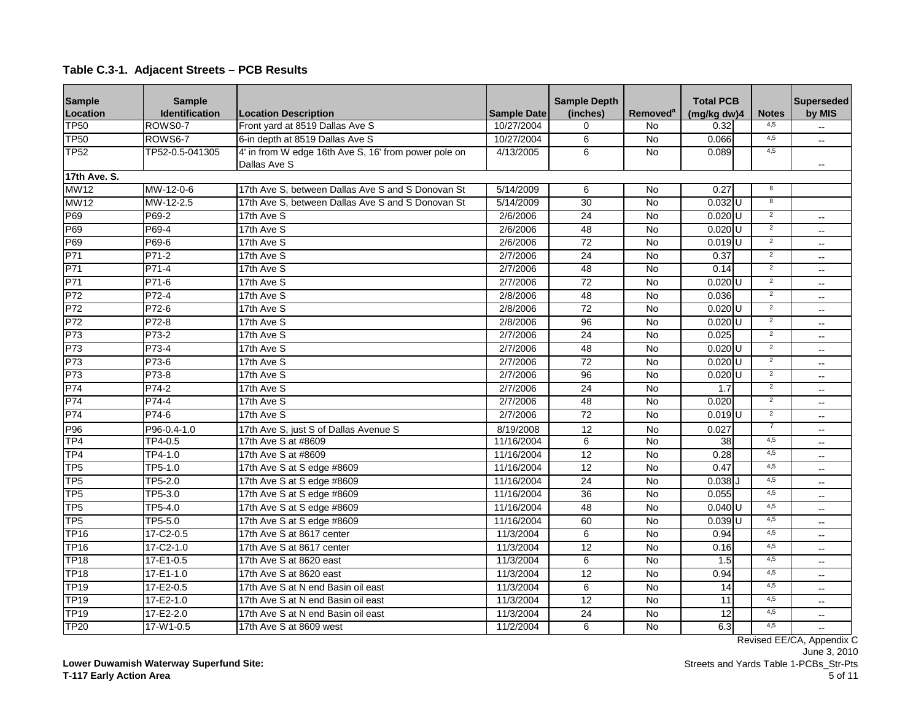**Table C.3-1. Adjacent Streets – PCB Results**

| Sample Location | Sample Identification | Location Description | Sample Date | Sample Depth (inches) | Removed[a] | Total PCB (mg/kg dw)4 | | Notes | Superseded by MIS |
|---|---|---|---|---|---|---|---|---|---|
| TP50 | ROWS0-7 | Front yard at 8519 Dallas Ave S | 10/27/2004 | 0 | No | 0.32 | | 4,5 | -- |
| TP50 | ROWS6-7 | 6-in depth at 8519 Dallas Ave S | 10/27/2004 | 6 | No | 0.066 | | 4,5 | -- |
| TP52 | TP52-0.5-041305 | 4' in from W edge 16th Ave S, 16' from power pole on Dallas Ave S | 4/13/2005 | 6 | No | 0.089 | | 4,5 | -- |
| **17th Ave. S.** | | | | | | | | | |
| MW12 | MW-12-0-6 | 17th Ave S, between Dallas Ave S and S Donovan St | 5/14/2009 | 6 | No | 0.27 | | 8 | |
| MW12 | MW-12-2.5 | 17th Ave S, between Dallas Ave S and S Donovan St | 5/14/2009 | 30 | No | 0.032 | U | 8 | |
| P69 | P69-2 | 17th Ave S | 2/6/2006 | 24 | No | 0.020 | U | 2 | -- |
| P69 | P69-4 | 17th Ave S | 2/6/2006 | 48 | No | 0.020 | U | 2 | -- |
| P69 | P69-6 | 17th Ave S | 2/6/2006 | 72 | No | 0.019 | U | 2 | -- |
| P71 | P71-2 | 17th Ave S | 2/7/2006 | 24 | No | 0.37 | | 2 | -- |
| P71 | P71-4 | 17th Ave S | 2/7/2006 | 48 | No | 0.14 | | 2 | -- |
| P71 | P71-6 | 17th Ave S | 2/7/2006 | 72 | No | 0.020 | U | 2 | -- |
| P72 | P72-4 | 17th Ave S | 2/8/2006 | 48 | No | 0.036 | | 2 | -- |
| P72 | P72-6 | 17th Ave S | 2/8/2006 | 72 | No | 0.020 | U | 2 | -- |
| P72 | P72-8 | 17th Ave S | 2/8/2006 | 96 | No | 0.020 | U | 2 | -- |
| P73 | P73-2 | 17th Ave S | 2/7/2006 | 24 | No | 0.025 | | 2 | -- |
| P73 | P73-4 | 17th Ave S | 2/7/2006 | 48 | No | 0.020 | U | 2 | -- |
| P73 | P73-6 | 17th Ave S | 2/7/2006 | 72 | No | 0.020 | U | 2 | -- |
| P73 | P73-8 | 17th Ave S | 2/7/2006 | 96 | No | 0.020 | U | 2 | -- |
| P74 | P74-2 | 17th Ave S | 2/7/2006 | 24 | No | 1.7 | | 2 | -- |
| P74 | P74-4 | 17th Ave S | 2/7/2006 | 48 | No | 0.020 | | 2 | -- |
| P74 | P74-6 | 17th Ave S | 2/7/2006 | 72 | No | 0.019 | U | 2 | -- |
| P96 | P96-0.4-1.0 | 17th Ave S, just S of Dallas Avenue S | 8/19/2008 | 12 | No | 0.027 | | 7 | -- |
| TP4 | TP4-0.5 | 17th Ave S at #8609 | 11/16/2004 | 6 | No | 38 | | 4,5 | -- |
| TP4 | TP4-1.0 | 17th Ave S at #8609 | 11/16/2004 | 12 | No | 0.28 | | 4,5 | -- |
| TP5 | TP5-1.0 | 17th Ave S at S edge #8609 | 11/16/2004 | 12 | No | 0.47 | | 4,5 | -- |
| TP5 | TP5-2.0 | 17th Ave S at S edge #8609 | 11/16/2004 | 24 | No | 0.038 | J | 4,5 | -- |
| TP5 | TP5-3.0 | 17th Ave S at S edge #8609 | 11/16/2004 | 36 | No | 0.055 | | 4,5 | -- |
| TP5 | TP5-4.0 | 17th Ave S at S edge #8609 | 11/16/2004 | 48 | No | 0.040 | U | 4,5 | -- |
| TP5 | TP5-5.0 | 17th Ave S at S edge #8609 | 11/16/2004 | 60 | No | 0.039 | U | 4,5 | -- |
| TP16 | 17-C2-0.5 | 17th Ave S at 8617 center | 11/3/2004 | 6 | No | 0.94 | | 4,5 | -- |
| TP16 | 17-C2-1.0 | 17th Ave S at 8617 center | 11/3/2004 | 12 | No | 0.16 | | 4,5 | -- |
| TP18 | 17-E1-0.5 | 17th Ave S at 8620 east | 11/3/2004 | 6 | No | 1.5 | | 4,5 | -- |
| TP18 | 17-E1-1.0 | 17th Ave S at 8620 east | 11/3/2004 | 12 | No | 0.94 | | 4,5 | -- |
| TP19 | 17-E2-0.5 | 17th Ave S at N end Basin oil east | 11/3/2004 | 6 | No | 14 | | 4,5 | -- |
| TP19 | 17-E2-1.0 | 17th Ave S at N end Basin oil east | 11/3/2004 | 12 | No | 11 | | 4,5 | -- |
| TP19 | 17-E2-2.0 | 17th Ave S at N end Basin oil east | 11/3/2004 | 24 | No | 12 | | 4,5 | -- |
| TP20 | 17-W1-0.5 | 17th Ave S at 8609 west | 11/2/2004 | 6 | No | 6.3 | | 4,5 | -- |

Revised EE/CA, Appendix C
June 3, 2010
Streets and Yards Table 1-PCBs_Str-Pts

**Lower Duwamish Waterway Superfund Site:**
**T-117 Early Action Area**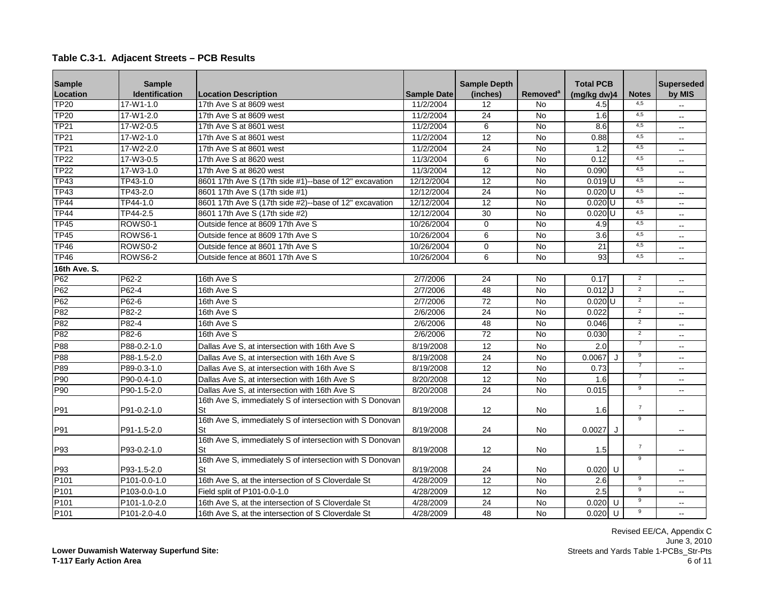## Table C.3-1. Adjacent Streets – PCB Results

| Sample Location | Sample Identification | Location Description | Sample Date | Sample Depth (inches) | Removed[a] | Total PCB (mg/kg dw)4 | | Notes | Superseded by MIS |
|---|---|---|---|---|---|---|---|---|---|
| TP20 | 17-W1-1.0 | 17th Ave S at 8609 west | 11/2/2004 | 12 | No | 4.5 | | 4,5 | -- |
| TP20 | 17-W1-2.0 | 17th Ave S at 8609 west | 11/2/2004 | 24 | No | 1.6 | | 4,5 | -- |
| TP21 | 17-W2-0.5 | 17th Ave S at 8601 west | 11/2/2004 | 6 | No | 8.6 | | 4,5 | -- |
| TP21 | 17-W2-1.0 | 17th Ave S at 8601 west | 11/2/2004 | 12 | No | 0.88 | | 4,5 | -- |
| TP21 | 17-W2-2.0 | 17th Ave S at 8601 west | 11/2/2004 | 24 | No | 1.2 | | 4,5 | -- |
| TP22 | 17-W3-0.5 | 17th Ave S at 8620 west | 11/3/2004 | 6 | No | 0.12 | | 4,5 | -- |
| TP22 | 17-W3-1.0 | 17th Ave S at 8620 west | 11/3/2004 | 12 | No | 0.090 | | 4,5 | -- |
| TP43 | TP43-1.0 | 8601 17th Ave S (17th side #1)--base of 12" excavation | 12/12/2004 | 12 | No | 0.019 | U | 4,5 | -- |
| TP43 | TP43-2.0 | 8601 17th Ave S (17th side #1) | 12/12/2004 | 24 | No | 0.020 | U | 4,5 | -- |
| TP44 | TP44-1.0 | 8601 17th Ave S (17th side #2)--base of 12" excavation | 12/12/2004 | 12 | No | 0.020 | U | 4,5 | -- |
| TP44 | TP44-2.5 | 8601 17th Ave S (17th side #2) | 12/12/2004 | 30 | No | 0.020 | U | 4,5 | -- |
| TP45 | ROWS0-1 | Outside fence at 8609 17th Ave S | 10/26/2004 | 0 | No | 4.9 | | 4,5 | -- |
| TP45 | ROWS6-1 | Outside fence at 8609 17th Ave S | 10/26/2004 | 6 | No | 3.6 | | 4,5 | -- |
| TP46 | ROWS0-2 | Outside fence at 8601 17th Ave S | 10/26/2004 | 0 | No | 21 | | 4,5 | -- |
| TP46 | ROWS6-2 | Outside fence at 8601 17th Ave S | 10/26/2004 | 6 | No | 93 | | 4,5 | -- |
| **16th Ave. S.** | | | | | | | | | |
| P62 | P62-2 | 16th Ave S | 2/7/2006 | 24 | No | 0.17 | | 2 | -- |
| P62 | P62-4 | 16th Ave S | 2/7/2006 | 48 | No | 0.012 | J | 2 | -- |
| P62 | P62-6 | 16th Ave S | 2/7/2006 | 72 | No | 0.020 | U | 2 | -- |
| P82 | P82-2 | 16th Ave S | 2/6/2006 | 24 | No | 0.022 | | 2 | -- |
| P82 | P82-4 | 16th Ave S | 2/6/2006 | 48 | No | 0.046 | | 2 | -- |
| P82 | P82-6 | 16th Ave S | 2/6/2006 | 72 | No | 0.030 | | 2 | -- |
| P88 | P88-0.2-1.0 | Dallas Ave S, at intersection with 16th Ave S | 8/19/2008 | 12 | No | 2.0 | | 7 | -- |
| P88 | P88-1.5-2.0 | Dallas Ave S, at intersection with 16th Ave S | 8/19/2008 | 24 | No | 0.0067 | J | 9 | -- |
| P89 | P89-0.3-1.0 | Dallas Ave S, at intersection with 16th Ave S | 8/19/2008 | 12 | No | 0.73 | | 7 | -- |
| P90 | P90-0.4-1.0 | Dallas Ave S, at intersection with 16th Ave S | 8/20/2008 | 12 | No | 1.6 | | 7 | -- |
| P90 | P90-1.5-2.0 | Dallas Ave S, at intersection with 16th Ave S | 8/20/2008 | 24 | No | 0.015 | | 9 | -- |
| P91 | P91-0.2-1.0 | 16th Ave S, immediately S of intersection with S Donovan St | 8/19/2008 | 12 | No | 1.6 | | 7 | -- |
| P91 | P91-1.5-2.0 | 16th Ave S, immediately S of intersection with S Donovan St | 8/19/2008 | 24 | No | 0.0027 | J | 9 | -- |
| P93 | P93-0.2-1.0 | 16th Ave S, immediately S of intersection with S Donovan St | 8/19/2008 | 12 | No | 1.5 | | 7 | -- |
| P93 | P93-1.5-2.0 | 16th Ave S, immediately S of intersection with S Donovan St | 8/19/2008 | 24 | No | 0.020 | U | 9 | -- |
| P101 | P101-0.0-1.0 | 16th Ave S, at the intersection of S Cloverdale St | 4/28/2009 | 12 | No | 2.6 | | 9 | -- |
| P101 | P103-0.0-1.0 | Field split of P101-0.0-1.0 | 4/28/2009 | 12 | No | 2.5 | | 9 | -- |
| P101 | P101-1.0-2.0 | 16th Ave S, at the intersection of S Cloverdale St | 4/28/2009 | 24 | No | 0.020 | U | 9 | -- |
| P101 | P101-2.0-4.0 | 16th Ave S, at the intersection of S Cloverdale St | 4/28/2009 | 48 | No | 0.020 | U | 9 | -- |

**Lower Duwamish Waterway Superfund Site:**
**T-117 Early Action Area**

Revised EE/CA, Appendix C
June 3, 2010
Streets and Yards Table 1-PCBs_Str-Pts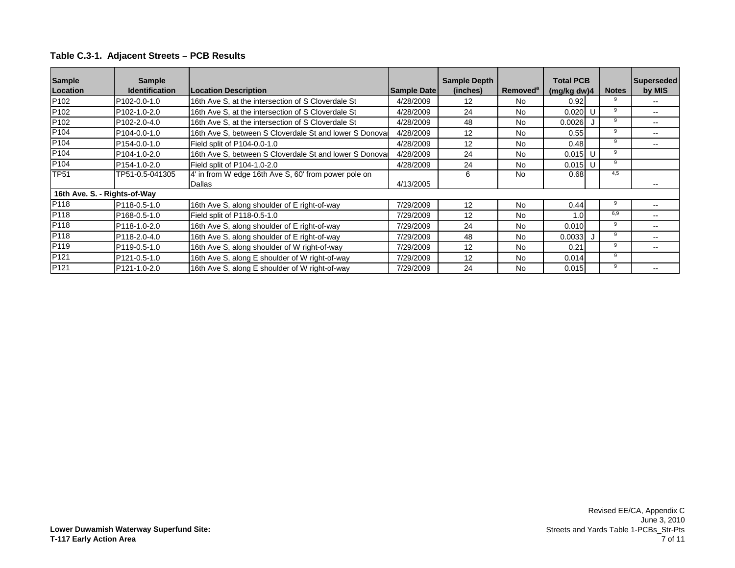## Table C.3-1. Adjacent Streets – PCB Results

| Sample Location | Sample Identification | Location Description | Sample Date | Sample Depth (inches) | Removed[a] | Total PCB (mg/kg dw)4 | | Notes | Superseded by MIS |
|---|---|---|---|---|---|---|---|---|---|
| P102 | P102-0.0-1.0 | 16th Ave S, at the intersection of S Cloverdale St | 4/28/2009 | 12 | No | 0.92 | | 9 | -- |
| P102 | P102-1.0-2.0 | 16th Ave S, at the intersection of S Cloverdale St | 4/28/2009 | 24 | No | 0.020 | U | 9 | -- |
| P102 | P102-2.0-4.0 | 16th Ave S, at the intersection of S Cloverdale St | 4/28/2009 | 48 | No | 0.0026 | J | 9 | -- |
| P104 | P104-0.0-1.0 | 16th Ave S, between S Cloverdale St and lower S Donovan | 4/28/2009 | 12 | No | 0.55 | | 9 | -- |
| P104 | P154-0.0-1.0 | Field split of P104-0.0-1.0 | 4/28/2009 | 12 | No | 0.48 | | 9 | -- |
| P104 | P104-1.0-2.0 | 16th Ave S, between S Cloverdale St and lower S Donovan | 4/28/2009 | 24 | No | 0.015 | U | 9 | |
| P104 | P154-1.0-2.0 | Field split of P104-1.0-2.0 | 4/28/2009 | 24 | No | 0.015 | U | 9 | |
| TP51 | TP51-0.5-041305 | 4' in from W edge 16th Ave S, 60' from power pole on Dallas | 4/13/2005 | 6 | No | 0.68 | | 4,5 | -- |
| **16th Ave. S. - Rights-of-Way** | | | | | | | | | |
| P118 | P118-0.5-1.0 | 16th Ave S, along shoulder of E right-of-way | 7/29/2009 | 12 | No | 0.44 | | 9 | -- |
| P118 | P168-0.5-1.0 | Field split of P118-0.5-1.0 | 7/29/2009 | 12 | No | 1.0 | | 6,9 | -- |
| P118 | P118-1.0-2.0 | 16th Ave S, along shoulder of E right-of-way | 7/29/2009 | 24 | No | 0.010 | | 9 | -- |
| P118 | P118-2.0-4.0 | 16th Ave S, along shoulder of E right-of-way | 7/29/2009 | 48 | No | 0.0033 | J | 9 | -- |
| P119 | P119-0.5-1.0 | 16th Ave S, along shoulder of W right-of-way | 7/29/2009 | 12 | No | 0.21 | | 9 | -- |
| P121 | P121-0.5-1.0 | 16th Ave S, along E shoulder of W right-of-way | 7/29/2009 | 12 | No | 0.014 | | 9 | |
| P121 | P121-1.0-2.0 | 16th Ave S, along E shoulder of W right-of-way | 7/29/2009 | 24 | No | 0.015 | | 9 | -- |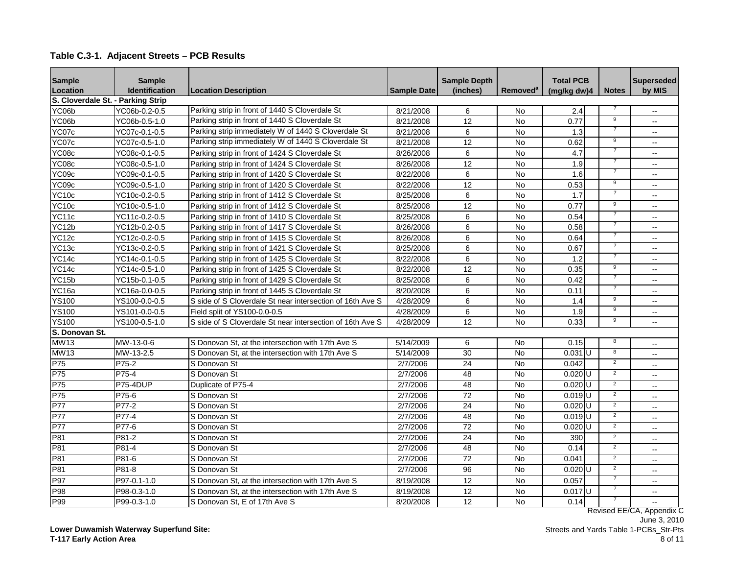**Table C.3-1. Adjacent Streets – PCB Results**

| Sample Location | Sample Identification | Location Description | Sample Date | Sample Depth (inches) | Removed[a] | Total PCB (mg/kg dw)4 | | Notes | Superseded by MIS |
|---|---|---|---|---|---|---|---|---|---|
| **S. Cloverdale St. - Parking Strip** | | | | | | | | | |
| YC06b | YC06b-0.2-0.5 | Parking strip in front of 1440 S Cloverdale St | 8/21/2008 | 6 | No | 2.4 | | 7 | -- |
| YC06b | YC06b-0.5-1.0 | Parking strip in front of 1440 S Cloverdale St | 8/21/2008 | 12 | No | 0.77 | | 9 | -- |
| YC07c | YC07c-0.1-0.5 | Parking strip immediately W of 1440 S Cloverdale St | 8/21/2008 | 6 | No | 1.3 | | 7 | -- |
| YC07c | YC07c-0.5-1.0 | Parking strip immediately W of 1440 S Cloverdale St | 8/21/2008 | 12 | No | 0.62 | | 9 | -- |
| YC08c | YC08c-0.1-0.5 | Parking strip in front of 1424 S Cloverdale St | 8/26/2008 | 6 | No | 4.7 | | 7 | -- |
| YC08c | YC08c-0.5-1.0 | Parking strip in front of 1424 S Cloverdale St | 8/26/2008 | 12 | No | 1.9 | | 7 | -- |
| YC09c | YC09c-0.1-0.5 | Parking strip in front of 1420 S Cloverdale St | 8/22/2008 | 6 | No | 1.6 | | 7 | -- |
| YC09c | YC09c-0.5-1.0 | Parking strip in front of 1420 S Cloverdale St | 8/22/2008 | 12 | No | 0.53 | | 9 | -- |
| YC10c | YC10c-0.2-0.5 | Parking strip in front of 1412 S Cloverdale St | 8/25/2008 | 6 | No | 1.7 | | 7 | -- |
| YC10c | YC10c-0.5-1.0 | Parking strip in front of 1412 S Cloverdale St | 8/25/2008 | 12 | No | 0.77 | | 9 | -- |
| YC11c | YC11c-0.2-0.5 | Parking strip in front of 1410 S Cloverdale St | 8/25/2008 | 6 | No | 0.54 | | 7 | -- |
| YC12b | YC12b-0.2-0.5 | Parking strip in front of 1417 S Cloverdale St | 8/26/2008 | 6 | No | 0.58 | | 7 | -- |
| YC12c | YC12c-0.2-0.5 | Parking strip in front of 1415 S Cloverdale St | 8/26/2008 | 6 | No | 0.64 | | 7 | -- |
| YC13c | YC13c-0.2-0.5 | Parking strip in front of 1421 S Cloverdale St | 8/25/2008 | 6 | No | 0.67 | | 7 | -- |
| YC14c | YC14c-0.1-0.5 | Parking strip in front of 1425 S Cloverdale St | 8/22/2008 | 6 | No | 1.2 | | 7 | -- |
| YC14c | YC14c-0.5-1.0 | Parking strip in front of 1425 S Cloverdale St | 8/22/2008 | 12 | No | 0.35 | | 9 | -- |
| YC15b | YC15b-0.1-0.5 | Parking strip in front of 1429 S Cloverdale St | 8/25/2008 | 6 | No | 0.42 | | 7 | -- |
| YC16a | YC16a-0.0-0.5 | Parking strip in front of 1445 S Cloverdale St | 8/20/2008 | 6 | No | 0.11 | | 7 | -- |
| YS100 | YS100-0.0-0.5 | S side of S Cloverdale St near intersection of 16th Ave S | 4/28/2009 | 6 | No | 1.4 | | 9 | -- |
| YS100 | YS101-0.0-0.5 | Field split of YS100-0.0-0.5 | 4/28/2009 | 6 | No | 1.9 | | 9 | -- |
| YS100 | YS100-0.5-1.0 | S side of S Cloverdale St near intersection of 16th Ave S | 4/28/2009 | 12 | No | 0.33 | | 9 | -- |
| **S. Donovan St.** | | | | | | | | | |
| MW13 | MW-13-0-6 | S Donovan St, at the intersection with 17th Ave S | 5/14/2009 | 6 | No | 0.15 | | 8 | -- |
| MW13 | MW-13-2.5 | S Donovan St, at the intersection with 17th Ave S | 5/14/2009 | 30 | No | 0.031 | U | 8 | -- |
| P75 | P75-2 | S Donovan St | 2/7/2006 | 24 | No | 0.042 | | 2 | -- |
| P75 | P75-4 | S Donovan St | 2/7/2006 | 48 | No | 0.020 | U | 2 | -- |
| P75 | P75-4DUP | Duplicate of P75-4 | 2/7/2006 | 48 | No | 0.020 | U | 2 | -- |
| P75 | P75-6 | S Donovan St | 2/7/2006 | 72 | No | 0.019 | U | 2 | -- |
| P77 | P77-2 | S Donovan St | 2/7/2006 | 24 | No | 0.020 | U | 2 | -- |
| P77 | P77-4 | S Donovan St | 2/7/2006 | 48 | No | 0.019 | U | 2 | -- |
| P77 | P77-6 | S Donovan St | 2/7/2006 | 72 | No | 0.020 | U | 2 | -- |
| P81 | P81-2 | S Donovan St | 2/7/2006 | 24 | No | 390 | | 2 | -- |
| P81 | P81-4 | S Donovan St | 2/7/2006 | 48 | No | 0.14 | | 2 | -- |
| P81 | P81-6 | S Donovan St | 2/7/2006 | 72 | No | 0.041 | | 2 | -- |
| P81 | P81-8 | S Donovan St | 2/7/2006 | 96 | No | 0.020 | U | 2 | -- |
| P97 | P97-0.1-1.0 | S Donovan St, at the intersection with 17th Ave S | 8/19/2008 | 12 | No | 0.057 | | 7 | -- |
| P98 | P98-0.3-1.0 | S Donovan St, at the intersection with 17th Ave S | 8/19/2008 | 12 | No | 0.017 | U | 7 | -- |
| P99 | P99-0.3-1.0 | S Donovan St, E of 17th Ave S | 8/20/2008 | 12 | No | 0.14 | | 7 | -- |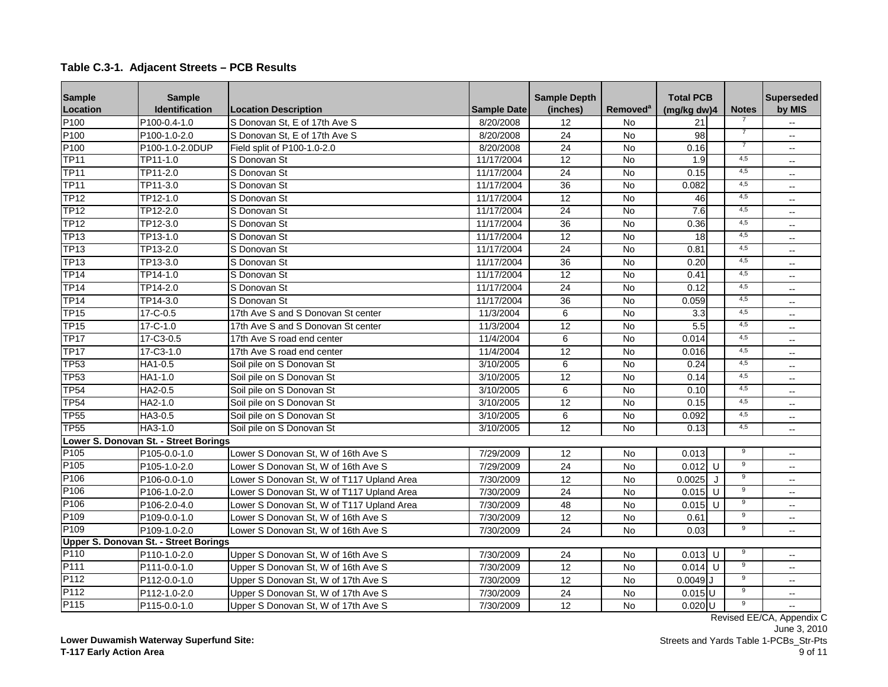## Table C.3-1. Adjacent Streets – PCB Results

| Sample Location | Sample Identification | Location Description | Sample Date | Sample Depth (inches) | Removed[a] | Total PCB (mg/kg dw)4 | | Notes | Superseded by MIS |
|---|---|---|---|---|---|---|---|---|---|
| P100 | P100-0.4-1.0 | S Donovan St, E of 17th Ave S | 8/20/2008 | 12 | No | 21 | | 7 | -- |
| P100 | P100-1.0-2.0 | S Donovan St, E of 17th Ave S | 8/20/2008 | 24 | No | 98 | | 7 | -- |
| P100 | P100-1.0-2.0DUP | Field split of P100-1.0-2.0 | 8/20/2008 | 24 | No | 0.16 | | 7 | -- |
| TP11 | TP11-1.0 | S Donovan St | 11/17/2004 | 12 | No | 1.9 | | 4,5 | -- |
| TP11 | TP11-2.0 | S Donovan St | 11/17/2004 | 24 | No | 0.15 | | 4,5 | -- |
| TP11 | TP11-3.0 | S Donovan St | 11/17/2004 | 36 | No | 0.082 | | 4,5 | -- |
| TP12 | TP12-1.0 | S Donovan St | 11/17/2004 | 12 | No | 46 | | 4,5 | -- |
| TP12 | TP12-2.0 | S Donovan St | 11/17/2004 | 24 | No | 7.6 | | 4,5 | -- |
| TP12 | TP12-3.0 | S Donovan St | 11/17/2004 | 36 | No | 0.36 | | 4,5 | -- |
| TP13 | TP13-1.0 | S Donovan St | 11/17/2004 | 12 | No | 18 | | 4,5 | -- |
| TP13 | TP13-2.0 | S Donovan St | 11/17/2004 | 24 | No | 0.81 | | 4,5 | -- |
| TP13 | TP13-3.0 | S Donovan St | 11/17/2004 | 36 | No | 0.20 | | 4,5 | -- |
| TP14 | TP14-1.0 | S Donovan St | 11/17/2004 | 12 | No | 0.41 | | 4,5 | -- |
| TP14 | TP14-2.0 | S Donovan St | 11/17/2004 | 24 | No | 0.12 | | 4,5 | -- |
| TP14 | TP14-3.0 | S Donovan St | 11/17/2004 | 36 | No | 0.059 | | 4,5 | -- |
| TP15 | 17-C-0.5 | 17th Ave S and S Donovan St center | 11/3/2004 | 6 | No | 3.3 | | 4,5 | -- |
| TP15 | 17-C-1.0 | 17th Ave S and S Donovan St center | 11/3/2004 | 12 | No | 5.5 | | 4,5 | -- |
| TP17 | 17-C3-0.5 | 17th Ave S road end center | 11/4/2004 | 6 | No | 0.014 | | 4,5 | -- |
| TP17 | 17-C3-1.0 | 17th Ave S road end center | 11/4/2004 | 12 | No | 0.016 | | 4,5 | -- |
| TP53 | HA1-0.5 | Soil pile on S Donovan St | 3/10/2005 | 6 | No | 0.24 | | 4,5 | -- |
| TP53 | HA1-1.0 | Soil pile on S Donovan St | 3/10/2005 | 12 | No | 0.14 | | 4,5 | -- |
| TP54 | HA2-0.5 | Soil pile on S Donovan St | 3/10/2005 | 6 | No | 0.10 | | 4,5 | -- |
| TP54 | HA2-1.0 | Soil pile on S Donovan St | 3/10/2005 | 12 | No | 0.15 | | 4,5 | -- |
| TP55 | HA3-0.5 | Soil pile on S Donovan St | 3/10/2005 | 6 | No | 0.092 | | 4,5 | -- |
| TP55 | HA3-1.0 | Soil pile on S Donovan St | 3/10/2005 | 12 | No | 0.13 | | 4,5 | -- |
| **Lower S. Donovan St. - Street Borings** | | | | | | | | | |
| P105 | P105-0.0-1.0 | Lower S Donovan St, W of 16th Ave S | 7/29/2009 | 12 | No | 0.013 | | 9 | -- |
| P105 | P105-1.0-2.0 | Lower S Donovan St, W of 16th Ave S | 7/29/2009 | 24 | No | 0.012 | U | 9 | -- |
| P106 | P106-0.0-1.0 | Lower S Donovan St, W of T117 Upland Area | 7/30/2009 | 12 | No | 0.0025 | J | 9 | -- |
| P106 | P106-1.0-2.0 | Lower S Donovan St, W of T117 Upland Area | 7/30/2009 | 24 | No | 0.015 | U | 9 | -- |
| P106 | P106-2.0-4.0 | Lower S Donovan St, W of T117 Upland Area | 7/30/2009 | 48 | No | 0.015 | U | 9 | -- |
| P109 | P109-0.0-1.0 | Lower S Donovan St, W of 16th Ave S | 7/30/2009 | 12 | No | 0.61 | | 9 | -- |
| P109 | P109-1.0-2.0 | Lower S Donovan St, W of 16th Ave S | 7/30/2009 | 24 | No | 0.03 | | 9 | -- |
| **Upper S. Donovan St. - Street Borings** | | | | | | | | | |
| P110 | P110-1.0-2.0 | Upper S Donovan St, W of 16th Ave S | 7/30/2009 | 24 | No | 0.013 | U | 9 | -- |
| P111 | P111-0.0-1.0 | Upper S Donovan St, W of 16th Ave S | 7/30/2009 | 12 | No | 0.014 | U | 9 | -- |
| P112 | P112-0.0-1.0 | Upper S Donovan St, W of 17th Ave S | 7/30/2009 | 12 | No | 0.0049 | J | 9 | -- |
| P112 | P112-1.0-2.0 | Upper S Donovan St, W of 17th Ave S | 7/30/2009 | 24 | No | 0.015 | U | 9 | -- |
| P115 | P115-0.0-1.0 | Upper S Donovan St, W of 17th Ave S | 7/30/2009 | 12 | No | 0.020 | U | 9 | -- |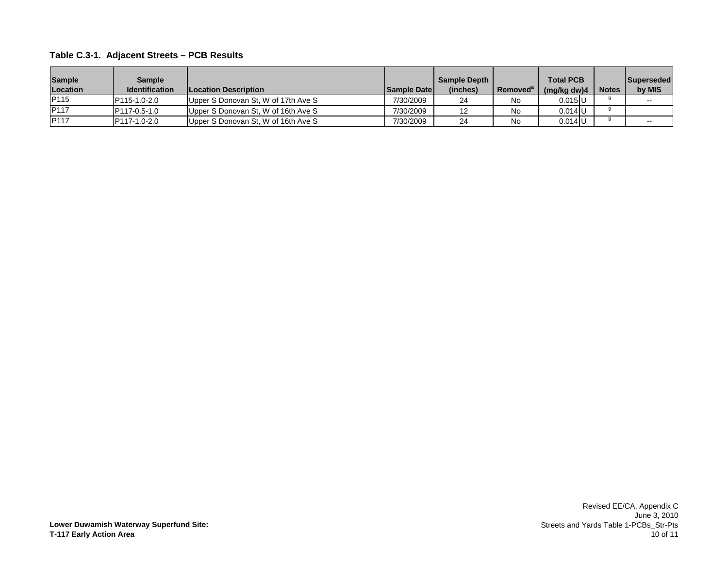**Table C.3-1. Adjacent Streets – PCB Results**

| Sample Location | Sample Identification | Location Description | Sample Date | Sample Depth (inches) | Removed[a] | Total PCB (mg/kg dw)4 | | Notes | Superseded by MIS |
|---|---|---|---|---|---|---|---|---|---|
| P115 | P115-1.0-2.0 | Upper S Donovan St, W of 17th Ave S | 7/30/2009 | 24 | No | 0.015 | U | 9 | -- |
| P117 | P117-0.5-1.0 | Upper S Donovan St, W of 16th Ave S | 7/30/2009 | 12 | No | 0.014 | U | 9 | |
| P117 | P117-1.0-2.0 | Upper S Donovan St, W of 16th Ave S | 7/30/2009 | 24 | No | 0.014 | U | 9 | -- |

**Lower Duwamish Waterway Superfund Site:**
**T-117 Early Action Area**

Revised EE/CA, Appendix C
June 3, 2010
Streets and Yards Table 1-PCBs_Str-Pts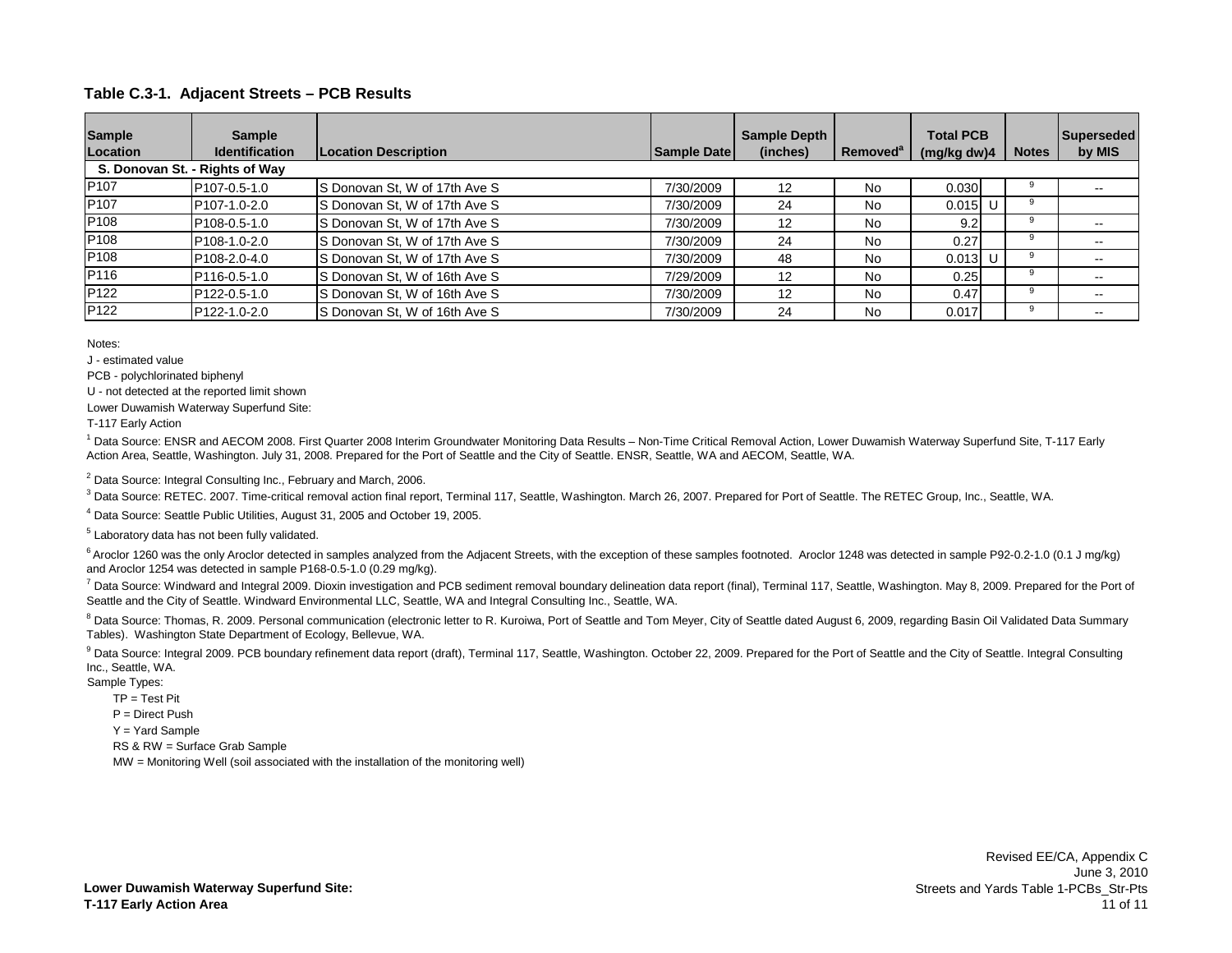**Table C.3-1. Adjacent Streets – PCB Results**

| Sample Location | Sample Identification | Location Description | Sample Date | Sample Depth (inches) | Removed[a] | Total PCB (mg/kg dw)4 | | Notes | Superseded by MIS |
|---|---|---|---|---|---|---|---|---|---|
| **S. Donovan St. - Rights of Way** | | | | | | | | | |
| P107 | P107-0.5-1.0 | S Donovan St, W of 17th Ave S | 7/30/2009 | 12 | No | 0.030 | | 9 | -- |
| P107 | P107-1.0-2.0 | S Donovan St, W of 17th Ave S | 7/30/2009 | 24 | No | 0.015 | U | 9 | |
| P108 | P108-0.5-1.0 | S Donovan St, W of 17th Ave S | 7/30/2009 | 12 | No | 9.2 | | 9 | -- |
| P108 | P108-1.0-2.0 | S Donovan St, W of 17th Ave S | 7/30/2009 | 24 | No | 0.27 | | 9 | -- |
| P108 | P108-2.0-4.0 | S Donovan St, W of 17th Ave S | 7/30/2009 | 48 | No | 0.013 | U | 9 | -- |
| P116 | P116-0.5-1.0 | S Donovan St, W of 16th Ave S | 7/29/2009 | 12 | No | 0.25 | | 9 | -- |
| P122 | P122-0.5-1.0 | S Donovan St, W of 16th Ave S | 7/30/2009 | 12 | No | 0.47 | | 9 | -- |
| P122 | P122-1.0-2.0 | S Donovan St, W of 16th Ave S | 7/30/2009 | 24 | No | 0.017 | | 9 | -- |

Notes:

J - estimated value

PCB - polychlorinated biphenyl

U - not detected at the reported limit shown

Lower Duwamish Waterway Superfund Site:

T-117 Early Action

[1] Data Source: ENSR and AECOM 2008. First Quarter 2008 Interim Groundwater Monitoring Data Results – Non-Time Critical Removal Action, Lower Duwamish Waterway Superfund Site, T-117 Early Action Area, Seattle, Washington. July 31, 2008. Prepared for the Port of Seattle and the City of Seattle. ENSR, Seattle, WA and AECOM, Seattle, WA.

[2] Data Source: Integral Consulting Inc., February and March, 2006.

[3] Data Source: RETEC. 2007. Time-critical removal action final report, Terminal 117, Seattle, Washington. March 26, 2007. Prepared for Port of Seattle. The RETEC Group, Inc., Seattle, WA.

[4] Data Source: Seattle Public Utilities, August 31, 2005 and October 19, 2005.

[5] Laboratory data has not been fully validated.

[6] Aroclor 1260 was the only Aroclor detected in samples analyzed from the Adjacent Streets, with the exception of these samples footnoted. Aroclor 1248 was detected in sample P92-0.2-1.0 (0.1 J mg/kg) and Aroclor 1254 was detected in sample P168-0.5-1.0 (0.29 mg/kg).

[7] Data Source: Windward and Integral 2009. Dioxin investigation and PCB sediment removal boundary delineation data report (final), Terminal 117, Seattle, Washington. May 8, 2009. Prepared for the Port of Seattle and the City of Seattle. Windward Environmental LLC, Seattle, WA and Integral Consulting Inc., Seattle, WA.

[8] Data Source: Thomas, R. 2009. Personal communication (electronic letter to R. Kuroiwa, Port of Seattle and Tom Meyer, City of Seattle dated August 6, 2009, regarding Basin Oil Validated Data Summary Tables). Washington State Department of Ecology, Bellevue, WA.

[9] Data Source: Integral 2009. PCB boundary refinement data report (draft), Terminal 117, Seattle, Washington. October 22, 2009. Prepared for the Port of Seattle and the City of Seattle. Integral Consulting Inc., Seattle, WA.

Sample Types:

TP = Test Pit

P = Direct Push

Y = Yard Sample

RS & RW = Surface Grab Sample

MW = Monitoring Well (soil associated with the installation of the monitoring well)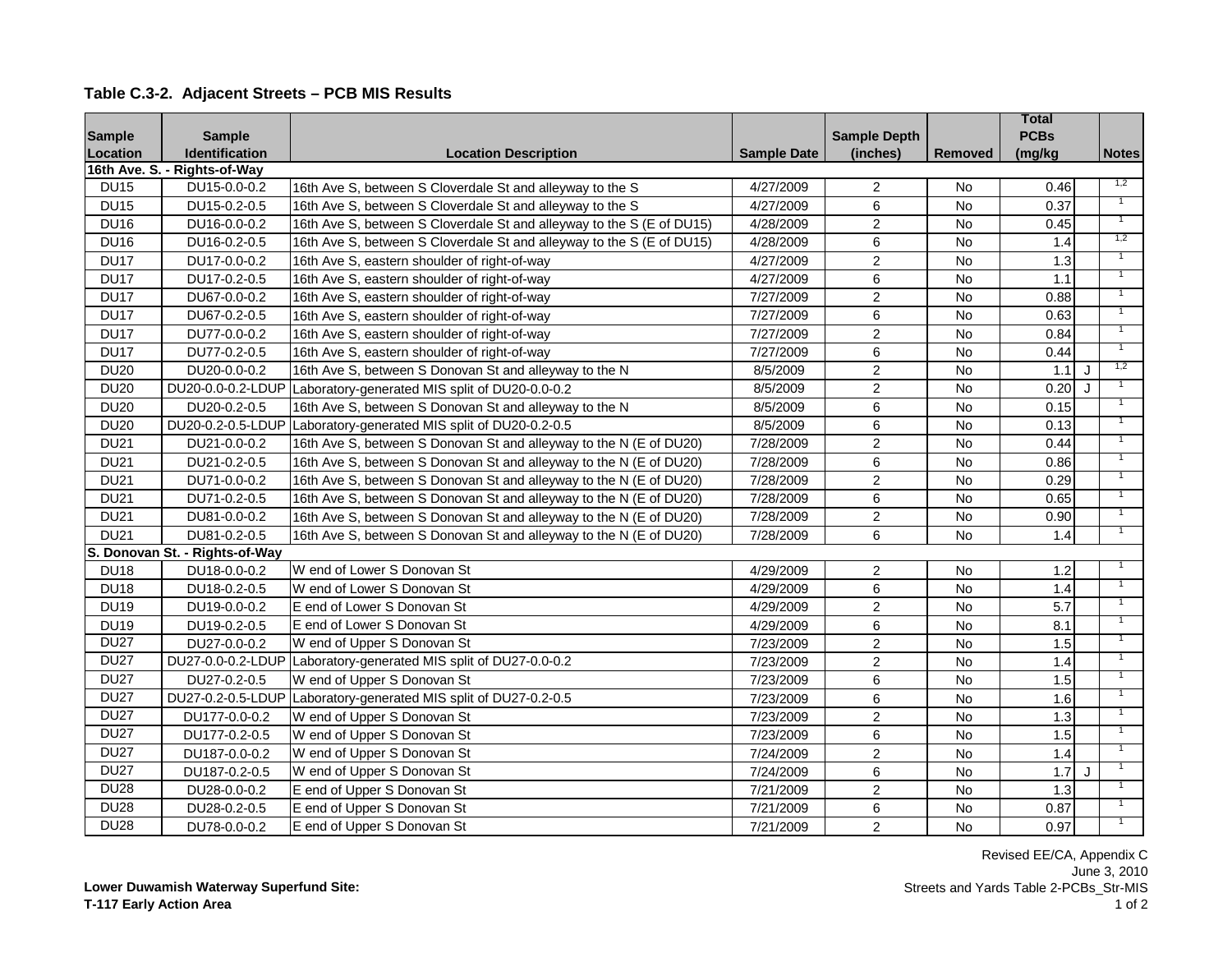## Table C.3-2. Adjacent Streets – PCB MIS Results

| Sample Location | Sample Identification | Location Description | Sample Date | Sample Depth (inches) | Removed | Total PCBs (mg/kg | | Notes |
|---|---|---|---|---|---|---|---|---|
| **16th Ave. S. - Rights-of-Way** | | | | | | | | |
| DU15 | DU15-0.0-0.2 | 16th Ave S, between S Cloverdale St and alleyway to the S | 4/27/2009 | 2 | No | 0.46 | | 1,2 |
| DU15 | DU15-0.2-0.5 | 16th Ave S, between S Cloverdale St and alleyway to the S | 4/27/2009 | 6 | No | 0.37 | | 1 |
| DU16 | DU16-0.0-0.2 | 16th Ave S, between S Cloverdale St and alleyway to the S (E of DU15) | 4/28/2009 | 2 | No | 0.45 | | 1 |
| DU16 | DU16-0.2-0.5 | 16th Ave S, between S Cloverdale St and alleyway to the S (E of DU15) | 4/28/2009 | 6 | No | 1.4 | | 1,2 |
| DU17 | DU17-0.0-0.2 | 16th Ave S, eastern shoulder of right-of-way | 4/27/2009 | 2 | No | 1.3 | | 1 |
| DU17 | DU17-0.2-0.5 | 16th Ave S, eastern shoulder of right-of-way | 4/27/2009 | 6 | No | 1.1 | | 1 |
| DU17 | DU67-0.0-0.2 | 16th Ave S, eastern shoulder of right-of-way | 7/27/2009 | 2 | No | 0.88 | | 1 |
| DU17 | DU67-0.2-0.5 | 16th Ave S, eastern shoulder of right-of-way | 7/27/2009 | 6 | No | 0.63 | | 1 |
| DU17 | DU77-0.0-0.2 | 16th Ave S, eastern shoulder of right-of-way | 7/27/2009 | 2 | No | 0.84 | | 1 |
| DU17 | DU77-0.2-0.5 | 16th Ave S, eastern shoulder of right-of-way | 7/27/2009 | 6 | No | 0.44 | | 1 |
| DU20 | DU20-0.0-0.2 | 16th Ave S, between S Donovan St and alleyway to the N | 8/5/2009 | 2 | No | 1.1 | J | 1,2 |
| DU20 | DU20-0.0-0.2-LDUP | Laboratory-generated MIS split of DU20-0.0-0.2 | 8/5/2009 | 2 | No | 0.20 | J | 1 |
| DU20 | DU20-0.2-0.5 | 16th Ave S, between S Donovan St and alleyway to the N | 8/5/2009 | 6 | No | 0.15 | | 1 |
| DU20 | DU20-0.2-0.5-LDUP | Laboratory-generated MIS split of DU20-0.2-0.5 | 8/5/2009 | 6 | No | 0.13 | | 1 |
| DU21 | DU21-0.0-0.2 | 16th Ave S, between S Donovan St and alleyway to the N (E of DU20) | 7/28/2009 | 2 | No | 0.44 | | 1 |
| DU21 | DU21-0.2-0.5 | 16th Ave S, between S Donovan St and alleyway to the N (E of DU20) | 7/28/2009 | 6 | No | 0.86 | | 1 |
| DU21 | DU71-0.0-0.2 | 16th Ave S, between S Donovan St and alleyway to the N (E of DU20) | 7/28/2009 | 2 | No | 0.29 | | 1 |
| DU21 | DU71-0.2-0.5 | 16th Ave S, between S Donovan St and alleyway to the N (E of DU20) | 7/28/2009 | 6 | No | 0.65 | | 1 |
| DU21 | DU81-0.0-0.2 | 16th Ave S, between S Donovan St and alleyway to the N (E of DU20) | 7/28/2009 | 2 | No | 0.90 | | 1 |
| DU21 | DU81-0.2-0.5 | 16th Ave S, between S Donovan St and alleyway to the N (E of DU20) | 7/28/2009 | 6 | No | 1.4 | | 1 |
| **S. Donovan St. - Rights-of-Way** | | | | | | | | |
| DU18 | DU18-0.0-0.2 | W end of Lower S Donovan St | 4/29/2009 | 2 | No | 1.2 | | 1 |
| DU18 | DU18-0.2-0.5 | W end of Lower S Donovan St | 4/29/2009 | 6 | No | 1.4 | | 1 |
| DU19 | DU19-0.0-0.2 | E end of Lower S Donovan St | 4/29/2009 | 2 | No | 5.7 | | 1 |
| DU19 | DU19-0.2-0.5 | E end of Lower S Donovan St | 4/29/2009 | 6 | No | 8.1 | | 1 |
| DU27 | DU27-0.0-0.2 | W end of Upper S Donovan St | 7/23/2009 | 2 | No | 1.5 | | 1 |
| DU27 | DU27-0.0-0.2-LDUP | Laboratory-generated MIS split of DU27-0.0-0.2 | 7/23/2009 | 2 | No | 1.4 | | 1 |
| DU27 | DU27-0.2-0.5 | W end of Upper S Donovan St | 7/23/2009 | 6 | No | 1.5 | | 1 |
| DU27 | DU27-0.2-0.5-LDUP | Laboratory-generated MIS split of DU27-0.2-0.5 | 7/23/2009 | 6 | No | 1.6 | | 1 |
| DU27 | DU177-0.0-0.2 | W end of Upper S Donovan St | 7/23/2009 | 2 | No | 1.3 | | 1 |
| DU27 | DU177-0.2-0.5 | W end of Upper S Donovan St | 7/23/2009 | 6 | No | 1.5 | | 1 |
| DU27 | DU187-0.0-0.2 | W end of Upper S Donovan St | 7/24/2009 | 2 | No | 1.4 | | 1 |
| DU27 | DU187-0.2-0.5 | W end of Upper S Donovan St | 7/24/2009 | 6 | No | 1.7 | J | 1 |
| DU28 | DU28-0.0-0.2 | E end of Upper S Donovan St | 7/21/2009 | 2 | No | 1.3 | | 1 |
| DU28 | DU28-0.2-0.5 | E end of Upper S Donovan St | 7/21/2009 | 6 | No | 0.87 | | 1 |
| DU28 | DU78-0.0-0.2 | E end of Upper S Donovan St | 7/21/2009 | 2 | No | 0.97 | | 1 |

Revised EE/CA, Appendix C
June 3, 2010
Streets and Yards Table 2-PCBs_Str-MIS

**Lower Duwamish Waterway Superfund Site:**
**T-117 Early Action Area**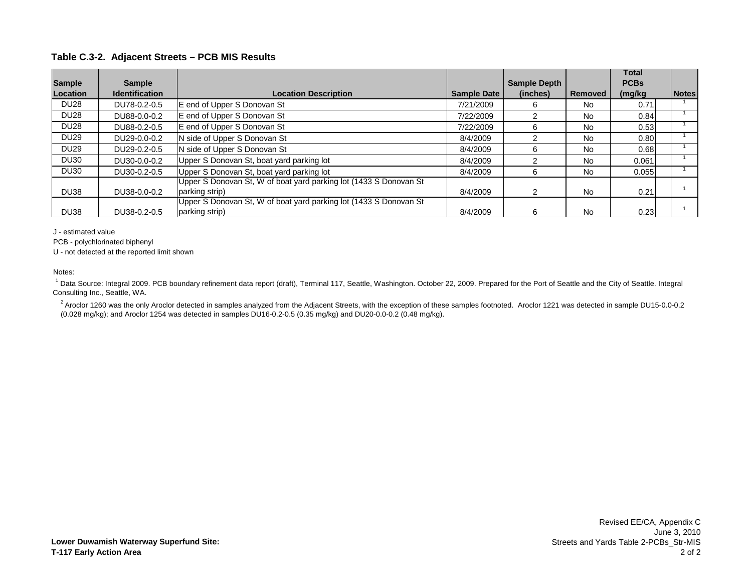### Table C.3-2. Adjacent Streets – PCB MIS Results

| Sample Location | Sample Identification | Location Description | Sample Date | Sample Depth (inches) | Removed | Total PCBs (mg/kg | | Notes |
|---|---|---|---|---|---|---|---|---|
| DU28 | DU78-0.2-0.5 | E end of Upper S Donovan St | 7/21/2009 | 6 | No | 0.71 | | 1 |
| DU28 | DU88-0.0-0.2 | E end of Upper S Donovan St | 7/22/2009 | 2 | No | 0.84 | | 1 |
| DU28 | DU88-0.2-0.5 | E end of Upper S Donovan St | 7/22/2009 | 6 | No | 0.53 | | 1 |
| DU29 | DU29-0.0-0.2 | N side of Upper S Donovan St | 8/4/2009 | 2 | No | 0.80 | | 1 |
| DU29 | DU29-0.2-0.5 | N side of Upper S Donovan St | 8/4/2009 | 6 | No | 0.68 | | 1 |
| DU30 | DU30-0.0-0.2 | Upper S Donovan St, boat yard parking lot | 8/4/2009 | 2 | No | 0.061 | | 1 |
| DU30 | DU30-0.2-0.5 | Upper S Donovan St, boat yard parking lot | 8/4/2009 | 6 | No | 0.055 | | 1 |
| DU38 | DU38-0.0-0.2 | Upper S Donovan St, W of boat yard parking lot (1433 S Donovan St parking strip) | 8/4/2009 | 2 | No | 0.21 | | 1 |
| DU38 | DU38-0.2-0.5 | Upper S Donovan St, W of boat yard parking lot (1433 S Donovan St parking strip) | 8/4/2009 | 6 | No | 0.23 | | 1 |

J - estimated value

PCB - polychlorinated biphenyl

U - not detected at the reported limit shown

Notes:

[1] Data Source: Integral 2009. PCB boundary refinement data report (draft), Terminal 117, Seattle, Washington. October 22, 2009. Prepared for the Port of Seattle and the City of Seattle. Integral Consulting Inc., Seattle, WA.

[2] Aroclor 1260 was the only Aroclor detected in samples analyzed from the Adjacent Streets, with the exception of these samples footnoted. Aroclor 1221 was detected in sample DU15-0.0-0.2 (0.028 mg/kg); and Aroclor 1254 was detected in samples DU16-0.2-0.5 (0.35 mg/kg) and DU20-0.0-0.2 (0.48 mg/kg).

**Lower Duwamish Waterway Superfund Site:**
**T-117 Early Action Area**

Revised EE/CA, Appendix C
June 3, 2010
Streets and Yards Table 2-PCBs_Str-MIS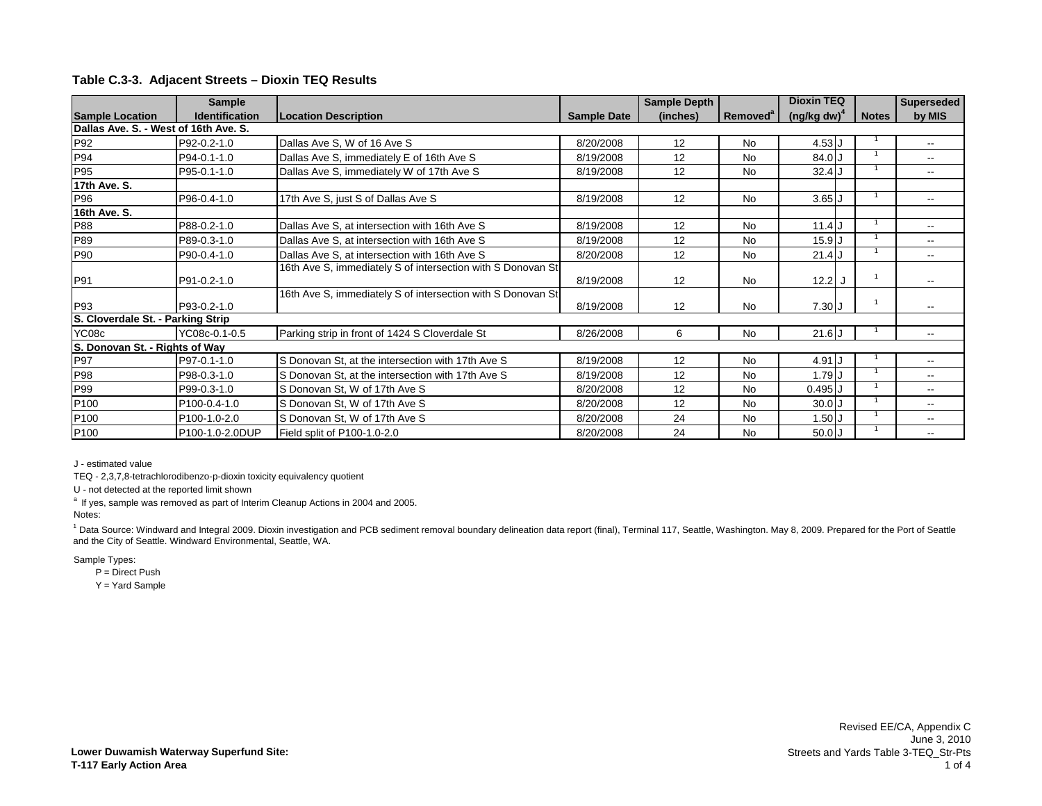## Table C.3-3. Adjacent Streets – Dioxin TEQ Results

| Sample Location | Sample Identification | Location Description | Sample Date | Sample Depth (inches) | Removed[a] | Dioxin TEQ (ng/kg dw)[4] | | Notes | Superseded by MIS |
|---|---|---|---|---|---|---|---|---|---|
| **Dallas Ave. S. - West of 16th Ave. S.** | | | | | | | | | |
| P92 | P92-0.2-1.0 | Dallas Ave S, W of 16 Ave S | 8/20/2008 | 12 | No | 4.53 | J | 1 | -- |
| P94 | P94-0.1-1.0 | Dallas Ave S, immediately E of 16th Ave S | 8/19/2008 | 12 | No | 84.0 | J | 1 | -- |
| P95 | P95-0.1-1.0 | Dallas Ave S, immediately W of 17th Ave S | 8/19/2008 | 12 | No | 32.4 | J | 1 | -- |
| **17th Ave. S.** | | | | | | | | | |
| P96 | P96-0.4-1.0 | 17th Ave S, just S of Dallas Ave S | 8/19/2008 | 12 | No | 3.65 | J | 1 | -- |
| **16th Ave. S.** | | | | | | | | | |
| P88 | P88-0.2-1.0 | Dallas Ave S, at intersection with 16th Ave S | 8/19/2008 | 12 | No | 11.4 | J | 1 | -- |
| P89 | P89-0.3-1.0 | Dallas Ave S, at intersection with 16th Ave S | 8/19/2008 | 12 | No | 15.9 | J | 1 | -- |
| P90 | P90-0.4-1.0 | Dallas Ave S, at intersection with 16th Ave S | 8/20/2008 | 12 | No | 21.4 | J | 1 | -- |
| P91 | P91-0.2-1.0 | 16th Ave S, immediately S of intersection with S Donovan St | 8/19/2008 | 12 | No | 12.2 | J | 1 | -- |
| P93 | P93-0.2-1.0 | 16th Ave S, immediately S of intersection with S Donovan St | 8/19/2008 | 12 | No | 7.30 | J | 1 | -- |
| **S. Cloverdale St. - Parking Strip** | | | | | | | | | |
| YC08c | YC08c-0.1-0.5 | Parking strip in front of 1424 S Cloverdale St | 8/26/2008 | 6 | No | 21.6 | J | 1 | -- |
| **S. Donovan St. - Rights of Way** | | | | | | | | | |
| P97 | P97-0.1-1.0 | S Donovan St, at the intersection with 17th Ave S | 8/19/2008 | 12 | No | 4.91 | J | 1 | -- |
| P98 | P98-0.3-1.0 | S Donovan St, at the intersection with 17th Ave S | 8/19/2008 | 12 | No | 1.79 | J | 1 | -- |
| P99 | P99-0.3-1.0 | S Donovan St, W of 17th Ave S | 8/20/2008 | 12 | No | 0.495 | J | 1 | -- |
| P100 | P100-0.4-1.0 | S Donovan St, W of 17th Ave S | 8/20/2008 | 12 | No | 30.0 | J | 1 | -- |
| P100 | P100-1.0-2.0 | S Donovan St, W of 17th Ave S | 8/20/2008 | 24 | No | 1.50 | J | 1 | -- |
| P100 | P100-1.0-2.0DUP | Field split of P100-1.0-2.0 | 8/20/2008 | 24 | No | 50.0 | J | 1 | -- |

J - estimated value

TEQ - 2,3,7,8-tetrachlorodibenzo-p-dioxin toxicity equivalency quotient

U - not detected at the reported limit shown

[a] If yes, sample was removed as part of Interim Cleanup Actions in 2004 and 2005.

Notes:

[1] Data Source: Windward and Integral 2009. Dioxin investigation and PCB sediment removal boundary delineation data report (final), Terminal 117, Seattle, Washington. May 8, 2009. Prepared for the Port of Seattle and the City of Seattle. Windward Environmental, Seattle, WA.

Sample Types:

P = Direct Push

Y = Yard Sample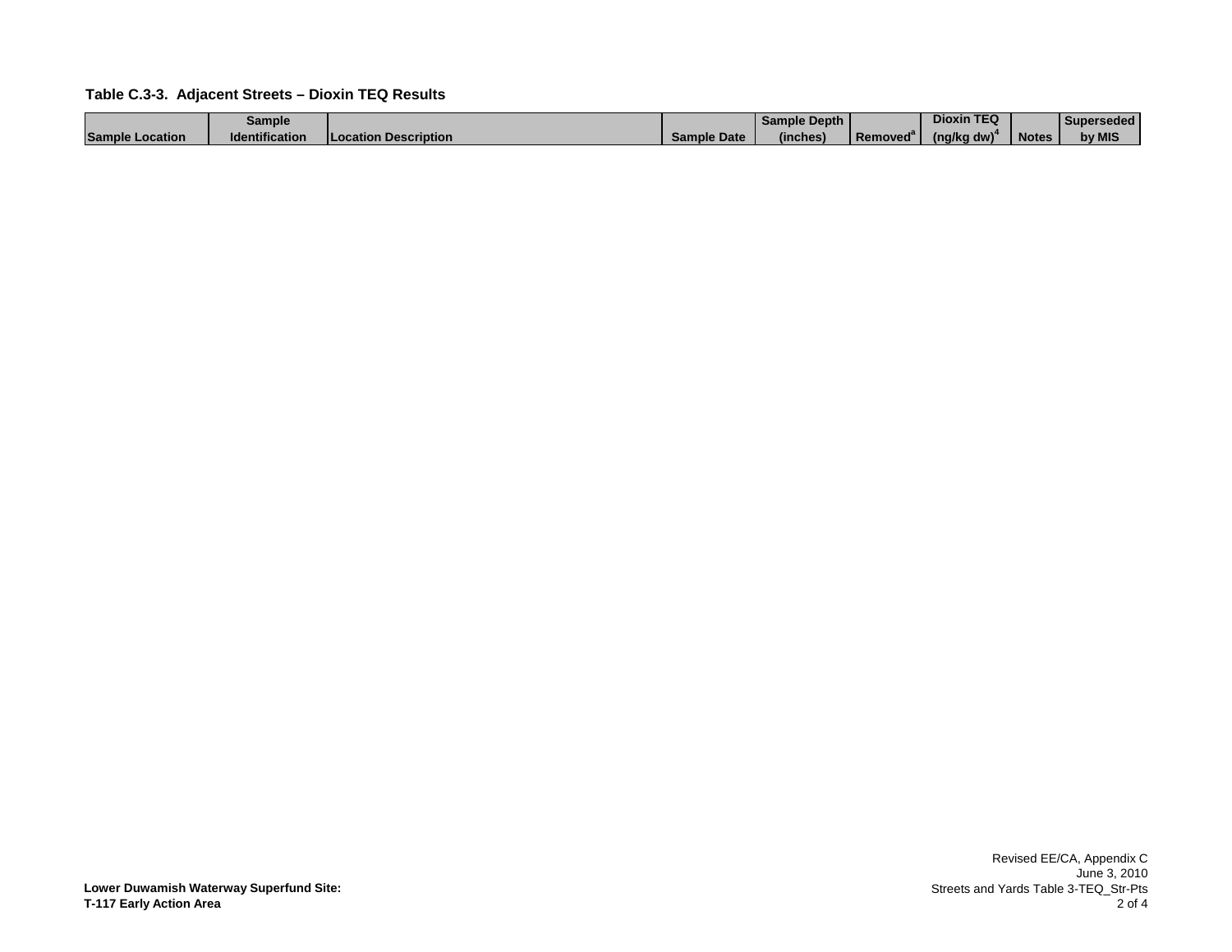**Table C.3-3. Adjacent Streets – Dioxin TEQ Results**

| Sample Location | Sample Identification | Location Description | Sample Date | Sample Depth (inches) | Removed[a] | Dioxin TEQ (ng/kg dw)[4] | Notes | Superseded by MIS |
|---|---|---|---|---|---|---|---|---|

**Lower Duwamish Waterway Superfund Site:**
**T-117 Early Action Area**

Revised EE/CA, Appendix C
June 3, 2010
Streets and Yards Table 3-TEQ_Str-Pts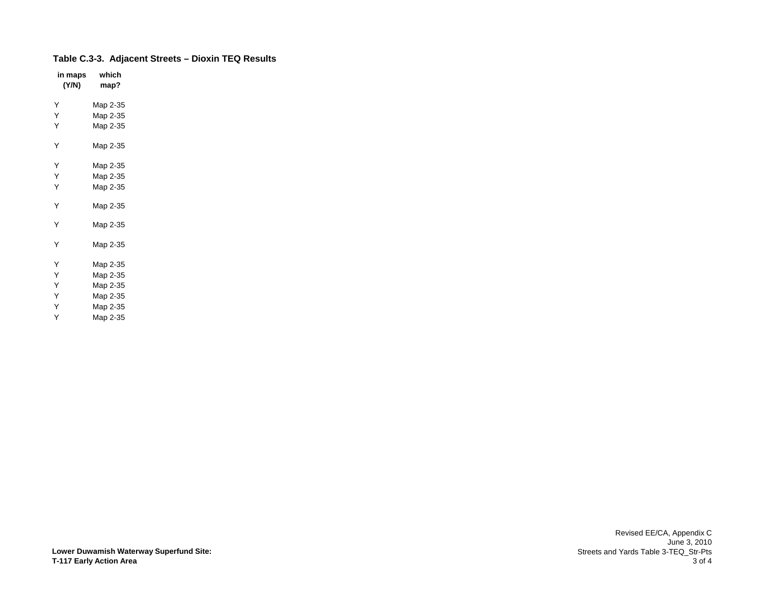**Table C.3-3. Adjacent Streets – Dioxin TEQ Results**

| in maps (Y/N) | which map? |
|---|---|
| Y | Map 2-35 |
| Y | Map 2-35 |
| Y | Map 2-35 |
| Y | Map 2-35 |
| Y | Map 2-35 |
| Y | Map 2-35 |
| Y | Map 2-35 |
| Y | Map 2-35 |
| Y | Map 2-35 |
| Y | Map 2-35 |
| Y | Map 2-35 |
| Y | Map 2-35 |
| Y | Map 2-35 |
| Y | Map 2-35 |
| Y | Map 2-35 |
| Y | Map 2-35 |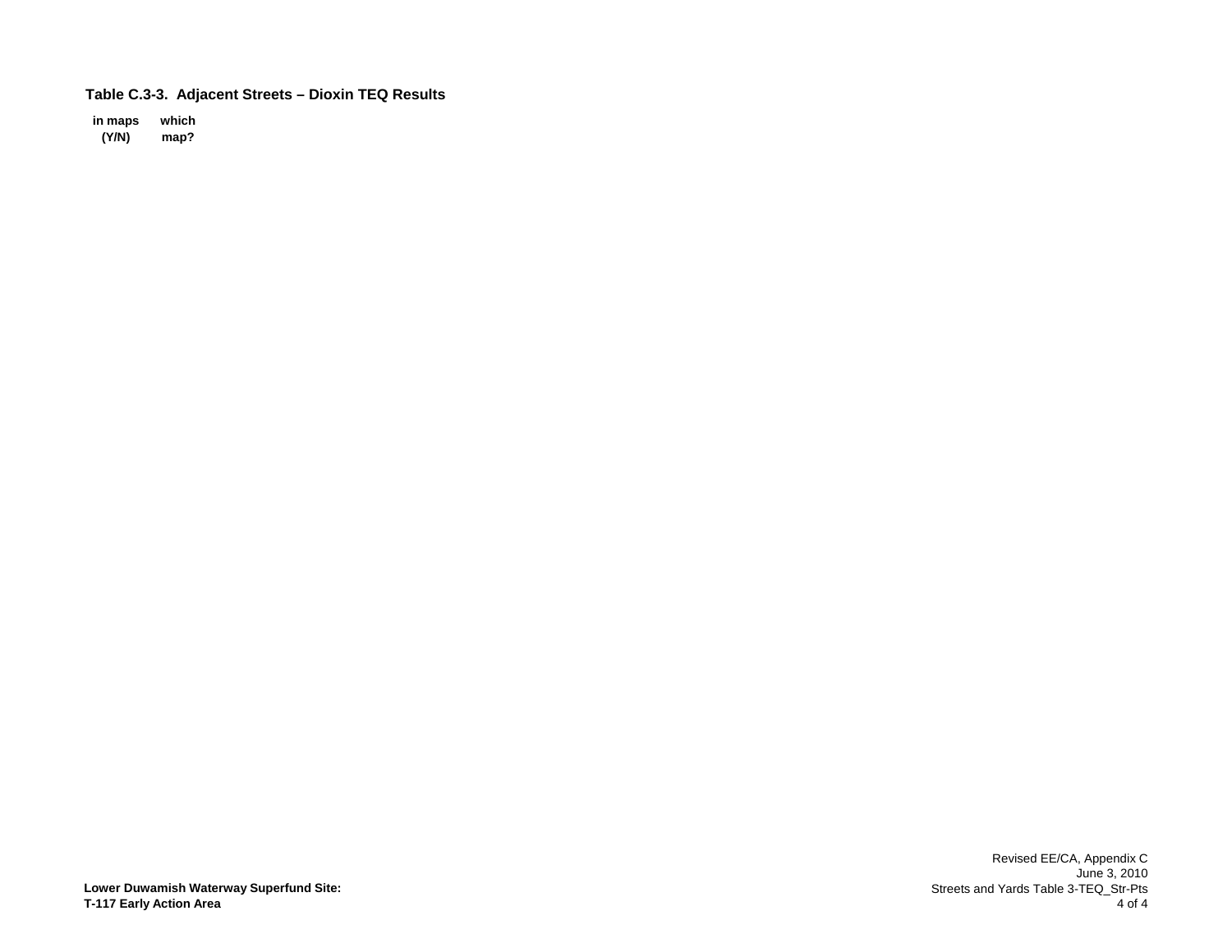**Table C.3-3. Adjacent Streets – Dioxin TEQ Results**

| in maps (Y/N) | which map? |
|---|---|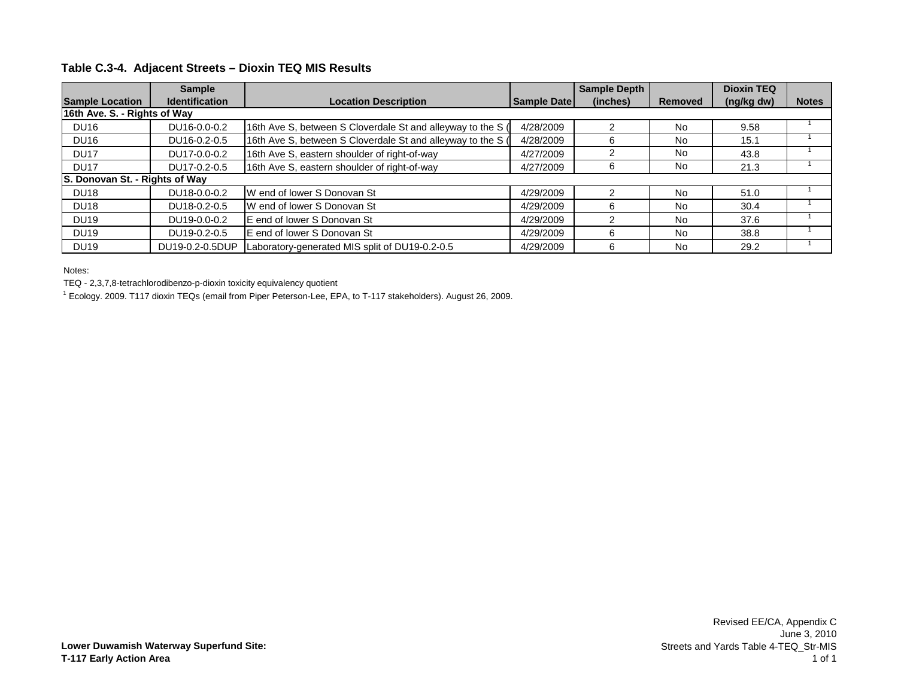**Table C.3-4. Adjacent Streets – Dioxin TEQ MIS Results**

| Sample Location | Sample Identification | Location Description | Sample Date | Sample Depth (inches) | Removed | Dioxin TEQ (ng/kg dw) | Notes |
|---|---|---|---|---|---|---|---|
| **16th Ave. S. - Rights of Way** | | | | | | | |
| DU16 | DU16-0.0-0.2 | 16th Ave S, between S Cloverdale St and alleyway to the S ( | 4/28/2009 | 2 | No | 9.58 | 1 |
| DU16 | DU16-0.2-0.5 | 16th Ave S, between S Cloverdale St and alleyway to the S ( | 4/28/2009 | 6 | No | 15.1 | 1 |
| DU17 | DU17-0.0-0.2 | 16th Ave S, eastern shoulder of right-of-way | 4/27/2009 | 2 | No | 43.8 | 1 |
| DU17 | DU17-0.2-0.5 | 16th Ave S, eastern shoulder of right-of-way | 4/27/2009 | 6 | No | 21.3 | 1 |
| **S. Donovan St. - Rights of Way** | | | | | | | |
| DU18 | DU18-0.0-0.2 | W end of lower S Donovan St | 4/29/2009 | 2 | No | 51.0 | 1 |
| DU18 | DU18-0.2-0.5 | W end of lower S Donovan St | 4/29/2009 | 6 | No | 30.4 | 1 |
| DU19 | DU19-0.0-0.2 | E end of lower S Donovan St | 4/29/2009 | 2 | No | 37.6 | 1 |
| DU19 | DU19-0.2-0.5 | E end of lower S Donovan St | 4/29/2009 | 6 | No | 38.8 | 1 |
| DU19 | DU19-0.2-0.5DUP | Laboratory-generated MIS split of DU19-0.2-0.5 | 4/29/2009 | 6 | No | 29.2 | 1 |

Notes:

TEQ - 2,3,7,8-tetrachlorodibenzo-p-dioxin toxicity equivalency quotient

[1] Ecology. 2009. T117 dioxin TEQs (email from Piper Peterson-Lee, EPA, to T-117 stakeholders). August 26, 2009.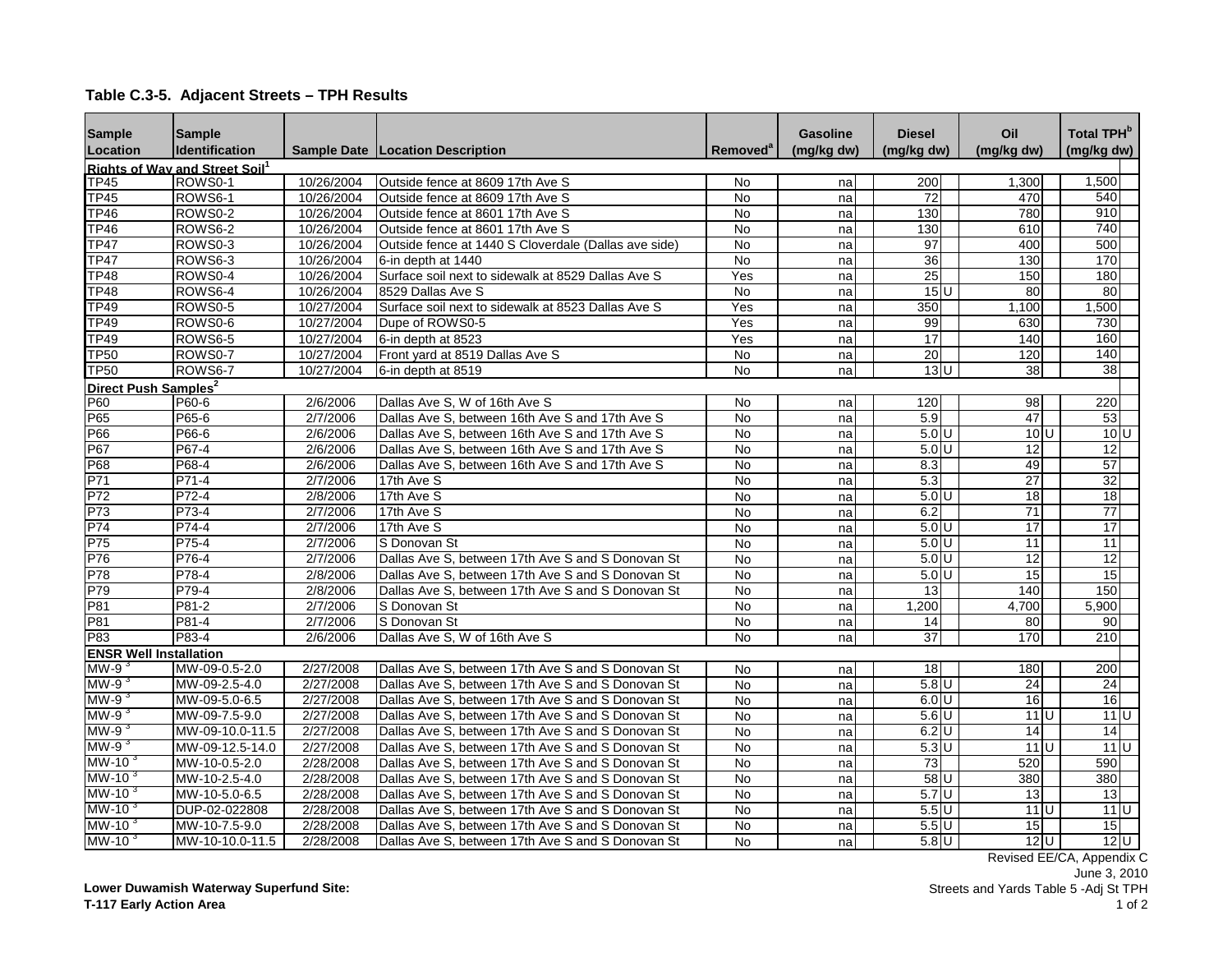## Table C.3-5. Adjacent Streets – TPH Results

| Sample Location | Sample Identification | Sample Date | Location Description | Removed[a] | Gasoline (mg/kg dw) | Diesel (mg/kg dw) | Oil (mg/kg dw) | Total TPH[b] (mg/kg dw) |
|---|---|---|---|---|---|---|---|---|
| **Rights of Way and Street Soil[1]** | | | | | | | | |
| TP45 | ROWS0-1 | 10/26/2004 | Outside fence at 8609 17th Ave S | No | na | 200 | 1,300 | 1,500 |
| TP45 | ROWS6-1 | 10/26/2004 | Outside fence at 8609 17th Ave S | No | na | 72 | 470 | 540 |
| TP46 | ROWS0-2 | 10/26/2004 | Outside fence at 8601 17th Ave S | No | na | 130 | 780 | 910 |
| TP46 | ROWS6-2 | 10/26/2004 | Outside fence at 8601 17th Ave S | No | na | 130 | 610 | 740 |
| TP47 | ROWS0-3 | 10/26/2004 | Outside fence at 1440 S Cloverdale (Dallas ave side) | No | na | 97 | 400 | 500 |
| TP47 | ROWS6-3 | 10/26/2004 | 6-in depth at 1440 | No | na | 36 | 130 | 170 |
| TP48 | ROWS0-4 | 10/26/2004 | Surface soil next to sidewalk at 8529 Dallas Ave S | Yes | na | 25 | 150 | 180 |
| TP48 | ROWS6-4 | 10/26/2004 | 8529 Dallas Ave S | No | na | 15 U | 80 | 80 |
| TP49 | ROWS0-5 | 10/27/2004 | Surface soil next to sidewalk at 8523 Dallas Ave S | Yes | na | 350 | 1,100 | 1,500 |
| TP49 | ROWS0-6 | 10/27/2004 | Dupe of ROWS0-5 | Yes | na | 99 | 630 | 730 |
| TP49 | ROWS6-5 | 10/27/2004 | 6-in depth at 8523 | Yes | na | 17 | 140 | 160 |
| TP50 | ROWS0-7 | 10/27/2004 | Front yard at 8519 Dallas Ave S | No | na | 20 | 120 | 140 |
| TP50 | ROWS6-7 | 10/27/2004 | 6-in depth at 8519 | No | na | 13 U | 38 | 38 |
| **Direct Push Samples[2]** | | | | | | | | |
| P60 | P60-6 | 2/6/2006 | Dallas Ave S, W of 16th Ave S | No | na | 120 | 98 | 220 |
| P65 | P65-6 | 2/7/2006 | Dallas Ave S, between 16th Ave S and 17th Ave S | No | na | 5.9 | 47 | 53 |
| P66 | P66-6 | 2/6/2006 | Dallas Ave S, between 16th Ave S and 17th Ave S | No | na | 5.0 U | 10 U | 10 U |
| P67 | P67-4 | 2/6/2006 | Dallas Ave S, between 16th Ave S and 17th Ave S | No | na | 5.0 U | 12 | 12 |
| P68 | P68-4 | 2/6/2006 | Dallas Ave S, between 16th Ave S and 17th Ave S | No | na | 8.3 | 49 | 57 |
| P71 | P71-4 | 2/7/2006 | 17th Ave S | No | na | 5.3 | 27 | 32 |
| P72 | P72-4 | 2/8/2006 | 17th Ave S | No | na | 5.0 U | 18 | 18 |
| P73 | P73-4 | 2/7/2006 | 17th Ave S | No | na | 6.2 | 71 | 77 |
| P74 | P74-4 | 2/7/2006 | 17th Ave S | No | na | 5.0 U | 17 | 17 |
| P75 | P75-4 | 2/7/2006 | S Donovan St | No | na | 5.0 U | 11 | 11 |
| P76 | P76-4 | 2/7/2006 | Dallas Ave S, between 17th Ave S and S Donovan St | No | na | 5.0 U | 12 | 12 |
| P78 | P78-4 | 2/8/2006 | Dallas Ave S, between 17th Ave S and S Donovan St | No | na | 5.0 U | 15 | 15 |
| P79 | P79-4 | 2/8/2006 | Dallas Ave S, between 17th Ave S and S Donovan St | No | na | 13 | 140 | 150 |
| P81 | P81-2 | 2/7/2006 | S Donovan St | No | na | 1,200 | 4,700 | 5,900 |
| P81 | P81-4 | 2/7/2006 | S Donovan St | No | na | 14 | 80 | 90 |
| P83 | P83-4 | 2/6/2006 | Dallas Ave S, W of 16th Ave S | No | na | 37 | 170 | 210 |
| **ENSR Well Installation** | | | | | | | | |
| MW-9[3] | MW-09-0.5-2.0 | 2/27/2008 | Dallas Ave S, between 17th Ave S and S Donovan St | No | na | 18 | 180 | 200 |
| MW-9[3] | MW-09-2.5-4.0 | 2/27/2008 | Dallas Ave S, between 17th Ave S and S Donovan St | No | na | 5.8 U | 24 | 24 |
| MW-9[3] | MW-09-5.0-6.5 | 2/27/2008 | Dallas Ave S, between 17th Ave S and S Donovan St | No | na | 6.0 U | 16 | 16 |
| MW-9[3] | MW-09-7.5-9.0 | 2/27/2008 | Dallas Ave S, between 17th Ave S and S Donovan St | No | na | 5.6 U | 11 U | 11 U |
| MW-9[3] | MW-09-10.0-11.5 | 2/27/2008 | Dallas Ave S, between 17th Ave S and S Donovan St | No | na | 6.2 U | 14 | 14 |
| MW-9[3] | MW-09-12.5-14.0 | 2/27/2008 | Dallas Ave S, between 17th Ave S and S Donovan St | No | na | 5.3 U | 11 U | 11 U |
| MW-10[3] | MW-10-0.5-2.0 | 2/28/2008 | Dallas Ave S, between 17th Ave S and S Donovan St | No | na | 73 | 520 | 590 |
| MW-10[3] | MW-10-2.5-4.0 | 2/28/2008 | Dallas Ave S, between 17th Ave S and S Donovan St | No | na | 58 U | 380 | 380 |
| MW-10[3] | MW-10-5.0-6.5 | 2/28/2008 | Dallas Ave S, between 17th Ave S and S Donovan St | No | na | 5.7 U | 13 | 13 |
| MW-10[3] | DUP-02-022808 | 2/28/2008 | Dallas Ave S, between 17th Ave S and S Donovan St | No | na | 5.5 U | 11 U | 11 U |
| MW-10[3] | MW-10-7.5-9.0 | 2/28/2008 | Dallas Ave S, between 17th Ave S and S Donovan St | No | na | 5.5 U | 15 | 15 |
| MW-10[3] | MW-10-10.0-11.5 | 2/28/2008 | Dallas Ave S, between 17th Ave S and S Donovan St | No | na | 5.8 U | 12 U | 12 U |

Lower Duwamish Waterway Superfund Site:
T-117 Early Action Area

Revised EE/CA, Appendix C
June 3, 2010
Streets and Yards Table 5 -Adj St TPH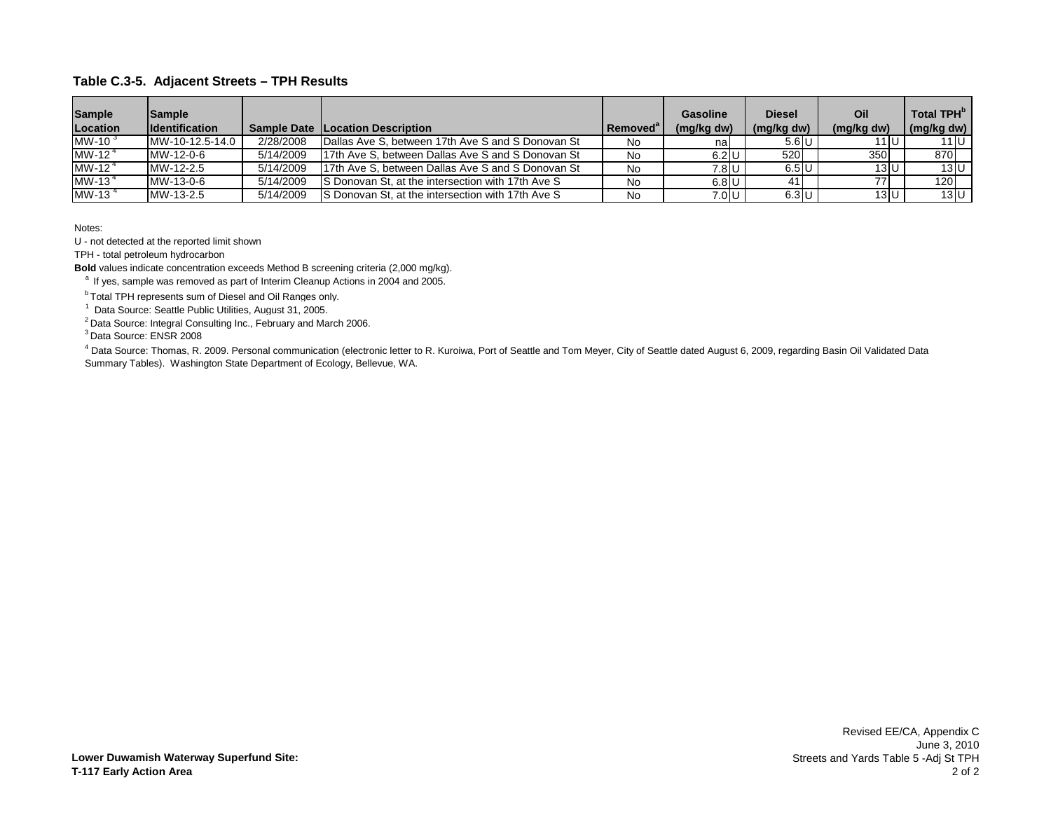**Table C.3-5. Adjacent Streets – TPH Results**

| Sample Location | Sample Identification | Sample Date | Location Description | Removed[a] | Gasoline (mg/kg dw) | | Diesel (mg/kg dw) | | Oil (mg/kg dw) | | Total TPH[b] (mg/kg dw) | |
|---|---|---|---|---|---|---|---|---|---|---|---|---|
| MW-10 [3] | MW-10-12.5-14.0 | 2/28/2008 | Dallas Ave S, between 17th Ave S and S Donovan St | No | na | | 5.6 | U | 11 | U | 11 | U |
| MW-12 [4] | MW-12-0-6 | 5/14/2009 | 17th Ave S, between Dallas Ave S and S Donovan St | No | 6.2 | U | 520 | | 350 | | 870 | |
| MW-12 [4] | MW-12-2.5 | 5/14/2009 | 17th Ave S, between Dallas Ave S and S Donovan St | No | 7.8 | U | 6.5 | U | 13 | U | 13 | U |
| MW-13 [4] | MW-13-0-6 | 5/14/2009 | S Donovan St, at the intersection with 17th Ave S | No | 6.8 | U | 41 | | 77 | | 120 | |
| MW-13 [4] | MW-13-2.5 | 5/14/2009 | S Donovan St, at the intersection with 17th Ave S | No | 7.0 | U | 6.3 | U | 13 | U | 13 | U |

Notes:

U - not detected at the reported limit shown

TPH - total petroleum hydrocarbon

**Bold** values indicate concentration exceeds Method B screening criteria (2,000 mg/kg).

[a] If yes, sample was removed as part of Interim Cleanup Actions in 2004 and 2005.

[b] Total TPH represents sum of Diesel and Oil Ranges only.

[1] Data Source: Seattle Public Utilities, August 31, 2005.

[2] Data Source: Integral Consulting Inc., February and March 2006.

[3] Data Source: ENSR 2008

[4] Data Source: Thomas, R. 2009. Personal communication (electronic letter to R. Kuroiwa, Port of Seattle and Tom Meyer, City of Seattle dated August 6, 2009, regarding Basin Oil Validated Data Summary Tables). Washington State Department of Ecology, Bellevue, WA.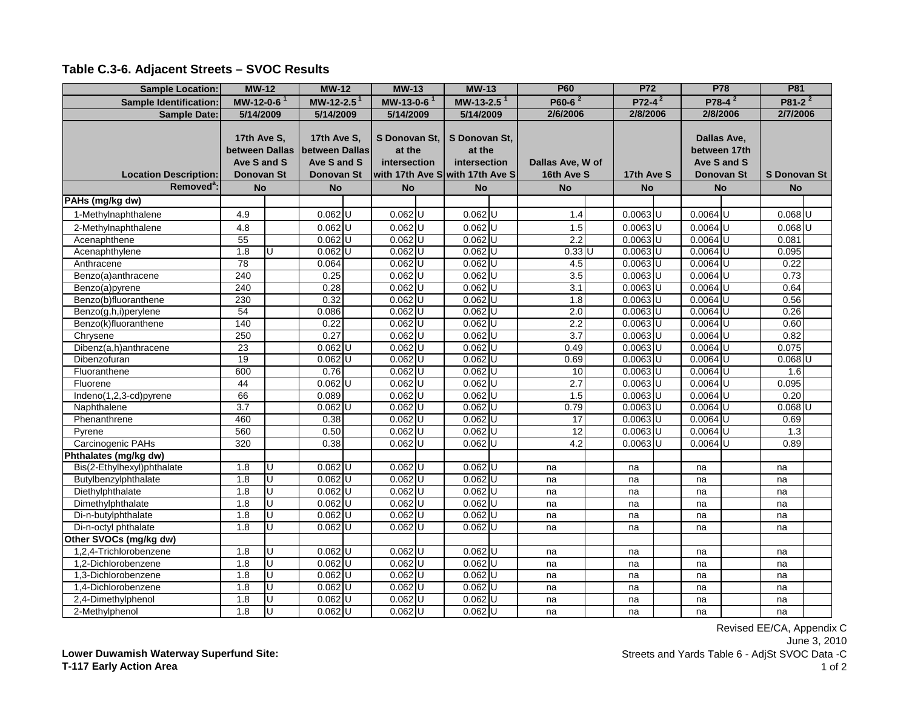## Table C.3-6. Adjacent Streets – SVOC Results

| Sample Location: | MW-12 | | MW-12 | | MW-13 | | MW-13 | | P60 | | P72 | | P78 | | P81 | |
|---|---|---|---|---|---|---|---|---|---|---|---|---|---|---|---|---|
| Sample Identification: | MW-12-0-6 [1] | | MW-12-2.5 [1] | | MW-13-0-6 [1] | | MW-13-2.5 [1] | | P60-6 [2] | | P72-4 [2] | | P78-4 [2] | | P81-2 [2] | |
| Sample Date: | 5/14/2009 | | 5/14/2009 | | 5/14/2009 | | 5/14/2009 | | 2/6/2006 | | 2/8/2006 | | 2/8/2006 | | 2/7/2006 | |
| Location Description: | 17th Ave S, between Dallas Ave S and S Donovan St | | 17th Ave S, between Dallas Ave S and S Donovan St | | S Donovan St, at the intersection with 17th Ave S | | S Donovan St, at the intersection with 17th Ave S | | Dallas Ave, W of 16th Ave S | | 17th Ave S | | Dallas Ave, between 17th Ave S and S Donovan St | | S Donovan St | |
| Removed[a]: | No | | No | | No | | No | | No | | No | | No | | No | |
| **PAHs (mg/kg dw)** | | | | | | | | | | | | | | | | |
| 1-Methylnaphthalene | 4.9 | | 0.062 | U | 0.062 | U | 0.062 | U | 1.4 | | 0.0063 | U | 0.0064 | U | 0.068 | U |
| 2-Methylnaphthalene | 4.8 | | 0.062 | U | 0.062 | U | 0.062 | U | 1.5 | | 0.0063 | U | 0.0064 | U | 0.068 | U |
| Acenaphthene | 55 | | 0.062 | U | 0.062 | U | 0.062 | U | 2.2 | | 0.0063 | U | 0.0064 | U | 0.081 | |
| Acenaphthylene | 1.8 | U | 0.062 | U | 0.062 | U | 0.062 | U | 0.33 | U | 0.0063 | U | 0.0064 | U | 0.095 | |
| Anthracene | 78 | | 0.064 | | 0.062 | U | 0.062 | U | 4.5 | | 0.0063 | U | 0.0064 | U | 0.22 | |
| Benzo(a)anthracene | 240 | | 0.25 | | 0.062 | U | 0.062 | U | 3.5 | | 0.0063 | U | 0.0064 | U | 0.73 | |
| Benzo(a)pyrene | 240 | | 0.28 | | 0.062 | U | 0.062 | U | 3.1 | | 0.0063 | U | 0.0064 | U | 0.64 | |
| Benzo(b)fluoranthene | 230 | | 0.32 | | 0.062 | U | 0.062 | U | 1.8 | | 0.0063 | U | 0.0064 | U | 0.56 | |
| Benzo(g,h,i)perylene | 54 | | 0.086 | | 0.062 | U | 0.062 | U | 2.0 | | 0.0063 | U | 0.0064 | U | 0.26 | |
| Benzo(k)fluoranthene | 140 | | 0.22 | | 0.062 | U | 0.062 | U | 2.2 | | 0.0063 | U | 0.0064 | U | 0.60 | |
| Chrysene | 250 | | 0.27 | | 0.062 | U | 0.062 | U | 3.7 | | 0.0063 | U | 0.0064 | U | 0.82 | |
| Dibenz(a,h)anthracene | 23 | | 0.062 | U | 0.062 | U | 0.062 | U | 0.49 | | 0.0063 | U | 0.0064 | U | 0.075 | |
| Dibenzofuran | 19 | | 0.062 | U | 0.062 | U | 0.062 | U | 0.69 | | 0.0063 | U | 0.0064 | U | 0.068 | U |
| Fluoranthene | 600 | | 0.76 | | 0.062 | U | 0.062 | U | 10 | | 0.0063 | U | 0.0064 | U | 1.6 | |
| Fluorene | 44 | | 0.062 | U | 0.062 | U | 0.062 | U | 2.7 | | 0.0063 | U | 0.0064 | U | 0.095 | |
| Indeno(1,2,3-cd)pyrene | 66 | | 0.089 | | 0.062 | U | 0.062 | U | 1.5 | | 0.0063 | U | 0.0064 | U | 0.20 | |
| Naphthalene | 3.7 | | 0.062 | U | 0.062 | U | 0.062 | U | 0.79 | | 0.0063 | U | 0.0064 | U | 0.068 | U |
| Phenanthrene | 460 | | 0.38 | | 0.062 | U | 0.062 | U | 17 | | 0.0063 | U | 0.0064 | U | 0.69 | |
| Pyrene | 560 | | 0.50 | | 0.062 | U | 0.062 | U | 12 | | 0.0063 | U | 0.0064 | U | 1.3 | |
| Carcinogenic PAHs | 320 | | 0.38 | | 0.062 | U | 0.062 | U | 4.2 | | 0.0063 | U | 0.0064 | U | 0.89 | |
| **Phthalates (mg/kg dw)** | | | | | | | | | | | | | | | | |
| Bis(2-Ethylhexyl)phthalate | 1.8 | U | 0.062 | U | 0.062 | U | 0.062 | U | na | | na | | na | | na | |
| Butylbenzylphthalate | 1.8 | U | 0.062 | U | 0.062 | U | 0.062 | U | na | | na | | na | | na | |
| Diethylphthalate | 1.8 | U | 0.062 | U | 0.062 | U | 0.062 | U | na | | na | | na | | na | |
| Dimethylphthalate | 1.8 | U | 0.062 | U | 0.062 | U | 0.062 | U | na | | na | | na | | na | |
| Di-n-butylphthalate | 1.8 | U | 0.062 | U | 0.062 | U | 0.062 | U | na | | na | | na | | na | |
| Di-n-octyl phthalate | 1.8 | U | 0.062 | U | 0.062 | U | 0.062 | U | na | | na | | na | | na | |
| **Other SVOCs (mg/kg dw)** | | | | | | | | | | | | | | | | |
| 1,2,4-Trichlorobenzene | 1.8 | U | 0.062 | U | 0.062 | U | 0.062 | U | na | | na | | na | | na | |
| 1,2-Dichlorobenzene | 1.8 | U | 0.062 | U | 0.062 | U | 0.062 | U | na | | na | | na | | na | |
| 1,3-Dichlorobenzene | 1.8 | U | 0.062 | U | 0.062 | U | 0.062 | U | na | | na | | na | | na | |
| 1,4-Dichlorobenzene | 1.8 | U | 0.062 | U | 0.062 | U | 0.062 | U | na | | na | | na | | na | |
| 2,4-Dimethylphenol | 1.8 | U | 0.062 | U | 0.062 | U | 0.062 | U | na | | na | | na | | na | |
| 2-Methylphenol | 1.8 | U | 0.062 | U | 0.062 | U | 0.062 | U | na | | na | | na | | na | |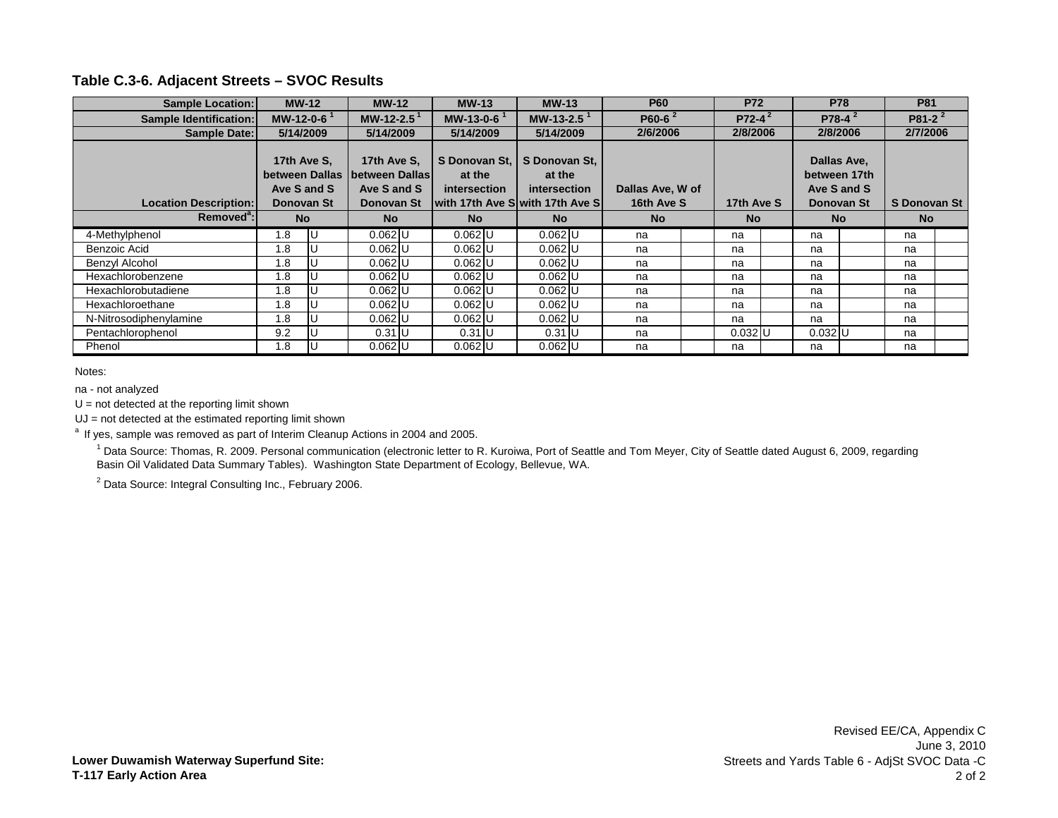### Table C.3-6. Adjacent Streets – SVOC Results

| Sample Location: | MW-12 | | MW-12 | | MW-13 | | MW-13 | | P60 | | P72 | | P78 | | P81 | |
|---|---|---|---|---|---|---|---|---|---|---|---|---|---|---|---|---|
| Sample Identification: | MW-12-0-6 [1] | | MW-12-2.5 [1] | | MW-13-0-6 [1] | | MW-13-2.5 [1] | | P60-6 [2] | | P72-4 [2] | | P78-4 [2] | | P81-2 [2] | |
| Sample Date: | 5/14/2009 | | 5/14/2009 | | 5/14/2009 | | 5/14/2009 | | 2/6/2006 | | 2/8/2006 | | 2/8/2006 | | 2/7/2006 | |
| Location Description: | 17th Ave S, between Dallas Ave S and S Donovan St | | 17th Ave S, between Dallas Ave S and S Donovan St | | S Donovan St, at the intersection with 17th Ave S | | S Donovan St, at the intersection with 17th Ave S | | Dallas Ave, W of 16th Ave S | | 17th Ave S | | Dallas Ave, between 17th Ave S and S Donovan St | | S Donovan St | |
| Removed[a]: | No | | No | | No | | No | | No | | No | | No | | No | |
| 4-Methylphenol | 1.8 | U | 0.062 | U | 0.062 | U | 0.062 | U | na | | na | | na | | na | |
| Benzoic Acid | 1.8 | U | 0.062 | U | 0.062 | U | 0.062 | U | na | | na | | na | | na | |
| Benzyl Alcohol | 1.8 | U | 0.062 | U | 0.062 | U | 0.062 | U | na | | na | | na | | na | |
| Hexachlorobenzene | 1.8 | U | 0.062 | U | 0.062 | U | 0.062 | U | na | | na | | na | | na | |
| Hexachlorobutadiene | 1.8 | U | 0.062 | U | 0.062 | U | 0.062 | U | na | | na | | na | | na | |
| Hexachloroethane | 1.8 | U | 0.062 | U | 0.062 | U | 0.062 | U | na | | na | | na | | na | |
| N-Nitrosodiphenylamine | 1.8 | U | 0.062 | U | 0.062 | U | 0.062 | U | na | | na | | na | | na | |
| Pentachlorophenol | 9.2 | U | 0.31 | U | 0.31 | U | 0.31 | U | na | | 0.032 | U | 0.032 | U | na | |
| Phenol | 1.8 | U | 0.062 | U | 0.062 | U | 0.062 | U | na | | na | | na | | na | |

Notes:

na - not analyzed

U = not detected at the reporting limit shown

UJ = not detected at the estimated reporting limit shown

[a] If yes, sample was removed as part of Interim Cleanup Actions in 2004 and 2005.

[1] Data Source: Thomas, R. 2009. Personal communication (electronic letter to R. Kuroiwa, Port of Seattle and Tom Meyer, City of Seattle dated August 6, 2009, regarding Basin Oil Validated Data Summary Tables). Washington State Department of Ecology, Bellevue, WA.

[2] Data Source: Integral Consulting Inc., February 2006.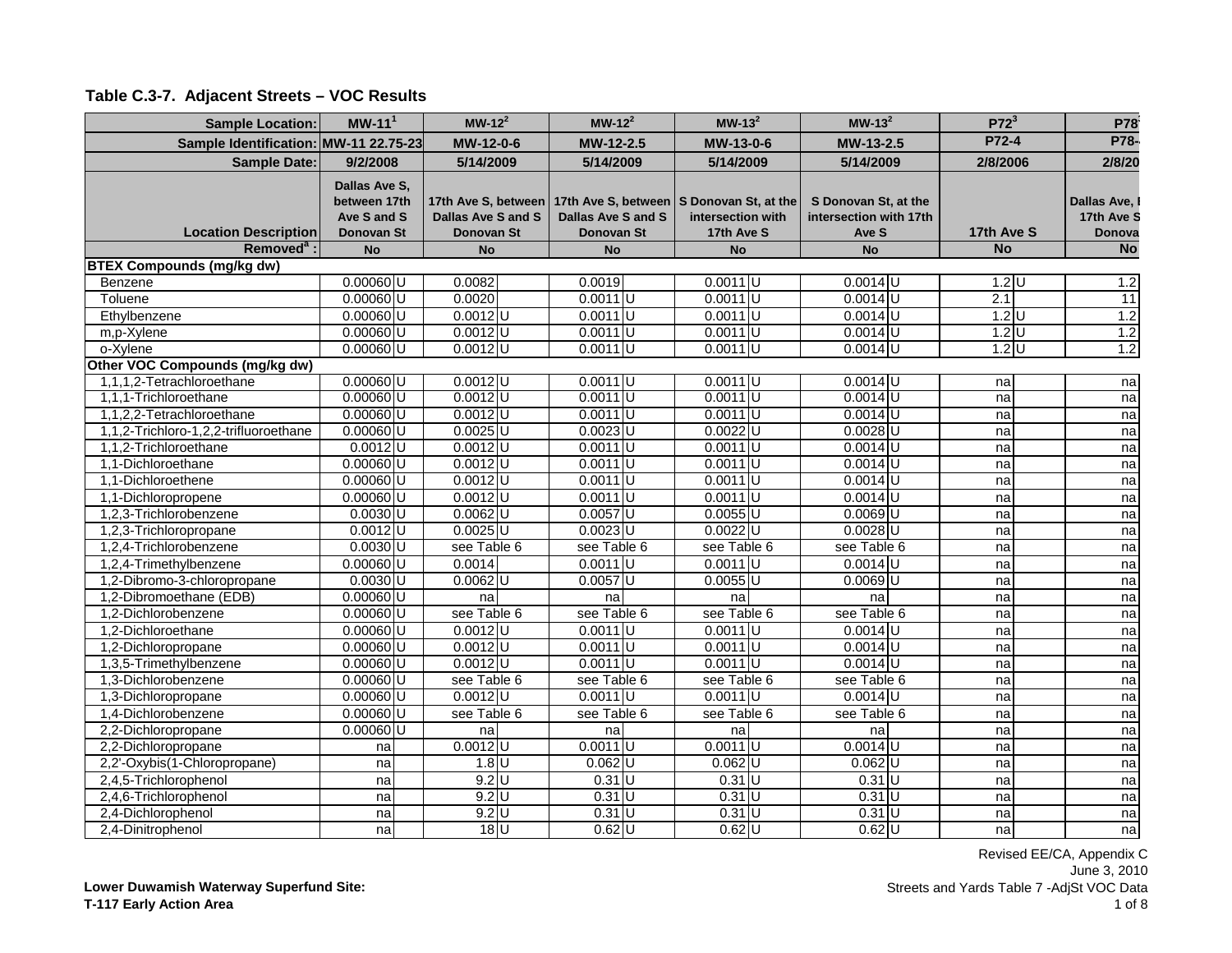**Table C.3-7. Adjacent Streets – VOC Results**

| Sample Location: | MW-11[1] | | MW-12[2] | | MW-12[2] | | MW-13[2] | | MW-13[2] | | P72[3] | | P78 |
|---|---|---|---|---|---|---|---|---|---|---|---|---|---|
| Sample Identification: | MW-11 22.75-23 | | MW-12-0-6 | | MW-12-2.5 | | MW-13-0-6 | | MW-13-2.5 | | P72-4 | | P78- |
| Sample Date: | 9/2/2008 | | 5/14/2009 | | 5/14/2009 | | 5/14/2009 | | 5/14/2009 | | 2/8/2006 | | 2/8/20 |
| Location Description | Dallas Ave S, between 17th Ave S and S Donovan St | | 17th Ave S, between Dallas Ave S and S Donovan St | | 17th Ave S, between Dallas Ave S and S Donovan St | | S Donovan St, at the intersection with 17th Ave S | | S Donovan St, at the intersection with 17th Ave S | | 17th Ave S | | Dallas Ave, 17th Ave S Donova |
| Removed[a] : | No | | No | | No | | No | | No | | No | | No |
| **BTEX Compounds (mg/kg dw)** | | | | | | | | | | | | | |
| Benzene | 0.00060 | U | 0.0082 | | 0.0019 | | 0.0011 | U | 0.0014 | U | 1.2 | U | 1.2 |
| Toluene | 0.00060 | U | 0.0020 | | 0.0011 | U | 0.0011 | U | 0.0014 | U | 2.1 | | 11 |
| Ethylbenzene | 0.00060 | U | 0.0012 | U | 0.0011 | U | 0.0011 | U | 0.0014 | U | 1.2 | U | 1.2 |
| m,p-Xylene | 0.00060 | U | 0.0012 | U | 0.0011 | U | 0.0011 | U | 0.0014 | U | 1.2 | U | 1.2 |
| o-Xylene | 0.00060 | U | 0.0012 | U | 0.0011 | U | 0.0011 | U | 0.0014 | U | 1.2 | U | 1.2 |
| **Other VOC Compounds (mg/kg dw)** | | | | | | | | | | | | | |
| 1,1,1,2-Tetrachloroethane | 0.00060 | U | 0.0012 | U | 0.0011 | U | 0.0011 | U | 0.0014 | U | na | | na |
| 1,1,1-Trichloroethane | 0.00060 | U | 0.0012 | U | 0.0011 | U | 0.0011 | U | 0.0014 | U | na | | na |
| 1,1,2,2-Tetrachloroethane | 0.00060 | U | 0.0012 | U | 0.0011 | U | 0.0011 | U | 0.0014 | U | na | | na |
| 1,1,2-Trichloro-1,2,2-trifluoroethane | 0.00060 | U | 0.0025 | U | 0.0023 | U | 0.0022 | U | 0.0028 | U | na | | na |
| 1,1,2-Trichloroethane | 0.0012 | U | 0.0012 | U | 0.0011 | U | 0.0011 | U | 0.0014 | U | na | | na |
| 1,1-Dichloroethane | 0.00060 | U | 0.0012 | U | 0.0011 | U | 0.0011 | U | 0.0014 | U | na | | na |
| 1,1-Dichloroethene | 0.00060 | U | 0.0012 | U | 0.0011 | U | 0.0011 | U | 0.0014 | U | na | | na |
| 1,1-Dichloropropene | 0.00060 | U | 0.0012 | U | 0.0011 | U | 0.0011 | U | 0.0014 | U | na | | na |
| 1,2,3-Trichlorobenzene | 0.0030 | U | 0.0062 | U | 0.0057 | U | 0.0055 | U | 0.0069 | U | na | | na |
| 1,2,3-Trichloropropane | 0.0012 | U | 0.0025 | U | 0.0023 | U | 0.0022 | U | 0.0028 | U | na | | na |
| 1,2,4-Trichlorobenzene | 0.0030 | U | see Table 6 | | see Table 6 | | see Table 6 | | see Table 6 | | na | | na |
| 1,2,4-Trimethylbenzene | 0.00060 | U | 0.0014 | | 0.0011 | U | 0.0011 | U | 0.0014 | U | na | | na |
| 1,2-Dibromo-3-chloropropane | 0.0030 | U | 0.0062 | U | 0.0057 | U | 0.0055 | U | 0.0069 | U | na | | na |
| 1,2-Dibromoethane (EDB) | 0.00060 | U | na | | na | | na | | na | | na | | na |
| 1,2-Dichlorobenzene | 0.00060 | U | see Table 6 | | see Table 6 | | see Table 6 | | see Table 6 | | na | | na |
| 1,2-Dichloroethane | 0.00060 | U | 0.0012 | U | 0.0011 | U | 0.0011 | U | 0.0014 | U | na | | na |
| 1,2-Dichloropropane | 0.00060 | U | 0.0012 | U | 0.0011 | U | 0.0011 | U | 0.0014 | U | na | | na |
| 1,3,5-Trimethylbenzene | 0.00060 | U | 0.0012 | U | 0.0011 | U | 0.0011 | U | 0.0014 | U | na | | na |
| 1,3-Dichlorobenzene | 0.00060 | U | see Table 6 | | see Table 6 | | see Table 6 | | see Table 6 | | na | | na |
| 1,3-Dichloropropane | 0.00060 | U | 0.0012 | U | 0.0011 | U | 0.0011 | U | 0.0014 | U | na | | na |
| 1,4-Dichlorobenzene | 0.00060 | U | see Table 6 | | see Table 6 | | see Table 6 | | see Table 6 | | na | | na |
| 2,2-Dichloropropane | 0.00060 | U | na | | na | | na | | na | | na | | na |
| 2,2-Dichloropropane | na | | 0.0012 | U | 0.0011 | U | 0.0011 | U | 0.0014 | U | na | | na |
| 2,2'-Oxybis(1-Chloropropane) | na | | 1.8 | U | 0.062 | U | 0.062 | U | 0.062 | U | na | | na |
| 2,4,5-Trichlorophenol | na | | 9.2 | U | 0.31 | U | 0.31 | U | 0.31 | U | na | | na |
| 2,4,6-Trichlorophenol | na | | 9.2 | U | 0.31 | U | 0.31 | U | 0.31 | U | na | | na |
| 2,4-Dichlorophenol | na | | 9.2 | U | 0.31 | U | 0.31 | U | 0.31 | U | na | | na |
| 2,4-Dinitrophenol | na | | 18 | U | 0.62 | U | 0.62 | U | 0.62 | U | na | | na |

Lower Duwamish Waterway Superfund Site:
T-117 Early Action Area

Revised EE/CA, Appendix C
June 3, 2010
Streets and Yards Table 7 -AdjSt VOC Data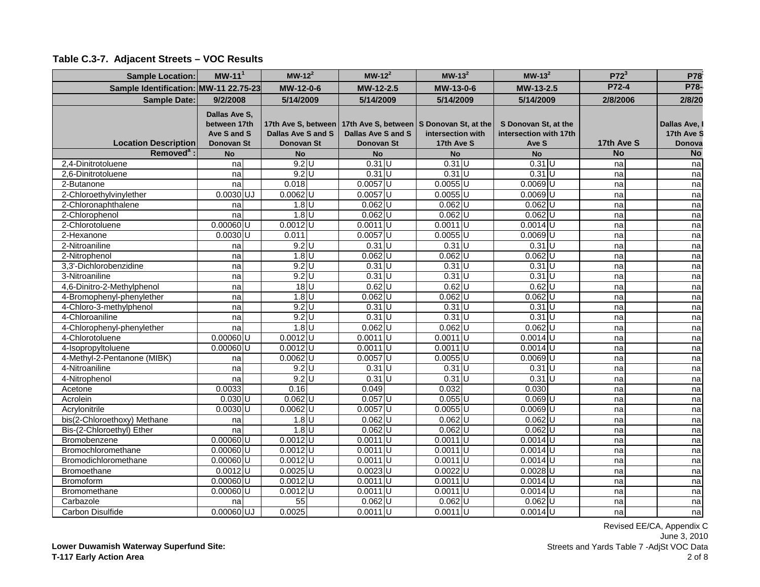**Table C.3-7. Adjacent Streets – VOC Results**

| Sample Location: | MW-11[1] | | MW-12[2] | | MW-12[2] | | MW-13[2] | | MW-13[2] | | P72[3] | | P78 |
|---|---|---|---|---|---|---|---|---|---|---|---|---|---|
| Sample Identification: | MW-11 22.75-23 | | MW-12-0-6 | | MW-12-2.5 | | MW-13-0-6 | | MW-13-2.5 | | P72-4 | | P78- |
| Sample Date: | 9/2/2008 | | 5/14/2009 | | 5/14/2009 | | 5/14/2009 | | 5/14/2009 | | 2/8/2006 | | 2/8/20 |
| Location Description | Dallas Ave S, between 17th Ave S and S Donovan St | | 17th Ave S, between Dallas Ave S and S Donovan St | | 17th Ave S, between Dallas Ave S and S Donovan St | | S Donovan St, at the intersection with 17th Ave S | | S Donovan St, at the intersection with 17th Ave S | | 17th Ave S | | Dallas Ave, 17th Ave S Donova |
| Removed[a] : | No | | No | | No | | No | | No | | No | | No |
| 2,4-Dinitrotoluene | na | | 9.2 | U | 0.31 | U | 0.31 | U | 0.31 | U | na | | na |
| 2,6-Dinitrotoluene | na | | 9.2 | U | 0.31 | U | 0.31 | U | 0.31 | U | na | | na |
| 2-Butanone | na | | 0.018 | | 0.0057 | U | 0.0055 | U | 0.0069 | U | na | | na |
| 2-Chloroethylvinylether | 0.0030 | UJ | 0.0062 | U | 0.0057 | U | 0.0055 | U | 0.0069 | U | na | | na |
| 2-Chloronaphthalene | na | | 1.8 | U | 0.062 | U | 0.062 | U | 0.062 | U | na | | na |
| 2-Chlorophenol | na | | 1.8 | U | 0.062 | U | 0.062 | U | 0.062 | U | na | | na |
| 2-Chlorotoluene | 0.00060 | U | 0.0012 | U | 0.0011 | U | 0.0011 | U | 0.0014 | U | na | | na |
| 2-Hexanone | 0.0030 | U | 0.011 | | 0.0057 | U | 0.0055 | U | 0.0069 | U | na | | na |
| 2-Nitroaniline | na | | 9.2 | U | 0.31 | U | 0.31 | U | 0.31 | U | na | | na |
| 2-Nitrophenol | na | | 1.8 | U | 0.062 | U | 0.062 | U | 0.062 | U | na | | na |
| 3,3'-Dichlorobenzidine | na | | 9.2 | U | 0.31 | U | 0.31 | U | 0.31 | U | na | | na |
| 3-Nitroaniline | na | | 9.2 | U | 0.31 | U | 0.31 | U | 0.31 | U | na | | na |
| 4,6-Dinitro-2-Methylphenol | na | | 18 | U | 0.62 | U | 0.62 | U | 0.62 | U | na | | na |
| 4-Bromophenyl-phenylether | na | | 1.8 | U | 0.062 | U | 0.062 | U | 0.062 | U | na | | na |
| 4-Chloro-3-methylphenol | na | | 9.2 | U | 0.31 | U | 0.31 | U | 0.31 | U | na | | na |
| 4-Chloroaniline | na | | 9.2 | U | 0.31 | U | 0.31 | U | 0.31 | U | na | | na |
| 4-Chlorophenyl-phenylether | na | | 1.8 | U | 0.062 | U | 0.062 | U | 0.062 | U | na | | na |
| 4-Chlorotoluene | 0.00060 | U | 0.0012 | U | 0.0011 | U | 0.0011 | U | 0.0014 | U | na | | na |
| 4-Isopropyltoluene | 0.00060 | U | 0.0012 | U | 0.0011 | U | 0.0011 | U | 0.0014 | U | na | | na |
| 4-Methyl-2-Pentanone (MIBK) | na | | 0.0062 | U | 0.0057 | U | 0.0055 | U | 0.0069 | U | na | | na |
| 4-Nitroaniline | na | | 9.2 | U | 0.31 | U | 0.31 | U | 0.31 | U | na | | na |
| 4-Nitrophenol | na | | 9.2 | U | 0.31 | U | 0.31 | U | 0.31 | U | na | | na |
| Acetone | 0.0033 | | 0.16 | | 0.049 | | 0.032 | | 0.030 | | na | | na |
| Acrolein | 0.030 | U | 0.062 | U | 0.057 | U | 0.055 | U | 0.069 | U | na | | na |
| Acrylonitrile | 0.0030 | U | 0.0062 | U | 0.0057 | U | 0.0055 | U | 0.0069 | U | na | | na |
| bis(2-Chloroethoxy) Methane | na | | 1.8 | U | 0.062 | U | 0.062 | U | 0.062 | U | na | | na |
| Bis-(2-Chloroethyl) Ether | na | | 1.8 | U | 0.062 | U | 0.062 | U | 0.062 | U | na | | na |
| Bromobenzene | 0.00060 | U | 0.0012 | U | 0.0011 | U | 0.0011 | U | 0.0014 | U | na | | na |
| Bromochloromethane | 0.00060 | U | 0.0012 | U | 0.0011 | U | 0.0011 | U | 0.0014 | U | na | | na |
| Bromodichloromethane | 0.00060 | U | 0.0012 | U | 0.0011 | U | 0.0011 | U | 0.0014 | U | na | | na |
| Bromoethane | 0.0012 | U | 0.0025 | U | 0.0023 | U | 0.0022 | U | 0.0028 | U | na | | na |
| Bromoform | 0.00060 | U | 0.0012 | U | 0.0011 | U | 0.0011 | U | 0.0014 | U | na | | na |
| Bromomethane | 0.00060 | U | 0.0012 | U | 0.0011 | U | 0.0011 | U | 0.0014 | U | na | | na |
| Carbazole | na | | 55 | | 0.062 | U | 0.062 | U | 0.062 | U | na | | na |
| Carbon Disulfide | 0.00060 | UJ | 0.0025 | | 0.0011 | U | 0.0011 | U | 0.0014 | U | na | | na |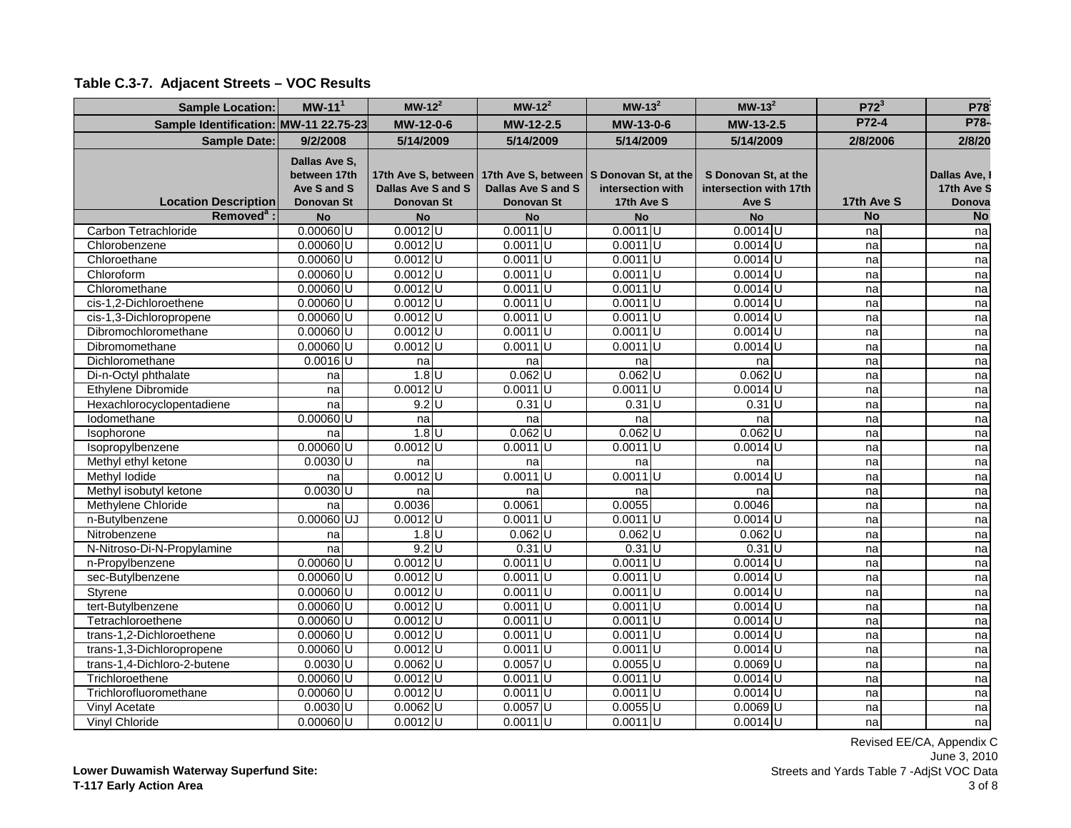**Table C.3-7. Adjacent Streets – VOC Results**

| Sample Location: | MW-11[1] | | MW-12[2] | | MW-12[2] | | MW-13[2] | | MW-13[2] | | P72[3] | | P78 |
|---|---|---|---|---|---|---|---|---|---|---|---|---|---|
| Sample Identification: | MW-11 22.75-23 | | MW-12-0-6 | | MW-12-2.5 | | MW-13-0-6 | | MW-13-2.5 | | P72-4 | | P78- |
| Sample Date: | 9/2/2008 | | 5/14/2009 | | 5/14/2009 | | 5/14/2009 | | 5/14/2009 | | 2/8/2006 | | 2/8/20 |
| Location Description | Dallas Ave S, between 17th Ave S and S Donovan St | | 17th Ave S, between Dallas Ave S and S Donovan St | | 17th Ave S, between Dallas Ave S and S Donovan St | | S Donovan St, at the intersection with 17th Ave S | | S Donovan St, at the intersection with 17th Ave S | | 17th Ave S | | Dallas Ave, 17th Ave S Donova |
| Removed[a] : | No | | No | | No | | No | | No | | No | | No |
| Carbon Tetrachloride | 0.00060 | U | 0.0012 | U | 0.0011 | U | 0.0011 | U | 0.0014 | U | na | | na |
| Chlorobenzene | 0.00060 | U | 0.0012 | U | 0.0011 | U | 0.0011 | U | 0.0014 | U | na | | na |
| Chloroethane | 0.00060 | U | 0.0012 | U | 0.0011 | U | 0.0011 | U | 0.0014 | U | na | | na |
| Chloroform | 0.00060 | U | 0.0012 | U | 0.0011 | U | 0.0011 | U | 0.0014 | U | na | | na |
| Chloromethane | 0.00060 | U | 0.0012 | U | 0.0011 | U | 0.0011 | U | 0.0014 | U | na | | na |
| cis-1,2-Dichloroethene | 0.00060 | U | 0.0012 | U | 0.0011 | U | 0.0011 | U | 0.0014 | U | na | | na |
| cis-1,3-Dichloropropene | 0.00060 | U | 0.0012 | U | 0.0011 | U | 0.0011 | U | 0.0014 | U | na | | na |
| Dibromochloromethane | 0.00060 | U | 0.0012 | U | 0.0011 | U | 0.0011 | U | 0.0014 | U | na | | na |
| Dibromomethane | 0.00060 | U | 0.0012 | U | 0.0011 | U | 0.0011 | U | 0.0014 | U | na | | na |
| Dichloromethane | 0.0016 | U | na | | na | | na | | na | | na | | na |
| Di-n-Octyl phthalate | na | | 1.8 | U | 0.062 | U | 0.062 | U | 0.062 | U | na | | na |
| Ethylene Dibromide | na | | 0.0012 | U | 0.0011 | U | 0.0011 | U | 0.0014 | U | na | | na |
| Hexachlorocyclopentadiene | na | | 9.2 | U | 0.31 | U | 0.31 | U | 0.31 | U | na | | na |
| Iodomethane | 0.00060 | U | na | | na | | na | | na | | na | | na |
| Isophorone | na | | 1.8 | U | 0.062 | U | 0.062 | U | 0.062 | U | na | | na |
| Isopropylbenzene | 0.00060 | U | 0.0012 | U | 0.0011 | U | 0.0011 | U | 0.0014 | U | na | | na |
| Methyl ethyl ketone | 0.0030 | U | na | | na | | na | | na | | na | | na |
| Methyl Iodide | na | | 0.0012 | U | 0.0011 | U | 0.0011 | U | 0.0014 | U | na | | na |
| Methyl isobutyl ketone | 0.0030 | U | na | | na | | na | | na | | na | | na |
| Methylene Chloride | na | | 0.0036 | | 0.0061 | | 0.0055 | | 0.0046 | | na | | na |
| n-Butylbenzene | 0.00060 | UJ | 0.0012 | U | 0.0011 | U | 0.0011 | U | 0.0014 | U | na | | na |
| Nitrobenzene | na | | 1.8 | U | 0.062 | U | 0.062 | U | 0.062 | U | na | | na |
| N-Nitroso-Di-N-Propylamine | na | | 9.2 | U | 0.31 | U | 0.31 | U | 0.31 | U | na | | na |
| n-Propylbenzene | 0.00060 | U | 0.0012 | U | 0.0011 | U | 0.0011 | U | 0.0014 | U | na | | na |
| sec-Butylbenzene | 0.00060 | U | 0.0012 | U | 0.0011 | U | 0.0011 | U | 0.0014 | U | na | | na |
| Styrene | 0.00060 | U | 0.0012 | U | 0.0011 | U | 0.0011 | U | 0.0014 | U | na | | na |
| tert-Butylbenzene | 0.00060 | U | 0.0012 | U | 0.0011 | U | 0.0011 | U | 0.0014 | U | na | | na |
| Tetrachloroethene | 0.00060 | U | 0.0012 | U | 0.0011 | U | 0.0011 | U | 0.0014 | U | na | | na |
| trans-1,2-Dichloroethene | 0.00060 | U | 0.0012 | U | 0.0011 | U | 0.0011 | U | 0.0014 | U | na | | na |
| trans-1,3-Dichloropropene | 0.00060 | U | 0.0012 | U | 0.0011 | U | 0.0011 | U | 0.0014 | U | na | | na |
| trans-1,4-Dichloro-2-butene | 0.0030 | U | 0.0062 | U | 0.0057 | U | 0.0055 | U | 0.0069 | U | na | | na |
| Trichloroethene | 0.00060 | U | 0.0012 | U | 0.0011 | U | 0.0011 | U | 0.0014 | U | na | | na |
| Trichlorofluoromethane | 0.00060 | U | 0.0012 | U | 0.0011 | U | 0.0011 | U | 0.0014 | U | na | | na |
| Vinyl Acetate | 0.0030 | U | 0.0062 | U | 0.0057 | U | 0.0055 | U | 0.0069 | U | na | | na |
| Vinyl Chloride | 0.00060 | U | 0.0012 | U | 0.0011 | U | 0.0011 | U | 0.0014 | U | na | | na |

Revised EE/CA, Appendix C
June 3, 2010
Streets and Yards Table 7 -AdjSt VOC Data

**Lower Duwamish Waterway Superfund Site:**
**T-117 Early Action Area**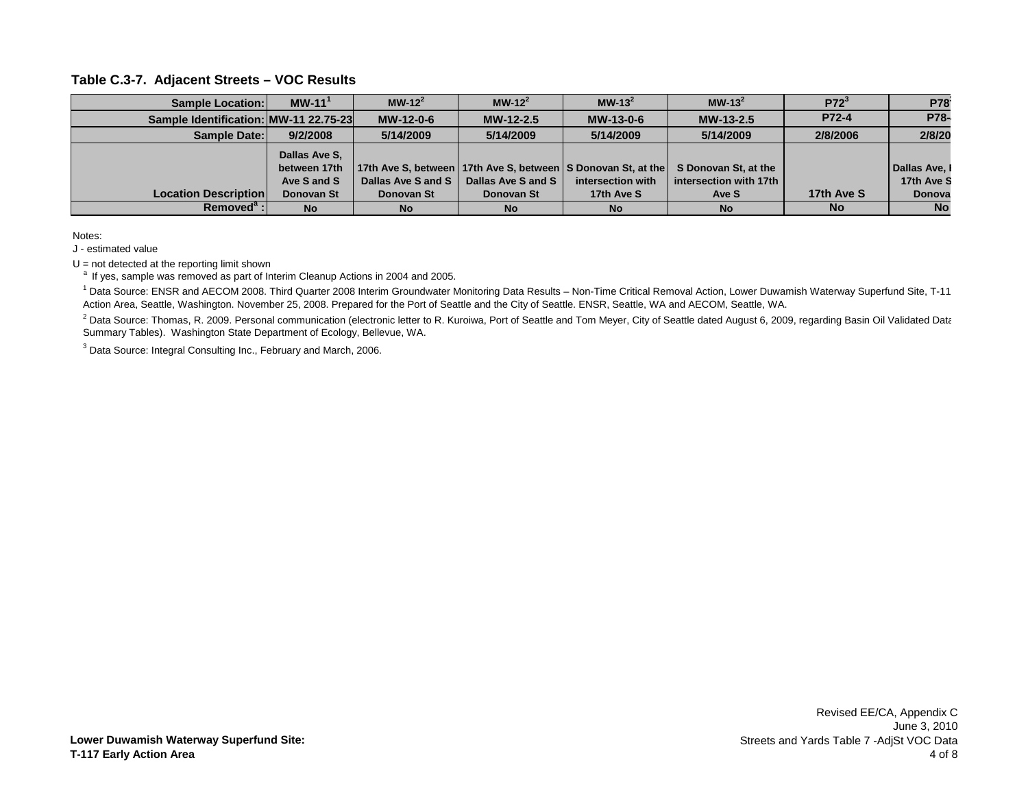**Table C.3-7. Adjacent Streets – VOC Results**

| Sample Location: | MW-11[1] | MW-12[2] | MW-12[2] | MW-13[2] | MW-13[2] | P72[3] | P78 |
|---|---|---|---|---|---|---|---|
| Sample Identification: | MW-11 22.75-23 | MW-12-0-6 | MW-12-2.5 | MW-13-0-6 | MW-13-2.5 | P72-4 | P78- |
| Sample Date: | 9/2/2008 | 5/14/2009 | 5/14/2009 | 5/14/2009 | 5/14/2009 | 2/8/2006 | 2/8/20 |
| Location Description | Dallas Ave S, between 17th Ave S and S Donovan St | 17th Ave S, between Dallas Ave S and S Donovan St | 17th Ave S, between Dallas Ave S and S Donovan St | S Donovan St, at the intersection with 17th Ave S | S Donovan St, at the intersection with 17th Ave S | 17th Ave S | Dallas Ave, 17th Ave S Donova |
| Removed[a] : | No | No | No | No | No | No | No |

Notes:

J - estimated value

U = not detected at the reporting limit shown

[a] If yes, sample was removed as part of Interim Cleanup Actions in 2004 and 2005.

[1] Data Source: ENSR and AECOM 2008. Third Quarter 2008 Interim Groundwater Monitoring Data Results – Non-Time Critical Removal Action, Lower Duwamish Waterway Superfund Site, T-11 Action Area, Seattle, Washington. November 25, 2008. Prepared for the Port of Seattle and the City of Seattle. ENSR, Seattle, WA and AECOM, Seattle, WA.

[2] Data Source: Thomas, R. 2009. Personal communication (electronic letter to R. Kuroiwa, Port of Seattle and Tom Meyer, City of Seattle dated August 6, 2009, regarding Basin Oil Validated Data Summary Tables). Washington State Department of Ecology, Bellevue, WA.

[3] Data Source: Integral Consulting Inc., February and March, 2006.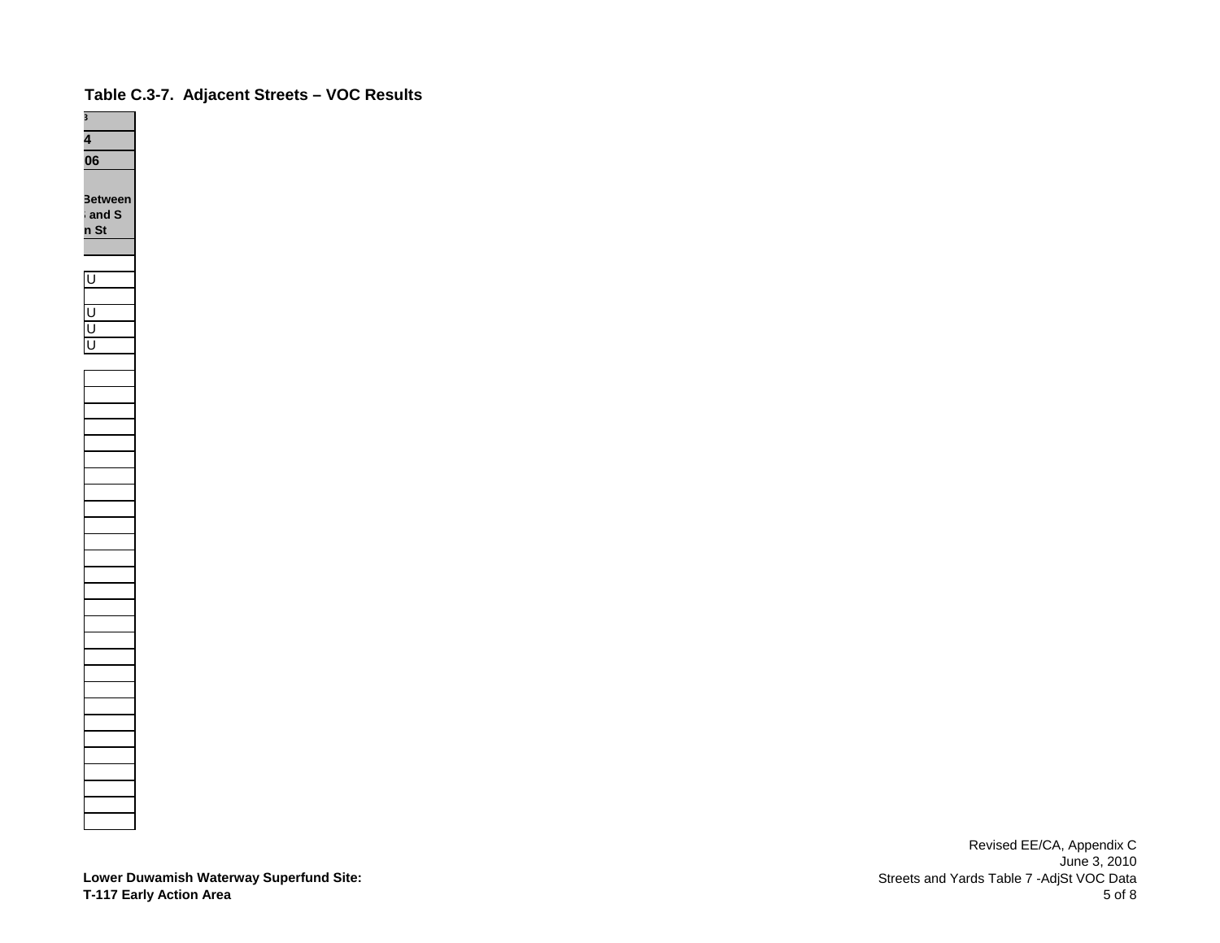Table C.3-7. Adjacent Streets – VOC Results

| 3 |
|---|
| 4 |
| 06 |
| Between and S n St |
| |
| |
| U |
| |
| U |
| U |
| U |
| |
| |
| |
| |
| |
| |
| |
| |
| |
| |
| |
| |
| |
| |
| |
| |
| |
| |
| |
| |
| |
| |
| |
| |
| |
| |
| |
| |

Lower Duwamish Waterway Superfund Site:
T-117 Early Action Area

Revised EE/CA, Appendix C
June 3, 2010
Streets and Yards Table 7 -AdjSt VOC Data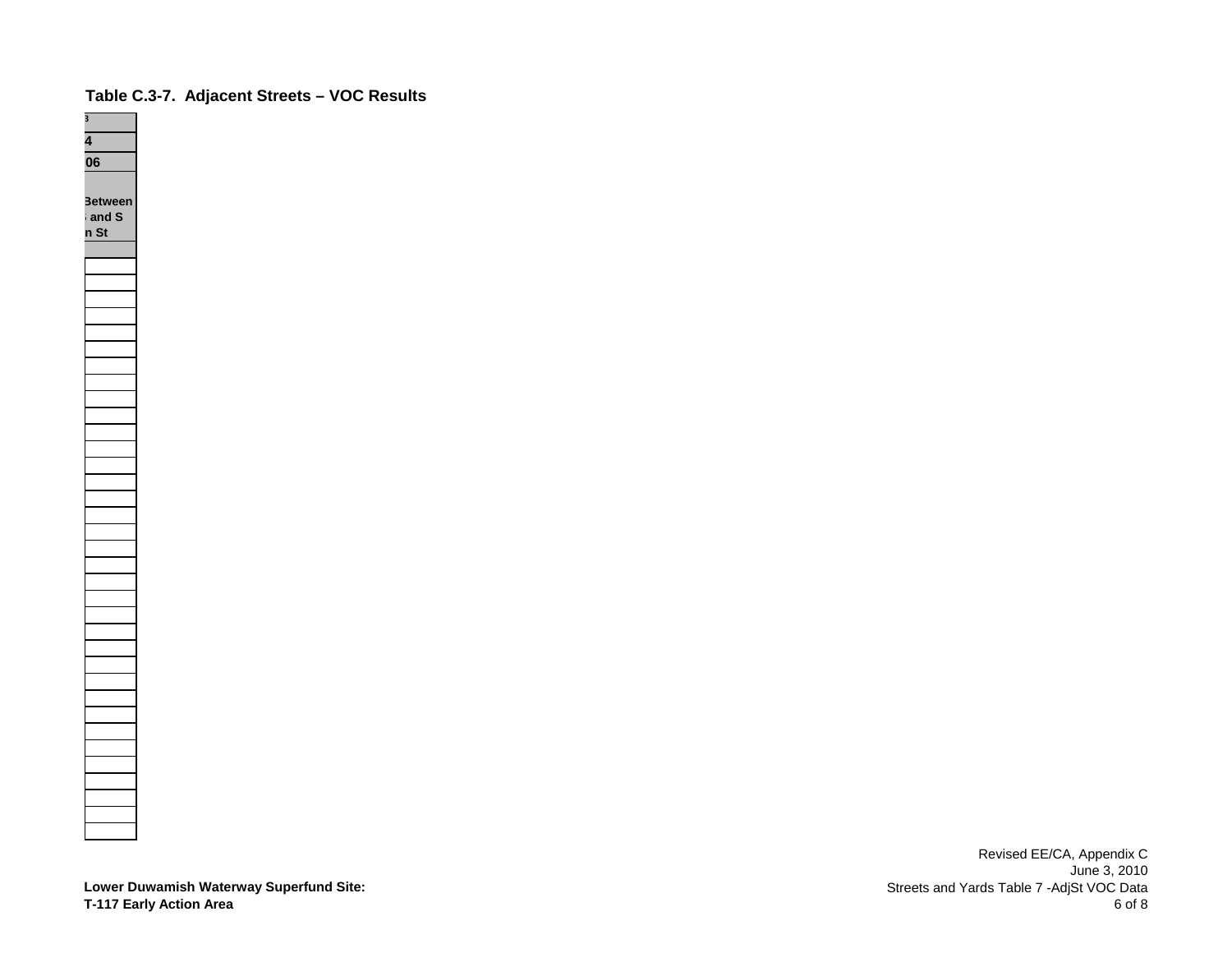Table C.3-7. Adjacent Streets – VOC Results

| 3 |
|---|
| 4 |
| 06 |
| Between and S n St |
| |
| |
| |
| |
| |
| |
| |
| |
| |
| |
| |
| |
| |
| |
| |
| |
| |
| |
| |
| |
| |
| |
| |
| |
| |
| |
| |
| |
| |
| |
| |
| |
| |
| |

Lower Duwamish Waterway Superfund Site:
T-117 Early Action Area

Revised EE/CA, Appendix C
June 3, 2010
Streets and Yards Table 7 -AdjSt VOC Data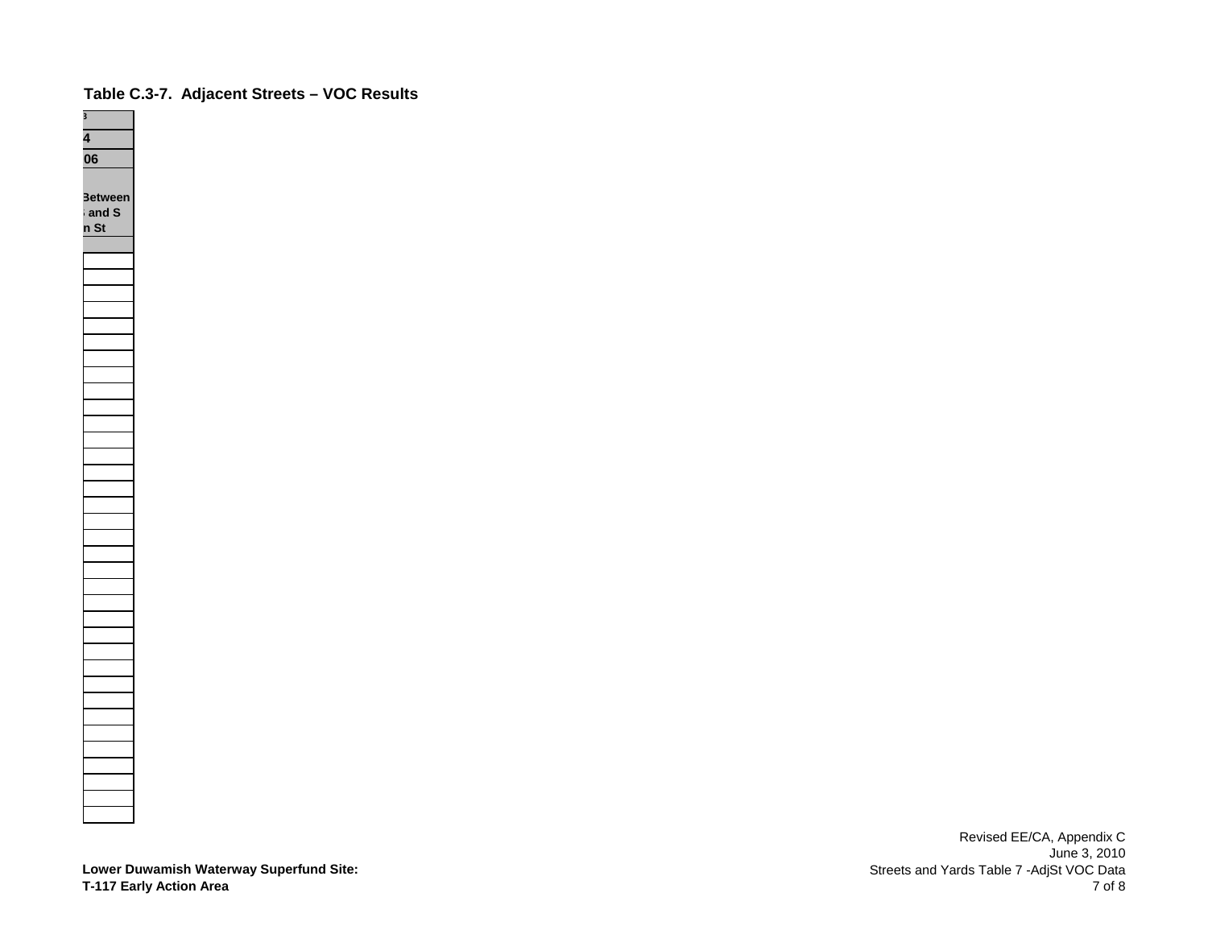**Table C.3-7. Adjacent Streets – VOC Results**

| 3 |
|---|
| 4 |
| 06 |
| Between and S n St |
| |
| |
| |
| |
| |
| |
| |
| |
| |
| |
| |
| |
| |
| |
| |
| |
| |
| |
| |
| |
| |
| |
| |
| |
| |
| |
| |
| |
| |
| |
| |
| |
| |
| |
| |
| |

Lower Duwamish Waterway Superfund Site:
T-117 Early Action Area

Revised EE/CA, Appendix C
June 3, 2010
Streets and Yards Table 7 -AdjSt VOC Data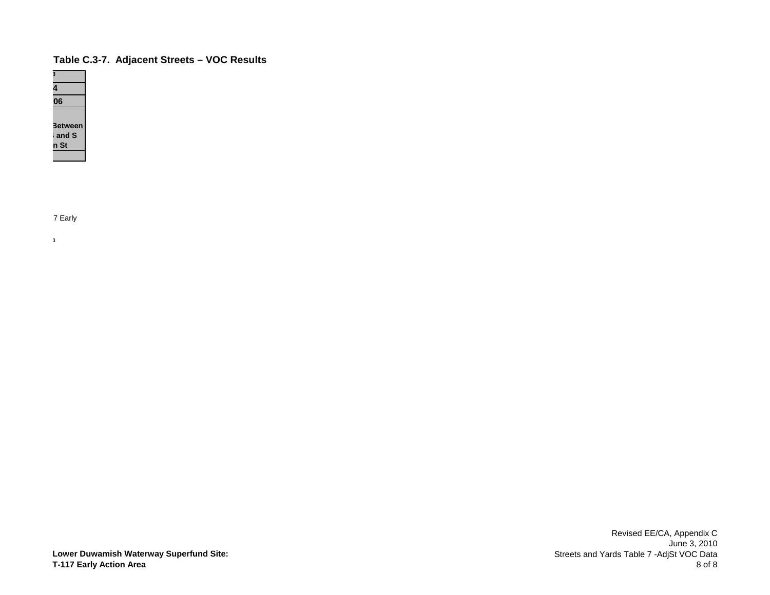### Table C.3-7. Adjacent Streets – VOC Results

| ɜ |
|---|
| 4 |
| 06 |
| Between ; and S n St |
| |

7 Early

ɿ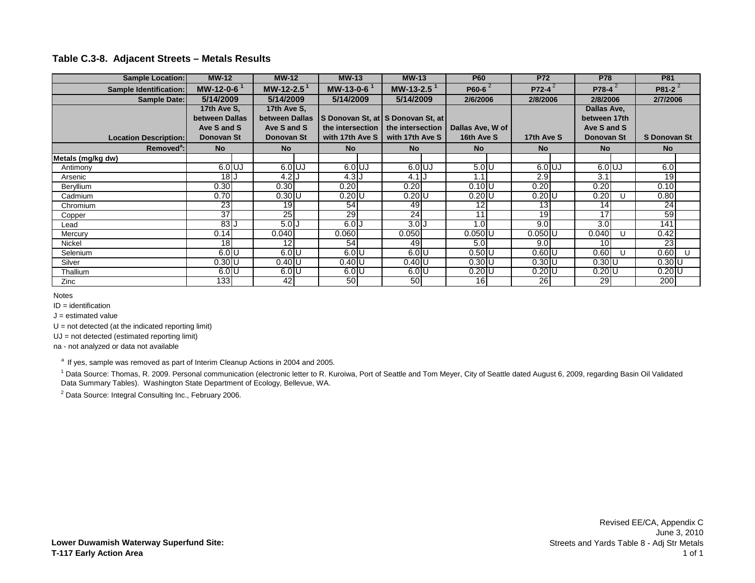## Table C.3-8. Adjacent Streets – Metals Results

| Sample Location: | MW-12 | | MW-12 | | MW-13 | | MW-13 | | P60 | | P72 | | P78 | | P81 | |
|---|---|---|---|---|---|---|---|---|---|---|---|---|---|---|---|---|
| Sample Identification: | MW-12-0-6 [1] | | MW-12-2.5 [1] | | MW-13-0-6 [1] | | MW-13-2.5 [1] | | P60-6 [2] | | P72-4 [2] | | P78-4 [2] | | P81-2 [2] | |
| Sample Date: | 5/14/2009 | | 5/14/2009 | | 5/14/2009 | | 5/14/2009 | | 2/6/2006 | | 2/8/2006 | | 2/8/2006 | | 2/7/2006 | |
| Location Description: | 17th Ave S, between Dallas Ave S and S Donovan St | | 17th Ave S, between Dallas Ave S and S Donovan St | | S Donovan St, at the intersection with 17th Ave S | | S Donovan St, at the intersection with 17th Ave S | | Dallas Ave, W of 16th Ave S | | 17th Ave S | | Dallas Ave, between 17th Ave S and S Donovan St | | S Donovan St | |
| Removed[a]: | No | | No | | No | | No | | No | | No | | No | | No | |
| **Metals (mg/kg dw)** | | | | | | | | | | | | | | | | |
| Antimony | 6.0 | UJ | 6.0 | UJ | 6.0 | UJ | 6.0 | UJ | 5.0 | U | 6.0 | UJ | 6.0 | UJ | 6.0 | |
| Arsenic | 18 | J | 4.2 | J | 4.3 | J | 4.1 | J | 1.1 | | 2.9 | | 3.1 | | 19 | |
| Beryllium | 0.30 | | 0.30 | | 0.20 | | 0.20 | | 0.10 | U | 0.20 | | 0.20 | | 0.10 | |
| Cadmium | 0.70 | | 0.30 | U | 0.20 | U | 0.20 | U | 0.20 | U | 0.20 | U | 0.20 | U | 0.80 | |
| Chromium | 23 | | 19 | | 54 | | 49 | | 12 | | 13 | | 14 | | 24 | |
| Copper | 37 | | 25 | | 29 | | 24 | | 11 | | 19 | | 17 | | 59 | |
| Lead | 83 | J | 5.0 | J | 6.0 | J | 3.0 | J | 1.0 | | 9.0 | | 3.0 | | 141 | |
| Mercury | 0.14 | | 0.040 | | 0.060 | | 0.050 | | 0.050 | U | 0.050 | U | 0.040 | U | 0.42 | |
| Nickel | 18 | | 12 | | 54 | | 49 | | 5.0 | | 9.0 | | 10 | | 23 | |
| Selenium | 6.0 | U | 6.0 | U | 6.0 | U | 6.0 | U | 0.50 | U | 0.60 | U | 0.60 | U | 0.60 | U |
| Silver | 0.30 | U | 0.40 | U | 0.40 | U | 0.40 | U | 0.30 | U | 0.30 | U | 0.30 | U | 0.30 | U |
| Thallium | 6.0 | U | 6.0 | U | 6.0 | U | 6.0 | U | 0.20 | U | 0.20 | U | 0.20 | U | 0.20 | U |
| Zinc | 133 | | 42 | | 50 | | 50 | | 16 | | 26 | | 29 | | 200 | |

Notes

ID = identification

J = estimated value

U = not detected (at the indicated reporting limit)

UJ = not detected (estimated reporting limit)

na - not analyzed or data not available

[a] If yes, sample was removed as part of Interim Cleanup Actions in 2004 and 2005.

[1] Data Source: Thomas, R. 2009. Personal communication (electronic letter to R. Kuroiwa, Port of Seattle and Tom Meyer, City of Seattle dated August 6, 2009, regarding Basin Oil Validated Data Summary Tables). Washington State Department of Ecology, Bellevue, WA.

[2] Data Source: Integral Consulting Inc., February 2006.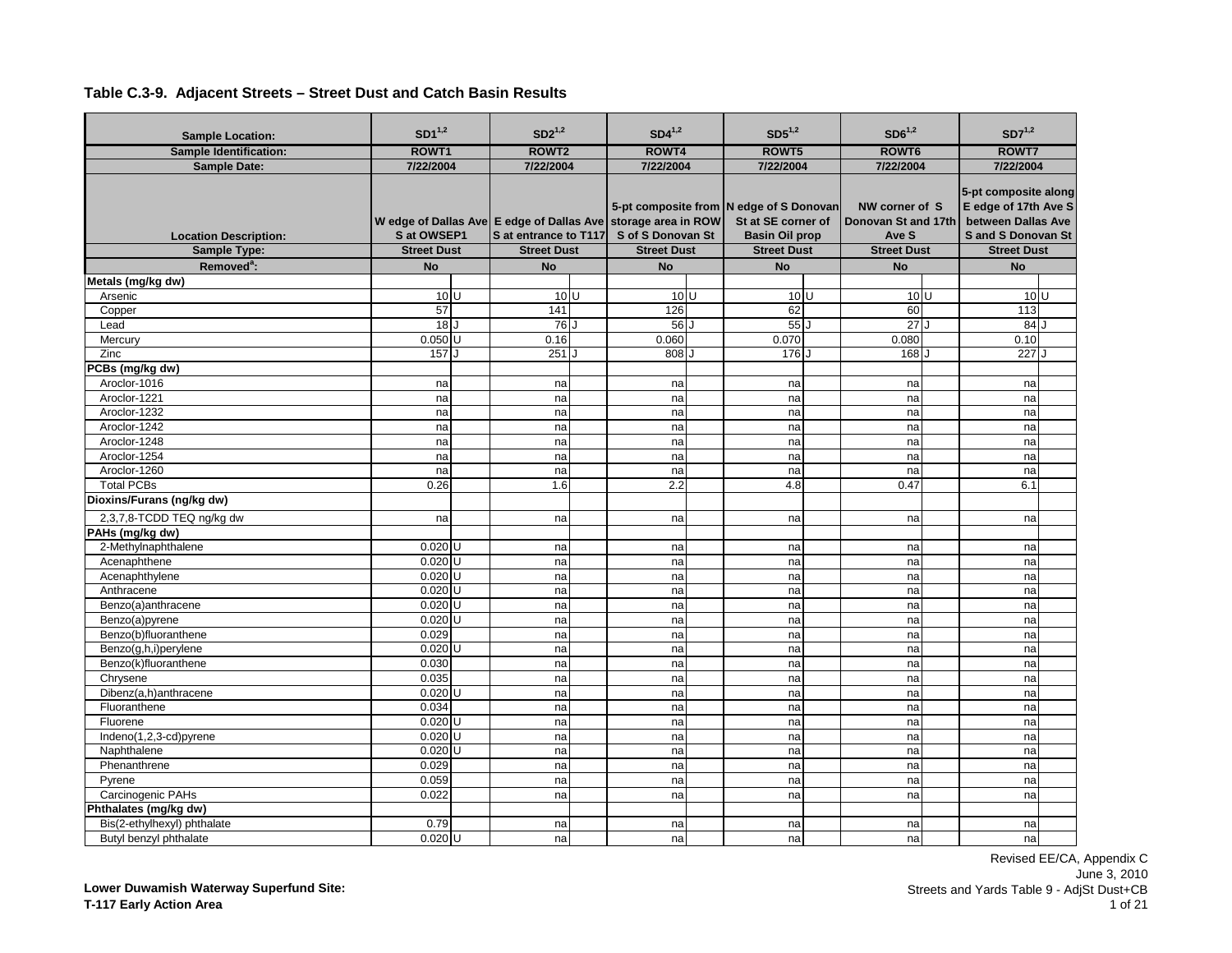## Table C.3-9. Adjacent Streets – Street Dust and Catch Basin Results

| Sample Location: | SD1[1,2] | | SD2[1,2] | | SD4[1,2] | | SD5[1,2] | | SD6[1,2] | | SD7[1,2] | |
|---|---|---|---|---|---|---|---|---|---|---|---|---|
| Sample Identification: | ROWT1 | | ROWT2 | | ROWT4 | | ROWT5 | | ROWT6 | | ROWT7 | |
| Sample Date: | 7/22/2004 | | 7/22/2004 | | 7/22/2004 | | 7/22/2004 | | 7/22/2004 | | 7/22/2004 | |
| Location Description: | W edge of Dallas Ave S at OWSEP1 | | E edge of Dallas Ave S at entrance to T117 | | 5-pt composite from storage area in ROW S of S Donovan St | | N edge of S Donovan St at SE corner of Basin Oil prop | | NW corner of S Donovan St and 17th Ave S | | 5-pt composite along E edge of 17th Ave S between Dallas Ave S and S Donovan St | |
| Sample Type: | Street Dust | | Street Dust | | Street Dust | | Street Dust | | Street Dust | | Street Dust | |
| Removed[a]: | No | | No | | No | | No | | No | | No | |
| **Metals (mg/kg dw)** | | | | | | | | | | | | |
| Arsenic | 10 | U | 10 | U | 10 | U | 10 | U | 10 | U | 10 | U |
| Copper | 57 | | 141 | | 126 | | 62 | | 60 | | 113 | |
| Lead | 18 | J | 76 | J | 56 | J | 55 | J | 27 | J | 84 | J |
| Mercury | 0.050 | U | 0.16 | | 0.060 | | 0.070 | | 0.080 | | 0.10 | |
| Zinc | 157 | J | 251 | J | 808 | J | 176 | J | 168 | J | 227 | J |
| **PCBs (mg/kg dw)** | | | | | | | | | | | | |
| Aroclor-1016 | na | | na | | na | | na | | na | | na | |
| Aroclor-1221 | na | | na | | na | | na | | na | | na | |
| Aroclor-1232 | na | | na | | na | | na | | na | | na | |
| Aroclor-1242 | na | | na | | na | | na | | na | | na | |
| Aroclor-1248 | na | | na | | na | | na | | na | | na | |
| Aroclor-1254 | na | | na | | na | | na | | na | | na | |
| Aroclor-1260 | na | | na | | na | | na | | na | | na | |
| Total PCBs | 0.26 | | 1.6 | | 2.2 | | 4.8 | | 0.47 | | 6.1 | |
| **Dioxins/Furans (ng/kg dw)** | | | | | | | | | | | | |
| 2,3,7,8-TCDD TEQ ng/kg dw | na | | na | | na | | na | | na | | na | |
| **PAHs (mg/kg dw)** | | | | | | | | | | | | |
| 2-Methylnaphthalene | 0.020 | U | na | | na | | na | | na | | na | |
| Acenaphthene | 0.020 | U | na | | na | | na | | na | | na | |
| Acenaphthylene | 0.020 | U | na | | na | | na | | na | | na | |
| Anthracene | 0.020 | U | na | | na | | na | | na | | na | |
| Benzo(a)anthracene | 0.020 | U | na | | na | | na | | na | | na | |
| Benzo(a)pyrene | 0.020 | U | na | | na | | na | | na | | na | |
| Benzo(b)fluoranthene | 0.029 | | na | | na | | na | | na | | na | |
| Benzo(g,h,i)perylene | 0.020 | U | na | | na | | na | | na | | na | |
| Benzo(k)fluoranthene | 0.030 | | na | | na | | na | | na | | na | |
| Chrysene | 0.035 | | na | | na | | na | | na | | na | |
| Dibenz(a,h)anthracene | 0.020 | U | na | | na | | na | | na | | na | |
| Fluoranthene | 0.034 | | na | | na | | na | | na | | na | |
| Fluorene | 0.020 | U | na | | na | | na | | na | | na | |
| Indeno(1,2,3-cd)pyrene | 0.020 | U | na | | na | | na | | na | | na | |
| Naphthalene | 0.020 | U | na | | na | | na | | na | | na | |
| Phenanthrene | 0.029 | | na | | na | | na | | na | | na | |
| Pyrene | 0.059 | | na | | na | | na | | na | | na | |
| Carcinogenic PAHs | 0.022 | | na | | na | | na | | na | | na | |
| **Phthalates (mg/kg dw)** | | | | | | | | | | | | |
| Bis(2-ethylhexyl) phthalate | 0.79 | | na | | na | | na | | na | | na | |
| Butyl benzyl phthalate | 0.020 | U | na | | na | | na | | na | | na | |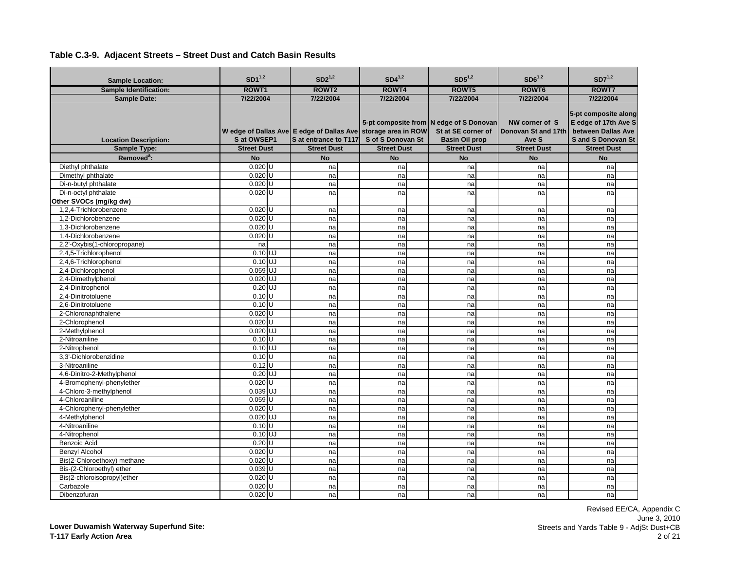## Table C.3-9. Adjacent Streets – Street Dust and Catch Basin Results

| Sample Location: | SD1[1,2] | | SD2[1,2] | | SD4[1,2] | | SD5[1,2] | | SD6[1,2] | | SD7[1,2] | |
|---|---|---|---|---|---|---|---|---|---|---|---|---|
| Sample Identification: | ROWT1 | | ROWT2 | | ROWT4 | | ROWT5 | | ROWT6 | | ROWT7 | |
| Sample Date: | 7/22/2004 | | 7/22/2004 | | 7/22/2004 | | 7/22/2004 | | 7/22/2004 | | 7/22/2004 | |
| Location Description: | W edge of Dallas Ave S at OWSEP1 | | E edge of Dallas Ave S at entrance to T117 | | 5-pt composite from storage area in ROW S of S Donovan St | | N edge of S Donovan St at SE corner of Basin Oil prop | | NW corner of S Donovan St and 17th Ave S | | 5-pt composite along E edge of 17th Ave S between Dallas Ave S and S Donovan St | |
| Sample Type: | Street Dust | | Street Dust | | Street Dust | | Street Dust | | Street Dust | | Street Dust | |
| Removed[a]: | No | | No | | No | | No | | No | | No | |
| Diethyl phthalate | 0.020 | U | na | | na | | na | | na | | na | |
| Dimethyl phthalate | 0.020 | U | na | | na | | na | | na | | na | |
| Di-n-butyl phthalate | 0.020 | U | na | | na | | na | | na | | na | |
| Di-n-octyl phthalate | 0.020 | U | na | | na | | na | | na | | na | |
| **Other SVOCs (mg/kg dw)** | | | | | | | | | | | | |
| 1,2,4-Trichlorobenzene | 0.020 | U | na | | na | | na | | na | | na | |
| 1,2-Dichlorobenzene | 0.020 | U | na | | na | | na | | na | | na | |
| 1,3-Dichlorobenzene | 0.020 | U | na | | na | | na | | na | | na | |
| 1,4-Dichlorobenzene | 0.020 | U | na | | na | | na | | na | | na | |
| 2,2'-Oxybis(1-chloropropane) | na | | na | | na | | na | | na | | na | |
| 2,4,5-Trichlorophenol | 0.10 | UJ | na | | na | | na | | na | | na | |
| 2,4,6-Trichlorophenol | 0.10 | UJ | na | | na | | na | | na | | na | |
| 2,4-Dichlorophenol | 0.059 | UJ | na | | na | | na | | na | | na | |
| 2,4-Dimethylphenol | 0.020 | UJ | na | | na | | na | | na | | na | |
| 2,4-Dinitrophenol | 0.20 | UJ | na | | na | | na | | na | | na | |
| 2,4-Dinitrotoluene | 0.10 | U | na | | na | | na | | na | | na | |
| 2,6-Dinitrotoluene | 0.10 | U | na | | na | | na | | na | | na | |
| 2-Chloronaphthalene | 0.020 | U | na | | na | | na | | na | | na | |
| 2-Chlorophenol | 0.020 | U | na | | na | | na | | na | | na | |
| 2-Methylphenol | 0.020 | UJ | na | | na | | na | | na | | na | |
| 2-Nitroaniline | 0.10 | U | na | | na | | na | | na | | na | |
| 2-Nitrophenol | 0.10 | UJ | na | | na | | na | | na | | na | |
| 3,3'-Dichlorobenzidine | 0.10 | U | na | | na | | na | | na | | na | |
| 3-Nitroaniline | 0.12 | U | na | | na | | na | | na | | na | |
| 4,6-Dinitro-2-Methylphenol | 0.20 | UJ | na | | na | | na | | na | | na | |
| 4-Bromophenyl-phenylether | 0.020 | U | na | | na | | na | | na | | na | |
| 4-Chloro-3-methylphenol | 0.039 | UJ | na | | na | | na | | na | | na | |
| 4-Chloroaniline | 0.059 | U | na | | na | | na | | na | | na | |
| 4-Chlorophenyl-phenylether | 0.020 | U | na | | na | | na | | na | | na | |
| 4-Methylphenol | 0.020 | UJ | na | | na | | na | | na | | na | |
| 4-Nitroaniline | 0.10 | U | na | | na | | na | | na | | na | |
| 4-Nitrophenol | 0.10 | UJ | na | | na | | na | | na | | na | |
| Benzoic Acid | 0.20 | U | na | | na | | na | | na | | na | |
| Benzyl Alcohol | 0.020 | U | na | | na | | na | | na | | na | |
| Bis(2-Chloroethoxy) methane | 0.020 | U | na | | na | | na | | na | | na | |
| Bis(2-Chloroethyl) ether | 0.039 | U | na | | na | | na | | na | | na | |
| Bis(2-chloroisopropyl)ether | 0.020 | U | na | | na | | na | | na | | na | |
| Carbazole | 0.020 | U | na | | na | | na | | na | | na | |
| Dibenzofuran | 0.020 | U | na | | na | | na | | na | | na | |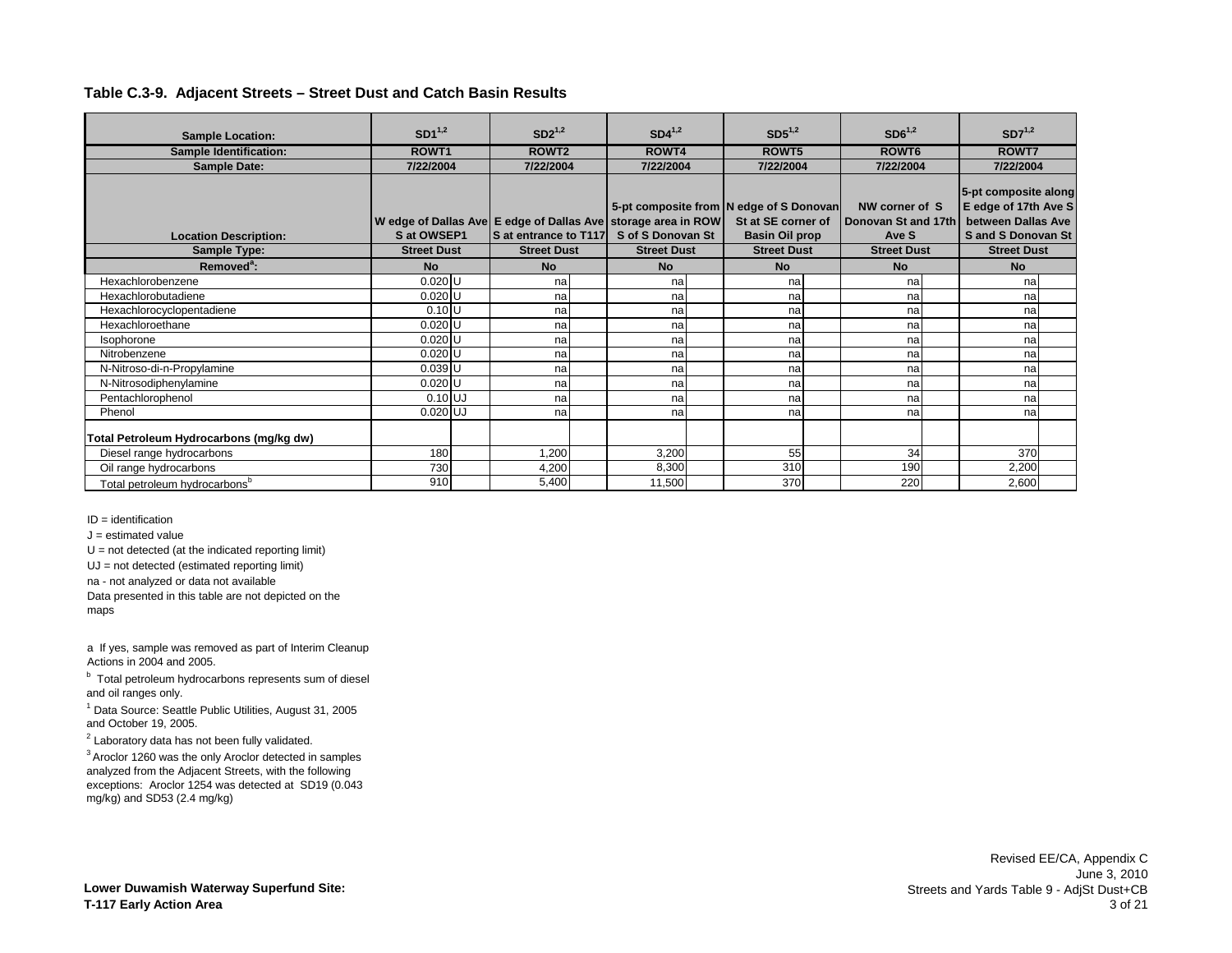## Table C.3-9. Adjacent Streets – Street Dust and Catch Basin Results

| Sample Location: | SD1[1,2] | | SD2[1,2] | | SD4[1,2] | | SD5[1,2] | | SD6[1,2] | | SD7[1,2] | |
|---|---|---|---|---|---|---|---|---|---|---|---|---|
| Sample Identification: | ROWT1 | | ROWT2 | | ROWT4 | | ROWT5 | | ROWT6 | | ROWT7 | |
| Sample Date: | 7/22/2004 | | 7/22/2004 | | 7/22/2004 | | 7/22/2004 | | 7/22/2004 | | 7/22/2004 | |
| Location Description: | W edge of Dallas Ave S at OWSEP1 | | E edge of Dallas Ave S at entrance to T117 | | 5-pt composite from storage area in ROW S of S Donovan St | | N edge of S Donovan St at SE corner of Basin Oil prop | | NW corner of S Donovan St and 17th Ave S | | 5-pt composite along E edge of 17th Ave S between Dallas Ave S and S Donovan St | |
| Sample Type: | Street Dust | | Street Dust | | Street Dust | | Street Dust | | Street Dust | | Street Dust | |
| Removed[a]: | No | | No | | No | | No | | No | | No | |
| Hexachlorobenzene | 0.020 | U | na | | na | | na | | na | | na | |
| Hexachlorobutadiene | 0.020 | U | na | | na | | na | | na | | na | |
| Hexachlorocyclopentadiene | 0.10 | U | na | | na | | na | | na | | na | |
| Hexachloroethane | 0.020 | U | na | | na | | na | | na | | na | |
| Isophorone | 0.020 | U | na | | na | | na | | na | | na | |
| Nitrobenzene | 0.020 | U | na | | na | | na | | na | | na | |
| N-Nitroso-di-n-Propylamine | 0.039 | U | na | | na | | na | | na | | na | |
| N-Nitrosodiphenylamine | 0.020 | U | na | | na | | na | | na | | na | |
| Pentachlorophenol | 0.10 | UJ | na | | na | | na | | na | | na | |
| Phenol | 0.020 | UJ | na | | na | | na | | na | | na | |
| **Total Petroleum Hydrocarbons (mg/kg dw)** | | | | | | | | | | | | |
| Diesel range hydrocarbons | 180 | | 1,200 | | 3,200 | | 55 | | 34 | | 370 | |
| Oil range hydrocarbons | 730 | | 4,200 | | 8,300 | | 310 | | 190 | | 2,200 | |
| Total petroleum hydrocarbons[b] | 910 | | 5,400 | | 11,500 | | 370 | | 220 | | 2,600 | |

ID = identification
J = estimated value
U = not detected (at the indicated reporting limit)
UJ = not detected (estimated reporting limit)
na - not analyzed or data not available
Data presented in this table are not depicted on the maps

a If yes, sample was removed as part of Interim Cleanup Actions in 2004 and 2005.
[b] Total petroleum hydrocarbons represents sum of diesel and oil ranges only.
[1] Data Source: Seattle Public Utilities, August 31, 2005 and October 19, 2005.
[2] Laboratory data has not been fully validated.
[3] Aroclor 1260 was the only Aroclor detected in samples analyzed from the Adjacent Streets, with the following exceptions: Aroclor 1254 was detected at SD19 (0.043 mg/kg) and SD53 (2.4 mg/kg)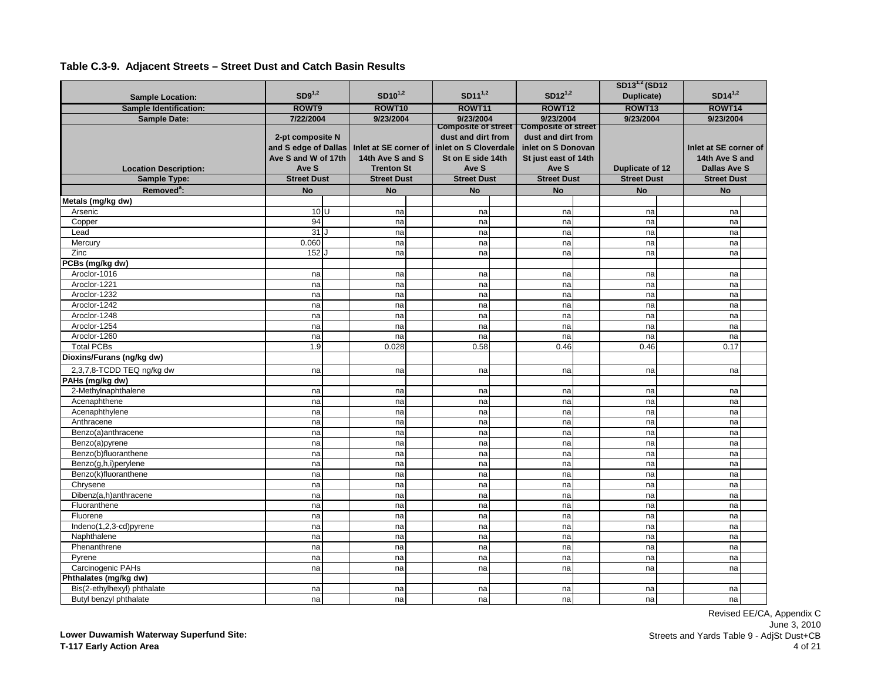## Table C.3-9. Adjacent Streets – Street Dust and Catch Basin Results

| Sample Location: | SD9[1,2] | | SD10[1,2] | | SD11[1,2] | | SD12[1,2] | | SD13[1,2] (SD12 Duplicate) | | SD14[1,2] | |
|---|---|---|---|---|---|---|---|---|---|---|---|---|
| Sample Identification: | ROWT9 | | ROWT10 | | ROWT11 | | ROWT12 | | ROWT13 | | ROWT14 | |
| Sample Date: | 7/22/2004 | | 9/23/2004 | | 9/23/2004 | | 9/23/2004 | | 9/23/2004 | | 9/23/2004 | |
| Location Description: | 2-pt composite N and S edge of Dallas Ave S and W of 17th Ave S | | Inlet at SE corner of 14th Ave S and S Trenton St | | Composite of street dust and dirt from inlet on S Cloverdale St on E side 14th Ave S | | Composite of street dust and dirt from inlet on S Donovan St just east of 14th Ave S | | Duplicate of 12 | | Inlet at SE corner of 14th Ave S and Dallas Ave S | |
| Sample Type: | Street Dust | | Street Dust | | Street Dust | | Street Dust | | Street Dust | | Street Dust | |
| Removed[a]: | No | | No | | No | | No | | No | | No | |
| **Metals (mg/kg dw)** | | | | | | | | | | | | |
| Arsenic | 10 | U | na | | na | | na | | na | | na | |
| Copper | 94 | | na | | na | | na | | na | | na | |
| Lead | 31 | J | na | | na | | na | | na | | na | |
| Mercury | 0.060 | | na | | na | | na | | na | | na | |
| Zinc | 152 | J | na | | na | | na | | na | | na | |
| **PCBs (mg/kg dw)** | | | | | | | | | | | | |
| Aroclor-1016 | na | | na | | na | | na | | na | | na | |
| Aroclor-1221 | na | | na | | na | | na | | na | | na | |
| Aroclor-1232 | na | | na | | na | | na | | na | | na | |
| Aroclor-1242 | na | | na | | na | | na | | na | | na | |
| Aroclor-1248 | na | | na | | na | | na | | na | | na | |
| Aroclor-1254 | na | | na | | na | | na | | na | | na | |
| Aroclor-1260 | na | | na | | na | | na | | na | | na | |
| Total PCBs | 1.9 | | 0.028 | | 0.58 | | 0.46 | | 0.46 | | 0.17 | |
| **Dioxins/Furans (ng/kg dw)** | | | | | | | | | | | | |
| 2,3,7,8-TCDD TEQ ng/kg dw | na | | na | | na | | na | | na | | na | |
| **PAHs (mg/kg dw)** | | | | | | | | | | | | |
| 2-Methylnaphthalene | na | | na | | na | | na | | na | | na | |
| Acenaphthene | na | | na | | na | | na | | na | | na | |
| Acenaphthylene | na | | na | | na | | na | | na | | na | |
| Anthracene | na | | na | | na | | na | | na | | na | |
| Benzo(a)anthracene | na | | na | | na | | na | | na | | na | |
| Benzo(a)pyrene | na | | na | | na | | na | | na | | na | |
| Benzo(b)fluoranthene | na | | na | | na | | na | | na | | na | |
| Benzo(g,h,i)perylene | na | | na | | na | | na | | na | | na | |
| Benzo(k)fluoranthene | na | | na | | na | | na | | na | | na | |
| Chrysene | na | | na | | na | | na | | na | | na | |
| Dibenz(a,h)anthracene | na | | na | | na | | na | | na | | na | |
| Fluoranthene | na | | na | | na | | na | | na | | na | |
| Fluorene | na | | na | | na | | na | | na | | na | |
| Indeno(1,2,3-cd)pyrene | na | | na | | na | | na | | na | | na | |
| Naphthalene | na | | na | | na | | na | | na | | na | |
| Phenanthrene | na | | na | | na | | na | | na | | na | |
| Pyrene | na | | na | | na | | na | | na | | na | |
| Carcinogenic PAHs | na | | na | | na | | na | | na | | na | |
| **Phthalates (mg/kg dw)** | | | | | | | | | | | | |
| Bis(2-ethylhexyl) phthalate | na | | na | | na | | na | | na | | na | |
| Butyl benzyl phthalate | na | | na | | na | | na | | na | | na | |

**Lower Duwamish Waterway Superfund Site:**
**T-117 Early Action Area**

Revised EE/CA, Appendix C
June 3, 2010
Streets and Yards Table 9 - AdjSt Dust+CB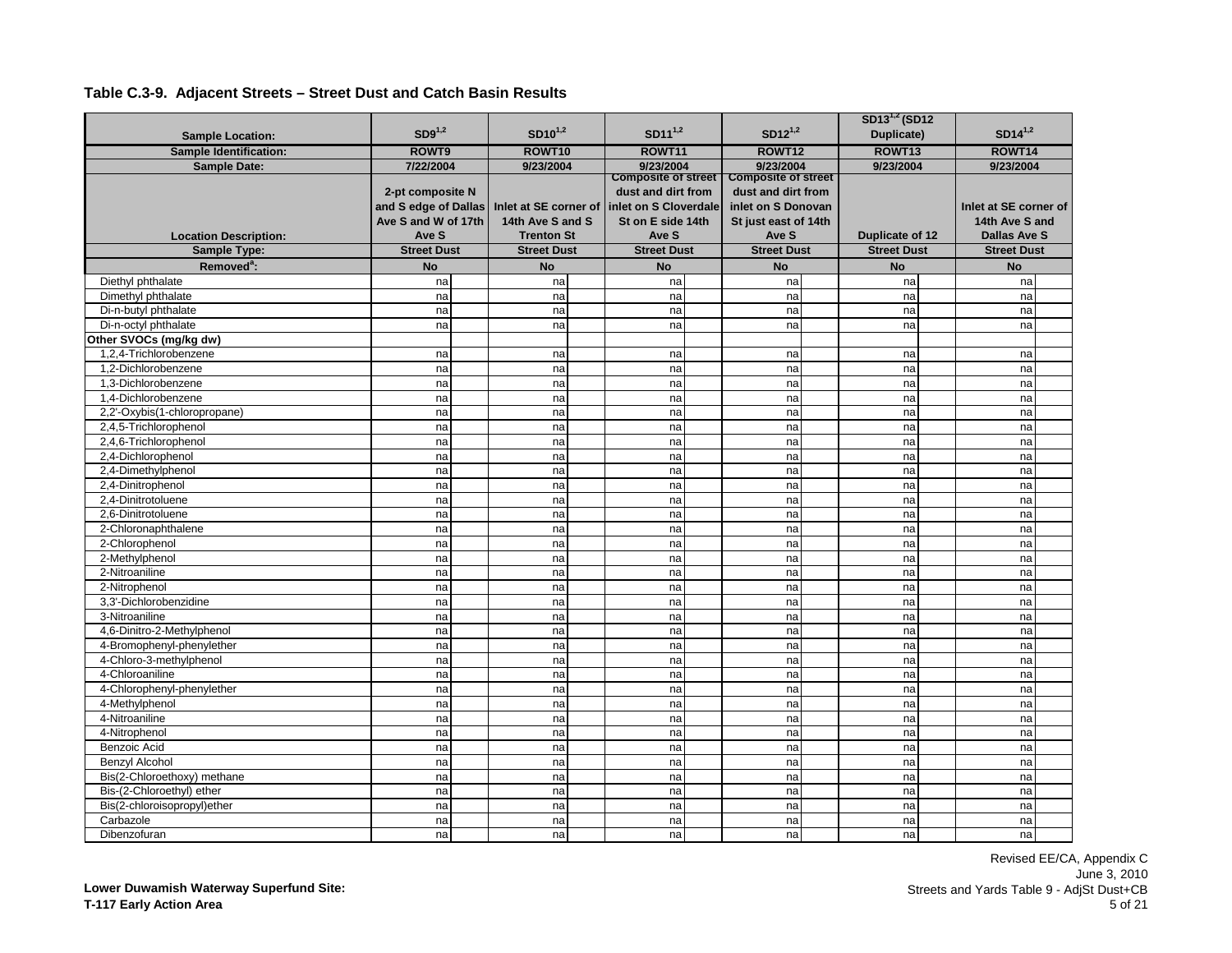**Table C.3-9. Adjacent Streets – Street Dust and Catch Basin Results**

| Sample Location: | SD9[1,2] | SD10[1,2] | SD11[1,2] | SD12[1,2] | SD13[1,2] (SD12 Duplicate) | SD14[1,2] |
|---|---|---|---|---|---|---|
| Sample Identification: | ROWT9 | ROWT10 | ROWT11 | ROWT12 | ROWT13 | ROWT14 |
| Sample Date: | 7/22/2004 | 9/23/2004 | 9/23/2004 | 9/23/2004 | 9/23/2004 | 9/23/2004 |
| Location Description: | 2-pt composite N and S edge of Dallas Ave S and W of 17th Ave S | Inlet at SE corner of 14th Ave S and S Trenton St | Composite of street dust and dirt from inlet on S Cloverdale St on E side 14th Ave S | Composite of street dust and dirt from inlet on S Donovan St just east of 14th Ave S | Duplicate of 12 | Inlet at SE corner of 14th Ave S and Dallas Ave S |
| Sample Type: | Street Dust | Street Dust | Street Dust | Street Dust | Street Dust | Street Dust |
| Removed[a]: | No | No | No | No | No | No |
| Diethyl phthalate | na | na | na | na | na | na |
| Dimethyl phthalate | na | na | na | na | na | na |
| Di-n-butyl phthalate | na | na | na | na | na | na |
| Di-n-octyl phthalate | na | na | na | na | na | na |
| **Other SVOCs (mg/kg dw)** | | | | | | |
| 1,2,4-Trichlorobenzene | na | na | na | na | na | na |
| 1,2-Dichlorobenzene | na | na | na | na | na | na |
| 1,3-Dichlorobenzene | na | na | na | na | na | na |
| 1,4-Dichlorobenzene | na | na | na | na | na | na |
| 2,2'-Oxybis(1-chloropropane) | na | na | na | na | na | na |
| 2,4,5-Trichlorophenol | na | na | na | na | na | na |
| 2,4,6-Trichlorophenol | na | na | na | na | na | na |
| 2,4-Dichlorophenol | na | na | na | na | na | na |
| 2,4-Dimethylphenol | na | na | na | na | na | na |
| 2,4-Dinitrophenol | na | na | na | na | na | na |
| 2,4-Dinitrotoluene | na | na | na | na | na | na |
| 2,6-Dinitrotoluene | na | na | na | na | na | na |
| 2-Chloronaphthalene | na | na | na | na | na | na |
| 2-Chlorophenol | na | na | na | na | na | na |
| 2-Methylphenol | na | na | na | na | na | na |
| 2-Nitroaniline | na | na | na | na | na | na |
| 2-Nitrophenol | na | na | na | na | na | na |
| 3,3'-Dichlorobenzidine | na | na | na | na | na | na |
| 3-Nitroaniline | na | na | na | na | na | na |
| 4,6-Dinitro-2-Methylphenol | na | na | na | na | na | na |
| 4-Bromophenyl-phenylether | na | na | na | na | na | na |
| 4-Chloro-3-methylphenol | na | na | na | na | na | na |
| 4-Chloroaniline | na | na | na | na | na | na |
| 4-Chlorophenyl-phenylether | na | na | na | na | na | na |
| 4-Methylphenol | na | na | na | na | na | na |
| 4-Nitroaniline | na | na | na | na | na | na |
| 4-Nitrophenol | na | na | na | na | na | na |
| Benzoic Acid | na | na | na | na | na | na |
| Benzyl Alcohol | na | na | na | na | na | na |
| Bis(2-Chloroethoxy) methane | na | na | na | na | na | na |
| Bis-(2-Chloroethyl) ether | na | na | na | na | na | na |
| Bis(2-chloroisopropyl)ether | na | na | na | na | na | na |
| Carbazole | na | na | na | na | na | na |
| Dibenzofuran | na | na | na | na | na | na |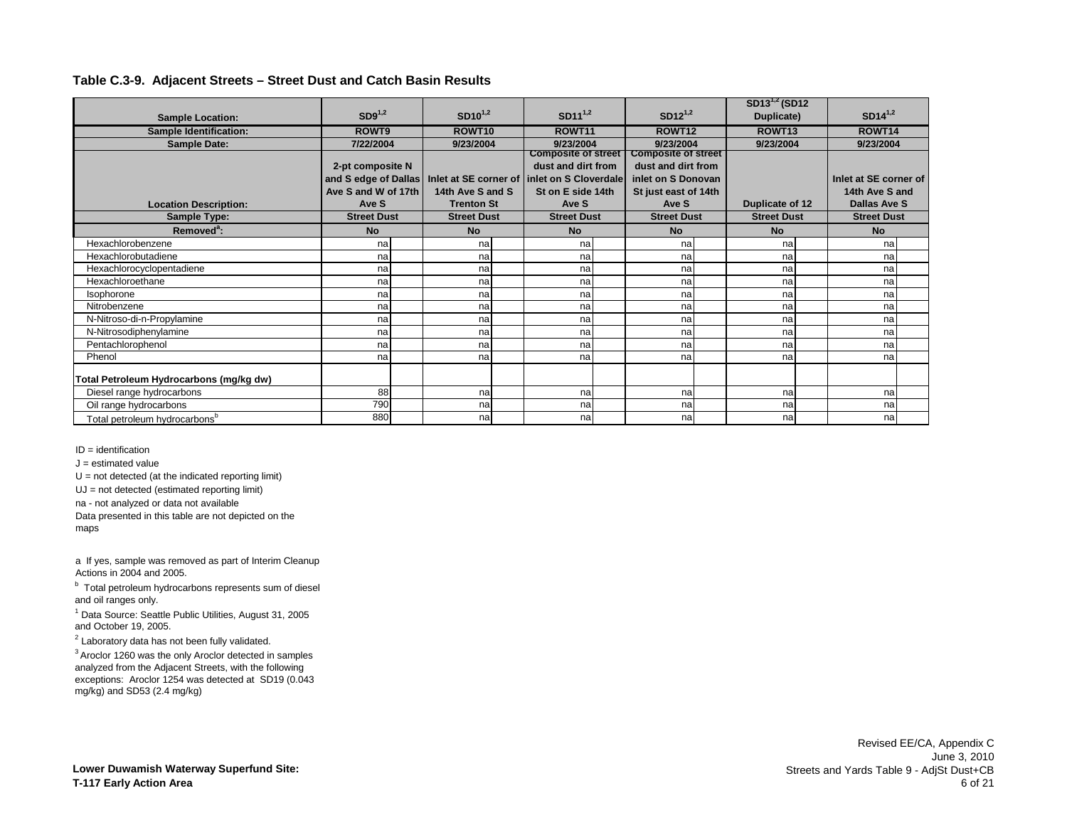## Table C.3-9. Adjacent Streets – Street Dust and Catch Basin Results

| Sample Location: | SD9[1,2] | SD10[1,2] | SD11[1,2] | SD12[1,2] | SD13[1,2] (SD12 Duplicate) | SD14[1,2] |
|---|---|---|---|---|---|---|
| Sample Identification: | ROWT9 | ROWT10 | ROWT11 | ROWT12 | ROWT13 | ROWT14 |
| Sample Date: | 7/22/2004 | 9/23/2004 | 9/23/2004 | 9/23/2004 | 9/23/2004 | 9/23/2004 |
| Location Description: | 2-pt composite N and S edge of Dallas Ave S and W of 17th Ave S | Inlet at SE corner of 14th Ave S and S Trenton St | Composite of street dust and dirt from inlet on S Cloverdale St on E side 14th Ave S | Composite of street dust and dirt from inlet on S Donovan St just east of 14th Ave S | Duplicate of 12 | Inlet at SE corner of 14th Ave S and Dallas Ave S |
| Sample Type: | Street Dust | Street Dust | Street Dust | Street Dust | Street Dust | Street Dust |
| Removed[a]: | No | No | No | No | No | No |
| Hexachlorobenzene | na | na | na | na | na | na |
| Hexachlorobutadiene | na | na | na | na | na | na |
| Hexachlorocyclopentadiene | na | na | na | na | na | na |
| Hexachloroethane | na | na | na | na | na | na |
| Isophorone | na | na | na | na | na | na |
| Nitrobenzene | na | na | na | na | na | na |
| N-Nitroso-di-n-Propylamine | na | na | na | na | na | na |
| N-Nitrosodiphenylamine | na | na | na | na | na | na |
| Pentachlorophenol | na | na | na | na | na | na |
| Phenol | na | na | na | na | na | na |
| **Total Petroleum Hydrocarbons (mg/kg dw)** | | | | | | |
| Diesel range hydrocarbons | 88 | na | na | na | na | na |
| Oil range hydrocarbons | 790 | na | na | na | na | na |
| Total petroleum hydrocarbons[b] | 880 | na | na | na | na | na |

ID = identification

J = estimated value

U = not detected (at the indicated reporting limit)

UJ = not detected (estimated reporting limit)

na - not analyzed or data not available

Data presented in this table are not depicted on the maps

a If yes, sample was removed as part of Interim Cleanup Actions in 2004 and 2005.

b Total petroleum hydrocarbons represents sum of diesel and oil ranges only.

1 Data Source: Seattle Public Utilities, August 31, 2005 and October 19, 2005.

2 Laboratory data has not been fully validated.

3 Aroclor 1260 was the only Aroclor detected in samples analyzed from the Adjacent Streets, with the following exceptions: Aroclor 1254 was detected at SD19 (0.043 mg/kg) and SD53 (2.4 mg/kg)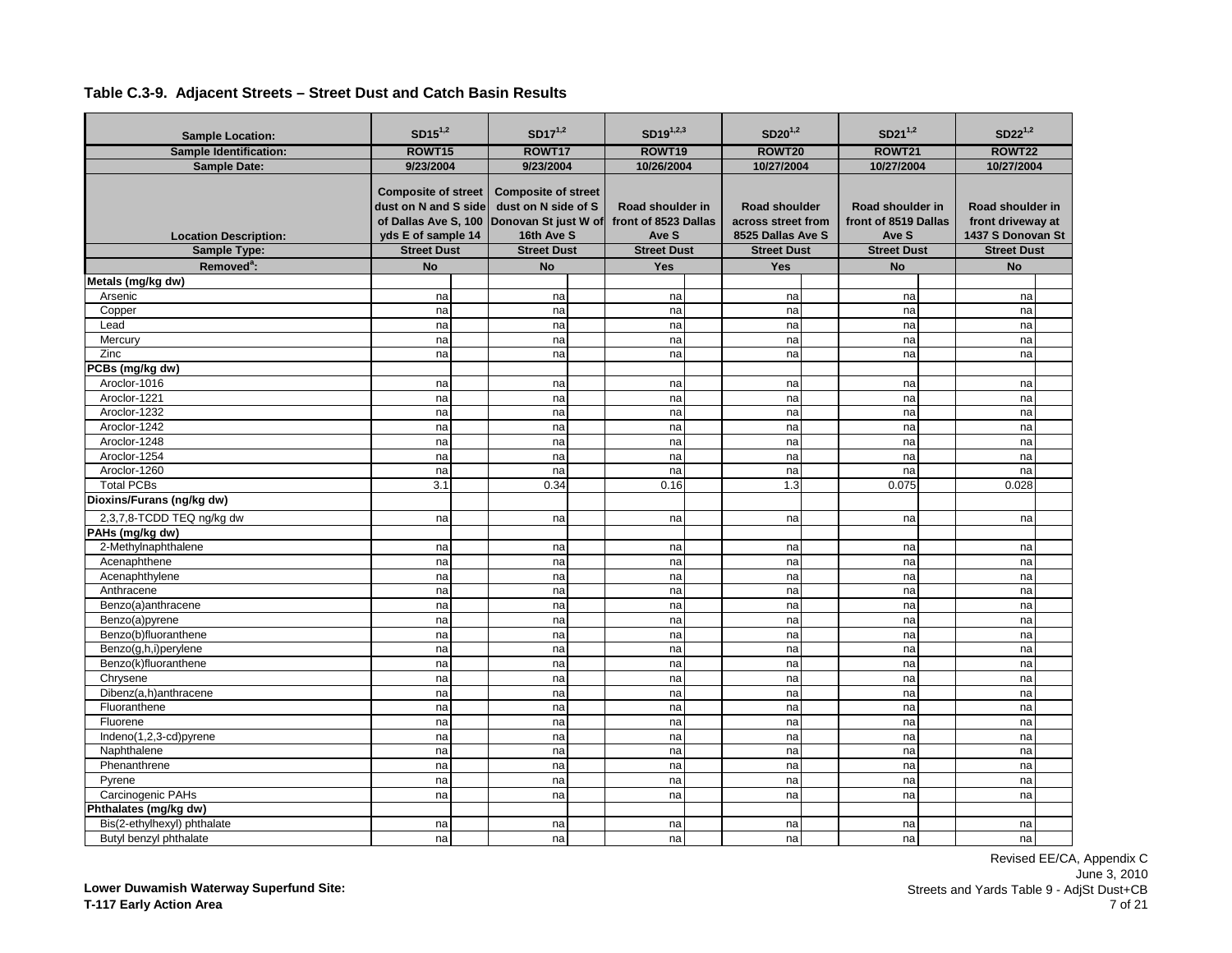## Table C.3-9. Adjacent Streets – Street Dust and Catch Basin Results

| Sample Location: | SD15[1,2] | | SD17[1,2] | | SD19[1,2,3] | | SD20[1,2] | | SD21[1,2] | | SD22[1,2] | |
|---|---|---|---|---|---|---|---|---|---|---|---|---|
| Sample Identification: | ROWT15 | | ROWT17 | | ROWT19 | | ROWT20 | | ROWT21 | | ROWT22 | |
| Sample Date: | 9/23/2004 | | 9/23/2004 | | 10/26/2004 | | 10/27/2004 | | 10/27/2004 | | 10/27/2004 | |
| Location Description: | Composite of street dust on N and S side of Dallas Ave S, 100 yds E of sample 14 | | Composite of street dust on N side of S Donovan St just W of 16th Ave S | | Road shoulder in front of 8523 Dallas Ave S | | Road shoulder across street from 8525 Dallas Ave S | | Road shoulder in front of 8519 Dallas Ave S | | Road shoulder in front driveway at 1437 S Donovan St | |
| Sample Type: | Street Dust | | Street Dust | | Street Dust | | Street Dust | | Street Dust | | Street Dust | |
| Removed[a]: | No | | No | | Yes | | Yes | | No | | No | |
| **Metals (mg/kg dw)** | | | | | | | | | | | | |
| Arsenic | na | | na | | na | | na | | na | | na | |
| Copper | na | | na | | na | | na | | na | | na | |
| Lead | na | | na | | na | | na | | na | | na | |
| Mercury | na | | na | | na | | na | | na | | na | |
| Zinc | na | | na | | na | | na | | na | | na | |
| **PCBs (mg/kg dw)** | | | | | | | | | | | | |
| Aroclor-1016 | na | | na | | na | | na | | na | | na | |
| Aroclor-1221 | na | | na | | na | | na | | na | | na | |
| Aroclor-1232 | na | | na | | na | | na | | na | | na | |
| Aroclor-1242 | na | | na | | na | | na | | na | | na | |
| Aroclor-1248 | na | | na | | na | | na | | na | | na | |
| Aroclor-1254 | na | | na | | na | | na | | na | | na | |
| Aroclor-1260 | na | | na | | na | | na | | na | | na | |
| Total PCBs | 3.1 | | 0.34 | | 0.16 | | 1.3 | | 0.075 | | 0.028 | |
| **Dioxins/Furans (ng/kg dw)** | | | | | | | | | | | | |
| 2,3,7,8-TCDD TEQ ng/kg dw | na | | na | | na | | na | | na | | na | |
| **PAHs (mg/kg dw)** | | | | | | | | | | | | |
| 2-Methylnaphthalene | na | | na | | na | | na | | na | | na | |
| Acenaphthene | na | | na | | na | | na | | na | | na | |
| Acenaphthylene | na | | na | | na | | na | | na | | na | |
| Anthracene | na | | na | | na | | na | | na | | na | |
| Benzo(a)anthracene | na | | na | | na | | na | | na | | na | |
| Benzo(a)pyrene | na | | na | | na | | na | | na | | na | |
| Benzo(b)fluoranthene | na | | na | | na | | na | | na | | na | |
| Benzo(g,h,i)perylene | na | | na | | na | | na | | na | | na | |
| Benzo(k)fluoranthene | na | | na | | na | | na | | na | | na | |
| Chrysene | na | | na | | na | | na | | na | | na | |
| Dibenz(a,h)anthracene | na | | na | | na | | na | | na | | na | |
| Fluoranthene | na | | na | | na | | na | | na | | na | |
| Fluorene | na | | na | | na | | na | | na | | na | |
| Indeno(1,2,3-cd)pyrene | na | | na | | na | | na | | na | | na | |
| Naphthalene | na | | na | | na | | na | | na | | na | |
| Phenanthrene | na | | na | | na | | na | | na | | na | |
| Pyrene | na | | na | | na | | na | | na | | na | |
| Carcinogenic PAHs | na | | na | | na | | na | | na | | na | |
| **Phthalates (mg/kg dw)** | | | | | | | | | | | | |
| Bis(2-ethylhexyl) phthalate | na | | na | | na | | na | | na | | na | |
| Butyl benzyl phthalate | na | | na | | na | | na | | na | | na | |

**Lower Duwamish Waterway Superfund Site:**
**T-117 Early Action Area**

Revised EE/CA, Appendix C
June 3, 2010
Streets and Yards Table 9 - AdjSt Dust+CB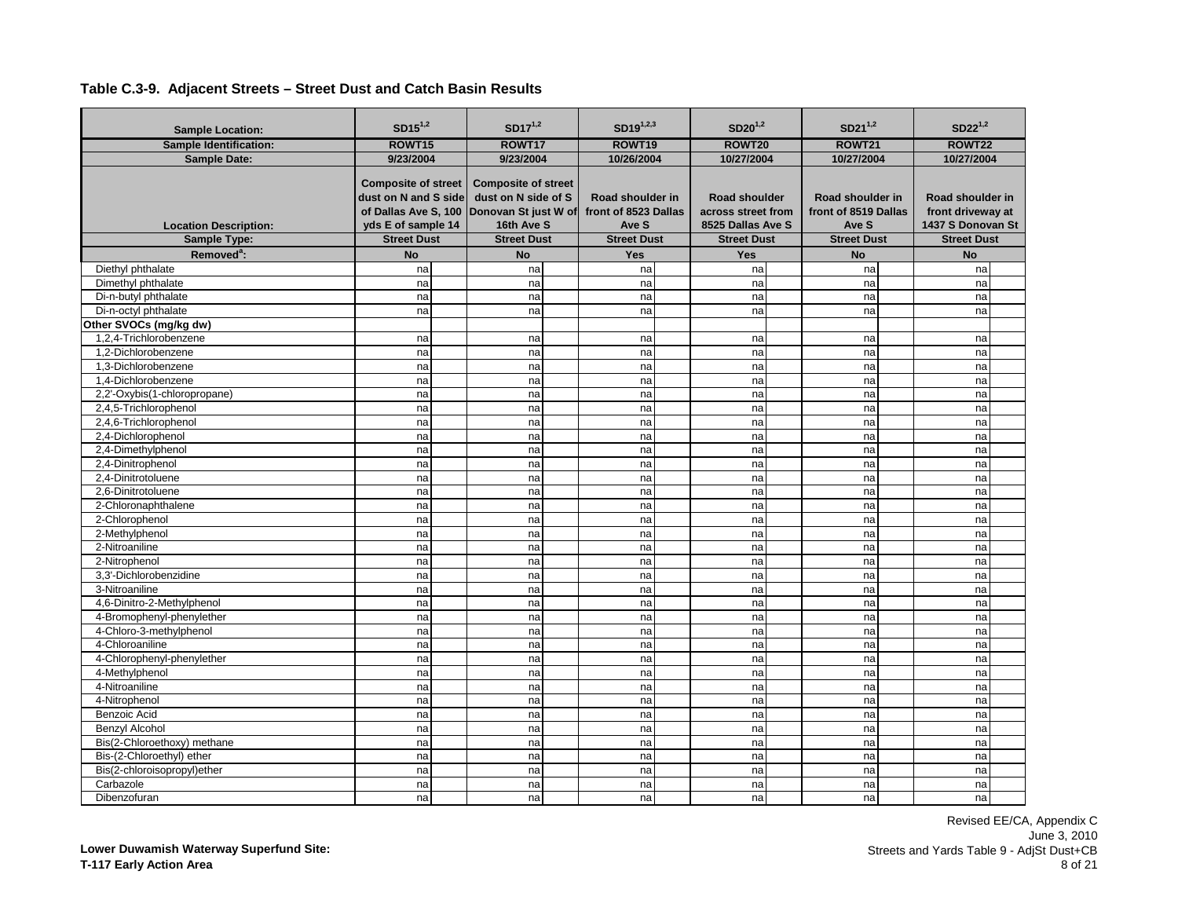## Table C.3-9. Adjacent Streets – Street Dust and Catch Basin Results

| Sample Location: | SD15[1,2] | SD17[1,2] | SD19[1,2,3] | SD20[1,2] | SD21[1,2] | SD22[1,2] |
|---|---|---|---|---|---|---|
| Sample Identification: | ROWT15 | ROWT17 | ROWT19 | ROWT20 | ROWT21 | ROWT22 |
| Sample Date: | 9/23/2004 | 9/23/2004 | 10/26/2004 | 10/27/2004 | 10/27/2004 | 10/27/2004 |
| Location Description: | Composite of street dust on N and S side of Dallas Ave S, 100 yds E of sample 14 | Composite of street dust on N side of S Donovan St just W of 16th Ave S | Road shoulder in front of 8523 Dallas Ave S | Road shoulder across street from 8525 Dallas Ave S | Road shoulder in front of 8519 Dallas Ave S | Road shoulder in front driveway at 1437 S Donovan St |
| Sample Type: | Street Dust | Street Dust | Street Dust | Street Dust | Street Dust | Street Dust |
| Removed[a]: | No | No | Yes | Yes | No | No |
| Diethyl phthalate | na | na | na | na | na | na |
| Dimethyl phthalate | na | na | na | na | na | na |
| Di-n-butyl phthalate | na | na | na | na | na | na |
| Di-n-octyl phthalate | na | na | na | na | na | na |
| **Other SVOCs (mg/kg dw)** | | | | | | |
| 1,2,4-Trichlorobenzene | na | na | na | na | na | na |
| 1,2-Dichlorobenzene | na | na | na | na | na | na |
| 1,3-Dichlorobenzene | na | na | na | na | na | na |
| 1,4-Dichlorobenzene | na | na | na | na | na | na |
| 2,2'-Oxybis(1-chloropropane) | na | na | na | na | na | na |
| 2,4,5-Trichlorophenol | na | na | na | na | na | na |
| 2,4,6-Trichlorophenol | na | na | na | na | na | na |
| 2,4-Dichlorophenol | na | na | na | na | na | na |
| 2,4-Dimethylphenol | na | na | na | na | na | na |
| 2,4-Dinitrophenol | na | na | na | na | na | na |
| 2,4-Dinitrotoluene | na | na | na | na | na | na |
| 2,6-Dinitrotoluene | na | na | na | na | na | na |
| 2-Chloronaphthalene | na | na | na | na | na | na |
| 2-Chlorophenol | na | na | na | na | na | na |
| 2-Methylphenol | na | na | na | na | na | na |
| 2-Nitroaniline | na | na | na | na | na | na |
| 2-Nitrophenol | na | na | na | na | na | na |
| 3,3'-Dichlorobenzidine | na | na | na | na | na | na |
| 3-Nitroaniline | na | na | na | na | na | na |
| 4,6-Dinitro-2-Methylphenol | na | na | na | na | na | na |
| 4-Bromophenyl-phenylether | na | na | na | na | na | na |
| 4-Chloro-3-methylphenol | na | na | na | na | na | na |
| 4-Chloroaniline | na | na | na | na | na | na |
| 4-Chlorophenyl-phenylether | na | na | na | na | na | na |
| 4-Methylphenol | na | na | na | na | na | na |
| 4-Nitroaniline | na | na | na | na | na | na |
| 4-Nitrophenol | na | na | na | na | na | na |
| Benzoic Acid | na | na | na | na | na | na |
| Benzyl Alcohol | na | na | na | na | na | na |
| Bis(2-Chloroethoxy) methane | na | na | na | na | na | na |
| Bis-(2-Chloroethyl) ether | na | na | na | na | na | na |
| Bis(2-chloroisopropyl)ether | na | na | na | na | na | na |
| Carbazole | na | na | na | na | na | na |
| Dibenzofuran | na | na | na | na | na | na |

**Lower Duwamish Waterway Superfund Site:**
**T-117 Early Action Area**

Revised EE/CA, Appendix C
June 3, 2010
Streets and Yards Table 9 - AdjSt Dust+CB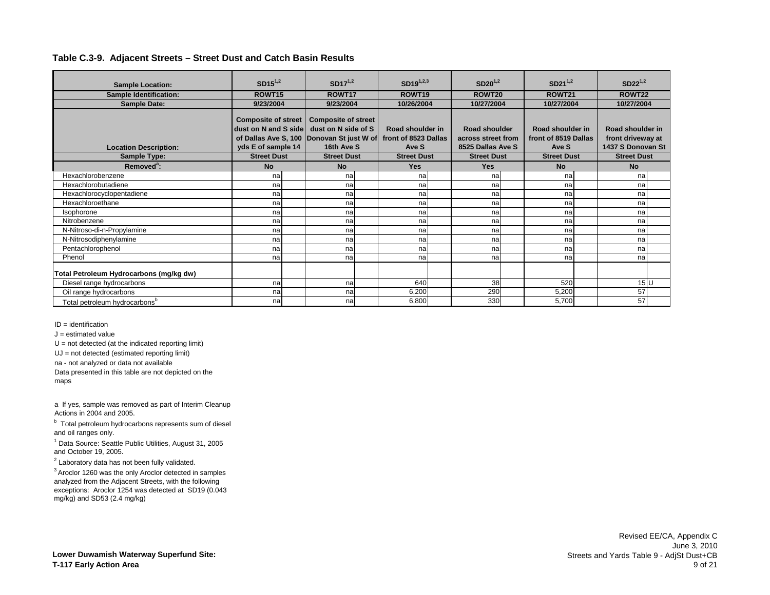## Table C.3-9. Adjacent Streets – Street Dust and Catch Basin Results

| Sample Location: | SD15[1,2] | | SD17[1,2] | | SD19[1,2,3] | | SD20[1,2] | | SD21[1,2] | | SD22[1,2] | |
|---|---|---|---|---|---|---|---|---|---|---|---|---|
| Sample Identification: | ROWT15 | | ROWT17 | | ROWT19 | | ROWT20 | | ROWT21 | | ROWT22 | |
| Sample Date: | 9/23/2004 | | 9/23/2004 | | 10/26/2004 | | 10/27/2004 | | 10/27/2004 | | 10/27/2004 | |
| Location Description: | Composite of street dust on N and S side of Dallas Ave S, 100 yds E of sample 14 | | Composite of street dust on N side of S Donovan St just W of 16th Ave S | | Road shoulder in front of 8523 Dallas Ave S | | Road shoulder across street from 8525 Dallas Ave S | | Road shoulder in front of 8519 Dallas Ave S | | Road shoulder in front driveway at 1437 S Donovan St | |
| Sample Type: | Street Dust | | Street Dust | | Street Dust | | Street Dust | | Street Dust | | Street Dust | |
| Removed[a]: | No | | No | | Yes | | Yes | | No | | No | |
| Hexachlorobenzene | na | | na | | na | | na | | na | | na | |
| Hexachlorobutadiene | na | | na | | na | | na | | na | | na | |
| Hexachlorocyclopentadiene | na | | na | | na | | na | | na | | na | |
| Hexachloroethane | na | | na | | na | | na | | na | | na | |
| Isophorone | na | | na | | na | | na | | na | | na | |
| Nitrobenzene | na | | na | | na | | na | | na | | na | |
| N-Nitroso-di-n-Propylamine | na | | na | | na | | na | | na | | na | |
| N-Nitrosodiphenylamine | na | | na | | na | | na | | na | | na | |
| Pentachlorophenol | na | | na | | na | | na | | na | | na | |
| Phenol | na | | na | | na | | na | | na | | na | |
| **Total Petroleum Hydrocarbons (mg/kg dw)** | | | | | | | | | | | | |
| Diesel range hydrocarbons | na | | na | | 640 | | 38 | | 520 | | 15 | U |
| Oil range hydrocarbons | na | | na | | 6,200 | | 290 | | 5,200 | | 57 | |
| Total petroleum hydrocarbons[b] | na | | na | | 6,800 | | 330 | | 5,700 | | 57 | |

ID = identification

J = estimated value

U = not detected (at the indicated reporting limit)

UJ = not detected (estimated reporting limit)

na - not analyzed or data not available

Data presented in this table are not depicted on the maps

a If yes, sample was removed as part of Interim Cleanup Actions in 2004 and 2005.

b Total petroleum hydrocarbons represents sum of diesel and oil ranges only.

1 Data Source: Seattle Public Utilities, August 31, 2005 and October 19, 2005.

2 Laboratory data has not been fully validated.

3 Aroclor 1260 was the only Aroclor detected in samples analyzed from the Adjacent Streets, with the following exceptions: Aroclor 1254 was detected at SD19 (0.043 mg/kg) and SD53 (2.4 mg/kg)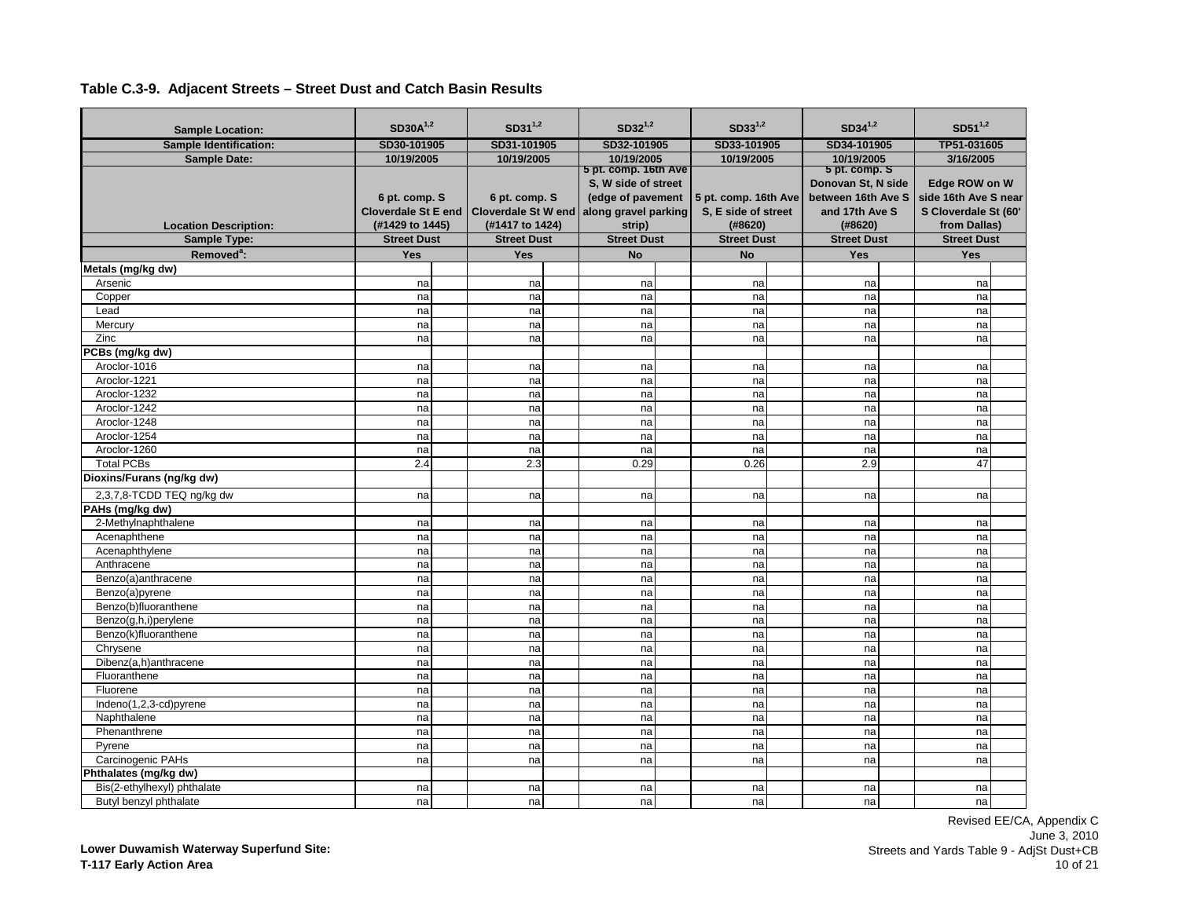## Table C.3-9. Adjacent Streets – Street Dust and Catch Basin Results

| Sample Location: | SD30A[1,2] | SD31[1,2] | SD32[1,2] | SD33[1,2] | SD34[1,2] | SD51[1,2] |
|---|---|---|---|---|---|---|
| **Sample Identification:** | SD30-101905 | SD31-101905 | SD32-101905 | SD33-101905 | SD34-101905 | TP51-031605 |
| **Sample Date:** | 10/19/2005 | 10/19/2005 | 10/19/2005 | 10/19/2005 | 10/19/2005 | 3/16/2005 |
| **Location Description:** | 6 pt. comp. S Cloverdale St E end (#1429 to 1445) | 6 pt. comp. S Cloverdale St W end (#1417 to 1424) | 5 pt. comp. 16th Ave S, W side of street (edge of pavement along gravel parking strip) | 5 pt. comp. 16th Ave S, E side of street (#8620) | 5 pt. comp. S Donovan St, N side between 16th Ave S and 17th Ave S (#8620) | Edge ROW on W side 16th Ave S near S Cloverdale St (60' from Dallas) |
| **Sample Type:** | Street Dust | Street Dust | Street Dust | Street Dust | Street Dust | Street Dust |
| **Removed[a]:** | Yes | Yes | No | No | Yes | Yes |
| **Metals (mg/kg dw)** | | | | | | |
| Arsenic | na | na | na | na | na | na |
| Copper | na | na | na | na | na | na |
| Lead | na | na | na | na | na | na |
| Mercury | na | na | na | na | na | na |
| Zinc | na | na | na | na | na | na |
| **PCBs (mg/kg dw)** | | | | | | |
| Aroclor-1016 | na | na | na | na | na | na |
| Aroclor-1221 | na | na | na | na | na | na |
| Aroclor-1232 | na | na | na | na | na | na |
| Aroclor-1242 | na | na | na | na | na | na |
| Aroclor-1248 | na | na | na | na | na | na |
| Aroclor-1254 | na | na | na | na | na | na |
| Aroclor-1260 | na | na | na | na | na | na |
| Total PCBs | 2.4 | 2.3 | 0.29 | 0.26 | 2.9 | 47 |
| **Dioxins/Furans (ng/kg dw)** | | | | | | |
| 2,3,7,8-TCDD TEQ ng/kg dw | na | na | na | na | na | na |
| **PAHs (mg/kg dw)** | | | | | | |
| 2-Methylnaphthalene | na | na | na | na | na | na |
| Acenaphthene | na | na | na | na | na | na |
| Acenaphthylene | na | na | na | na | na | na |
| Anthracene | na | na | na | na | na | na |
| Benzo(a)anthracene | na | na | na | na | na | na |
| Benzo(a)pyrene | na | na | na | na | na | na |
| Benzo(b)fluoranthene | na | na | na | na | na | na |
| Benzo(g,h,i)perylene | na | na | na | na | na | na |
| Benzo(k)fluoranthene | na | na | na | na | na | na |
| Chrysene | na | na | na | na | na | na |
| Dibenz(a,h)anthracene | na | na | na | na | na | na |
| Fluoranthene | na | na | na | na | na | na |
| Fluorene | na | na | na | na | na | na |
| Indeno(1,2,3-cd)pyrene | na | na | na | na | na | na |
| Naphthalene | na | na | na | na | na | na |
| Phenanthrene | na | na | na | na | na | na |
| Pyrene | na | na | na | na | na | na |
| Carcinogenic PAHs | na | na | na | na | na | na |
| **Phthalates (mg/kg dw)** | | | | | | |
| Bis(2-ethylhexyl) phthalate | na | na | na | na | na | na |
| Butyl benzyl phthalate | na | na | na | na | na | na |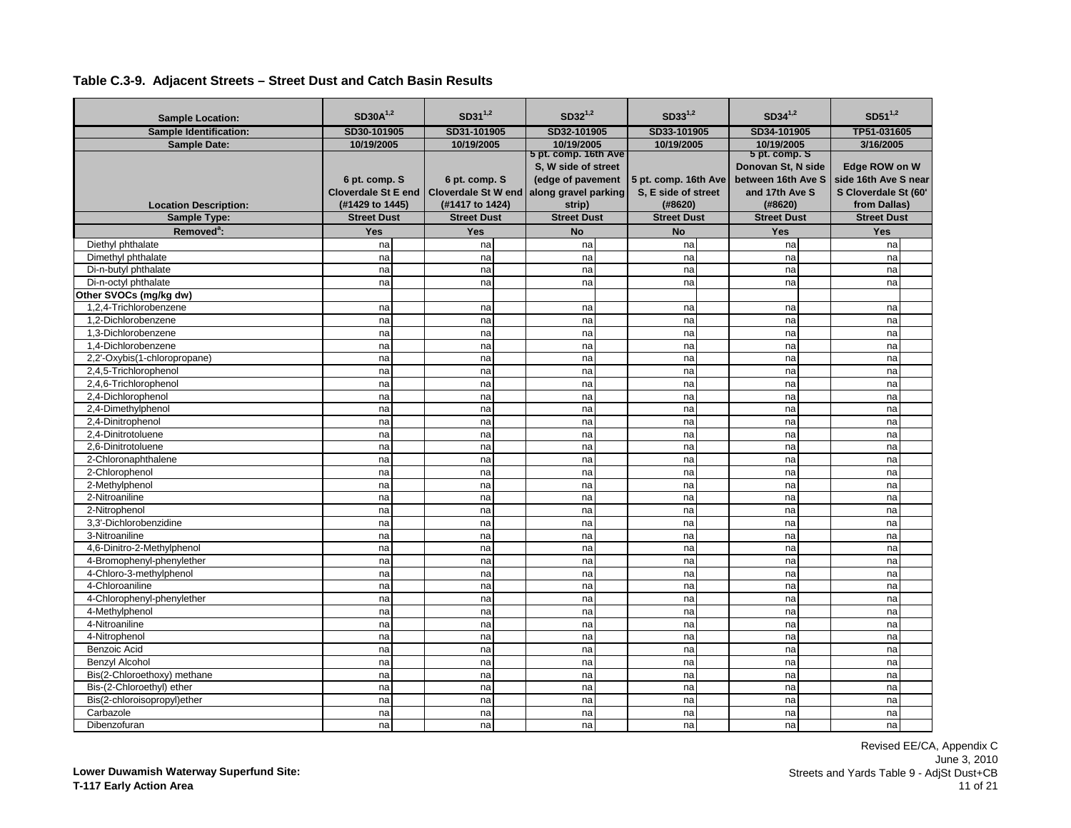## Table C.3-9. Adjacent Streets – Street Dust and Catch Basin Results

| Sample Location: | SD30A[1,2] | SD31[1,2] | SD32[1,2] | SD33[1,2] | SD34[1,2] | SD51[1,2] |
|---|---|---|---|---|---|---|
| Sample Identification: | SD30-101905 | SD31-101905 | SD32-101905 | SD33-101905 | SD34-101905 | TP51-031605 |
| Sample Date: | 10/19/2005 | 10/19/2005 | 10/19/2005 | 10/19/2005 | 10/19/2005 | 3/16/2005 |
| Location Description: | 6 pt. comp. S Cloverdale St E end (#1429 to 1445) | 6 pt. comp. S Cloverdale St W end (#1417 to 1424) | 5 pt. comp. 16th Ave S, W side of street (edge of pavement along gravel parking strip) | 5 pt. comp. 16th Ave S, E side of street (#8620) | 5 pt. comp. S Donovan St, N side between 16th Ave S and 17th Ave S (#8620) | Edge ROW on W side 16th Ave S near S Cloverdale St (60' from Dallas) |
| Sample Type: | Street Dust | Street Dust | Street Dust | Street Dust | Street Dust | Street Dust |
| Removed[a]: | Yes | Yes | No | No | Yes | Yes |
| Diethyl phthalate | na | na | na | na | na | na |
| Dimethyl phthalate | na | na | na | na | na | na |
| Di-n-butyl phthalate | na | na | na | na | na | na |
| Di-n-octyl phthalate | na | na | na | na | na | na |
| **Other SVOCs (mg/kg dw)** | | | | | | |
| 1,2,4-Trichlorobenzene | na | na | na | na | na | na |
| 1,2-Dichlorobenzene | na | na | na | na | na | na |
| 1,3-Dichlorobenzene | na | na | na | na | na | na |
| 1,4-Dichlorobenzene | na | na | na | na | na | na |
| 2,2'-Oxybis(1-chloropropane) | na | na | na | na | na | na |
| 2,4,5-Trichlorophenol | na | na | na | na | na | na |
| 2,4,6-Trichlorophenol | na | na | na | na | na | na |
| 2,4-Dichlorophenol | na | na | na | na | na | na |
| 2,4-Dimethylphenol | na | na | na | na | na | na |
| 2,4-Dinitrophenol | na | na | na | na | na | na |
| 2,4-Dinitrotoluene | na | na | na | na | na | na |
| 2,6-Dinitrotoluene | na | na | na | na | na | na |
| 2-Chloronaphthalene | na | na | na | na | na | na |
| 2-Chlorophenol | na | na | na | na | na | na |
| 2-Methylphenol | na | na | na | na | na | na |
| 2-Nitroaniline | na | na | na | na | na | na |
| 2-Nitrophenol | na | na | na | na | na | na |
| 3,3'-Dichlorobenzidine | na | na | na | na | na | na |
| 3-Nitroaniline | na | na | na | na | na | na |
| 4,6-Dinitro-2-Methylphenol | na | na | na | na | na | na |
| 4-Bromophenyl-phenylether | na | na | na | na | na | na |
| 4-Chloro-3-methylphenol | na | na | na | na | na | na |
| 4-Chloroaniline | na | na | na | na | na | na |
| 4-Chlorophenyl-phenylether | na | na | na | na | na | na |
| 4-Methylphenol | na | na | na | na | na | na |
| 4-Nitroaniline | na | na | na | na | na | na |
| 4-Nitrophenol | na | na | na | na | na | na |
| Benzoic Acid | na | na | na | na | na | na |
| Benzyl Alcohol | na | na | na | na | na | na |
| Bis(2-Chloroethoxy) methane | na | na | na | na | na | na |
| Bis-(2-Chloroethyl) ether | na | na | na | na | na | na |
| Bis(2-chloroisopropyl)ether | na | na | na | na | na | na |
| Carbazole | na | na | na | na | na | na |
| Dibenzofuran | na | na | na | na | na | na |

Lower Duwamish Waterway Superfund Site:
T-117 Early Action Area

Revised EE/CA, Appendix C
June 3, 2010
Streets and Yards Table 9 - AdjSt Dust+CB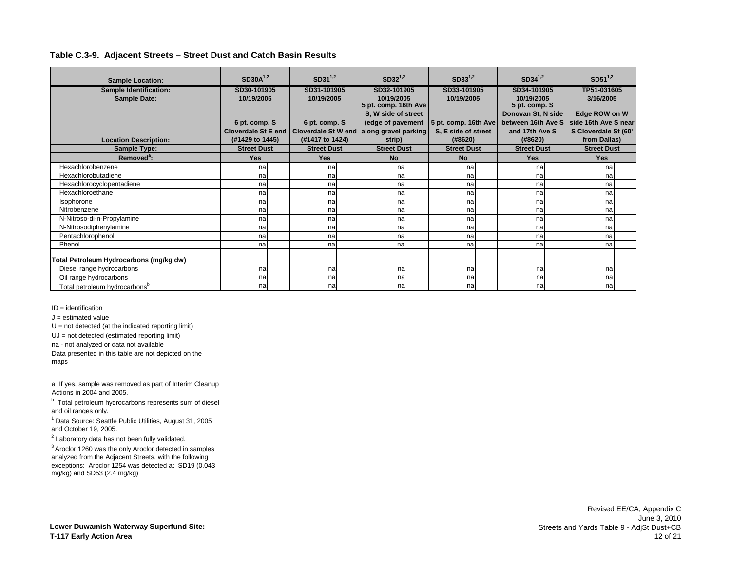## Table C.3-9. Adjacent Streets – Street Dust and Catch Basin Results

| Sample Location: | SD30A[1,2] | | SD31[1,2] | | SD32[1,2] | | SD33[1,2] | | SD34[1,2] | | SD51[1,2] | |
|---|---|---|---|---|---|---|---|---|---|---|---|---|
| Sample Identification: | SD30-101905 | | SD31-101905 | | SD32-101905 | | SD33-101905 | | SD34-101905 | | TP51-031605 | |
| Sample Date: | 10/19/2005 | | 10/19/2005 | | 10/19/2005 | | 10/19/2005 | | 10/19/2005 | | 3/16/2005 | |
| Location Description: | 6 pt. comp. S Cloverdale St E end (#1429 to 1445) | | 6 pt. comp. S Cloverdale St W end (#1417 to 1424) | | 5 pt. comp. 16th Ave S, W side of street (edge of pavement along gravel parking strip) | | 5 pt. comp. 16th Ave S, E side of street (#8620) | | 5 pt. comp. S Donovan St, N side between 16th Ave S and 17th Ave S (#8620) | | Edge ROW on W side 16th Ave S near S Cloverdale St (60' from Dallas) | |
| Sample Type: | Street Dust | | Street Dust | | Street Dust | | Street Dust | | Street Dust | | Street Dust | |
| Removed[a]: | Yes | | Yes | | No | | No | | Yes | | Yes | |
| Hexachlorobenzene | na | | na | | na | | na | | na | | na | |
| Hexachlorobutadiene | na | | na | | na | | na | | na | | na | |
| Hexachlorocyclopentadiene | na | | na | | na | | na | | na | | na | |
| Hexachloroethane | na | | na | | na | | na | | na | | na | |
| Isophorone | na | | na | | na | | na | | na | | na | |
| Nitrobenzene | na | | na | | na | | na | | na | | na | |
| N-Nitroso-di-n-Propylamine | na | | na | | na | | na | | na | | na | |
| N-Nitrosodiphenylamine | na | | na | | na | | na | | na | | na | |
| Pentachlorophenol | na | | na | | na | | na | | na | | na | |
| Phenol | na | | na | | na | | na | | na | | na | |
| **Total Petroleum Hydrocarbons (mg/kg dw)** | | | | | | | | | | | | |
| Diesel range hydrocarbons | na | | na | | na | | na | | na | | na | |
| Oil range hydrocarbons | na | | na | | na | | na | | na | | na | |
| Total petroleum hydrocarbons[b] | na | | na | | na | | na | | na | | na | |

ID = identification

J = estimated value

U = not detected (at the indicated reporting limit)

UJ = not detected (estimated reporting limit)

na - not analyzed or data not available

Data presented in this table are not depicted on the maps

a If yes, sample was removed as part of Interim Cleanup Actions in 2004 and 2005.

b Total petroleum hydrocarbons represents sum of diesel and oil ranges only.

1 Data Source: Seattle Public Utilities, August 31, 2005 and October 19, 2005.

2 Laboratory data has not been fully validated.

3 Aroclor 1260 was the only Aroclor detected in samples analyzed from the Adjacent Streets, with the following exceptions: Aroclor 1254 was detected at SD19 (0.043 mg/kg) and SD53 (2.4 mg/kg)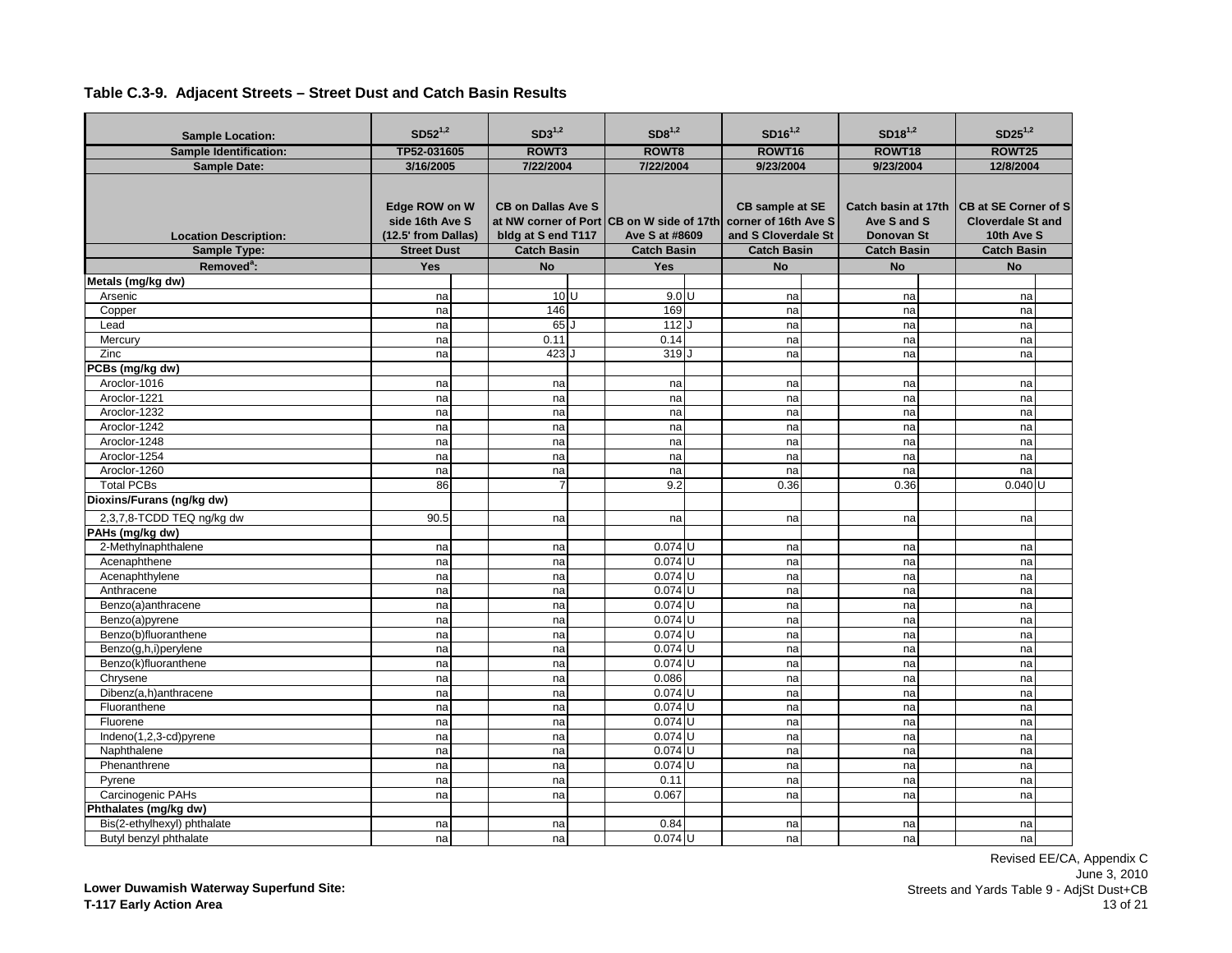## Table C.3-9. Adjacent Streets – Street Dust and Catch Basin Results

| Sample Location: | SD52[1,2] | | SD3[1,2] | | SD8[1,2] | | SD16[1,2] | | SD18[1,2] | | SD25[1,2] | |
|---|---|---|---|---|---|---|---|---|---|---|---|---|
| Sample Identification: | TP52-031605 | | ROWT3 | | ROWT8 | | ROWT16 | | ROWT18 | | ROWT25 | |
| Sample Date: | 3/16/2005 | | 7/22/2004 | | 7/22/2004 | | 9/23/2004 | | 9/23/2004 | | 12/8/2004 | |
| Location Description: | Edge ROW on W side 16th Ave S (12.5' from Dallas) | | CB on Dallas Ave S at NW corner of Port bldg at S end T117 | | CB on W side of 17th Ave S at #8609 | | CB sample at SE corner of 16th Ave S and S Cloverdale St | | Catch basin at 17th Ave S and S Donovan St | | CB at SE Corner of S Cloverdale St and 10th Ave S | |
| Sample Type: | Street Dust | | Catch Basin | | Catch Basin | | Catch Basin | | Catch Basin | | Catch Basin | |
| Removed[a]: | Yes | | No | | Yes | | No | | No | | No | |
| **Metals (mg/kg dw)** | | | | | | | | | | | | |
| Arsenic | na | | 10 | U | 9.0 | U | na | | na | | na | |
| Copper | na | | 146 | | 169 | | na | | na | | na | |
| Lead | na | | 65 | J | 112 | J | na | | na | | na | |
| Mercury | na | | 0.11 | | 0.14 | | na | | na | | na | |
| Zinc | na | | 423 | J | 319 | J | na | | na | | na | |
| **PCBs (mg/kg dw)** | | | | | | | | | | | | |
| Aroclor-1016 | na | | na | | na | | na | | na | | na | |
| Aroclor-1221 | na | | na | | na | | na | | na | | na | |
| Aroclor-1232 | na | | na | | na | | na | | na | | na | |
| Aroclor-1242 | na | | na | | na | | na | | na | | na | |
| Aroclor-1248 | na | | na | | na | | na | | na | | na | |
| Aroclor-1254 | na | | na | | na | | na | | na | | na | |
| Aroclor-1260 | na | | na | | na | | na | | na | | na | |
| Total PCBs | 86 | | 7 | | 9.2 | | 0.36 | | 0.36 | | 0.040 | U |
| **Dioxins/Furans (ng/kg dw)** | | | | | | | | | | | | |
| 2,3,7,8-TCDD TEQ ng/kg dw | 90.5 | | na | | na | | na | | na | | na | |
| **PAHs (mg/kg dw)** | | | | | | | | | | | | |
| 2-Methylnaphthalene | na | | na | | 0.074 | U | na | | na | | na | |
| Acenaphthene | na | | na | | 0.074 | U | na | | na | | na | |
| Acenaphthylene | na | | na | | 0.074 | U | na | | na | | na | |
| Anthracene | na | | na | | 0.074 | U | na | | na | | na | |
| Benzo(a)anthracene | na | | na | | 0.074 | U | na | | na | | na | |
| Benzo(a)pyrene | na | | na | | 0.074 | U | na | | na | | na | |
| Benzo(b)fluoranthene | na | | na | | 0.074 | U | na | | na | | na | |
| Benzo(g,h,i)perylene | na | | na | | 0.074 | U | na | | na | | na | |
| Benzo(k)fluoranthene | na | | na | | 0.074 | U | na | | na | | na | |
| Chrysene | na | | na | | 0.086 | | na | | na | | na | |
| Dibenz(a,h)anthracene | na | | na | | 0.074 | U | na | | na | | na | |
| Fluoranthene | na | | na | | 0.074 | U | na | | na | | na | |
| Fluorene | na | | na | | 0.074 | U | na | | na | | na | |
| Indeno(1,2,3-cd)pyrene | na | | na | | 0.074 | U | na | | na | | na | |
| Naphthalene | na | | na | | 0.074 | U | na | | na | | na | |
| Phenanthrene | na | | na | | 0.074 | U | na | | na | | na | |
| Pyrene | na | | na | | 0.11 | | na | | na | | na | |
| Carcinogenic PAHs | na | | na | | 0.067 | | na | | na | | na | |
| **Phthalates (mg/kg dw)** | | | | | | | | | | | | |
| Bis(2-ethylhexyl) phthalate | na | | na | | 0.84 | | na | | na | | na | |
| Butyl benzyl phthalate | na | | na | | 0.074 | U | na | | na | | na | |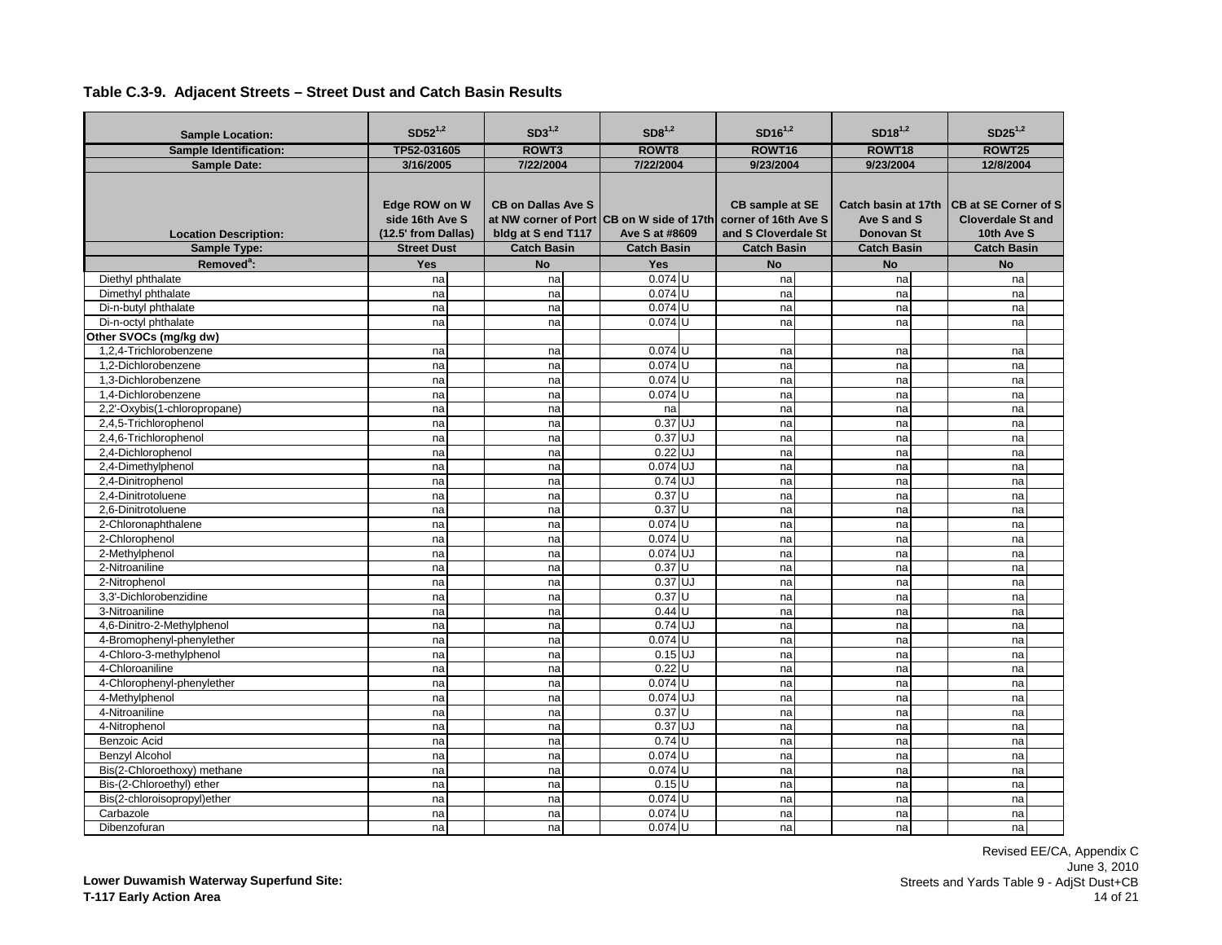## Table C.3-9. Adjacent Streets – Street Dust and Catch Basin Results

| Sample Location: | SD52[1,2] | | SD3[1,2] | | SD8[1,2] | | SD16[1,2] | | SD18[1,2] | | SD25[1,2] | |
|---|---|---|---|---|---|---|---|---|---|---|---|---|
| Sample Identification: | TP52-031605 | | ROWT3 | | ROWT8 | | ROWT16 | | ROWT18 | | ROWT25 | |
| Sample Date: | 3/16/2005 | | 7/22/2004 | | 7/22/2004 | | 9/23/2004 | | 9/23/2004 | | 12/8/2004 | |
| Location Description: | Edge ROW on W side 16th Ave S (12.5' from Dallas) | | CB on Dallas Ave S at NW corner of Port bldg at S end T117 | | CB on W side of 17th Ave S at #8609 | | CB sample at SE corner of 16th Ave S and S Cloverdale St | | Catch basin at 17th Ave S and S Donovan St | | CB at SE Corner of S Cloverdale St and 10th Ave S | |
| Sample Type: | Street Dust | | Catch Basin | | Catch Basin | | Catch Basin | | Catch Basin | | Catch Basin | |
| Removed[a]: | Yes | | No | | Yes | | No | | No | | No | |
| Diethyl phthalate | na | | na | | 0.074 | U | na | | na | | na | |
| Dimethyl phthalate | na | | na | | 0.074 | U | na | | na | | na | |
| Di-n-butyl phthalate | na | | na | | 0.074 | U | na | | na | | na | |
| Di-n-octyl phthalate | na | | na | | 0.074 | U | na | | na | | na | |
| **Other SVOCs (mg/kg dw)** | | | | | | | | | | | | |
| 1,2,4-Trichlorobenzene | na | | na | | 0.074 | U | na | | na | | na | |
| 1,2-Dichlorobenzene | na | | na | | 0.074 | U | na | | na | | na | |
| 1,3-Dichlorobenzene | na | | na | | 0.074 | U | na | | na | | na | |
| 1,4-Dichlorobenzene | na | | na | | 0.074 | U | na | | na | | na | |
| 2,2'-Oxybis(1-chloropropane) | na | | na | | na | | na | | na | | na | |
| 2,4,5-Trichlorophenol | na | | na | | 0.37 | UJ | na | | na | | na | |
| 2,4,6-Trichlorophenol | na | | na | | 0.37 | UJ | na | | na | | na | |
| 2,4-Dichlorophenol | na | | na | | 0.22 | UJ | na | | na | | na | |
| 2,4-Dimethylphenol | na | | na | | 0.074 | UJ | na | | na | | na | |
| 2,4-Dinitrophenol | na | | na | | 0.74 | UJ | na | | na | | na | |
| 2,4-Dinitrotoluene | na | | na | | 0.37 | U | na | | na | | na | |
| 2,6-Dinitrotoluene | na | | na | | 0.37 | U | na | | na | | na | |
| 2-Chloronaphthalene | na | | na | | 0.074 | U | na | | na | | na | |
| 2-Chlorophenol | na | | na | | 0.074 | U | na | | na | | na | |
| 2-Methylphenol | na | | na | | 0.074 | UJ | na | | na | | na | |
| 2-Nitroaniline | na | | na | | 0.37 | U | na | | na | | na | |
| 2-Nitrophenol | na | | na | | 0.37 | UJ | na | | na | | na | |
| 3,3'-Dichlorobenzidine | na | | na | | 0.37 | U | na | | na | | na | |
| 3-Nitroaniline | na | | na | | 0.44 | U | na | | na | | na | |
| 4,6-Dinitro-2-Methylphenol | na | | na | | 0.74 | UJ | na | | na | | na | |
| 4-Bromophenyl-phenylether | na | | na | | 0.074 | U | na | | na | | na | |
| 4-Chloro-3-methylphenol | na | | na | | 0.15 | UJ | na | | na | | na | |
| 4-Chloroaniline | na | | na | | 0.22 | U | na | | na | | na | |
| 4-Chlorophenyl-phenylether | na | | na | | 0.074 | U | na | | na | | na | |
| 4-Methylphenol | na | | na | | 0.074 | UJ | na | | na | | na | |
| 4-Nitroaniline | na | | na | | 0.37 | U | na | | na | | na | |
| 4-Nitrophenol | na | | na | | 0.37 | UJ | na | | na | | na | |
| Benzoic Acid | na | | na | | 0.74 | U | na | | na | | na | |
| Benzyl Alcohol | na | | na | | 0.074 | U | na | | na | | na | |
| Bis(2-Chloroethoxy) methane | na | | na | | 0.074 | U | na | | na | | na | |
| Bis-(2-Chloroethyl) ether | na | | na | | 0.15 | U | na | | na | | na | |
| Bis(2-chloroisopropyl)ether | na | | na | | 0.074 | U | na | | na | | na | |
| Carbazole | na | | na | | 0.074 | U | na | | na | | na | |
| Dibenzofuran | na | | na | | 0.074 | U | na | | na | | na | |

Lower Duwamish Waterway Superfund Site:
T-117 Early Action Area

Revised EE/CA, Appendix C
June 3, 2010
Streets and Yards Table 9 - AdjSt Dust+CB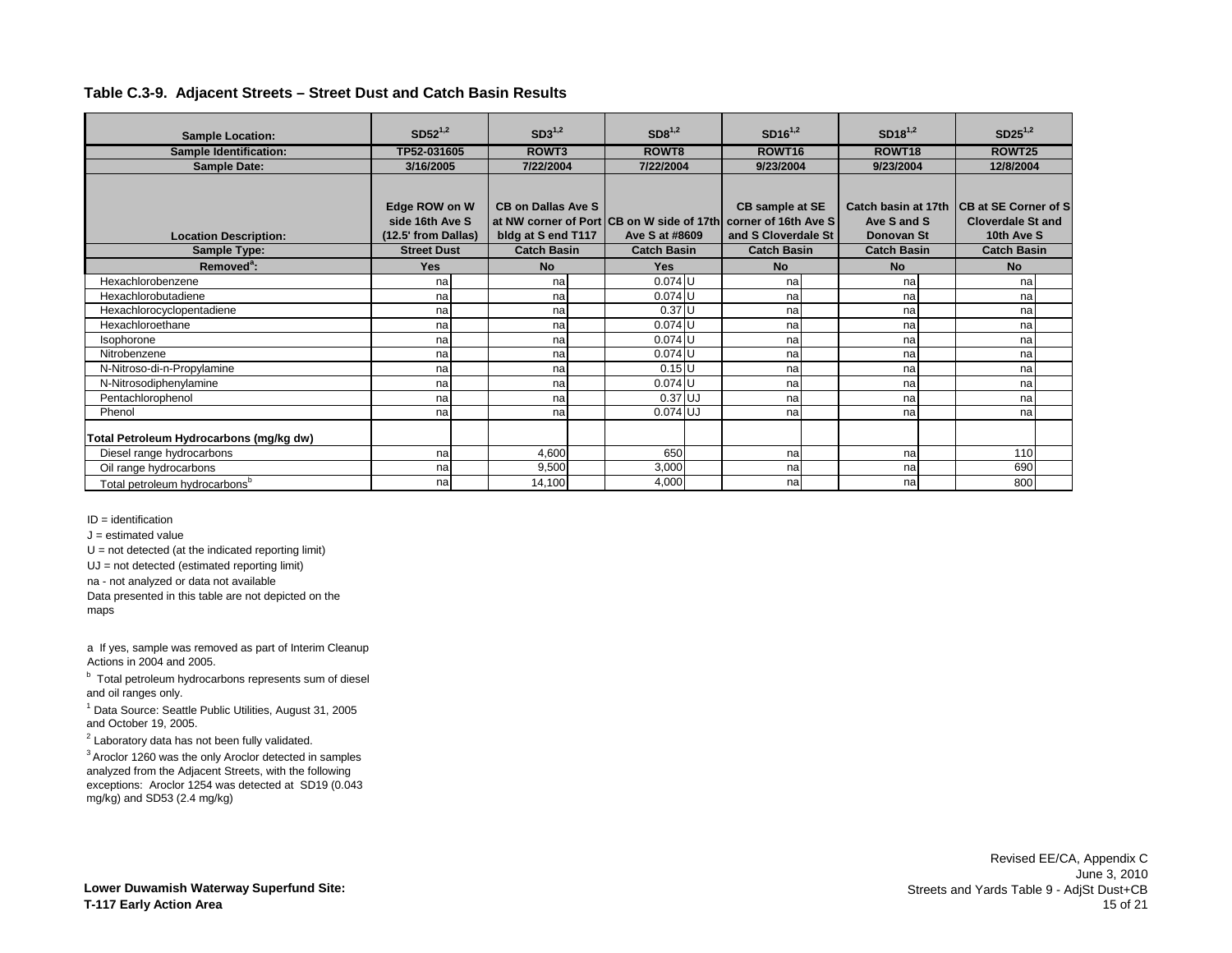## Table C.3-9. Adjacent Streets – Street Dust and Catch Basin Results

| Sample Location: | SD52[1,2] | | SD3[1,2] | | SD8[1,2] | | SD16[1,2] | | SD18[1,2] | | SD25[1,2] | |
|---|---|---|---|---|---|---|---|---|---|---|---|---|
| Sample Identification: | TP52-031605 | | ROWT3 | | ROWT8 | | ROWT16 | | ROWT18 | | ROWT25 | |
| Sample Date: | 3/16/2005 | | 7/22/2004 | | 7/22/2004 | | 9/23/2004 | | 9/23/2004 | | 12/8/2004 | |
| Location Description: | Edge ROW on W side 16th Ave S (12.5' from Dallas) | | CB on Dallas Ave S at NW corner of Port bldg at S end T117 | | CB on W side of 17th Ave S at #8609 | | CB sample at SE corner of 16th Ave S and S Cloverdale St | | Catch basin at 17th Ave S and S Donovan St | | CB at SE Corner of S Cloverdale St and 10th Ave S | |
| Sample Type: | Street Dust | | Catch Basin | | Catch Basin | | Catch Basin | | Catch Basin | | Catch Basin | |
| Removed[a]: | Yes | | No | | Yes | | No | | No | | No | |
| Hexachlorobenzene | na | | na | | 0.074 | U | na | | na | | na | |
| Hexachlorobutadiene | na | | na | | 0.074 | U | na | | na | | na | |
| Hexachlorocyclopentadiene | na | | na | | 0.37 | U | na | | na | | na | |
| Hexachloroethane | na | | na | | 0.074 | U | na | | na | | na | |
| Isophorone | na | | na | | 0.074 | U | na | | na | | na | |
| Nitrobenzene | na | | na | | 0.074 | U | na | | na | | na | |
| N-Nitroso-di-n-Propylamine | na | | na | | 0.15 | U | na | | na | | na | |
| N-Nitrosodiphenylamine | na | | na | | 0.074 | U | na | | na | | na | |
| Pentachlorophenol | na | | na | | 0.37 | UJ | na | | na | | na | |
| Phenol | na | | na | | 0.074 | UJ | na | | na | | na | |
| **Total Petroleum Hydrocarbons (mg/kg dw)** | | | | | | | | | | | | |
| Diesel range hydrocarbons | na | | 4,600 | | 650 | | na | | na | | 110 | |
| Oil range hydrocarbons | na | | 9,500 | | 3,000 | | na | | na | | 690 | |
| Total petroleum hydrocarbons[b] | na | | 14,100 | | 4,000 | | na | | na | | 800 | |

ID = identification

J = estimated value

U = not detected (at the indicated reporting limit)

UJ = not detected (estimated reporting limit)

na - not analyzed or data not available

Data presented in this table are not depicted on the maps

a If yes, sample was removed as part of Interim Cleanup Actions in 2004 and 2005.

[b] Total petroleum hydrocarbons represents sum of diesel and oil ranges only.

[1] Data Source: Seattle Public Utilities, August 31, 2005 and October 19, 2005.

[2] Laboratory data has not been fully validated.

[3] Aroclor 1260 was the only Aroclor detected in samples analyzed from the Adjacent Streets, with the following exceptions: Aroclor 1254 was detected at SD19 (0.043 mg/kg) and SD53 (2.4 mg/kg)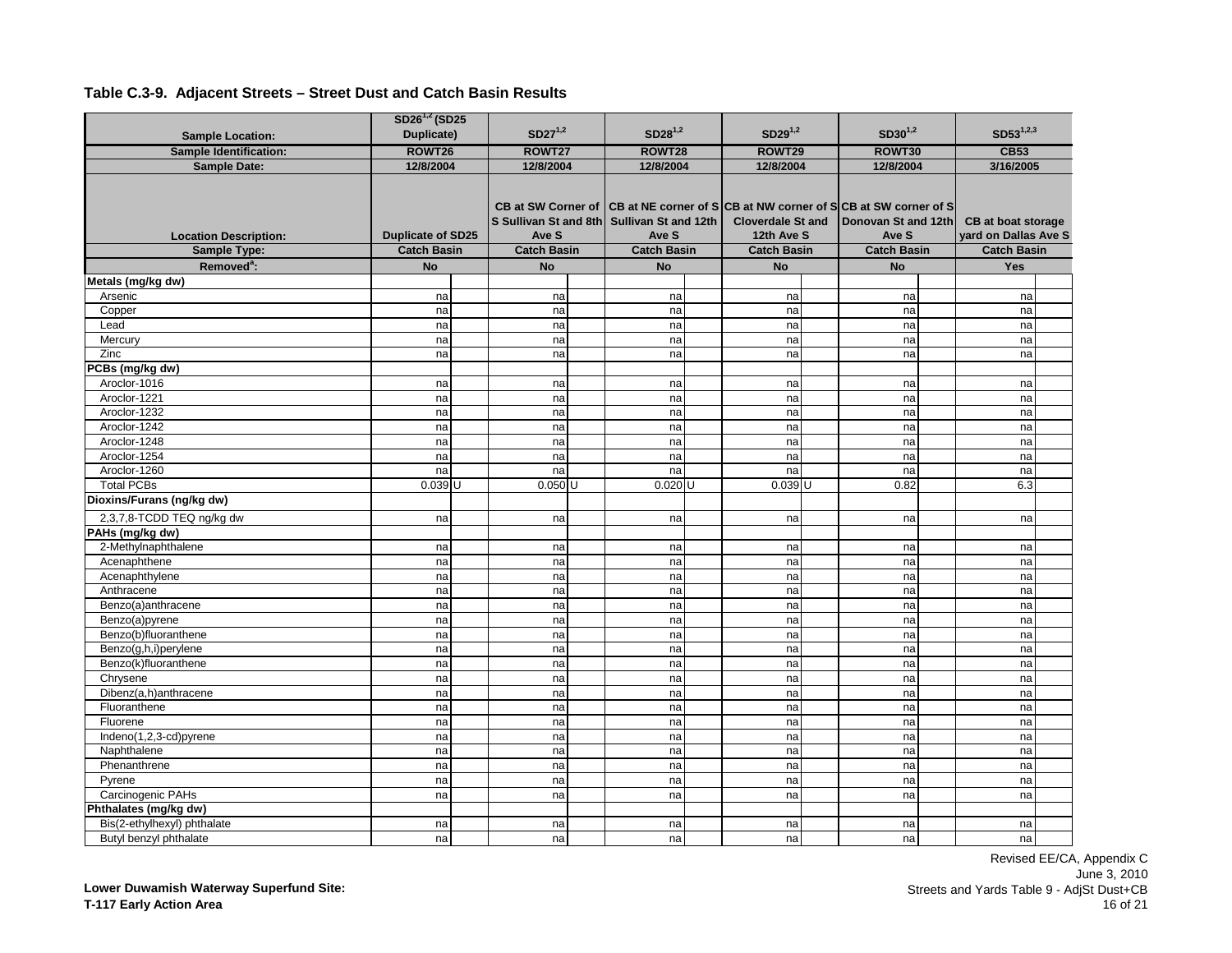## Table C.3-9. Adjacent Streets – Street Dust and Catch Basin Results

| Sample Location: | SD26[1,2] (SD25 Duplicate) | | SD27[1,2] | | SD28[1,2] | | SD29[1,2] | | SD30[1,2] | | SD53[1,2,3] | |
|---|---|---|---|---|---|---|---|---|---|---|---|---|
| **Sample Identification:** | ROWT26 | | ROWT27 | | ROWT28 | | ROWT29 | | ROWT30 | | CB53 | |
| **Sample Date:** | 12/8/2004 | | 12/8/2004 | | 12/8/2004 | | 12/8/2004 | | 12/8/2004 | | 3/16/2005 | |
| **Location Description:** | Duplicate of SD25 | | CB at SW Corner of S Sullivan St and 8th Ave S | | CB at NE corner of S Sullivan St and 12th Ave S | | CB at NW corner of S Cloverdale St and 12th Ave S | | CB at SW corner of S Donovan St and 12th Ave S | | CB at boat storage yard on Dallas Ave S | |
| **Sample Type:** | Catch Basin | | Catch Basin | | Catch Basin | | Catch Basin | | Catch Basin | | Catch Basin | |
| **Removed[a]:** | No | | No | | No | | No | | No | | Yes | |
| **Metals (mg/kg dw)** | | | | | | | | | | | | |
| Arsenic | na | | na | | na | | na | | na | | na | |
| Copper | na | | na | | na | | na | | na | | na | |
| Lead | na | | na | | na | | na | | na | | na | |
| Mercury | na | | na | | na | | na | | na | | na | |
| Zinc | na | | na | | na | | na | | na | | na | |
| **PCBs (mg/kg dw)** | | | | | | | | | | | | |
| Aroclor-1016 | na | | na | | na | | na | | na | | na | |
| Aroclor-1221 | na | | na | | na | | na | | na | | na | |
| Aroclor-1232 | na | | na | | na | | na | | na | | na | |
| Aroclor-1242 | na | | na | | na | | na | | na | | na | |
| Aroclor-1248 | na | | na | | na | | na | | na | | na | |
| Aroclor-1254 | na | | na | | na | | na | | na | | na | |
| Aroclor-1260 | na | | na | | na | | na | | na | | na | |
| Total PCBs | 0.039 | U | 0.050 | U | 0.020 | U | 0.039 | U | 0.82 | | 6.3 | |
| **Dioxins/Furans (ng/kg dw)** | | | | | | | | | | | | |
| 2,3,7,8-TCDD TEQ ng/kg dw | na | | na | | na | | na | | na | | na | |
| **PAHs (mg/kg dw)** | | | | | | | | | | | | |
| 2-Methylnaphthalene | na | | na | | na | | na | | na | | na | |
| Acenaphthene | na | | na | | na | | na | | na | | na | |
| Acenaphthylene | na | | na | | na | | na | | na | | na | |
| Anthracene | na | | na | | na | | na | | na | | na | |
| Benzo(a)anthracene | na | | na | | na | | na | | na | | na | |
| Benzo(a)pyrene | na | | na | | na | | na | | na | | na | |
| Benzo(b)fluoranthene | na | | na | | na | | na | | na | | na | |
| Benzo(g,h,i)perylene | na | | na | | na | | na | | na | | na | |
| Benzo(k)fluoranthene | na | | na | | na | | na | | na | | na | |
| Chrysene | na | | na | | na | | na | | na | | na | |
| Dibenz(a,h)anthracene | na | | na | | na | | na | | na | | na | |
| Fluoranthene | na | | na | | na | | na | | na | | na | |
| Fluorene | na | | na | | na | | na | | na | | na | |
| Indeno(1,2,3-cd)pyrene | na | | na | | na | | na | | na | | na | |
| Naphthalene | na | | na | | na | | na | | na | | na | |
| Phenanthrene | na | | na | | na | | na | | na | | na | |
| Pyrene | na | | na | | na | | na | | na | | na | |
| Carcinogenic PAHs | na | | na | | na | | na | | na | | na | |
| **Phthalates (mg/kg dw)** | | | | | | | | | | | | |
| Bis(2-ethylhexyl) phthalate | na | | na | | na | | na | | na | | na | |
| Butyl benzyl phthalate | na | | na | | na | | na | | na | | na | |

**Lower Duwamish Waterway Superfund Site:**
**T-117 Early Action Area**

Revised EE/CA, Appendix C
June 3, 2010
Streets and Yards Table 9 - AdjSt Dust+CB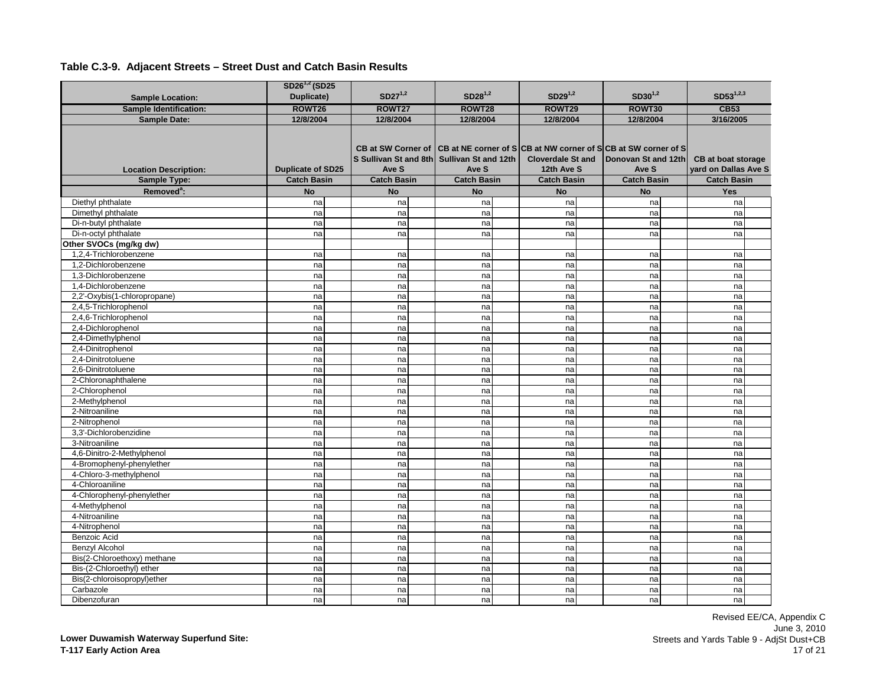## Table C.3-9. Adjacent Streets – Street Dust and Catch Basin Results

| Sample Location: | SD26[1,2] (SD25 Duplicate) | SD27[1,2] | SD28[1,2] | SD29[1,2] | SD30[1,2] | SD53[1,2,3] |
|---|---|---|---|---|---|---|
| Sample Identification: | ROWT26 | ROWT27 | ROWT28 | ROWT29 | ROWT30 | CB53 |
| Sample Date: | 12/8/2004 | 12/8/2004 | 12/8/2004 | 12/8/2004 | 12/8/2004 | 3/16/2005 |
| Location Description: | Duplicate of SD25 | CB at SW Corner of S Sullivan St and 8th Ave S | CB at NE corner of S Sullivan St and 12th Ave S | CB at NW corner of S Cloverdale St and 12th Ave S | CB at SW corner of S Donovan St and 12th Ave S | CB at boat storage yard on Dallas Ave S |
| Sample Type: | Catch Basin | Catch Basin | Catch Basin | Catch Basin | Catch Basin | Catch Basin |
| Removed[a]: | No | No | No | No | No | Yes |
| Diethyl phthalate | na | na | na | na | na | na |
| Dimethyl phthalate | na | na | na | na | na | na |
| Di-n-butyl phthalate | na | na | na | na | na | na |
| Di-n-octyl phthalate | na | na | na | na | na | na |
| **Other SVOCs (mg/kg dw)** | | | | | | |
| 1,2,4-Trichlorobenzene | na | na | na | na | na | na |
| 1,2-Dichlorobenzene | na | na | na | na | na | na |
| 1,3-Dichlorobenzene | na | na | na | na | na | na |
| 1,4-Dichlorobenzene | na | na | na | na | na | na |
| 2,2'-Oxybis(1-chloropropane) | na | na | na | na | na | na |
| 2,4,5-Trichlorophenol | na | na | na | na | na | na |
| 2,4,6-Trichlorophenol | na | na | na | na | na | na |
| 2,4-Dichlorophenol | na | na | na | na | na | na |
| 2,4-Dimethylphenol | na | na | na | na | na | na |
| 2,4-Dinitrophenol | na | na | na | na | na | na |
| 2,4-Dinitrotoluene | na | na | na | na | na | na |
| 2,6-Dinitrotoluene | na | na | na | na | na | na |
| 2-Chloronaphthalene | na | na | na | na | na | na |
| 2-Chlorophenol | na | na | na | na | na | na |
| 2-Methylphenol | na | na | na | na | na | na |
| 2-Nitroaniline | na | na | na | na | na | na |
| 2-Nitrophenol | na | na | na | na | na | na |
| 3,3'-Dichlorobenzidine | na | na | na | na | na | na |
| 3-Nitroaniline | na | na | na | na | na | na |
| 4,6-Dinitro-2-Methylphenol | na | na | na | na | na | na |
| 4-Bromophenyl-phenylether | na | na | na | na | na | na |
| 4-Chloro-3-methylphenol | na | na | na | na | na | na |
| 4-Chloroaniline | na | na | na | na | na | na |
| 4-Chlorophenyl-phenylether | na | na | na | na | na | na |
| 4-Methylphenol | na | na | na | na | na | na |
| 4-Nitroaniline | na | na | na | na | na | na |
| 4-Nitrophenol | na | na | na | na | na | na |
| Benzoic Acid | na | na | na | na | na | na |
| Benzyl Alcohol | na | na | na | na | na | na |
| Bis(2-Chloroethoxy) methane | na | na | na | na | na | na |
| Bis-(2-Chloroethyl) ether | na | na | na | na | na | na |
| Bis(2-chloroisopropyl)ether | na | na | na | na | na | na |
| Carbazole | na | na | na | na | na | na |
| Dibenzofuran | na | na | na | na | na | na |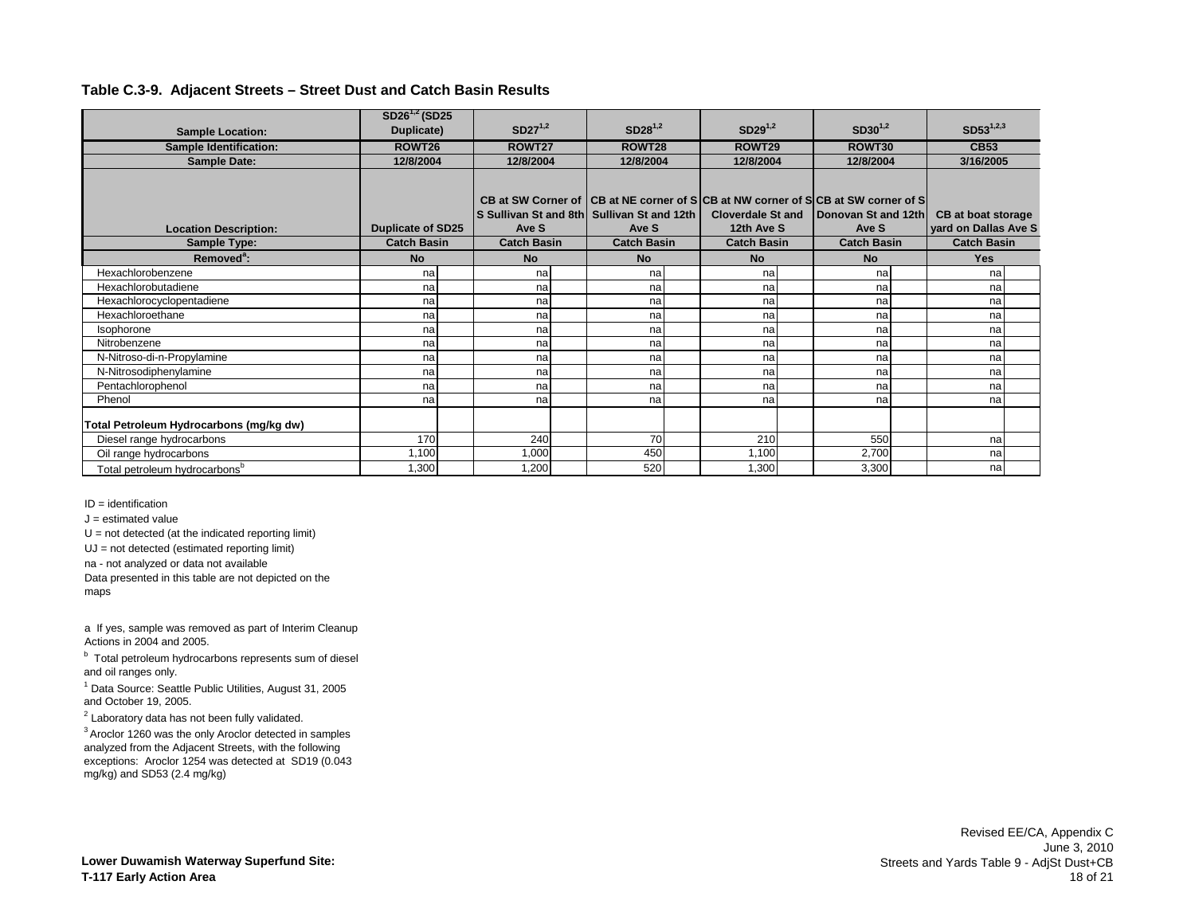## Table C.3-9. Adjacent Streets – Street Dust and Catch Basin Results

| Sample Location: | SD26[1,2] (SD25 Duplicate) | SD27[1,2] | SD28[1,2] | SD29[1,2] | SD30[1,2] | SD53[1,2,3] |
|---|---|---|---|---|---|---|
| Sample Identification: | ROWT26 | ROWT27 | ROWT28 | ROWT29 | ROWT30 | CB53 |
| Sample Date: | 12/8/2004 | 12/8/2004 | 12/8/2004 | 12/8/2004 | 12/8/2004 | 3/16/2005 |
| Location Description: | Duplicate of SD25 | CB at SW Corner of S Sullivan St and 8th Ave S | CB at NE corner of S Sullivan St and 12th Ave S | CB at NW corner of S Cloverdale St and 12th Ave S | CB at SW corner of S Donovan St and 12th Ave S | CB at boat storage yard on Dallas Ave S |
| Sample Type: | Catch Basin | Catch Basin | Catch Basin | Catch Basin | Catch Basin | Catch Basin |
| Removed[a]: | No | No | No | No | No | Yes |
| Hexachlorobenzene | na | na | na | na | na | na |
| Hexachlorobutadiene | na | na | na | na | na | na |
| Hexachlorocyclopentadiene | na | na | na | na | na | na |
| Hexachloroethane | na | na | na | na | na | na |
| Isophorone | na | na | na | na | na | na |
| Nitrobenzene | na | na | na | na | na | na |
| N-Nitroso-di-n-Propylamine | na | na | na | na | na | na |
| N-Nitrosodiphenylamine | na | na | na | na | na | na |
| Pentachlorophenol | na | na | na | na | na | na |
| Phenol | na | na | na | na | na | na |
| **Total Petroleum Hydrocarbons (mg/kg dw)** | | | | | | |
| Diesel range hydrocarbons | 170 | 240 | 70 | 210 | 550 | na |
| Oil range hydrocarbons | 1,100 | 1,000 | 450 | 1,100 | 2,700 | na |
| Total petroleum hydrocarbons[b] | 1,300 | 1,200 | 520 | 1,300 | 3,300 | na |

ID = identification

J = estimated value

U = not detected (at the indicated reporting limit)

UJ = not detected (estimated reporting limit)

na - not analyzed or data not available

Data presented in this table are not depicted on the maps

a If yes, sample was removed as part of Interim Cleanup Actions in 2004 and 2005.

[b] Total petroleum hydrocarbons represents sum of diesel and oil ranges only.

[1] Data Source: Seattle Public Utilities, August 31, 2005 and October 19, 2005.

[2] Laboratory data has not been fully validated.

[3] Aroclor 1260 was the only Aroclor detected in samples analyzed from the Adjacent Streets, with the following exceptions: Aroclor 1254 was detected at SD19 (0.043 mg/kg) and SD53 (2.4 mg/kg)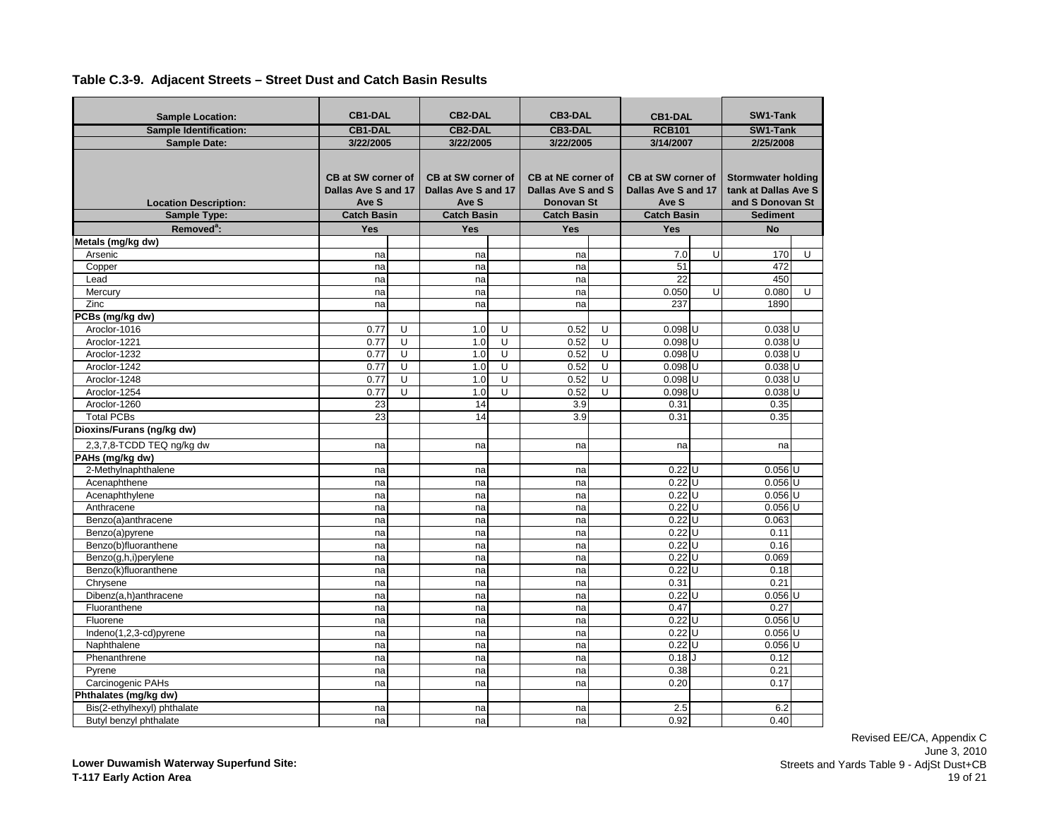## Table C.3-9. Adjacent Streets – Street Dust and Catch Basin Results

| Sample Location: | CB1-DAL | | CB2-DAL | | CB3-DAL | | CB1-DAL | | SW1-Tank | |
|---|---|---|---|---|---|---|---|---|---|---|
| Sample Identification: | CB1-DAL | | CB2-DAL | | CB3-DAL | | RCB101 | | SW1-Tank | |
| Sample Date: | 3/22/2005 | | 3/22/2005 | | 3/22/2005 | | 3/14/2007 | | 2/25/2008 | |
| Location Description: | CB at SW corner of Dallas Ave S and 17 Ave S | | CB at SW corner of Dallas Ave S and 17 Ave S | | CB at NE corner of Dallas Ave S and S Donovan St | | CB at SW corner of Dallas Ave S and 17 Ave S | | Stormwater holding tank at Dallas Ave S and S Donovan St | |
| Sample Type: | Catch Basin | | Catch Basin | | Catch Basin | | Catch Basin | | Sediment | |
| Removed[a]: | Yes | | Yes | | Yes | | Yes | | No | |
| **Metals (mg/kg dw)** | | | | | | | | | | |
| Arsenic | na | | na | | na | | 7.0 | U | 170 | U |
| Copper | na | | na | | na | | 51 | | 472 | |
| Lead | na | | na | | na | | 22 | | 450 | |
| Mercury | na | | na | | na | | 0.050 | U | 0.080 | U |
| Zinc | na | | na | | na | | 237 | | 1890 | |
| **PCBs (mg/kg dw)** | | | | | | | | | | |
| Aroclor-1016 | 0.77 | U | 1.0 | U | 0.52 | U | 0.098 | U | 0.038 | U |
| Aroclor-1221 | 0.77 | U | 1.0 | U | 0.52 | U | 0.098 | U | 0.038 | U |
| Aroclor-1232 | 0.77 | U | 1.0 | U | 0.52 | U | 0.098 | U | 0.038 | U |
| Aroclor-1242 | 0.77 | U | 1.0 | U | 0.52 | U | 0.098 | U | 0.038 | U |
| Aroclor-1248 | 0.77 | U | 1.0 | U | 0.52 | U | 0.098 | U | 0.038 | U |
| Aroclor-1254 | 0.77 | U | 1.0 | U | 0.52 | U | 0.098 | U | 0.038 | U |
| Aroclor-1260 | 23 | | 14 | | 3.9 | | 0.31 | | 0.35 | |
| Total PCBs | 23 | | 14 | | 3.9 | | 0.31 | | 0.35 | |
| **Dioxins/Furans (ng/kg dw)** | | | | | | | | | | |
| 2,3,7,8-TCDD TEQ ng/kg dw | na | | na | | na | | na | | na | |
| **PAHs (mg/kg dw)** | | | | | | | | | | |
| 2-Methylnaphthalene | na | | na | | na | | 0.22 | U | 0.056 | U |
| Acenaphthene | na | | na | | na | | 0.22 | U | 0.056 | U |
| Acenaphthylene | na | | na | | na | | 0.22 | U | 0.056 | U |
| Anthracene | na | | na | | na | | 0.22 | U | 0.056 | U |
| Benzo(a)anthracene | na | | na | | na | | 0.22 | U | 0.063 | |
| Benzo(a)pyrene | na | | na | | na | | 0.22 | U | 0.11 | |
| Benzo(b)fluoranthene | na | | na | | na | | 0.22 | U | 0.16 | |
| Benzo(g,h,i)perylene | na | | na | | na | | 0.22 | U | 0.069 | |
| Benzo(k)fluoranthene | na | | na | | na | | 0.22 | U | 0.18 | |
| Chrysene | na | | na | | na | | 0.31 | | 0.21 | |
| Dibenz(a,h)anthracene | na | | na | | na | | 0.22 | U | 0.056 | U |
| Fluoranthene | na | | na | | na | | 0.47 | | 0.27 | |
| Fluorene | na | | na | | na | | 0.22 | U | 0.056 | U |
| Indeno(1,2,3-cd)pyrene | na | | na | | na | | 0.22 | U | 0.056 | U |
| Naphthalene | na | | na | | na | | 0.22 | U | 0.056 | U |
| Phenanthrene | na | | na | | na | | 0.18 | J | 0.12 | |
| Pyrene | na | | na | | na | | 0.38 | | 0.21 | |
| Carcinogenic PAHs | na | | na | | na | | 0.20 | | 0.17 | |
| **Phthalates (mg/kg dw)** | | | | | | | | | | |
| Bis(2-ethylhexyl) phthalate | na | | na | | na | | 2.5 | | 6.2 | |
| Butyl benzyl phthalate | na | | na | | na | | 0.92 | | 0.40 | |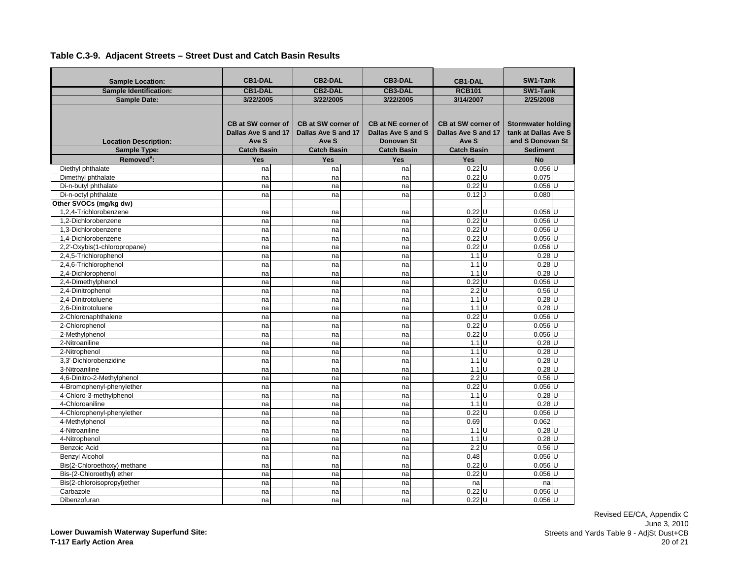## Table C.3-9. Adjacent Streets – Street Dust and Catch Basin Results

| Sample Location: | CB1-DAL | | CB2-DAL | | CB3-DAL | | CB1-DAL | | SW1-Tank | |
|---|---|---|---|---|---|---|---|---|---|---|
| Sample Identification: | CB1-DAL | | CB2-DAL | | CB3-DAL | | RCB101 | | SW1-Tank | |
| Sample Date: | 3/22/2005 | | 3/22/2005 | | 3/22/2005 | | 3/14/2007 | | 2/25/2008 | |
| Location Description: | CB at SW corner of Dallas Ave S and 17 Ave S | | CB at SW corner of Dallas Ave S and 17 Ave S | | CB at NE corner of Dallas Ave S and S Donovan St | | CB at SW corner of Dallas Ave S and 17 Ave S | | Stormwater holding tank at Dallas Ave S and S Donovan St | |
| Sample Type: | Catch Basin | | Catch Basin | | Catch Basin | | Catch Basin | | Sediment | |
| Removed[a]: | Yes | | Yes | | Yes | | Yes | | No | |
| Diethyl phthalate | na | | na | | na | | 0.22 | U | 0.056 | U |
| Dimethyl phthalate | na | | na | | na | | 0.22 | U | 0.075 | |
| Di-n-butyl phthalate | na | | na | | na | | 0.22 | U | 0.056 | U |
| Di-n-octyl phthalate | na | | na | | na | | 0.12 | J | 0.080 | |
| **Other SVOCs (mg/kg dw)** | | | | | | | | | | |
| 1,2,4-Trichlorobenzene | na | | na | | na | | 0.22 | U | 0.056 | U |
| 1,2-Dichlorobenzene | na | | na | | na | | 0.22 | U | 0.056 | U |
| 1,3-Dichlorobenzene | na | | na | | na | | 0.22 | U | 0.056 | U |
| 1,4-Dichlorobenzene | na | | na | | na | | 0.22 | U | 0.056 | U |
| 2,2'-Oxybis(1-chloropropane) | na | | na | | na | | 0.22 | U | 0.056 | U |
| 2,4,5-Trichlorophenol | na | | na | | na | | 1.1 | U | 0.28 | U |
| 2,4,6-Trichlorophenol | na | | na | | na | | 1.1 | U | 0.28 | U |
| 2,4-Dichlorophenol | na | | na | | na | | 1.1 | U | 0.28 | U |
| 2,4-Dimethylphenol | na | | na | | na | | 0.22 | U | 0.056 | U |
| 2,4-Dinitrophenol | na | | na | | na | | 2.2 | U | 0.56 | U |
| 2,4-Dinitrotoluene | na | | na | | na | | 1.1 | U | 0.28 | U |
| 2,6-Dinitrotoluene | na | | na | | na | | 1.1 | U | 0.28 | U |
| 2-Chloronaphthalene | na | | na | | na | | 0.22 | U | 0.056 | U |
| 2-Chlorophenol | na | | na | | na | | 0.22 | U | 0.056 | U |
| 2-Methylphenol | na | | na | | na | | 0.22 | U | 0.056 | U |
| 2-Nitroaniline | na | | na | | na | | 1.1 | U | 0.28 | U |
| 2-Nitrophenol | na | | na | | na | | 1.1 | U | 0.28 | U |
| 3,3'-Dichlorobenzidine | na | | na | | na | | 1.1 | U | 0.28 | U |
| 3-Nitroaniline | na | | na | | na | | 1.1 | U | 0.28 | U |
| 4,6-Dinitro-2-Methylphenol | na | | na | | na | | 2.2 | U | 0.56 | U |
| 4-Bromophenyl-phenylether | na | | na | | na | | 0.22 | U | 0.056 | U |
| 4-Chloro-3-methylphenol | na | | na | | na | | 1.1 | U | 0.28 | U |
| 4-Chloroaniline | na | | na | | na | | 1.1 | U | 0.28 | U |
| 4-Chlorophenyl-phenylether | na | | na | | na | | 0.22 | U | 0.056 | U |
| 4-Methylphenol | na | | na | | na | | 0.69 | | 0.062 | |
| 4-Nitroaniline | na | | na | | na | | 1.1 | U | 0.28 | U |
| 4-Nitrophenol | na | | na | | na | | 1.1 | U | 0.28 | U |
| Benzoic Acid | na | | na | | na | | 2.2 | U | 0.56 | U |
| Benzyl Alcohol | na | | na | | na | | 0.48 | | 0.056 | U |
| Bis(2-Chloroethoxy) methane | na | | na | | na | | 0.22 | U | 0.056 | U |
| Bis-(2-Chloroethyl) ether | na | | na | | na | | 0.22 | U | 0.056 | U |
| Bis(2-chloroisopropyl)ether | na | | na | | na | | na | | na | |
| Carbazole | na | | na | | na | | 0.22 | U | 0.056 | U |
| Dibenzofuran | na | | na | | na | | 0.22 | U | 0.056 | U |

**Lower Duwamish Waterway Superfund Site:**
**T-117 Early Action Area**

Revised EE/CA, Appendix C
June 3, 2010
Streets and Yards Table 9 - AdjSt Dust+CB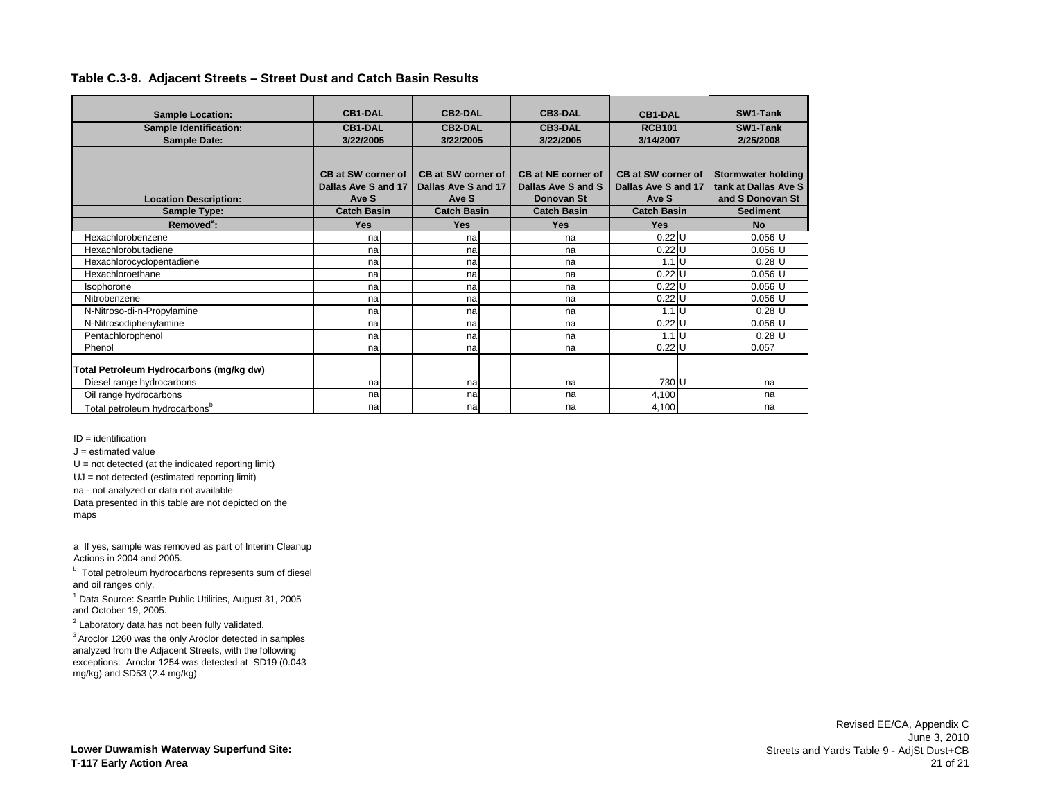## Table C.3-9. Adjacent Streets – Street Dust and Catch Basin Results

| Sample Location: | CB1-DAL | | CB2-DAL | | CB3-DAL | | CB1-DAL | | SW1-Tank | |
|---|---|---|---|---|---|---|---|---|---|---|
| Sample Identification: | CB1-DAL | | CB2-DAL | | CB3-DAL | | RCB101 | | SW1-Tank | |
| Sample Date: | 3/22/2005 | | 3/22/2005 | | 3/22/2005 | | 3/14/2007 | | 2/25/2008 | |
| Location Description: | CB at SW corner of Dallas Ave S and 17 Ave S | | CB at SW corner of Dallas Ave S and 17 Ave S | | CB at NE corner of Dallas Ave S and S Donovan St | | CB at SW corner of Dallas Ave S and 17 Ave S | | Stormwater holding tank at Dallas Ave S and S Donovan St | |
| Sample Type: | Catch Basin | | Catch Basin | | Catch Basin | | Catch Basin | | Sediment | |
| Removed[a]: | Yes | | Yes | | Yes | | Yes | | No | |
| Hexachlorobenzene | na | | na | | na | | 0.22 | U | 0.056 | U |
| Hexachlorobutadiene | na | | na | | na | | 0.22 | U | 0.056 | U |
| Hexachlorocyclopentadiene | na | | na | | na | | 1.1 | U | 0.28 | U |
| Hexachloroethane | na | | na | | na | | 0.22 | U | 0.056 | U |
| Isophorone | na | | na | | na | | 0.22 | U | 0.056 | U |
| Nitrobenzene | na | | na | | na | | 0.22 | U | 0.056 | U |
| N-Nitroso-di-n-Propylamine | na | | na | | na | | 1.1 | U | 0.28 | U |
| N-Nitrosodiphenylamine | na | | na | | na | | 0.22 | U | 0.056 | U |
| Pentachlorophenol | na | | na | | na | | 1.1 | U | 0.28 | U |
| Phenol | na | | na | | na | | 0.22 | U | 0.057 | |
| **Total Petroleum Hydrocarbons (mg/kg dw)** | | | | | | | | | | |
| Diesel range hydrocarbons | na | | na | | na | | 730 | U | na | |
| Oil range hydrocarbons | na | | na | | na | | 4,100 | | na | |
| Total petroleum hydrocarbons[b] | na | | na | | na | | 4,100 | | na | |

ID = identification

J = estimated value

U = not detected (at the indicated reporting limit)

UJ = not detected (estimated reporting limit)

na - not analyzed or data not available

Data presented in this table are not depicted on the maps

a If yes, sample was removed as part of Interim Cleanup Actions in 2004 and 2005.

b Total petroleum hydrocarbons represents sum of diesel and oil ranges only.

1 Data Source: Seattle Public Utilities, August 31, 2005 and October 19, 2005.

2 Laboratory data has not been fully validated.

3 Aroclor 1260 was the only Aroclor detected in samples analyzed from the Adjacent Streets, with the following exceptions: Aroclor 1254 was detected at SD19 (0.043 mg/kg) and SD53 (2.4 mg/kg)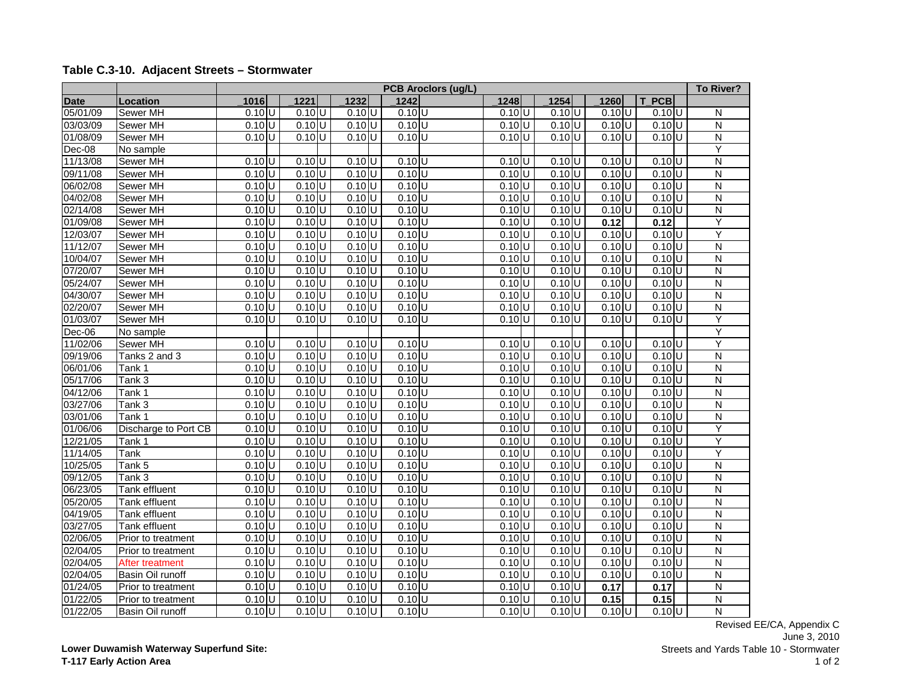**Table C.3-10. Adjacent Streets – Stormwater**

| | | PCB Aroclors (ug/L) | | | | | | | | | | | | | | | | To River? |
|---|---|---|---|---|---|---|---|---|---|---|---|---|---|---|---|---|---|---|
| Date | Location | _1016 | | _1221 | | _1232 | | _1242 | | _1248 | | _1254 | | _1260 | | T_PCB | | |
| 05/01/09 | Sewer MH | 0.10 | U | 0.10 | U | 0.10 | U | 0.10 | U | 0.10 | U | 0.10 | U | 0.10 | U | 0.10 | U | N |
| 03/03/09 | Sewer MH | 0.10 | U | 0.10 | U | 0.10 | U | 0.10 | U | 0.10 | U | 0.10 | U | 0.10 | U | 0.10 | U | N |
| 01/08/09 | Sewer MH | 0.10 | U | 0.10 | U | 0.10 | U | 0.10 | U | 0.10 | U | 0.10 | U | 0.10 | U | 0.10 | U | N |
| Dec-08 | No sample | | | | | | | | | | | | | | | | | Y |
| 11/13/08 | Sewer MH | 0.10 | U | 0.10 | U | 0.10 | U | 0.10 | U | 0.10 | U | 0.10 | U | 0.10 | U | 0.10 | U | N |
| 09/11/08 | Sewer MH | 0.10 | U | 0.10 | U | 0.10 | U | 0.10 | U | 0.10 | U | 0.10 | U | 0.10 | U | 0.10 | U | N |
| 06/02/08 | Sewer MH | 0.10 | U | 0.10 | U | 0.10 | U | 0.10 | U | 0.10 | U | 0.10 | U | 0.10 | U | 0.10 | U | N |
| 04/02/08 | Sewer MH | 0.10 | U | 0.10 | U | 0.10 | U | 0.10 | U | 0.10 | U | 0.10 | U | 0.10 | U | 0.10 | U | N |
| 02/14/08 | Sewer MH | 0.10 | U | 0.10 | U | 0.10 | U | 0.10 | U | 0.10 | U | 0.10 | U | 0.10 | U | 0.10 | U | N |
| 01/09/08 | Sewer MH | 0.10 | U | 0.10 | U | 0.10 | U | 0.10 | U | 0.10 | U | 0.10 | U | **0.12** | | **0.12** | | Y |
| 12/03/07 | Sewer MH | 0.10 | U | 0.10 | U | 0.10 | U | 0.10 | U | 0.10 | U | 0.10 | U | 0.10 | U | 0.10 | U | Y |
| 11/12/07 | Sewer MH | 0.10 | U | 0.10 | U | 0.10 | U | 0.10 | U | 0.10 | U | 0.10 | U | 0.10 | U | 0.10 | U | N |
| 10/04/07 | Sewer MH | 0.10 | U | 0.10 | U | 0.10 | U | 0.10 | U | 0.10 | U | 0.10 | U | 0.10 | U | 0.10 | U | N |
| 07/20/07 | Sewer MH | 0.10 | U | 0.10 | U | 0.10 | U | 0.10 | U | 0.10 | U | 0.10 | U | 0.10 | U | 0.10 | U | N |
| 05/24/07 | Sewer MH | 0.10 | U | 0.10 | U | 0.10 | U | 0.10 | U | 0.10 | U | 0.10 | U | 0.10 | U | 0.10 | U | N |
| 04/30/07 | Sewer MH | 0.10 | U | 0.10 | U | 0.10 | U | 0.10 | U | 0.10 | U | 0.10 | U | 0.10 | U | 0.10 | U | N |
| 02/20/07 | Sewer MH | 0.10 | U | 0.10 | U | 0.10 | U | 0.10 | U | 0.10 | U | 0.10 | U | 0.10 | U | 0.10 | U | N |
| 01/03/07 | Sewer MH | 0.10 | U | 0.10 | U | 0.10 | U | 0.10 | U | 0.10 | U | 0.10 | U | 0.10 | U | 0.10 | U | Y |
| Dec-06 | No sample | | | | | | | | | | | | | | | | | Y |
| 11/02/06 | Sewer MH | 0.10 | U | 0.10 | U | 0.10 | U | 0.10 | U | 0.10 | U | 0.10 | U | 0.10 | U | 0.10 | U | Y |
| 09/19/06 | Tanks 2 and 3 | 0.10 | U | 0.10 | U | 0.10 | U | 0.10 | U | 0.10 | U | 0.10 | U | 0.10 | U | 0.10 | U | N |
| 06/01/06 | Tank 1 | 0.10 | U | 0.10 | U | 0.10 | U | 0.10 | U | 0.10 | U | 0.10 | U | 0.10 | U | 0.10 | U | N |
| 05/17/06 | Tank 3 | 0.10 | U | 0.10 | U | 0.10 | U | 0.10 | U | 0.10 | U | 0.10 | U | 0.10 | U | 0.10 | U | N |
| 04/12/06 | Tank 1 | 0.10 | U | 0.10 | U | 0.10 | U | 0.10 | U | 0.10 | U | 0.10 | U | 0.10 | U | 0.10 | U | N |
| 03/27/06 | Tank 3 | 0.10 | U | 0.10 | U | 0.10 | U | 0.10 | U | 0.10 | U | 0.10 | U | 0.10 | U | 0.10 | U | N |
| 03/01/06 | Tank 1 | 0.10 | U | 0.10 | U | 0.10 | U | 0.10 | U | 0.10 | U | 0.10 | U | 0.10 | U | 0.10 | U | N |
| 01/06/06 | Discharge to Port CB | 0.10 | U | 0.10 | U | 0.10 | U | 0.10 | U | 0.10 | U | 0.10 | U | 0.10 | U | 0.10 | U | Y |
| 12/21/05 | Tank 1 | 0.10 | U | 0.10 | U | 0.10 | U | 0.10 | U | 0.10 | U | 0.10 | U | 0.10 | U | 0.10 | U | Y |
| 11/14/05 | Tank | 0.10 | U | 0.10 | U | 0.10 | U | 0.10 | U | 0.10 | U | 0.10 | U | 0.10 | U | 0.10 | U | Y |
| 10/25/05 | Tank 5 | 0.10 | U | 0.10 | U | 0.10 | U | 0.10 | U | 0.10 | U | 0.10 | U | 0.10 | U | 0.10 | U | N |
| 09/12/05 | Tank 3 | 0.10 | U | 0.10 | U | 0.10 | U | 0.10 | U | 0.10 | U | 0.10 | U | 0.10 | U | 0.10 | U | N |
| 06/23/05 | Tank effluent | 0.10 | U | 0.10 | U | 0.10 | U | 0.10 | U | 0.10 | U | 0.10 | U | 0.10 | U | 0.10 | U | N |
| 05/20/05 | Tank effluent | 0.10 | U | 0.10 | U | 0.10 | U | 0.10 | U | 0.10 | U | 0.10 | U | 0.10 | U | 0.10 | U | N |
| 04/19/05 | Tank effluent | 0.10 | U | 0.10 | U | 0.10 | U | 0.10 | U | 0.10 | U | 0.10 | U | 0.10 | U | 0.10 | U | N |
| 03/27/05 | Tank effluent | 0.10 | U | 0.10 | U | 0.10 | U | 0.10 | U | 0.10 | U | 0.10 | U | 0.10 | U | 0.10 | U | N |
| 02/06/05 | Prior to treatment | 0.10 | U | 0.10 | U | 0.10 | U | 0.10 | U | 0.10 | U | 0.10 | U | 0.10 | U | 0.10 | U | N |
| 02/04/05 | Prior to treatment | 0.10 | U | 0.10 | U | 0.10 | U | 0.10 | U | 0.10 | U | 0.10 | U | 0.10 | U | 0.10 | U | N |
| 02/04/05 | After treatment | 0.10 | U | 0.10 | U | 0.10 | U | 0.10 | U | 0.10 | U | 0.10 | U | 0.10 | U | 0.10 | U | N |
| 02/04/05 | Basin Oil runoff | 0.10 | U | 0.10 | U | 0.10 | U | 0.10 | U | 0.10 | U | 0.10 | U | 0.10 | U | 0.10 | U | N |
| 01/24/05 | Prior to treatment | 0.10 | U | 0.10 | U | 0.10 | U | 0.10 | U | 0.10 | U | 0.10 | U | **0.17** | | **0.17** | | N |
| 01/22/05 | Prior to treatment | 0.10 | U | 0.10 | U | 0.10 | U | 0.10 | U | 0.10 | U | 0.10 | U | **0.15** | | **0.15** | | N |
| 01/22/05 | Basin Oil runoff | 0.10 | U | 0.10 | U | 0.10 | U | 0.10 | U | 0.10 | U | 0.10 | U | 0.10 | U | 0.10 | U | N |

**Lower Duwamish Waterway Superfund Site:**
**T-117 Early Action Area**

Revised EE/CA, Appendix C
June 3, 2010
Streets and Yards Table 10 - Stormwater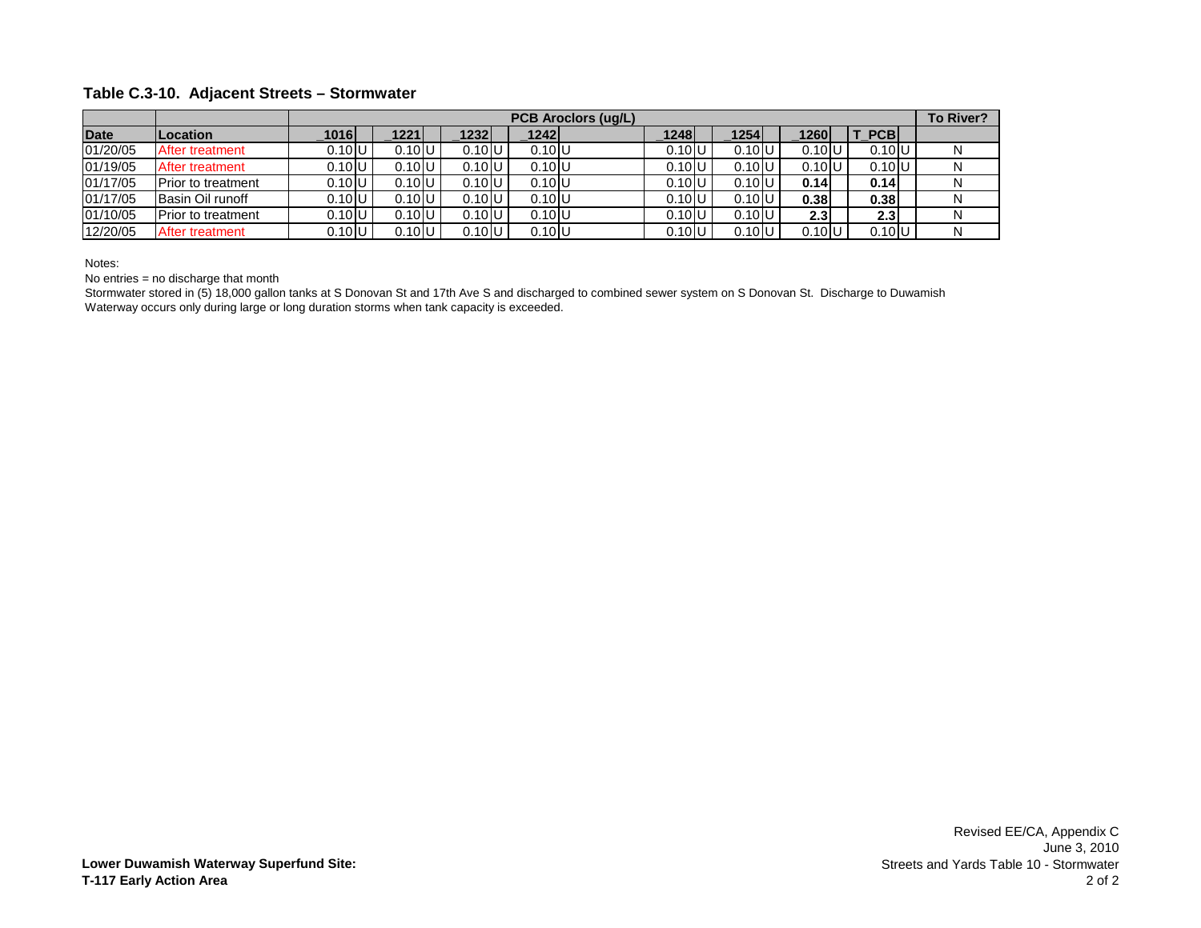**Table C.3-10. Adjacent Streets – Stormwater**

| | | PCB Aroclors (ug/L) | | | | | | | | | | | | | | | | To River? |
|---|---|---|---|---|---|---|---|---|---|---|---|---|---|---|---|---|---|---|
| Date | Location | _1016 | | _1221 | | _1232 | | _1242 | | _1248 | | _1254 | | _1260 | | T_PCB | | |
| 01/20/05 | After treatment | 0.10 | U | 0.10 | U | 0.10 | U | 0.10 | U | 0.10 | U | 0.10 | U | 0.10 | U | 0.10 | U | N |
| 01/19/05 | After treatment | 0.10 | U | 0.10 | U | 0.10 | U | 0.10 | U | 0.10 | U | 0.10 | U | 0.10 | U | 0.10 | U | N |
| 01/17/05 | Prior to treatment | 0.10 | U | 0.10 | U | 0.10 | U | 0.10 | U | 0.10 | U | 0.10 | U | **0.14** | | **0.14** | | N |
| 01/17/05 | Basin Oil runoff | 0.10 | U | 0.10 | U | 0.10 | U | 0.10 | U | 0.10 | U | 0.10 | U | **0.38** | | **0.38** | | N |
| 01/10/05 | Prior to treatment | 0.10 | U | 0.10 | U | 0.10 | U | 0.10 | U | 0.10 | U | 0.10 | U | **2.3** | | **2.3** | | N |
| 12/20/05 | After treatment | 0.10 | U | 0.10 | U | 0.10 | U | 0.10 | U | 0.10 | U | 0.10 | U | 0.10 | U | 0.10 | U | N |

Notes:

No entries = no discharge that month

Stormwater stored in (5) 18,000 gallon tanks at S Donovan St and 17th Ave S and discharged to combined sewer system on S Donovan St. Discharge to Duwamish Waterway occurs only during large or long duration storms when tank capacity is exceeded.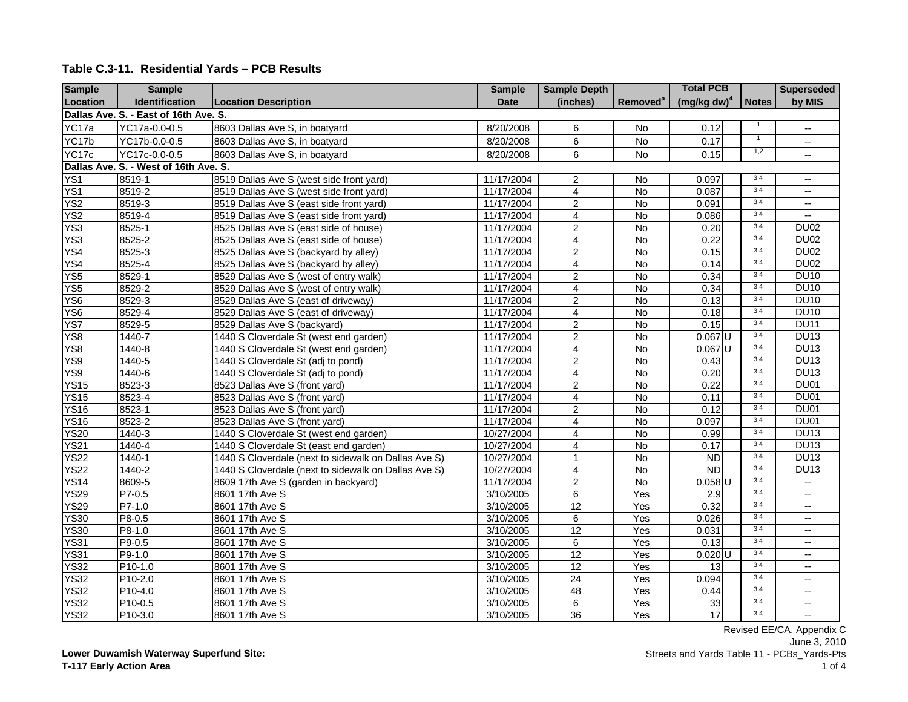## Table C.3-11. Residential Yards – PCB Results

| Sample Location | Sample Identification | Location Description | Sample Date | Sample Depth (inches) | Removed[a] | Total PCB (mg/kg dw)[4] | | Notes | Superseded by MIS |
|---|---|---|---|---|---|---|---|---|---|
| **Dallas Ave. S. - East of 16th Ave. S.** | | | | | | | | | |
| YC17a | YC17a-0.0-0.5 | 8603 Dallas Ave S, in boatyard | 8/20/2008 | 6 | No | 0.12 | | 1 | -- |
| YC17b | YC17b-0.0-0.5 | 8603 Dallas Ave S, in boatyard | 8/20/2008 | 6 | No | 0.17 | | 1 | -- |
| YC17c | YC17c-0.0-0.5 | 8603 Dallas Ave S, in boatyard | 8/20/2008 | 6 | No | 0.15 | | 1,2 | -- |
| **Dallas Ave. S. - West of 16th Ave. S.** | | | | | | | | | |
| YS1 | 8519-1 | 8519 Dallas Ave S (west side front yard) | 11/17/2004 | 2 | No | 0.097 | | 3,4 | -- |
| YS1 | 8519-2 | 8519 Dallas Ave S (west side front yard) | 11/17/2004 | 4 | No | 0.087 | | 3,4 | -- |
| YS2 | 8519-3 | 8519 Dallas Ave S (east side front yard) | 11/17/2004 | 2 | No | 0.091 | | 3,4 | -- |
| YS2 | 8519-4 | 8519 Dallas Ave S (east side front yard) | 11/17/2004 | 4 | No | 0.086 | | 3,4 | -- |
| YS3 | 8525-1 | 8525 Dallas Ave S (east side of house) | 11/17/2004 | 2 | No | 0.20 | | 3,4 | DU02 |
| YS3 | 8525-2 | 8525 Dallas Ave S (east side of house) | 11/17/2004 | 4 | No | 0.22 | | 3,4 | DU02 |
| YS4 | 8525-3 | 8525 Dallas Ave S (backyard by alley) | 11/17/2004 | 2 | No | 0.15 | | 3,4 | DU02 |
| YS4 | 8525-4 | 8525 Dallas Ave S (backyard by alley) | 11/17/2004 | 4 | No | 0.14 | | 3,4 | DU02 |
| YS5 | 8529-1 | 8529 Dallas Ave S (west of entry walk) | 11/17/2004 | 2 | No | 0.34 | | 3,4 | DU10 |
| YS5 | 8529-2 | 8529 Dallas Ave S (west of entry walk) | 11/17/2004 | 4 | No | 0.34 | | 3,4 | DU10 |
| YS6 | 8529-3 | 8529 Dallas Ave S (east of driveway) | 11/17/2004 | 2 | No | 0.13 | | 3,4 | DU10 |
| YS6 | 8529-4 | 8529 Dallas Ave S (east of driveway) | 11/17/2004 | 4 | No | 0.18 | | 3,4 | DU10 |
| YS7 | 8529-5 | 8529 Dallas Ave S (backyard) | 11/17/2004 | 2 | No | 0.15 | | 3,4 | DU11 |
| YS8 | 1440-7 | 1440 S Cloverdale St (west end garden) | 11/17/2004 | 2 | No | 0.067 | U | 3,4 | DU13 |
| YS8 | 1440-8 | 1440 S Cloverdale St (west end garden) | 11/17/2004 | 4 | No | 0.067 | U | 3,4 | DU13 |
| YS9 | 1440-5 | 1440 S Cloverdale St (adj to pond) | 11/17/2004 | 2 | No | 0.43 | | 3,4 | DU13 |
| YS9 | 1440-6 | 1440 S Cloverdale St (adj to pond) | 11/17/2004 | 4 | No | 0.20 | | 3,4 | DU13 |
| YS15 | 8523-3 | 8523 Dallas Ave S (front yard) | 11/17/2004 | 2 | No | 0.22 | | 3,4 | DU01 |
| YS15 | 8523-4 | 8523 Dallas Ave S (front yard) | 11/17/2004 | 4 | No | 0.11 | | 3,4 | DU01 |
| YS16 | 8523-1 | 8523 Dallas Ave S (front yard) | 11/17/2004 | 2 | No | 0.12 | | 3,4 | DU01 |
| YS16 | 8523-2 | 8523 Dallas Ave S (front yard) | 11/17/2004 | 4 | No | 0.097 | | 3,4 | DU01 |
| YS20 | 1440-3 | 1440 S Cloverdale St (west end garden) | 10/27/2004 | 4 | No | 0.99 | | 3,4 | DU13 |
| YS21 | 1440-4 | 1440 S Cloverdale St (east end garden) | 10/27/2004 | 4 | No | 0.17 | | 3,4 | DU13 |
| YS22 | 1440-1 | 1440 S Cloverdale (next to sidewalk on Dallas Ave S) | 10/27/2004 | 1 | No | ND | | 3,4 | DU13 |
| YS22 | 1440-2 | 1440 S Cloverdale (next to sidewalk on Dallas Ave S) | 10/27/2004 | 4 | No | ND | | 3,4 | DU13 |
| YS14 | 8609-5 | 8609 17th Ave S (garden in backyard) | 11/17/2004 | 2 | No | 0.058 | U | 3,4 | -- |
| YS29 | P7-0.5 | 8601 17th Ave S | 3/10/2005 | 6 | Yes | 2.9 | | 3,4 | -- |
| YS29 | P7-1.0 | 8601 17th Ave S | 3/10/2005 | 12 | Yes | 0.32 | | 3,4 | -- |
| YS30 | P8-0.5 | 8601 17th Ave S | 3/10/2005 | 6 | Yes | 0.026 | | 3,4 | -- |
| YS30 | P8-1.0 | 8601 17th Ave S | 3/10/2005 | 12 | Yes | 0.031 | | 3,4 | -- |
| YS31 | P9-0.5 | 8601 17th Ave S | 3/10/2005 | 6 | Yes | 0.13 | | 3,4 | -- |
| YS31 | P9-1.0 | 8601 17th Ave S | 3/10/2005 | 12 | Yes | 0.020 | U | 3,4 | -- |
| YS32 | P10-1.0 | 8601 17th Ave S | 3/10/2005 | 12 | Yes | 13 | | 3,4 | -- |
| YS32 | P10-2.0 | 8601 17th Ave S | 3/10/2005 | 24 | Yes | 0.094 | | 3,4 | -- |
| YS32 | P10-4.0 | 8601 17th Ave S | 3/10/2005 | 48 | Yes | 0.44 | | 3,4 | -- |
| YS32 | P10-0.5 | 8601 17th Ave S | 3/10/2005 | 6 | Yes | 33 | | 3,4 | -- |
| YS32 | P10-3.0 | 8601 17th Ave S | 3/10/2005 | 36 | Yes | 17 | | 3,4 | -- |

**Lower Duwamish Waterway Superfund Site:**
**T-117 Early Action Area**

Revised EE/CA, Appendix C
June 3, 2010
Streets and Yards Table 11 - PCBs_Yards-Pts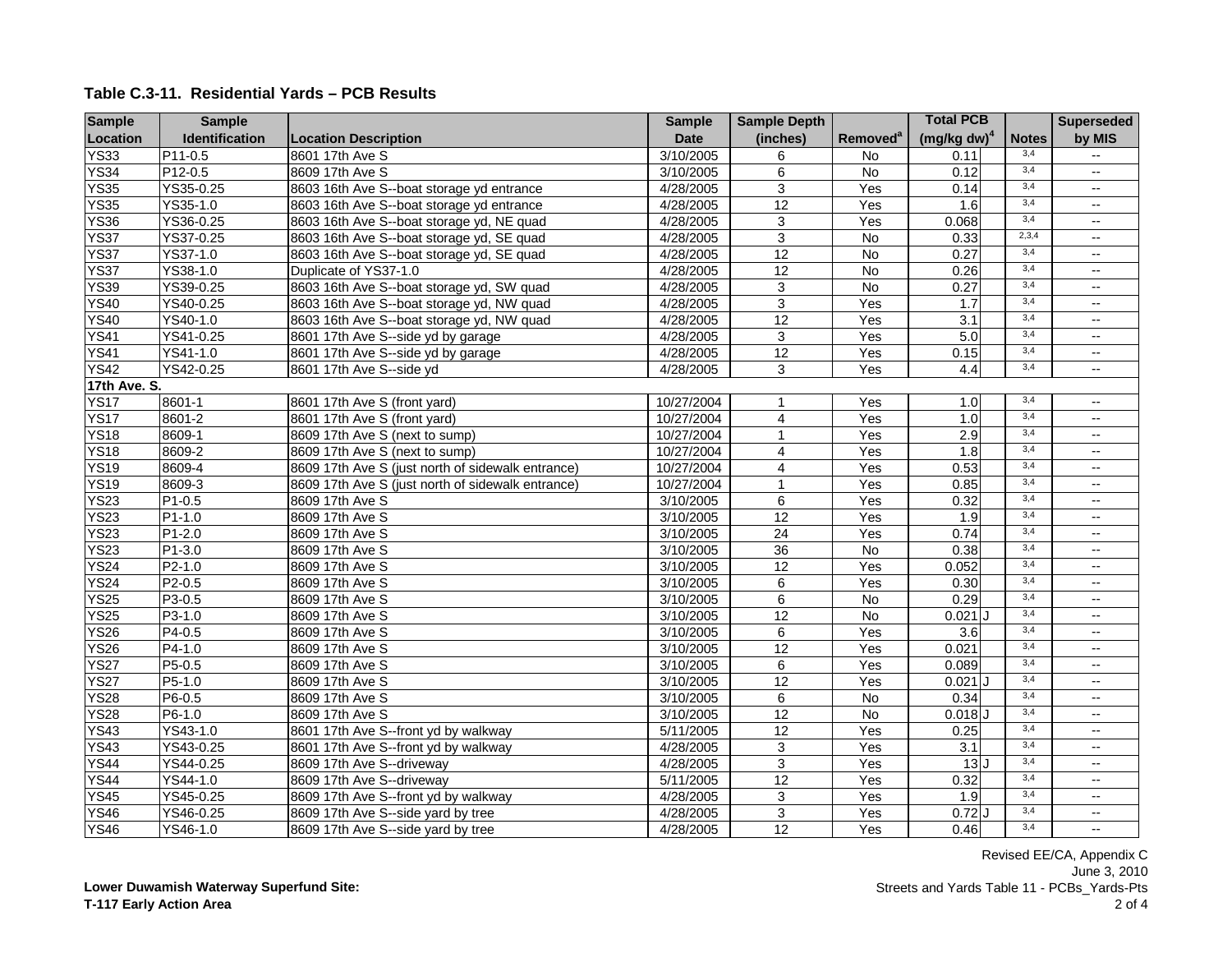**Table C.3-11. Residential Yards – PCB Results**

| Sample Location | Sample Identification | Location Description | Sample Date | Sample Depth (inches) | Removed[a] | Total PCB (mg/kg dw)[4] | | Notes | Superseded by MIS |
|---|---|---|---|---|---|---|---|---|---|
| YS33 | P11-0.5 | 8601 17th Ave S | 3/10/2005 | 6 | No | 0.11 | | 3,4 | -- |
| YS34 | P12-0.5 | 8609 17th Ave S | 3/10/2005 | 6 | No | 0.12 | | 3,4 | -- |
| YS35 | YS35-0.25 | 8603 16th Ave S--boat storage yd entrance | 4/28/2005 | 3 | Yes | 0.14 | | 3,4 | -- |
| YS35 | YS35-1.0 | 8603 16th Ave S--boat storage yd entrance | 4/28/2005 | 12 | Yes | 1.6 | | 3,4 | -- |
| YS36 | YS36-0.25 | 8603 16th Ave S--boat storage yd, NE quad | 4/28/2005 | 3 | Yes | 0.068 | | 3,4 | -- |
| YS37 | YS37-0.25 | 8603 16th Ave S--boat storage yd, SE quad | 4/28/2005 | 3 | No | 0.33 | | 2,3,4 | -- |
| YS37 | YS37-1.0 | 8603 16th Ave S--boat storage yd, SE quad | 4/28/2005 | 12 | No | 0.27 | | 3,4 | -- |
| YS37 | YS38-1.0 | Duplicate of YS37-1.0 | 4/28/2005 | 12 | No | 0.26 | | 3,4 | -- |
| YS39 | YS39-0.25 | 8603 16th Ave S--boat storage yd, SW quad | 4/28/2005 | 3 | No | 0.27 | | 3,4 | -- |
| YS40 | YS40-0.25 | 8603 16th Ave S--boat storage yd, NW quad | 4/28/2005 | 3 | Yes | 1.7 | | 3,4 | -- |
| YS40 | YS40-1.0 | 8603 16th Ave S--boat storage yd, NW quad | 4/28/2005 | 12 | Yes | 3.1 | | 3,4 | -- |
| YS41 | YS41-0.25 | 8601 17th Ave S--side yd by garage | 4/28/2005 | 3 | Yes | 5.0 | | 3,4 | -- |
| YS41 | YS41-1.0 | 8601 17th Ave S--side yd by garage | 4/28/2005 | 12 | Yes | 0.15 | | 3,4 | -- |
| YS42 | YS42-0.25 | 8601 17th Ave S--side yd | 4/28/2005 | 3 | Yes | 4.4 | | 3,4 | -- |
| **17th Ave. S.** | | | | | | | | | |
| YS17 | 8601-1 | 8601 17th Ave S (front yard) | 10/27/2004 | 1 | Yes | 1.0 | | 3,4 | -- |
| YS17 | 8601-2 | 8601 17th Ave S (front yard) | 10/27/2004 | 4 | Yes | 1.0 | | 3,4 | -- |
| YS18 | 8609-1 | 8609 17th Ave S (next to sump) | 10/27/2004 | 1 | Yes | 2.9 | | 3,4 | -- |
| YS18 | 8609-2 | 8609 17th Ave S (next to sump) | 10/27/2004 | 4 | Yes | 1.8 | | 3,4 | -- |
| YS19 | 8609-4 | 8609 17th Ave S (just north of sidewalk entrance) | 10/27/2004 | 4 | Yes | 0.53 | | 3,4 | -- |
| YS19 | 8609-3 | 8609 17th Ave S (just north of sidewalk entrance) | 10/27/2004 | 1 | Yes | 0.85 | | 3,4 | -- |
| YS23 | P1-0.5 | 8609 17th Ave S | 3/10/2005 | 6 | Yes | 0.32 | | 3,4 | -- |
| YS23 | P1-1.0 | 8609 17th Ave S | 3/10/2005 | 12 | Yes | 1.9 | | 3,4 | -- |
| YS23 | P1-2.0 | 8609 17th Ave S | 3/10/2005 | 24 | Yes | 0.74 | | 3,4 | -- |
| YS23 | P1-3.0 | 8609 17th Ave S | 3/10/2005 | 36 | No | 0.38 | | 3,4 | -- |
| YS24 | P2-1.0 | 8609 17th Ave S | 3/10/2005 | 12 | Yes | 0.052 | | 3,4 | -- |
| YS24 | P2-0.5 | 8609 17th Ave S | 3/10/2005 | 6 | Yes | 0.30 | | 3,4 | -- |
| YS25 | P3-0.5 | 8609 17th Ave S | 3/10/2005 | 6 | No | 0.29 | | 3,4 | -- |
| YS25 | P3-1.0 | 8609 17th Ave S | 3/10/2005 | 12 | No | 0.021 | J | 3,4 | -- |
| YS26 | P4-0.5 | 8609 17th Ave S | 3/10/2005 | 6 | Yes | 3.6 | | 3,4 | -- |
| YS26 | P4-1.0 | 8609 17th Ave S | 3/10/2005 | 12 | Yes | 0.021 | | 3,4 | -- |
| YS27 | P5-0.5 | 8609 17th Ave S | 3/10/2005 | 6 | Yes | 0.089 | | 3,4 | -- |
| YS27 | P5-1.0 | 8609 17th Ave S | 3/10/2005 | 12 | Yes | 0.021 | J | 3,4 | -- |
| YS28 | P6-0.5 | 8609 17th Ave S | 3/10/2005 | 6 | No | 0.34 | | 3,4 | -- |
| YS28 | P6-1.0 | 8609 17th Ave S | 3/10/2005 | 12 | No | 0.018 | J | 3,4 | -- |
| YS43 | YS43-1.0 | 8601 17th Ave S--front yd by walkway | 5/11/2005 | 12 | Yes | 0.25 | | 3,4 | -- |
| YS43 | YS43-0.25 | 8601 17th Ave S--front yd by walkway | 4/28/2005 | 3 | Yes | 3.1 | | 3,4 | -- |
| YS44 | YS44-0.25 | 8609 17th Ave S--driveway | 4/28/2005 | 3 | Yes | 13 | J | 3,4 | -- |
| YS44 | YS44-1.0 | 8609 17th Ave S--driveway | 5/11/2005 | 12 | Yes | 0.32 | | 3,4 | -- |
| YS45 | YS45-0.25 | 8609 17th Ave S--front yd by walkway | 4/28/2005 | 3 | Yes | 1.9 | | 3,4 | -- |
| YS46 | YS46-0.25 | 8609 17th Ave S--side yard by tree | 4/28/2005 | 3 | Yes | 0.72 | J | 3,4 | -- |
| YS46 | YS46-1.0 | 8609 17th Ave S--side yard by tree | 4/28/2005 | 12 | Yes | 0.46 | | 3,4 | -- |

Revised EE/CA, Appendix C
June 3, 2010
Streets and Yards Table 11 - PCBs_Yards-Pts

**Lower Duwamish Waterway Superfund Site:**
**T-117 Early Action Area**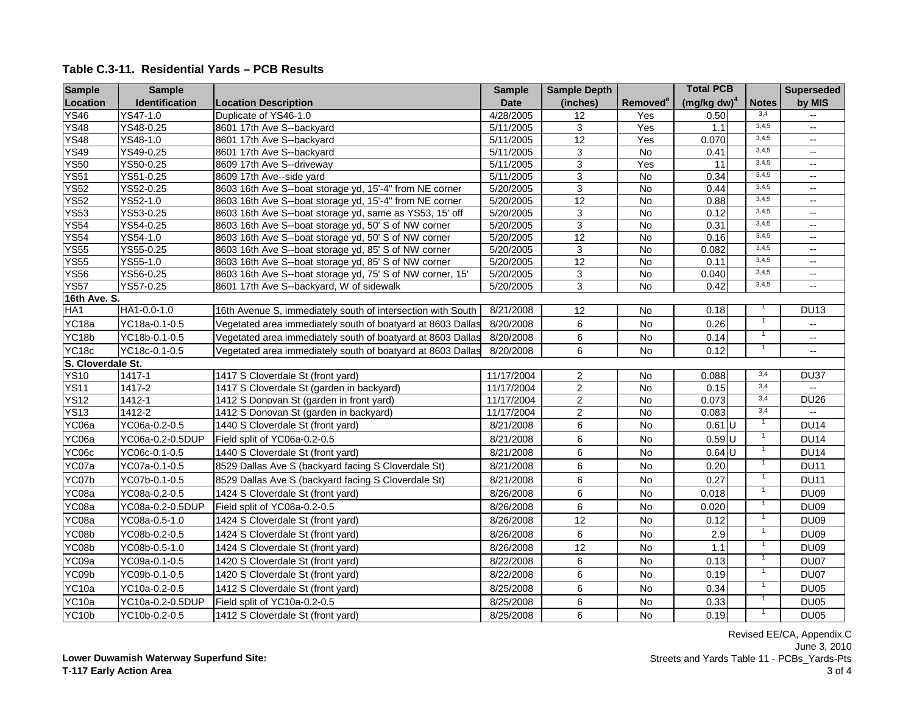**Table C.3-11. Residential Yards – PCB Results**

| Sample Location | Sample Identification | Location Description | Sample Date | Sample Depth (inches) | Removed[a] | Total PCB (mg/kg dw)[4] | | Notes | Superseded by MIS |
|---|---|---|---|---|---|---|---|---|---|
| YS46 | YS47-1.0 | Duplicate of YS46-1.0 | 4/28/2005 | 12 | Yes | 0.50 | | 3,4 | -- |
| YS48 | YS48-0.25 | 8601 17th Ave S--backyard | 5/11/2005 | 3 | Yes | 1.1 | | 3,4,5 | -- |
| YS48 | YS48-1.0 | 8601 17th Ave S--backyard | 5/11/2005 | 12 | Yes | 0.070 | | 3,4,5 | -- |
| YS49 | YS49-0.25 | 8601 17th Ave S--backyard | 5/11/2005 | 3 | No | 0.41 | | 3,4,5 | -- |
| YS50 | YS50-0.25 | 8609 17th Ave S--driveway | 5/11/2005 | 3 | Yes | 11 | | 3,4,5 | -- |
| YS51 | YS51-0.25 | 8609 17th Ave--side yard | 5/11/2005 | 3 | No | 0.34 | | 3,4,5 | -- |
| YS52 | YS52-0.25 | 8603 16th Ave S--boat storage yd, 15'-4" from NE corner | 5/20/2005 | 3 | No | 0.44 | | 3,4,5 | -- |
| YS52 | YS52-1.0 | 8603 16th Ave S--boat storage yd, 15'-4" from NE corner | 5/20/2005 | 12 | No | 0.88 | | 3,4,5 | -- |
| YS53 | YS53-0.25 | 8603 16th Ave S--boat storage yd, same as YS53, 15' off | 5/20/2005 | 3 | No | 0.12 | | 3,4,5 | -- |
| YS54 | YS54-0.25 | 8603 16th Ave S--boat storage yd, 50' S of NW corner | 5/20/2005 | 3 | No | 0.31 | | 3,4,5 | -- |
| YS54 | YS54-1.0 | 8603 16th Ave S--boat storage yd, 50' S of NW corner | 5/20/2005 | 12 | No | 0.16 | | 3,4,5 | -- |
| YS55 | YS55-0.25 | 8603 16th Ave S--boat storage yd, 85' S of NW corner | 5/20/2005 | 3 | No | 0.082 | | 3,4,5 | -- |
| YS55 | YS55-1.0 | 8603 16th Ave S--boat storage yd, 85' S of NW corner | 5/20/2005 | 12 | No | 0.11 | | 3,4,5 | -- |
| YS56 | YS56-0.25 | 8603 16th Ave S--boat storage yd, 75' S of NW corner, 15' | 5/20/2005 | 3 | No | 0.040 | | 3,4,5 | -- |
| YS57 | YS57-0.25 | 8601 17th Ave S--backyard, W of sidewalk | 5/20/2005 | 3 | No | 0.42 | | 3,4,5 | -- |
| **16th Ave. S.** | | | | | | | | | |
| HA1 | HA1-0.0-1.0 | 16th Avenue S, immediately south of intersection with South | 8/21/2008 | 12 | No | 0.18 | | 1 | DU13 |
| YC18a | YC18a-0.1-0.5 | Vegetated area immediately south of boatyard at 8603 Dallas | 8/20/2008 | 6 | No | 0.26 | | 1 | -- |
| YC18b | YC18b-0.1-0.5 | Vegetated area immediately south of boatyard at 8603 Dallas | 8/20/2008 | 6 | No | 0.14 | | 1 | -- |
| YC18c | YC18c-0.1-0.5 | Vegetated area immediately south of boatyard at 8603 Dallas | 8/20/2008 | 6 | No | 0.12 | | 1 | -- |
| **S. Cloverdale St.** | | | | | | | | | |
| YS10 | 1417-1 | 1417 S Cloverdale St (front yard) | 11/17/2004 | 2 | No | 0.088 | | 3,4 | DU37 |
| YS11 | 1417-2 | 1417 S Cloverdale St (garden in backyard) | 11/17/2004 | 2 | No | 0.15 | | 3,4 | -- |
| YS12 | 1412-1 | 1412 S Donovan St (garden in front yard) | 11/17/2004 | 2 | No | 0.073 | | 3,4 | DU26 |
| YS13 | 1412-2 | 1412 S Donovan St (garden in backyard) | 11/17/2004 | 2 | No | 0.083 | | 3,4 | -- |
| YC06a | YC06a-0.2-0.5 | 1440 S Cloverdale St (front yard) | 8/21/2008 | 6 | No | 0.61 | U | 1 | DU14 |
| YC06a | YC06a-0.2-0.5DUP | Field split of YC06a-0.2-0.5 | 8/21/2008 | 6 | No | 0.59 | U | 1 | DU14 |
| YC06c | YC06c-0.1-0.5 | 1440 S Cloverdale St (front yard) | 8/21/2008 | 6 | No | 0.64 | U | 1 | DU14 |
| YC07a | YC07a-0.1-0.5 | 8529 Dallas Ave S (backyard facing S Cloverdale St) | 8/21/2008 | 6 | No | 0.20 | | 1 | DU11 |
| YC07b | YC07b-0.1-0.5 | 8529 Dallas Ave S (backyard facing S Cloverdale St) | 8/21/2008 | 6 | No | 0.27 | | 1 | DU11 |
| YC08a | YC08a-0.2-0.5 | 1424 S Cloverdale St (front yard) | 8/26/2008 | 6 | No | 0.018 | | 1 | DU09 |
| YC08a | YC08a-0.2-0.5DUP | Field split of YC08a-0.2-0.5 | 8/26/2008 | 6 | No | 0.020 | | 1 | DU09 |
| YC08a | YC08a-0.5-1.0 | 1424 S Cloverdale St (front yard) | 8/26/2008 | 12 | No | 0.12 | | 1 | DU09 |
| YC08b | YC08b-0.2-0.5 | 1424 S Cloverdale St (front yard) | 8/26/2008 | 6 | No | 2.9 | | 1 | DU09 |
| YC08b | YC08b-0.5-1.0 | 1424 S Cloverdale St (front yard) | 8/26/2008 | 12 | No | 1.1 | | 1 | DU09 |
| YC09a | YC09a-0.1-0.5 | 1420 S Cloverdale St (front yard) | 8/22/2008 | 6 | No | 0.13 | | 1 | DU07 |
| YC09b | YC09b-0.1-0.5 | 1420 S Cloverdale St (front yard) | 8/22/2008 | 6 | No | 0.19 | | 1 | DU07 |
| YC10a | YC10a-0.2-0.5 | 1412 S Cloverdale St (front yard) | 8/25/2008 | 6 | No | 0.34 | | 1 | DU05 |
| YC10a | YC10a-0.2-0.5DUP | Field split of YC10a-0.2-0.5 | 8/25/2008 | 6 | No | 0.33 | | 1 | DU05 |
| YC10b | YC10b-0.2-0.5 | 1412 S Cloverdale St (front yard) | 8/25/2008 | 6 | No | 0.19 | | 1 | DU05 |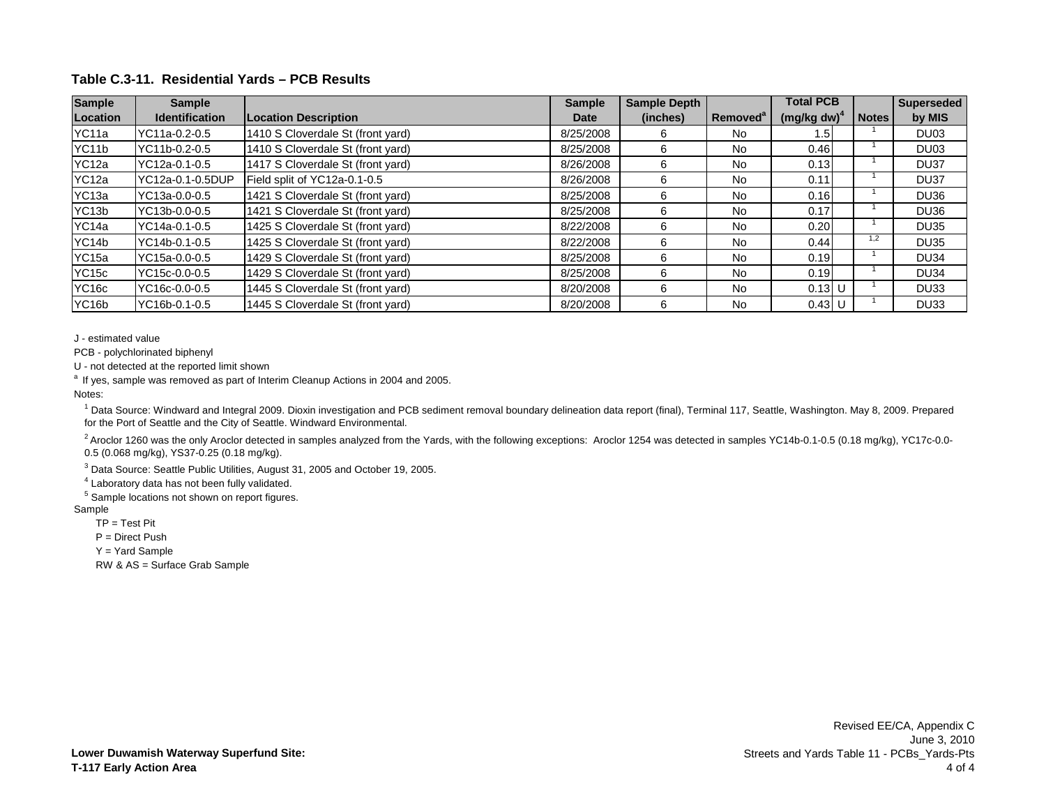**Table C.3-11. Residential Yards – PCB Results**

| Sample Location | Sample Identification | Location Description | Sample Date | Sample Depth (inches) | Removed[a] | Total PCB (mg/kg dw)[4] | | Notes | Superseded by MIS |
|---|---|---|---|---|---|---|---|---|---|
| YC11a | YC11a-0.2-0.5 | 1410 S Cloverdale St (front yard) | 8/25/2008 | 6 | No | 1.5 | | [1] | DU03 |
| YC11b | YC11b-0.2-0.5 | 1410 S Cloverdale St (front yard) | 8/25/2008 | 6 | No | 0.46 | | [1] | DU03 |
| YC12a | YC12a-0.1-0.5 | 1417 S Cloverdale St (front yard) | 8/26/2008 | 6 | No | 0.13 | | [1] | DU37 |
| YC12a | YC12a-0.1-0.5DUP | Field split of YC12a-0.1-0.5 | 8/26/2008 | 6 | No | 0.11 | | [1] | DU37 |
| YC13a | YC13a-0.0-0.5 | 1421 S Cloverdale St (front yard) | 8/25/2008 | 6 | No | 0.16 | | [1] | DU36 |
| YC13b | YC13b-0.0-0.5 | 1421 S Cloverdale St (front yard) | 8/25/2008 | 6 | No | 0.17 | | [1] | DU36 |
| YC14a | YC14a-0.1-0.5 | 1425 S Cloverdale St (front yard) | 8/22/2008 | 6 | No | 0.20 | | [1] | DU35 |
| YC14b | YC14b-0.1-0.5 | 1425 S Cloverdale St (front yard) | 8/22/2008 | 6 | No | 0.44 | | [1,2] | DU35 |
| YC15a | YC15a-0.0-0.5 | 1429 S Cloverdale St (front yard) | 8/25/2008 | 6 | No | 0.19 | | [1] | DU34 |
| YC15c | YC15c-0.0-0.5 | 1429 S Cloverdale St (front yard) | 8/25/2008 | 6 | No | 0.19 | | [1] | DU34 |
| YC16c | YC16c-0.0-0.5 | 1445 S Cloverdale St (front yard) | 8/20/2008 | 6 | No | 0.13 | U | [1] | DU33 |
| YC16b | YC16b-0.1-0.5 | 1445 S Cloverdale St (front yard) | 8/20/2008 | 6 | No | 0.43 | U | [1] | DU33 |

J - estimated value

PCB - polychlorinated biphenyl

U - not detected at the reported limit shown

[a] If yes, sample was removed as part of Interim Cleanup Actions in 2004 and 2005.

Notes:

[1] Data Source: Windward and Integral 2009. Dioxin investigation and PCB sediment removal boundary delineation data report (final), Terminal 117, Seattle, Washington. May 8, 2009. Prepared for the Port of Seattle and the City of Seattle. Windward Environmental.

[2] Aroclor 1260 was the only Aroclor detected in samples analyzed from the Yards, with the following exceptions: Aroclor 1254 was detected in samples YC14b-0.1-0.5 (0.18 mg/kg), YC17c-0.0-0.5 (0.068 mg/kg), YS37-0.25 (0.18 mg/kg).

[3] Data Source: Seattle Public Utilities, August 31, 2005 and October 19, 2005.

[4] Laboratory data has not been fully validated.

[5] Sample locations not shown on report figures.

Sample

TP = Test Pit

P = Direct Push

Y = Yard Sample

RW & AS = Surface Grab Sample

**Lower Duwamish Waterway Superfund Site:**
**T-117 Early Action Area**

Revised EE/CA, Appendix C
June 3, 2010
Streets and Yards Table 11 - PCBs_Yards-Pts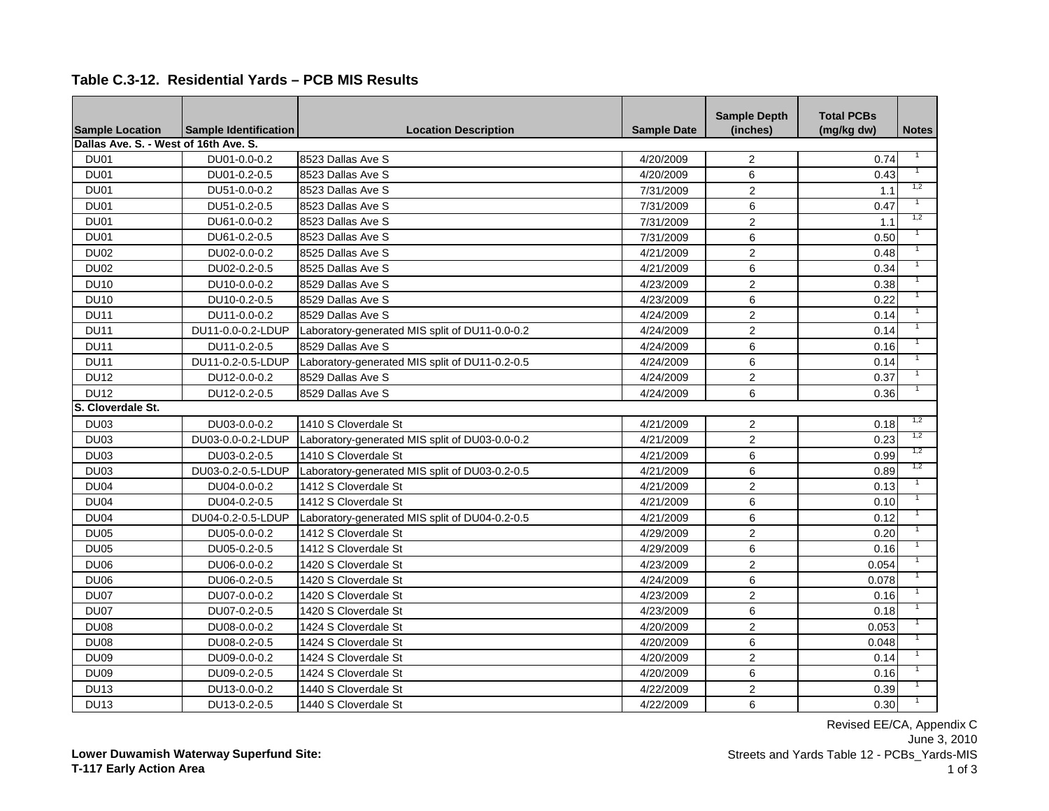### Table C.3-12. Residential Yards – PCB MIS Results

| Sample Location | Sample Identification | Location Description | Sample Date | Sample Depth (inches) | Total PCBs (mg/kg dw) | Notes |
|---|---|---|---|---|---|---|
| **Dallas Ave. S. - West of 16th Ave. S.** | | | | | | |
| DU01 | DU01-0.0-0.2 | 8523 Dallas Ave S | 4/20/2009 | 2 | 0.74 | 1 |
| DU01 | DU01-0.2-0.5 | 8523 Dallas Ave S | 4/20/2009 | 6 | 0.43 | 1 |
| DU01 | DU51-0.0-0.2 | 8523 Dallas Ave S | 7/31/2009 | 2 | 1.1 | 1,2 |
| DU01 | DU51-0.2-0.5 | 8523 Dallas Ave S | 7/31/2009 | 6 | 0.47 | 1 |
| DU01 | DU61-0.0-0.2 | 8523 Dallas Ave S | 7/31/2009 | 2 | 1.1 | 1,2 |
| DU01 | DU61-0.2-0.5 | 8523 Dallas Ave S | 7/31/2009 | 6 | 0.50 | 1 |
| DU02 | DU02-0.0-0.2 | 8525 Dallas Ave S | 4/21/2009 | 2 | 0.48 | 1 |
| DU02 | DU02-0.2-0.5 | 8525 Dallas Ave S | 4/21/2009 | 6 | 0.34 | 1 |
| DU10 | DU10-0.0-0.2 | 8529 Dallas Ave S | 4/23/2009 | 2 | 0.38 | 1 |
| DU10 | DU10-0.2-0.5 | 8529 Dallas Ave S | 4/23/2009 | 6 | 0.22 | 1 |
| DU11 | DU11-0.0-0.2 | 8529 Dallas Ave S | 4/24/2009 | 2 | 0.14 | 1 |
| DU11 | DU11-0.0-0.2-LDUP | Laboratory-generated MIS split of DU11-0.0-0.2 | 4/24/2009 | 2 | 0.14 | 1 |
| DU11 | DU11-0.2-0.5 | 8529 Dallas Ave S | 4/24/2009 | 6 | 0.16 | 1 |
| DU11 | DU11-0.2-0.5-LDUP | Laboratory-generated MIS split of DU11-0.2-0.5 | 4/24/2009 | 6 | 0.14 | 1 |
| DU12 | DU12-0.0-0.2 | 8529 Dallas Ave S | 4/24/2009 | 2 | 0.37 | 1 |
| DU12 | DU12-0.2-0.5 | 8529 Dallas Ave S | 4/24/2009 | 6 | 0.36 | 1 |
| **S. Cloverdale St.** | | | | | | |
| DU03 | DU03-0.0-0.2 | 1410 S Cloverdale St | 4/21/2009 | 2 | 0.18 | 1,2 |
| DU03 | DU03-0.0-0.2-LDUP | Laboratory-generated MIS split of DU03-0.0-0.2 | 4/21/2009 | 2 | 0.23 | 1,2 |
| DU03 | DU03-0.2-0.5 | 1410 S Cloverdale St | 4/21/2009 | 6 | 0.99 | 1,2 |
| DU03 | DU03-0.2-0.5-LDUP | Laboratory-generated MIS split of DU03-0.2-0.5 | 4/21/2009 | 6 | 0.89 | 1,2 |
| DU04 | DU04-0.0-0.2 | 1412 S Cloverdale St | 4/21/2009 | 2 | 0.13 | 1 |
| DU04 | DU04-0.2-0.5 | 1412 S Cloverdale St | 4/21/2009 | 6 | 0.10 | 1 |
| DU04 | DU04-0.2-0.5-LDUP | Laboratory-generated MIS split of DU04-0.2-0.5 | 4/21/2009 | 6 | 0.12 | 1 |
| DU05 | DU05-0.0-0.2 | 1412 S Cloverdale St | 4/29/2009 | 2 | 0.20 | 1 |
| DU05 | DU05-0.2-0.5 | 1412 S Cloverdale St | 4/29/2009 | 6 | 0.16 | 1 |
| DU06 | DU06-0.0-0.2 | 1420 S Cloverdale St | 4/23/2009 | 2 | 0.054 | 1 |
| DU06 | DU06-0.2-0.5 | 1420 S Cloverdale St | 4/24/2009 | 6 | 0.078 | 1 |
| DU07 | DU07-0.0-0.2 | 1420 S Cloverdale St | 4/23/2009 | 2 | 0.16 | 1 |
| DU07 | DU07-0.2-0.5 | 1420 S Cloverdale St | 4/23/2009 | 6 | 0.18 | 1 |
| DU08 | DU08-0.0-0.2 | 1424 S Cloverdale St | 4/20/2009 | 2 | 0.053 | 1 |
| DU08 | DU08-0.2-0.5 | 1424 S Cloverdale St | 4/20/2009 | 6 | 0.048 | 1 |
| DU09 | DU09-0.0-0.2 | 1424 S Cloverdale St | 4/20/2009 | 2 | 0.14 | 1 |
| DU09 | DU09-0.2-0.5 | 1424 S Cloverdale St | 4/20/2009 | 6 | 0.16 | 1 |
| DU13 | DU13-0.0-0.2 | 1440 S Cloverdale St | 4/22/2009 | 2 | 0.39 | 1 |
| DU13 | DU13-0.2-0.5 | 1440 S Cloverdale St | 4/22/2009 | 6 | 0.30 | 1 |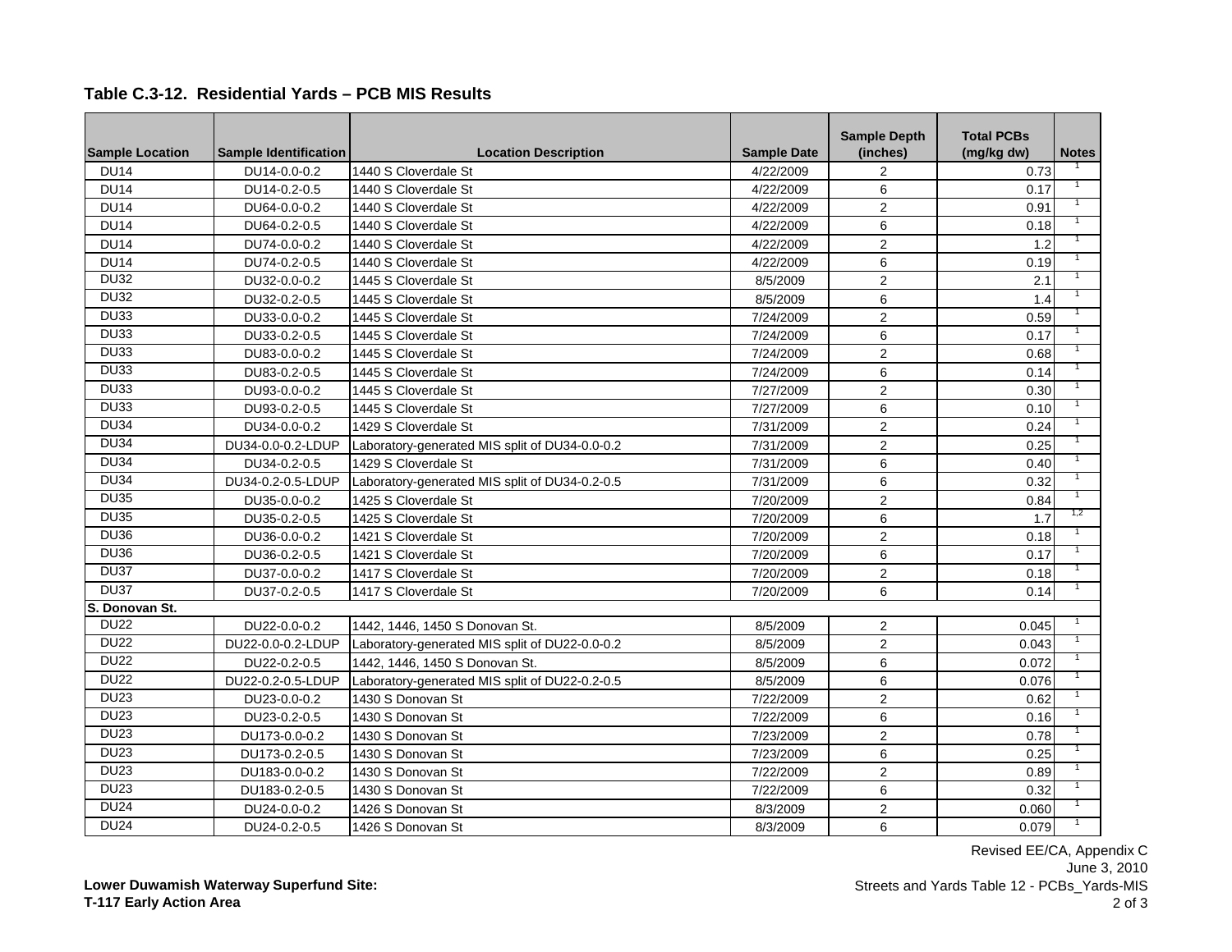## Table C.3-12. Residential Yards – PCB MIS Results

| Sample Location | Sample Identification | Location Description | Sample Date | Sample Depth (inches) | Total PCBs (mg/kg dw) | Notes |
|---|---|---|---|---|---|---|
| DU14 | DU14-0.0-0.2 | 1440 S Cloverdale St | 4/22/2009 | 2 | 0.73 | 1 |
| DU14 | DU14-0.2-0.5 | 1440 S Cloverdale St | 4/22/2009 | 6 | 0.17 | 1 |
| DU14 | DU64-0.0-0.2 | 1440 S Cloverdale St | 4/22/2009 | 2 | 0.91 | 1 |
| DU14 | DU64-0.2-0.5 | 1440 S Cloverdale St | 4/22/2009 | 6 | 0.18 | 1 |
| DU14 | DU74-0.0-0.2 | 1440 S Cloverdale St | 4/22/2009 | 2 | 1.2 | 1 |
| DU14 | DU74-0.2-0.5 | 1440 S Cloverdale St | 4/22/2009 | 6 | 0.19 | 1 |
| DU32 | DU32-0.0-0.2 | 1445 S Cloverdale St | 8/5/2009 | 2 | 2.1 | 1 |
| DU32 | DU32-0.2-0.5 | 1445 S Cloverdale St | 8/5/2009 | 6 | 1.4 | 1 |
| DU33 | DU33-0.0-0.2 | 1445 S Cloverdale St | 7/24/2009 | 2 | 0.59 | 1 |
| DU33 | DU33-0.2-0.5 | 1445 S Cloverdale St | 7/24/2009 | 6 | 0.17 | 1 |
| DU33 | DU83-0.0-0.2 | 1445 S Cloverdale St | 7/24/2009 | 2 | 0.68 | 1 |
| DU33 | DU83-0.2-0.5 | 1445 S Cloverdale St | 7/24/2009 | 6 | 0.14 | 1 |
| DU33 | DU93-0.0-0.2 | 1445 S Cloverdale St | 7/27/2009 | 2 | 0.30 | 1 |
| DU33 | DU93-0.2-0.5 | 1445 S Cloverdale St | 7/27/2009 | 6 | 0.10 | 1 |
| DU34 | DU34-0.0-0.2 | 1429 S Cloverdale St | 7/31/2009 | 2 | 0.24 | 1 |
| DU34 | DU34-0.0-0.2-LDUP | Laboratory-generated MIS split of DU34-0.0-0.2 | 7/31/2009 | 2 | 0.25 | 1 |
| DU34 | DU34-0.2-0.5 | 1429 S Cloverdale St | 7/31/2009 | 6 | 0.40 | 1 |
| DU34 | DU34-0.2-0.5-LDUP | Laboratory-generated MIS split of DU34-0.2-0.5 | 7/31/2009 | 6 | 0.32 | 1 |
| DU35 | DU35-0.0-0.2 | 1425 S Cloverdale St | 7/20/2009 | 2 | 0.84 | 1 |
| DU35 | DU35-0.2-0.5 | 1425 S Cloverdale St | 7/20/2009 | 6 | 1.7 | 1,2 |
| DU36 | DU36-0.0-0.2 | 1421 S Cloverdale St | 7/20/2009 | 2 | 0.18 | 1 |
| DU36 | DU36-0.2-0.5 | 1421 S Cloverdale St | 7/20/2009 | 6 | 0.17 | 1 |
| DU37 | DU37-0.0-0.2 | 1417 S Cloverdale St | 7/20/2009 | 2 | 0.18 | 1 |
| DU37 | DU37-0.2-0.5 | 1417 S Cloverdale St | 7/20/2009 | 6 | 0.14 | 1 |
| **S. Donovan St.** | | | | | | |
| DU22 | DU22-0.0-0.2 | 1442, 1446, 1450 S Donovan St. | 8/5/2009 | 2 | 0.045 | 1 |
| DU22 | DU22-0.0-0.2-LDUP | Laboratory-generated MIS split of DU22-0.0-0.2 | 8/5/2009 | 2 | 0.043 | 1 |
| DU22 | DU22-0.2-0.5 | 1442, 1446, 1450 S Donovan St. | 8/5/2009 | 6 | 0.072 | 1 |
| DU22 | DU22-0.2-0.5-LDUP | Laboratory-generated MIS split of DU22-0.2-0.5 | 8/5/2009 | 6 | 0.076 | 1 |
| DU23 | DU23-0.0-0.2 | 1430 S Donovan St | 7/22/2009 | 2 | 0.62 | 1 |
| DU23 | DU23-0.2-0.5 | 1430 S Donovan St | 7/22/2009 | 6 | 0.16 | 1 |
| DU23 | DU173-0.0-0.2 | 1430 S Donovan St | 7/23/2009 | 2 | 0.78 | 1 |
| DU23 | DU173-0.2-0.5 | 1430 S Donovan St | 7/23/2009 | 6 | 0.25 | 1 |
| DU23 | DU183-0.0-0.2 | 1430 S Donovan St | 7/22/2009 | 2 | 0.89 | 1 |
| DU23 | DU183-0.2-0.5 | 1430 S Donovan St | 7/22/2009 | 6 | 0.32 | 1 |
| DU24 | DU24-0.0-0.2 | 1426 S Donovan St | 8/3/2009 | 2 | 0.060 | 1 |
| DU24 | DU24-0.2-0.5 | 1426 S Donovan St | 8/3/2009 | 6 | 0.079 | 1 |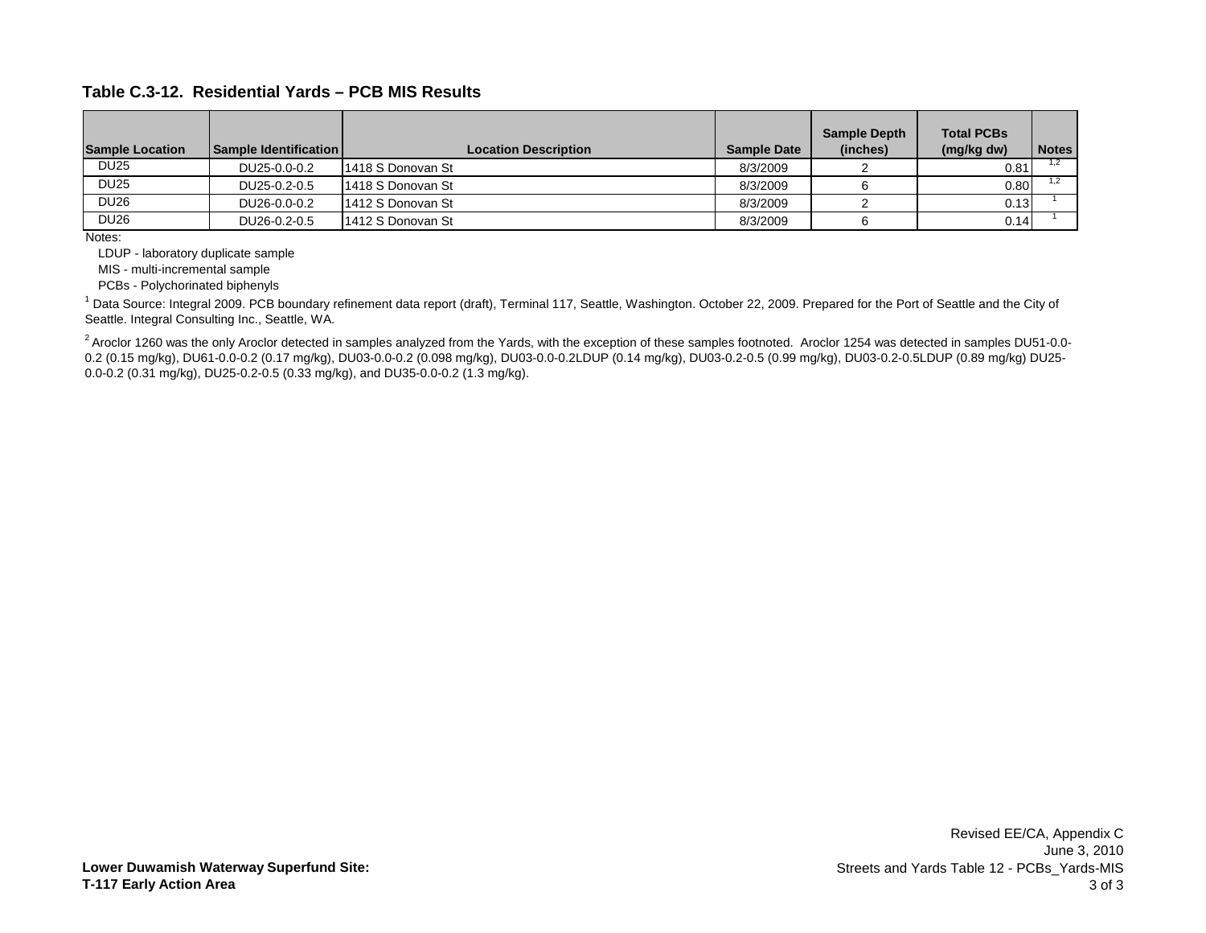### Table C.3-12. Residential Yards – PCB MIS Results

| Sample Location | Sample Identification | Location Description | Sample Date | Sample Depth (inches) | Total PCBs (mg/kg dw) | Notes |
|---|---|---|---|---|---|---|
| DU25 | DU25-0.0-0.2 | 1418 S Donovan St | 8/3/2009 | 2 | 0.81 | 1,2 |
| DU25 | DU25-0.2-0.5 | 1418 S Donovan St | 8/3/2009 | 6 | 0.80 | 1,2 |
| DU26 | DU26-0.0-0.2 | 1412 S Donovan St | 8/3/2009 | 2 | 0.13 | 1 |
| DU26 | DU26-0.2-0.5 | 1412 S Donovan St | 8/3/2009 | 6 | 0.14 | 1 |

Notes:

LDUP - laboratory duplicate sample

MIS - multi-incremental sample

PCBs - Polychorinated biphenyls

[1] Data Source: Integral 2009. PCB boundary refinement data report (draft), Terminal 117, Seattle, Washington. October 22, 2009. Prepared for the Port of Seattle and the City of Seattle. Integral Consulting Inc., Seattle, WA.

[2] Aroclor 1260 was the only Aroclor detected in samples analyzed from the Yards, with the exception of these samples footnoted. Aroclor 1254 was detected in samples DU51-0.0-0.2 (0.15 mg/kg), DU61-0.0-0.2 (0.17 mg/kg), DU03-0.0-0.2 (0.098 mg/kg), DU03-0.0-0.2LDUP (0.14 mg/kg), DU03-0.2-0.5 (0.99 mg/kg), DU03-0.2-0.5LDUP (0.89 mg/kg) DU25-0.0-0.2 (0.31 mg/kg), DU25-0.2-0.5 (0.33 mg/kg), and DU35-0.0-0.2 (1.3 mg/kg).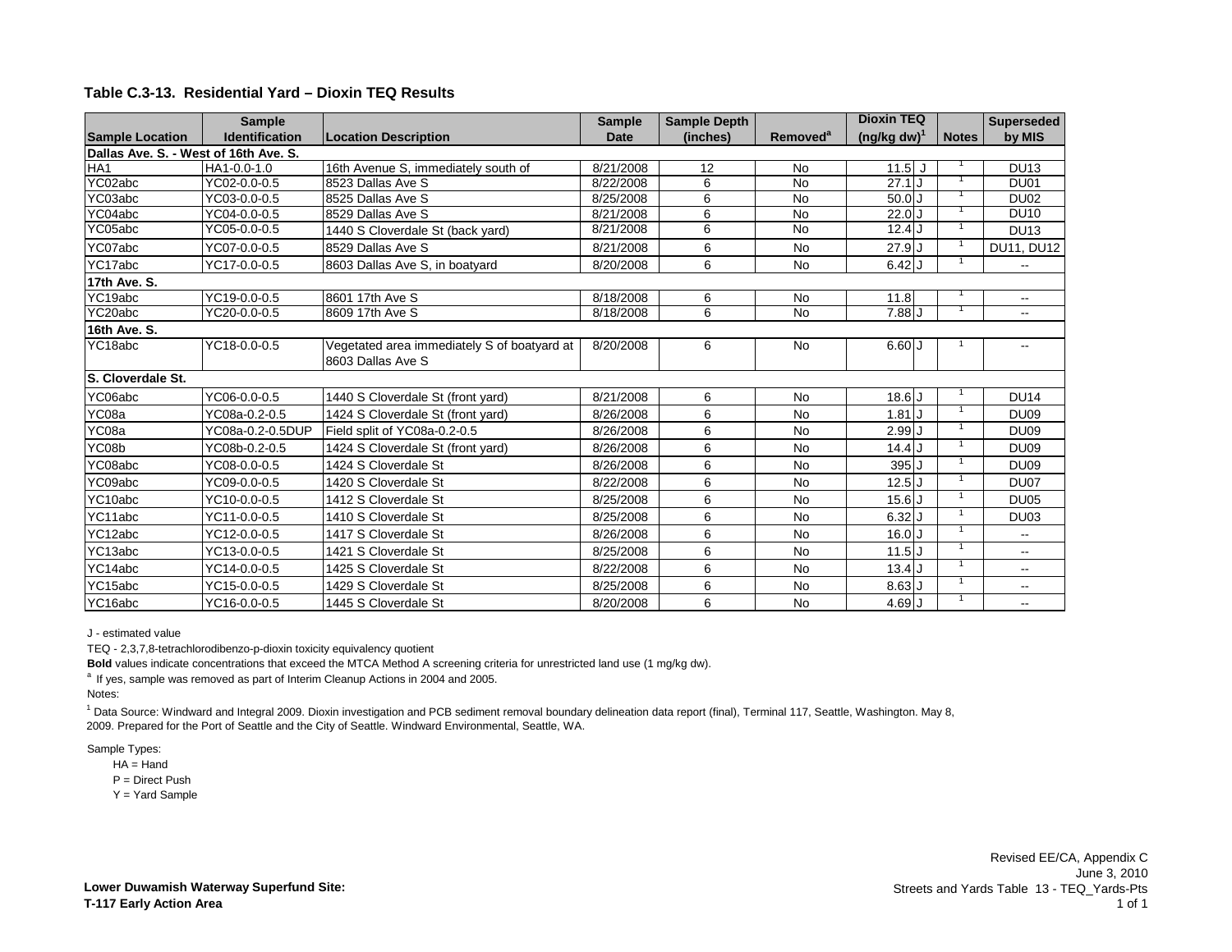## Table C.3-13. Residential Yard – Dioxin TEQ Results

| Sample Location | Sample Identification | Location Description | Sample Date | Sample Depth (inches) | Removed[a] | Dioxin TEQ (ng/kg dw)[1] | | Notes | Superseded by MIS |
|---|---|---|---|---|---|---|---|---|---|
| **Dallas Ave. S. - West of 16th Ave. S.** | | | | | | | | | |
| HA1 | HA1-0.0-1.0 | 16th Avenue S, immediately south of | 8/21/2008 | 12 | No | 11.5 | J | 1 | DU13 |
| YC02abc | YC02-0.0-0.5 | 8523 Dallas Ave S | 8/22/2008 | 6 | No | 27.1 | J | 1 | DU01 |
| YC03abc | YC03-0.0-0.5 | 8525 Dallas Ave S | 8/25/2008 | 6 | No | 50.0 | J | 1 | DU02 |
| YC04abc | YC04-0.0-0.5 | 8529 Dallas Ave S | 8/21/2008 | 6 | No | 22.0 | J | 1 | DU10 |
| YC05abc | YC05-0.0-0.5 | 1440 S Cloverdale St (back yard) | 8/21/2008 | 6 | No | 12.4 | J | 1 | DU13 |
| YC07abc | YC07-0.0-0.5 | 8529 Dallas Ave S | 8/21/2008 | 6 | No | 27.9 | J | 1 | DU11, DU12 |
| YC17abc | YC17-0.0-0.5 | 8603 Dallas Ave S, in boatyard | 8/20/2008 | 6 | No | 6.42 | J | 1 | -- |
| **17th Ave. S.** | | | | | | | | | |
| YC19abc | YC19-0.0-0.5 | 8601 17th Ave S | 8/18/2008 | 6 | No | 11.8 | | 1 | -- |
| YC20abc | YC20-0.0-0.5 | 8609 17th Ave S | 8/18/2008 | 6 | No | 7.88 | J | 1 | -- |
| **16th Ave. S.** | | | | | | | | | |
| YC18abc | YC18-0.0-0.5 | Vegetated area immediately S of boatyard at 8603 Dallas Ave S | 8/20/2008 | 6 | No | 6.60 | J | 1 | -- |
| **S. Cloverdale St.** | | | | | | | | | |
| YC06abc | YC06-0.0-0.5 | 1440 S Cloverdale St (front yard) | 8/21/2008 | 6 | No | 18.6 | J | 1 | DU14 |
| YC08a | YC08a-0.2-0.5 | 1424 S Cloverdale St (front yard) | 8/26/2008 | 6 | No | 1.81 | J | 1 | DU09 |
| YC08a | YC08a-0.2-0.5DUP | Field split of YC08a-0.2-0.5 | 8/26/2008 | 6 | No | 2.99 | J | 1 | DU09 |
| YC08b | YC08b-0.2-0.5 | 1424 S Cloverdale St (front yard) | 8/26/2008 | 6 | No | 14.4 | J | 1 | DU09 |
| YC08abc | YC08-0.0-0.5 | 1424 S Cloverdale St | 8/26/2008 | 6 | No | 395 | J | 1 | DU09 |
| YC09abc | YC09-0.0-0.5 | 1420 S Cloverdale St | 8/22/2008 | 6 | No | 12.5 | J | 1 | DU07 |
| YC10abc | YC10-0.0-0.5 | 1412 S Cloverdale St | 8/25/2008 | 6 | No | 15.6 | J | 1 | DU05 |
| YC11abc | YC11-0.0-0.5 | 1410 S Cloverdale St | 8/25/2008 | 6 | No | 6.32 | J | 1 | DU03 |
| YC12abc | YC12-0.0-0.5 | 1417 S Cloverdale St | 8/26/2008 | 6 | No | 16.0 | J | 1 | -- |
| YC13abc | YC13-0.0-0.5 | 1421 S Cloverdale St | 8/25/2008 | 6 | No | 11.5 | J | 1 | -- |
| YC14abc | YC14-0.0-0.5 | 1425 S Cloverdale St | 8/22/2008 | 6 | No | 13.4 | J | 1 | -- |
| YC15abc | YC15-0.0-0.5 | 1429 S Cloverdale St | 8/25/2008 | 6 | No | 8.63 | J | 1 | -- |
| YC16abc | YC16-0.0-0.5 | 1445 S Cloverdale St | 8/20/2008 | 6 | No | 4.69 | J | 1 | -- |

J - estimated value

TEQ - 2,3,7,8-tetrachlorodibenzo-p-dioxin toxicity equivalency quotient

**Bold** values indicate concentrations that exceed the MTCA Method A screening criteria for unrestricted land use (1 mg/kg dw).

[a] If yes, sample was removed as part of Interim Cleanup Actions in 2004 and 2005.

Notes:

[1] Data Source: Windward and Integral 2009. Dioxin investigation and PCB sediment removal boundary delineation data report (final), Terminal 117, Seattle, Washington. May 8, 2009. Prepared for the Port of Seattle and the City of Seattle. Windward Environmental, Seattle, WA.

Sample Types:

HA = Hand

P = Direct Push

Y = Yard Sample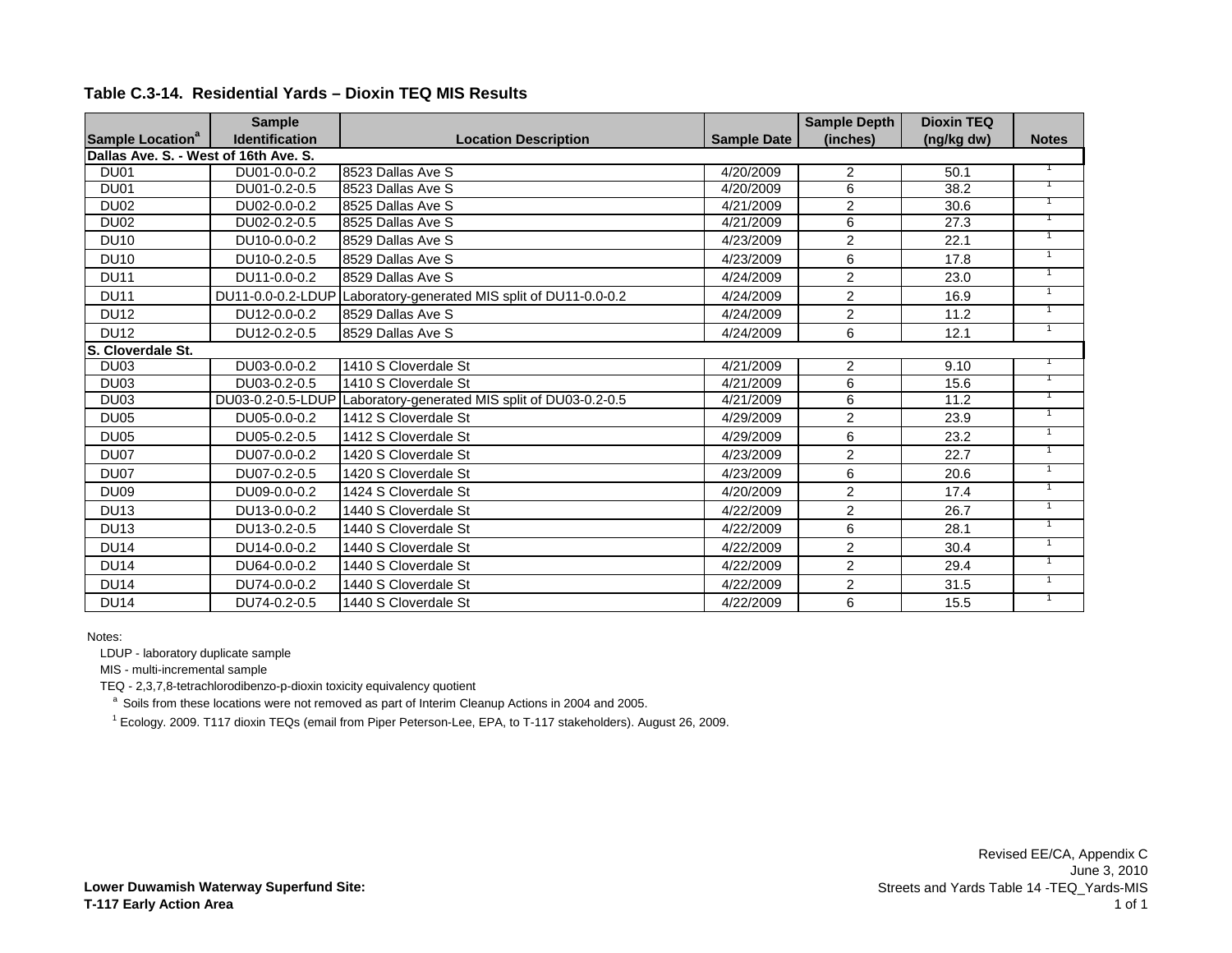**Table C.3-14. Residential Yards – Dioxin TEQ MIS Results**

| Sample Location[a] | Sample Identification | Location Description | Sample Date | Sample Depth (inches) | Dioxin TEQ (ng/kg dw) | Notes |
|---|---|---|---|---|---|---|
| **Dallas Ave. S. - West of 16th Ave. S.** | | | | | | |
| DU01 | DU01-0.0-0.2 | 8523 Dallas Ave S | 4/20/2009 | 2 | 50.1 | 1 |
| DU01 | DU01-0.2-0.5 | 8523 Dallas Ave S | 4/20/2009 | 6 | 38.2 | 1 |
| DU02 | DU02-0.0-0.2 | 8525 Dallas Ave S | 4/21/2009 | 2 | 30.6 | 1 |
| DU02 | DU02-0.2-0.5 | 8525 Dallas Ave S | 4/21/2009 | 6 | 27.3 | 1 |
| DU10 | DU10-0.0-0.2 | 8529 Dallas Ave S | 4/23/2009 | 2 | 22.1 | 1 |
| DU10 | DU10-0.2-0.5 | 8529 Dallas Ave S | 4/23/2009 | 6 | 17.8 | 1 |
| DU11 | DU11-0.0-0.2 | 8529 Dallas Ave S | 4/24/2009 | 2 | 23.0 | 1 |
| DU11 | DU11-0.0-0.2-LDUP | Laboratory-generated MIS split of DU11-0.0-0.2 | 4/24/2009 | 2 | 16.9 | 1 |
| DU12 | DU12-0.0-0.2 | 8529 Dallas Ave S | 4/24/2009 | 2 | 11.2 | 1 |
| DU12 | DU12-0.2-0.5 | 8529 Dallas Ave S | 4/24/2009 | 6 | 12.1 | 1 |
| **S. Cloverdale St.** | | | | | | |
| DU03 | DU03-0.0-0.2 | 1410 S Cloverdale St | 4/21/2009 | 2 | 9.10 | 1 |
| DU03 | DU03-0.2-0.5 | 1410 S Cloverdale St | 4/21/2009 | 6 | 15.6 | 1 |
| DU03 | DU03-0.2-0.5-LDUP | Laboratory-generated MIS split of DU03-0.2-0.5 | 4/21/2009 | 6 | 11.2 | 1 |
| DU05 | DU05-0.0-0.2 | 1412 S Cloverdale St | 4/29/2009 | 2 | 23.9 | 1 |
| DU05 | DU05-0.2-0.5 | 1412 S Cloverdale St | 4/29/2009 | 6 | 23.2 | 1 |
| DU07 | DU07-0.0-0.2 | 1420 S Cloverdale St | 4/23/2009 | 2 | 22.7 | 1 |
| DU07 | DU07-0.2-0.5 | 1420 S Cloverdale St | 4/23/2009 | 6 | 20.6 | 1 |
| DU09 | DU09-0.0-0.2 | 1424 S Cloverdale St | 4/20/2009 | 2 | 17.4 | 1 |
| DU13 | DU13-0.0-0.2 | 1440 S Cloverdale St | 4/22/2009 | 2 | 26.7 | 1 |
| DU13 | DU13-0.2-0.5 | 1440 S Cloverdale St | 4/22/2009 | 6 | 28.1 | 1 |
| DU14 | DU14-0.0-0.2 | 1440 S Cloverdale St | 4/22/2009 | 2 | 30.4 | 1 |
| DU14 | DU64-0.0-0.2 | 1440 S Cloverdale St | 4/22/2009 | 2 | 29.4 | 1 |
| DU14 | DU74-0.0-0.2 | 1440 S Cloverdale St | 4/22/2009 | 2 | 31.5 | 1 |
| DU14 | DU74-0.2-0.5 | 1440 S Cloverdale St | 4/22/2009 | 6 | 15.5 | 1 |

Notes:

LDUP - laboratory duplicate sample

MIS - multi-incremental sample

TEQ - 2,3,7,8-tetrachlorodibenzo-p-dioxin toxicity equivalency quotient

[a] Soils from these locations were not removed as part of Interim Cleanup Actions in 2004 and 2005.

[1] Ecology. 2009. T117 dioxin TEQs (email from Piper Peterson-Lee, EPA, to T-117 stakeholders). August 26, 2009.